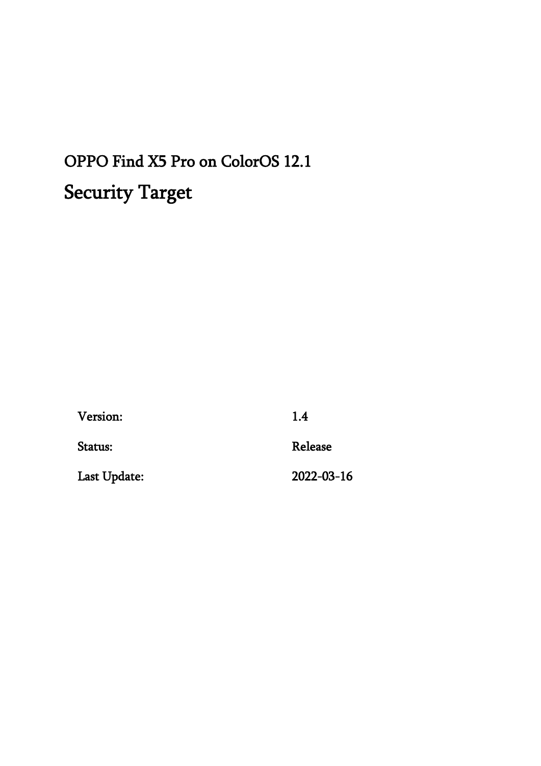# OPPO Find X5 Pro on ColorOS 12.1

# Security Target

| Version: | 1.4 |
| --- | --- |
| Status: | Release |
| Last Update: | 2022-03-16 |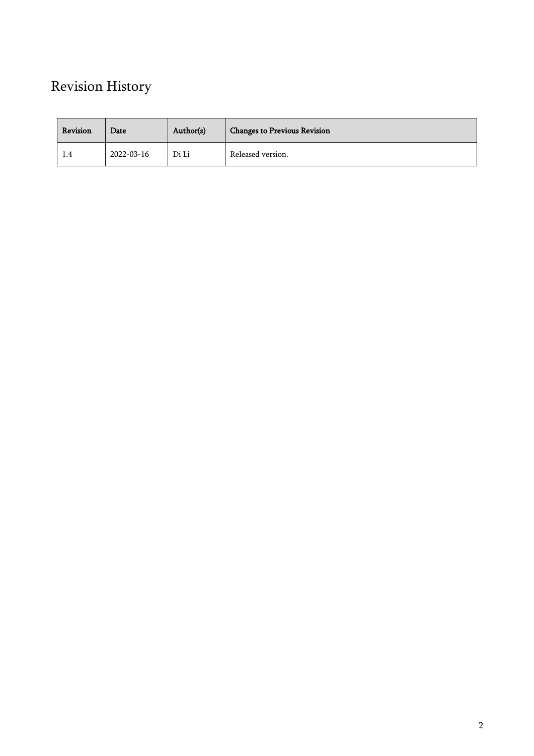# Revision History

| Revision | Date | Author(s) | Changes to Previous Revision |
| --- | --- | --- | --- |
| 1.4 | 2022-03-16 | Di Li | Released version. |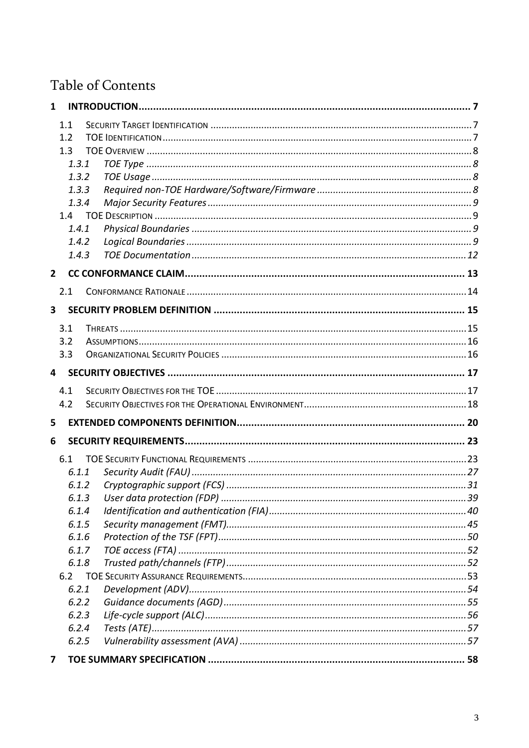# Table of Contents

**1 INTRODUCTION** .......... 7

- 1.1 SECURITY TARGET IDENTIFICATION .......... 7
- 1.2 TOE IDENTIFICATION .......... 7
- 1.3 TOE OVERVIEW .......... 8
  - *1.3.1 TOE Type* .......... 8
  - *1.3.2 TOE Usage* .......... 8
  - *1.3.3 Required non-TOE Hardware/Software/Firmware* .......... 8
  - *1.3.4 Major Security Features* .......... 9
- 1.4 TOE DESCRIPTION .......... 9
  - *1.4.1 Physical Boundaries* .......... 9
  - *1.4.2 Logical Boundaries* .......... 9
  - *1.4.3 TOE Documentation* .......... 12

**2 CC CONFORMANCE CLAIM** .......... 13

- 2.1 CONFORMANCE RATIONALE .......... 14

**3 SECURITY PROBLEM DEFINITION** .......... 15

- 3.1 THREATS .......... 15
- 3.2 ASSUMPTIONS .......... 16
- 3.3 ORGANIZATIONAL SECURITY POLICIES .......... 16

**4 SECURITY OBJECTIVES** .......... 17

- 4.1 SECURITY OBJECTIVES FOR THE TOE .......... 17
- 4.2 SECURITY OBJECTIVES FOR THE OPERATIONAL ENVIRONMENT .......... 18

**5 EXTENDED COMPONENTS DEFINITION** .......... 20

**6 SECURITY REQUIREMENTS** .......... 23

- 6.1 TOE SECURITY FUNCTIONAL REQUIREMENTS .......... 23
  - *6.1.1 Security Audit (FAU)* .......... 27
  - *6.1.2 Cryptographic support (FCS)* .......... 31
  - *6.1.3 User data protection (FDP)* .......... 39
  - *6.1.4 Identification and authentication (FIA)* .......... 40
  - *6.1.5 Security management (FMT)* .......... 45
  - *6.1.6 Protection of the TSF (FPT)* .......... 50
  - *6.1.7 TOE access (FTA)* .......... 52
  - *6.1.8 Trusted path/channels (FTP)* .......... 52
- 6.2 TOE SECURITY ASSURANCE REQUIREMENTS .......... 53
  - *6.2.1 Development (ADV)* .......... 54
  - *6.2.2 Guidance documents (AGD)* .......... 55
  - *6.2.3 Life-cycle support (ALC)* .......... 56
  - *6.2.4 Tests (ATE)* .......... 57
  - *6.2.5 Vulnerability assessment (AVA)* .......... 57

**7 TOE SUMMARY SPECIFICATION** .......... 58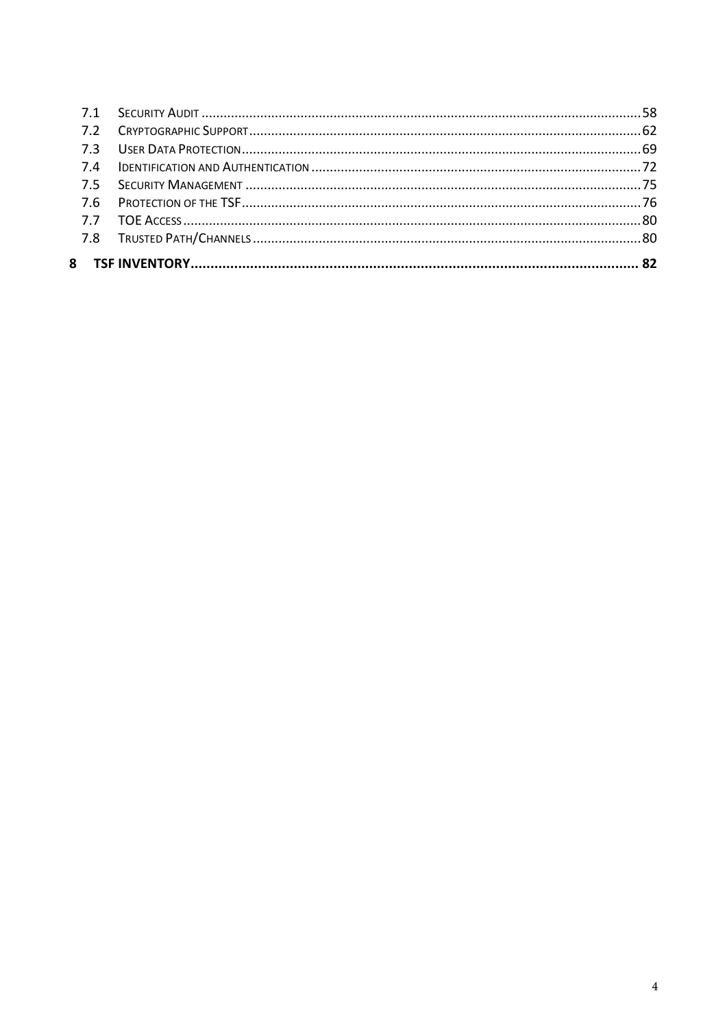7.1 Security Audit ........................................................................................................................58
7.2 Cryptographic Support...........................................................................................................62
7.3 User Data Protection.............................................................................................................69
7.4 Identification and Authentication ..........................................................................................72
7.5 Security Management ............................................................................................................75
7.6 Protection of the TSF.............................................................................................................76
7.7 TOE Access.............................................................................................................................80
7.8 Trusted Path/Channels ..........................................................................................................80

**8 TSF INVENTORY................................................................................................................... 82**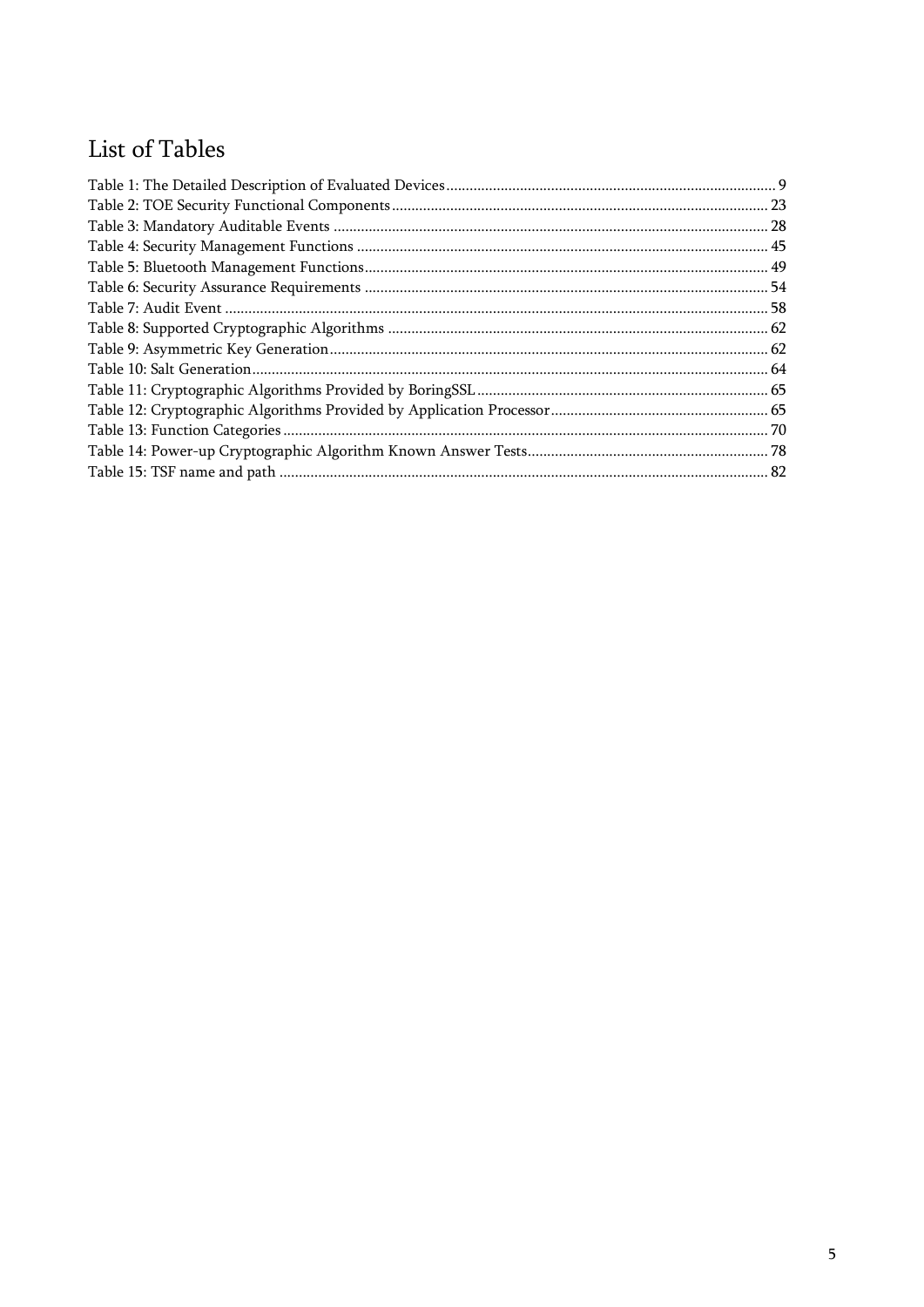# List of Tables

Table 1: The Detailed Description of Evaluated Devices .................... 9
Table 2: TOE Security Functional Components .................... 23
Table 3: Mandatory Auditable Events .................... 28
Table 4: Security Management Functions .................... 45
Table 5: Bluetooth Management Functions .................... 49
Table 6: Security Assurance Requirements .................... 54
Table 7: Audit Event .................... 58
Table 8: Supported Cryptographic Algorithms .................... 62
Table 9: Asymmetric Key Generation .................... 62
Table 10: Salt Generation .................... 64
Table 11: Cryptographic Algorithms Provided by BoringSSL .................... 65
Table 12: Cryptographic Algorithms Provided by Application Processor .................... 65
Table 13: Function Categories .................... 70
Table 14: Power-up Cryptographic Algorithm Known Answer Tests .................... 78
Table 15: TSF name and path .................... 82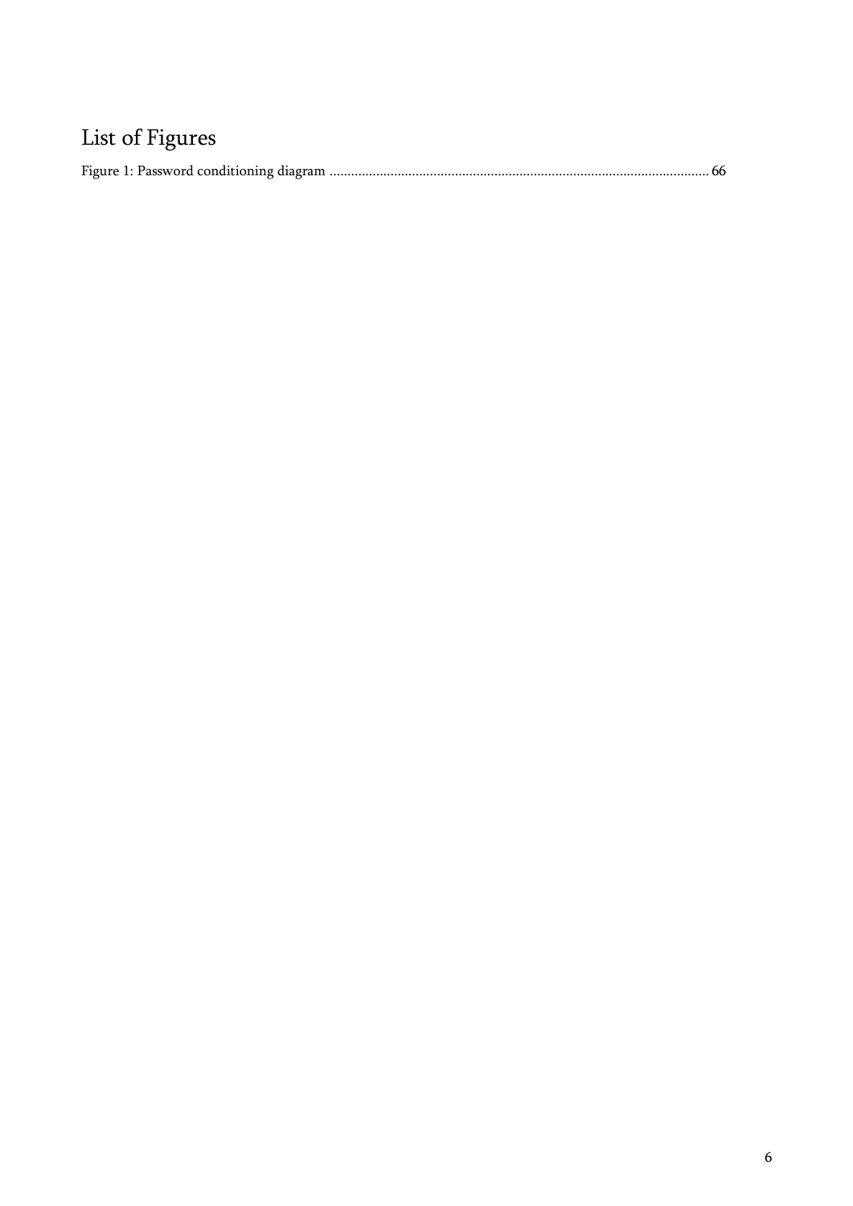# List of Figures

Figure 1: Password conditioning diagram ........................................................................................................... 66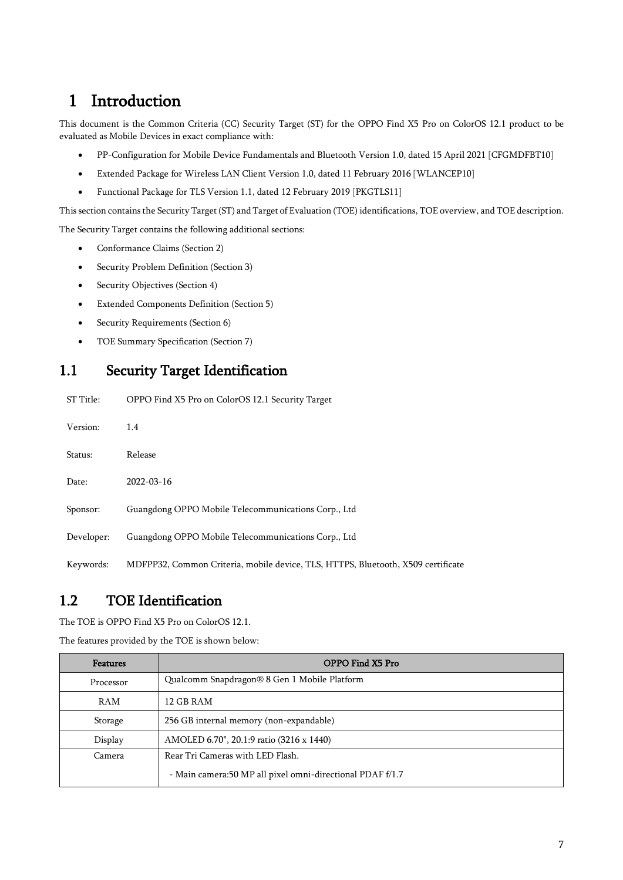# 1 Introduction

This document is the Common Criteria (CC) Security Target (ST) for the OPPO Find X5 Pro on ColorOS 12.1 product to be evaluated as Mobile Devices in exact compliance with:

- PP-Configuration for Mobile Device Fundamentals and Bluetooth Version 1.0, dated 15 April 2021 [CFGMDFBT10]
- Extended Package for Wireless LAN Client Version 1.0, dated 11 February 2016 [WLANCEP10]
- Functional Package for TLS Version 1.1, dated 12 February 2019 [PKGTLS11]

This section contains the Security Target (ST) and Target of Evaluation (TOE) identifications, TOE overview, and TOE description.

The Security Target contains the following additional sections:

- Conformance Claims (Section 2)
- Security Problem Definition (Section 3)
- Security Objectives (Section 4)
- Extended Components Definition (Section 5)
- Security Requirements (Section 6)
- TOE Summary Specification (Section 7)

## 1.1 Security Target Identification

| | |
|---|---|
| ST Title: | OPPO Find X5 Pro on ColorOS 12.1 Security Target |
| Version: | 1.4 |
| Status: | Release |
| Date: | 2022-03-16 |
| Sponsor: | Guangdong OPPO Mobile Telecommunications Corp., Ltd |
| Developer: | Guangdong OPPO Mobile Telecommunications Corp., Ltd |
| Keywords: | MDFPP32, Common Criteria, mobile device, TLS, HTTPS, Bluetooth, X509 certificate |

## 1.2 TOE Identification

The TOE is OPPO Find X5 Pro on ColorOS 12.1.

The features provided by the TOE is shown below:

| Features | OPPO Find X5 Pro |
|---|---|
| Processor | Qualcomm Snapdragon® 8 Gen 1 Mobile Platform |
| RAM | 12 GB RAM |
| Storage | 256 GB internal memory (non-expandable) |
| Display | AMOLED 6.70", 20.1:9 ratio (3216 x 1440) |
| Camera | Rear Tri Cameras with LED Flash.<br>- Main camera:50 MP all pixel omni-directional PDAF f/1.7 |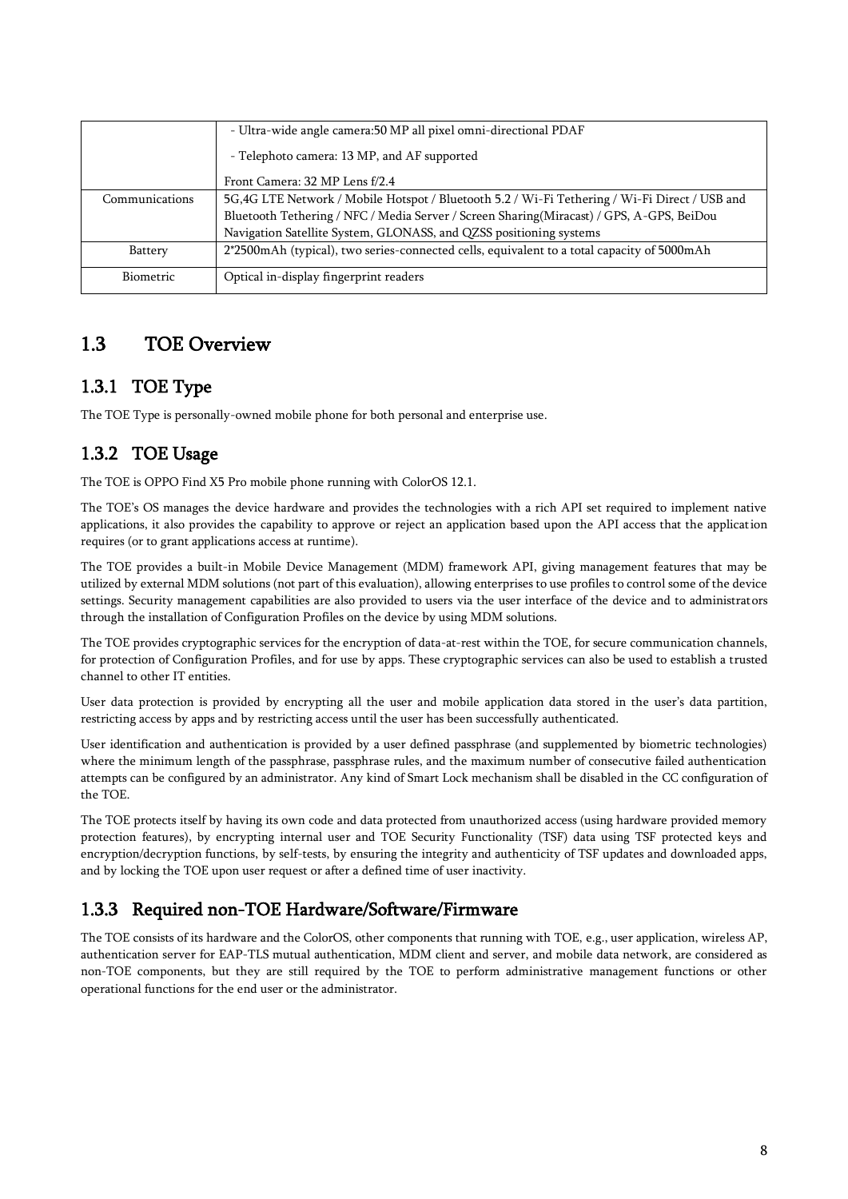| | |
|---|---|
| | - Ultra-wide angle camera:50 MP all pixel omni-directional PDAF<br>- Telephoto camera: 13 MP, and AF supported<br>Front Camera: 32 MP Lens f/2.4 |
| Communications | 5G,4G LTE Network / Mobile Hotspot / Bluetooth 5.2 / Wi-Fi Tethering / Wi-Fi Direct / USB and Bluetooth Tethering / NFC / Media Server / Screen Sharing(Miracast) / GPS, A-GPS, BeiDou Navigation Satellite System, GLONASS, and QZSS positioning systems |
| Battery | 2*2500mAh (typical), two series-connected cells, equivalent to a total capacity of 5000mAh |
| Biometric | Optical in-display fingerprint readers |

## 1.3 TOE Overview

### 1.3.1 TOE Type

The TOE Type is personally-owned mobile phone for both personal and enterprise use.

### 1.3.2 TOE Usage

The TOE is OPPO Find X5 Pro mobile phone running with ColorOS 12.1.

The TOE's OS manages the device hardware and provides the technologies with a rich API set required to implement native applications, it also provides the capability to approve or reject an application based upon the API access that the application requires (or to grant applications access at runtime).

The TOE provides a built-in Mobile Device Management (MDM) framework API, giving management features that may be utilized by external MDM solutions (not part of this evaluation), allowing enterprises to use profiles to control some of the device settings. Security management capabilities are also provided to users via the user interface of the device and to administrators through the installation of Configuration Profiles on the device by using MDM solutions.

The TOE provides cryptographic services for the encryption of data-at-rest within the TOE, for secure communication channels, for protection of Configuration Profiles, and for use by apps. These cryptographic services can also be used to establish a trusted channel to other IT entities.

User data protection is provided by encrypting all the user and mobile application data stored in the user's data partition, restricting access by apps and by restricting access until the user has been successfully authenticated.

User identification and authentication is provided by a user defined passphrase (and supplemented by biometric technologies) where the minimum length of the passphrase, passphrase rules, and the maximum number of consecutive failed authentication attempts can be configured by an administrator. Any kind of Smart Lock mechanism shall be disabled in the CC configuration of the TOE.

The TOE protects itself by having its own code and data protected from unauthorized access (using hardware provided memory protection features), by encrypting internal user and TOE Security Functionality (TSF) data using TSF protected keys and encryption/decryption functions, by self-tests, by ensuring the integrity and authenticity of TSF updates and downloaded apps, and by locking the TOE upon user request or after a defined time of user inactivity.

### 1.3.3 Required non-TOE Hardware/Software/Firmware

The TOE consists of its hardware and the ColorOS, other components that running with TOE, e.g., user application, wireless AP, authentication server for EAP-TLS mutual authentication, MDM client and server, and mobile data network, are considered as non-TOE components, but they are still required by the TOE to perform administrative management functions or other operational functions for the end user or the administrator.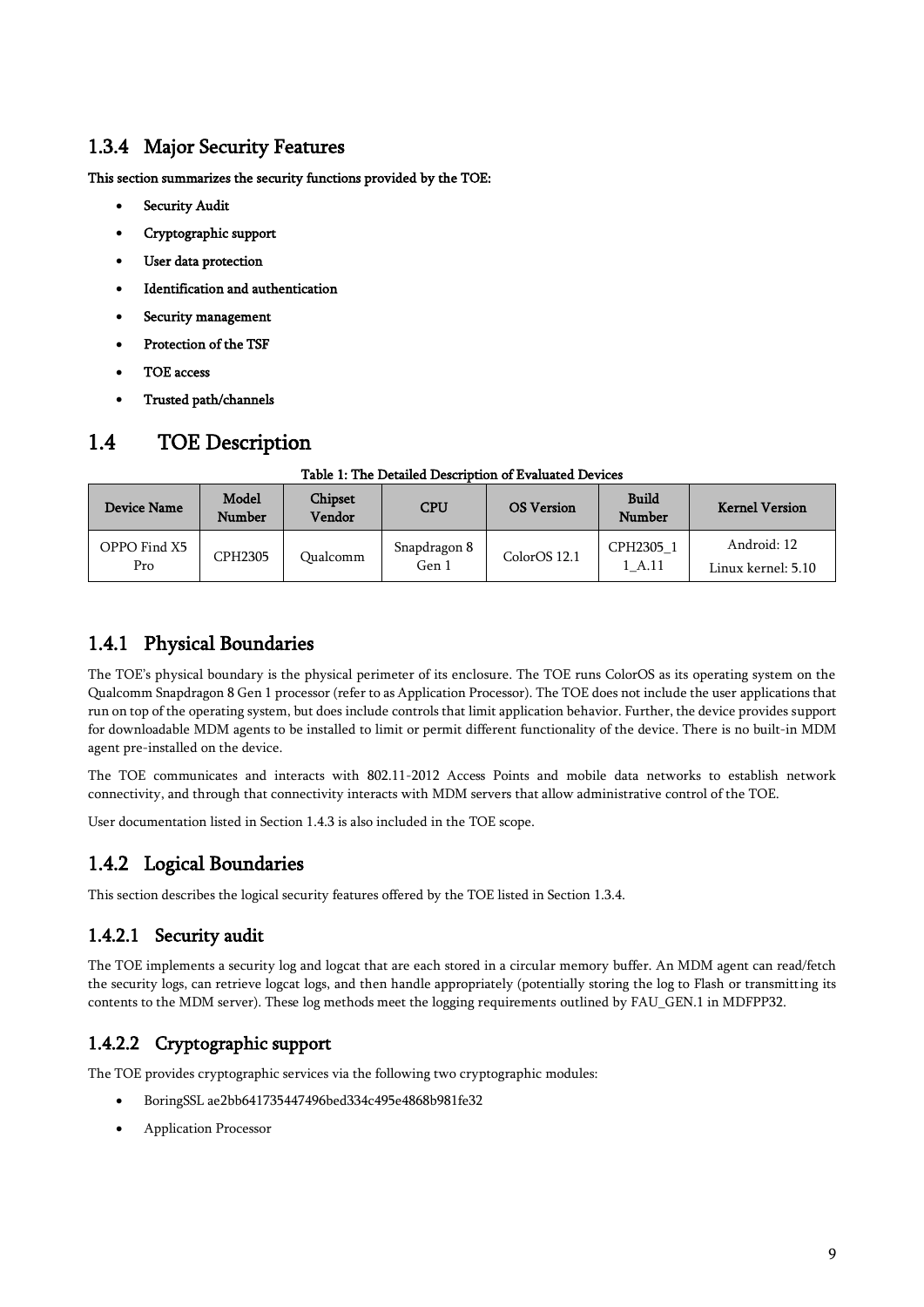### 1.3.4 Major Security Features

**This section summarizes the security functions provided by the TOE:**

- **Security Audit**
- **Cryptographic support**
- **User data protection**
- **Identification and authentication**
- **Security management**
- **Protection of the TSF**
- **TOE access**
- **Trusted path/channels**

## 1.4 TOE Description

**Table 1: The Detailed Description of Evaluated Devices**

| Device Name | Model Number | Chipset Vendor | CPU | OS Version | Build Number | Kernel Version |
|---|---|---|---|---|---|---|
| OPPO Find X5 Pro | CPH2305 | Qualcomm | Snapdragon 8 Gen 1 | ColorOS 12.1 | CPH2305_11_A.11 | Android: 12<br>Linux kernel: 5.10 |

### 1.4.1 Physical Boundaries

The TOE's physical boundary is the physical perimeter of its enclosure. The TOE runs ColorOS as its operating system on the Qualcomm Snapdragon 8 Gen 1 processor (refer to as Application Processor). The TOE does not include the user applications that run on top of the operating system, but does include controls that limit application behavior. Further, the device provides support for downloadable MDM agents to be installed to limit or permit different functionality of the device. There is no built-in MDM agent pre-installed on the device.

The TOE communicates and interacts with 802.11-2012 Access Points and mobile data networks to establish network connectivity, and through that connectivity interacts with MDM servers that allow administrative control of the TOE.

User documentation listed in Section 1.4.3 is also included in the TOE scope.

### 1.4.2 Logical Boundaries

This section describes the logical security features offered by the TOE listed in Section 1.3.4.

#### 1.4.2.1 Security audit

The TOE implements a security log and logcat that are each stored in a circular memory buffer. An MDM agent can read/fetch the security logs, can retrieve logcat logs, and then handle appropriately (potentially storing the log to Flash or transmitting its contents to the MDM server). These log methods meet the logging requirements outlined by FAU_GEN.1 in MDFPP32.

#### 1.4.2.2 Cryptographic support

The TOE provides cryptographic services via the following two cryptographic modules:

- BoringSSL ae2bb641735447496bed334c495e4868b981fe32
- Application Processor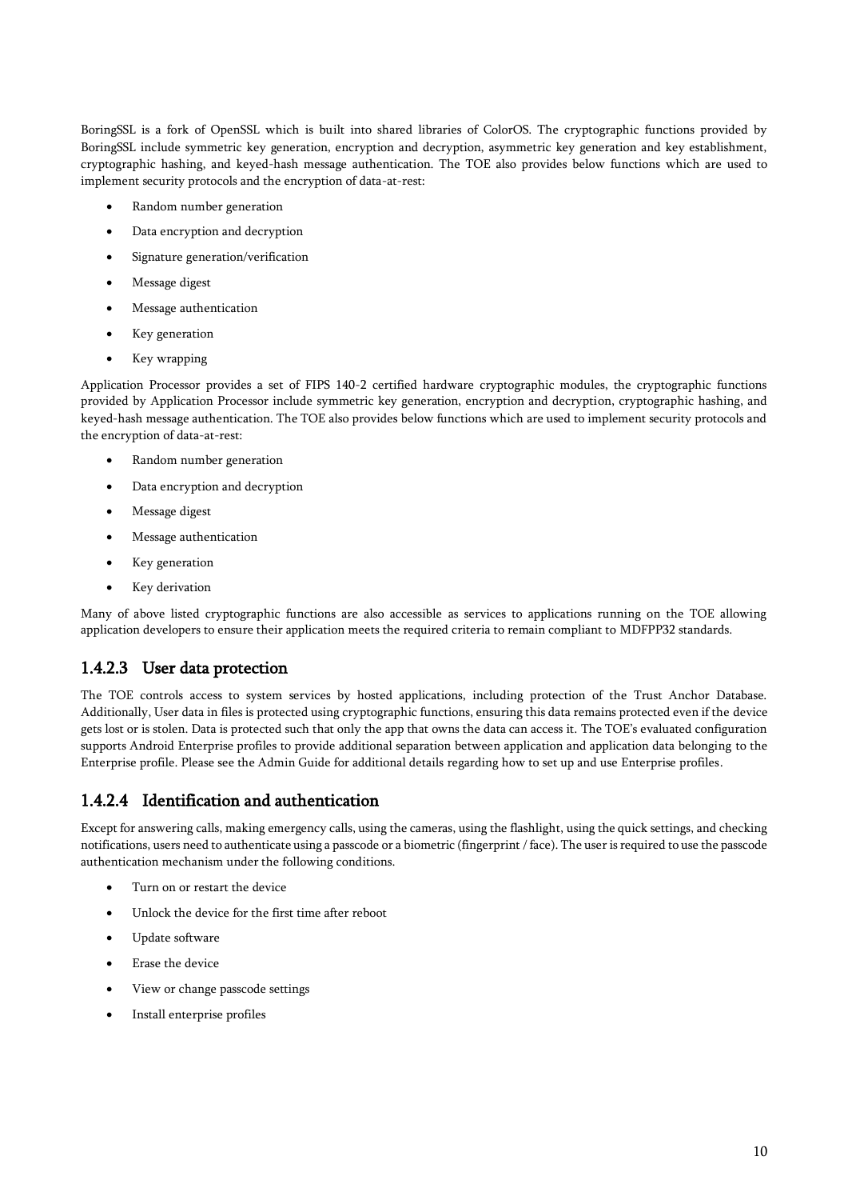BoringSSL is a fork of OpenSSL which is built into shared libraries of ColorOS. The cryptographic functions provided by BoringSSL include symmetric key generation, encryption and decryption, asymmetric key generation and key establishment, cryptographic hashing, and keyed-hash message authentication. The TOE also provides below functions which are used to implement security protocols and the encryption of data-at-rest:

- Random number generation
- Data encryption and decryption
- Signature generation/verification
- Message digest
- Message authentication
- Key generation
- Key wrapping

Application Processor provides a set of FIPS 140-2 certified hardware cryptographic modules, the cryptographic functions provided by Application Processor include symmetric key generation, encryption and decryption, cryptographic hashing, and keyed-hash message authentication. The TOE also provides below functions which are used to implement security protocols and the encryption of data-at-rest:

- Random number generation
- Data encryption and decryption
- Message digest
- Message authentication
- Key generation
- Key derivation

Many of above listed cryptographic functions are also accessible as services to applications running on the TOE allowing application developers to ensure their application meets the required criteria to remain compliant to MDFPP32 standards.

### 1.4.2.3 User data protection

The TOE controls access to system services by hosted applications, including protection of the Trust Anchor Database. Additionally, User data in files is protected using cryptographic functions, ensuring this data remains protected even if the device gets lost or is stolen. Data is protected such that only the app that owns the data can access it. The TOE's evaluated configuration supports Android Enterprise profiles to provide additional separation between application and application data belonging to the Enterprise profile. Please see the Admin Guide for additional details regarding how to set up and use Enterprise profiles.

### 1.4.2.4 Identification and authentication

Except for answering calls, making emergency calls, using the cameras, using the flashlight, using the quick settings, and checking notifications, users need to authenticate using a passcode or a biometric (fingerprint / face). The user is required to use the passcode authentication mechanism under the following conditions.

- Turn on or restart the device
- Unlock the device for the first time after reboot
- Update software
- Erase the device
- View or change passcode settings
- Install enterprise profiles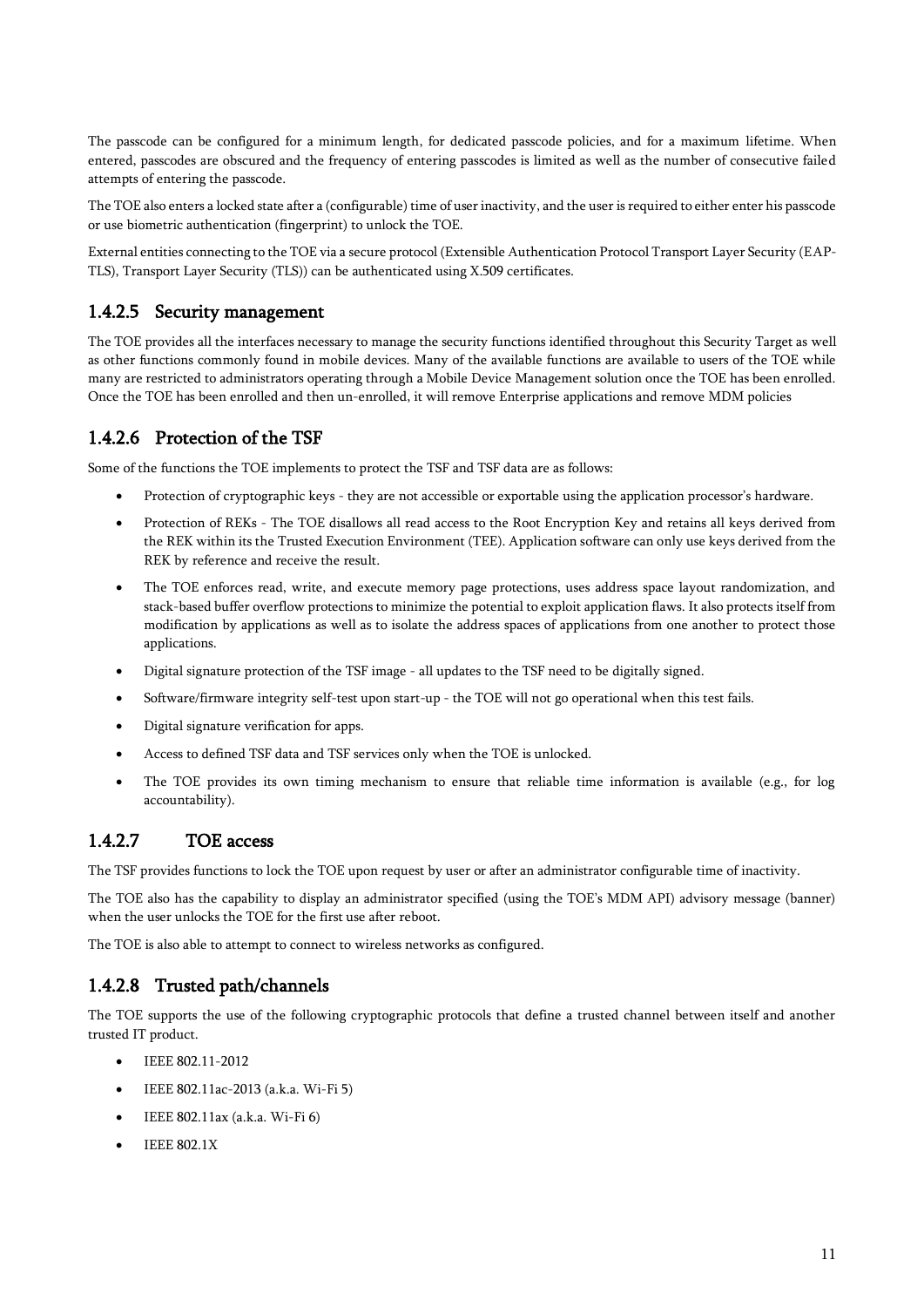The passcode can be configured for a minimum length, for dedicated passcode policies, and for a maximum lifetime. When entered, passcodes are obscured and the frequency of entering passcodes is limited as well as the number of consecutive failed attempts of entering the passcode.

The TOE also enters a locked state after a (configurable) time of user inactivity, and the user is required to either enter his passcode or use biometric authentication (fingerprint) to unlock the TOE.

External entities connecting to the TOE via a secure protocol (Extensible Authentication Protocol Transport Layer Security (EAP-TLS), Transport Layer Security (TLS)) can be authenticated using X.509 certificates.

### 1.4.2.5 Security management

The TOE provides all the interfaces necessary to manage the security functions identified throughout this Security Target as well as other functions commonly found in mobile devices. Many of the available functions are available to users of the TOE while many are restricted to administrators operating through a Mobile Device Management solution once the TOE has been enrolled. Once the TOE has been enrolled and then un-enrolled, it will remove Enterprise applications and remove MDM policies

### 1.4.2.6 Protection of the TSF

Some of the functions the TOE implements to protect the TSF and TSF data are as follows:

- Protection of cryptographic keys - they are not accessible or exportable using the application processor's hardware.
- Protection of REKs - The TOE disallows all read access to the Root Encryption Key and retains all keys derived from the REK within its the Trusted Execution Environment (TEE). Application software can only use keys derived from the REK by reference and receive the result.
- The TOE enforces read, write, and execute memory page protections, uses address space layout randomization, and stack-based buffer overflow protections to minimize the potential to exploit application flaws. It also protects itself from modification by applications as well as to isolate the address spaces of applications from one another to protect those applications.
- Digital signature protection of the TSF image - all updates to the TSF need to be digitally signed.
- Software/firmware integrity self-test upon start-up - the TOE will not go operational when this test fails.
- Digital signature verification for apps.
- Access to defined TSF data and TSF services only when the TOE is unlocked.
- The TOE provides its own timing mechanism to ensure that reliable time information is available (e.g., for log accountability).

### 1.4.2.7 TOE access

The TSF provides functions to lock the TOE upon request by user or after an administrator configurable time of inactivity.

The TOE also has the capability to display an administrator specified (using the TOE's MDM API) advisory message (banner) when the user unlocks the TOE for the first use after reboot.

The TOE is also able to attempt to connect to wireless networks as configured.

### 1.4.2.8 Trusted path/channels

The TOE supports the use of the following cryptographic protocols that define a trusted channel between itself and another trusted IT product.

- IEEE 802.11-2012
- IEEE 802.11ac-2013 (a.k.a. Wi-Fi 5)
- IEEE 802.11ax (a.k.a. Wi-Fi 6)
- IEEE 802.1X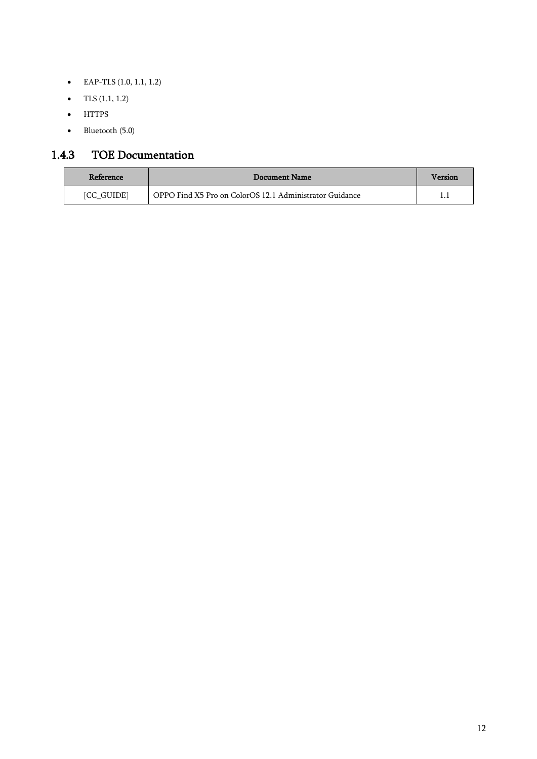- EAP-TLS (1.0, 1.1, 1.2)
- TLS (1.1, 1.2)
- HTTPS
- Bluetooth (5.0)

### 1.4.3 TOE Documentation

| Reference | Document Name | Version |
|---|---|---|
| [CC_GUIDE] | OPPO Find X5 Pro on ColorOS 12.1 Administrator Guidance | 1.1 |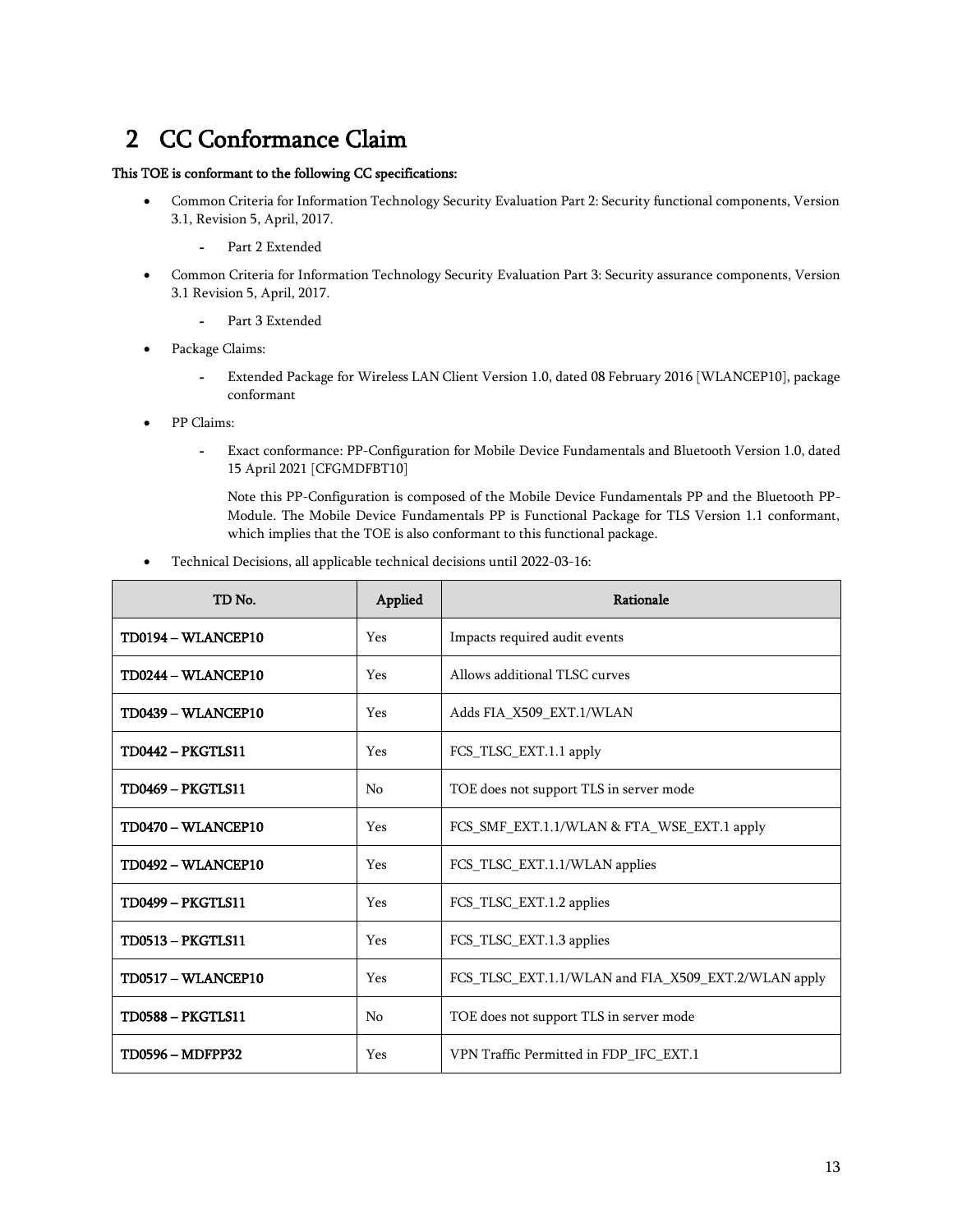# 2 CC Conformance Claim

**This TOE is conformant to the following CC specifications:**

- Common Criteria for Information Technology Security Evaluation Part 2: Security functional components, Version 3.1, Revision 5, April, 2017.
  - Part 2 Extended
- Common Criteria for Information Technology Security Evaluation Part 3: Security assurance components, Version 3.1 Revision 5, April, 2017.
  - Part 3 Extended
- Package Claims:
  - Extended Package for Wireless LAN Client Version 1.0, dated 08 February 2016 [WLANCEP10], package conformant
- PP Claims:
  - Exact conformance: PP-Configuration for Mobile Device Fundamentals and Bluetooth Version 1.0, dated 15 April 2021 [CFGMDFBT10]

    Note this PP-Configuration is composed of the Mobile Device Fundamentals PP and the Bluetooth PP-Module. The Mobile Device Fundamentals PP is Functional Package for TLS Version 1.1 conformant, which implies that the TOE is also conformant to this functional package.
- Technical Decisions, all applicable technical decisions until 2022-03-16:

| TD No. | Applied | Rationale |
|---|---|---|
| **TD0194 – WLANCEP10** | Yes | Impacts required audit events |
| **TD0244 – WLANCEP10** | Yes | Allows additional TLSC curves |
| **TD0439 – WLANCEP10** | Yes | Adds FIA_X509_EXT.1/WLAN |
| **TD0442 – PKGTLS11** | Yes | FCS_TLSC_EXT.1.1 apply |
| **TD0469 – PKGTLS11** | No | TOE does not support TLS in server mode |
| **TD0470 – WLANCEP10** | Yes | FCS_SMF_EXT.1.1/WLAN & FTA_WSE_EXT.1 apply |
| **TD0492 – WLANCEP10** | Yes | FCS_TLSC_EXT.1.1/WLAN applies |
| **TD0499 – PKGTLS11** | Yes | FCS_TLSC_EXT.1.2 applies |
| **TD0513 – PKGTLS11** | Yes | FCS_TLSC_EXT.1.3 applies |
| **TD0517 – WLANCEP10** | Yes | FCS_TLSC_EXT.1.1/WLAN and FIA_X509_EXT.2/WLAN apply |
| **TD0588 – PKGTLS11** | No | TOE does not support TLS in server mode |
| **TD0596 – MDFPP32** | Yes | VPN Traffic Permitted in FDP_IFC_EXT.1 |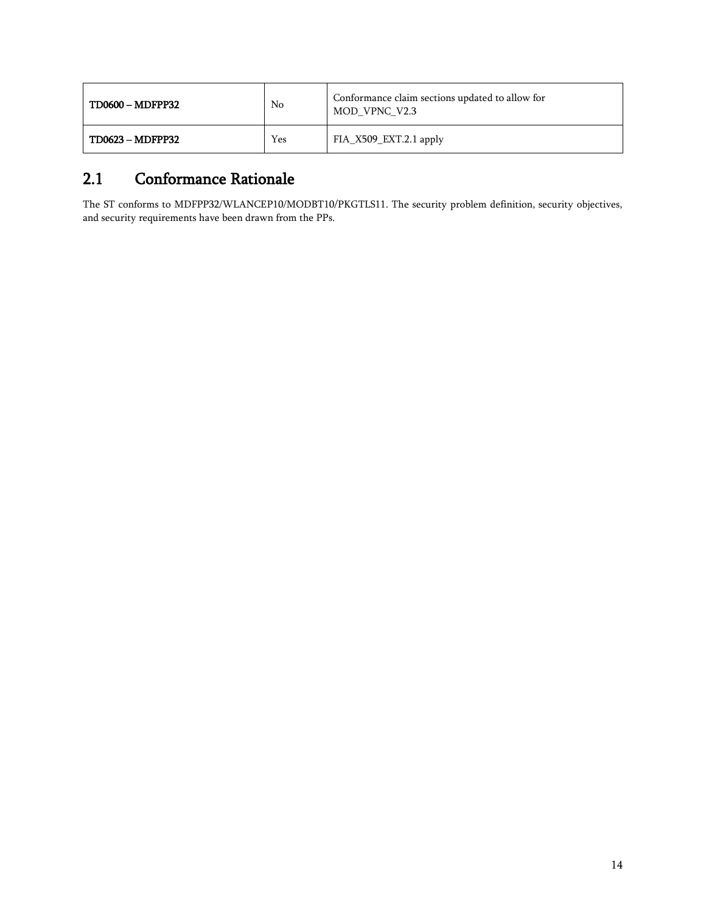| **TD0600 – MDFPP32** | No | Conformance claim sections updated to allow for MOD_VPNC_V2.3 |
| --- | --- | --- |
| **TD0623 – MDFPP32** | Yes | FIA_X509_EXT.2.1 apply |

## 2.1 Conformance Rationale

The ST conforms to MDFPP32/WLANCEP10/MODBT10/PKGTLS11. The security problem definition, security objectives, and security requirements have been drawn from the PPs.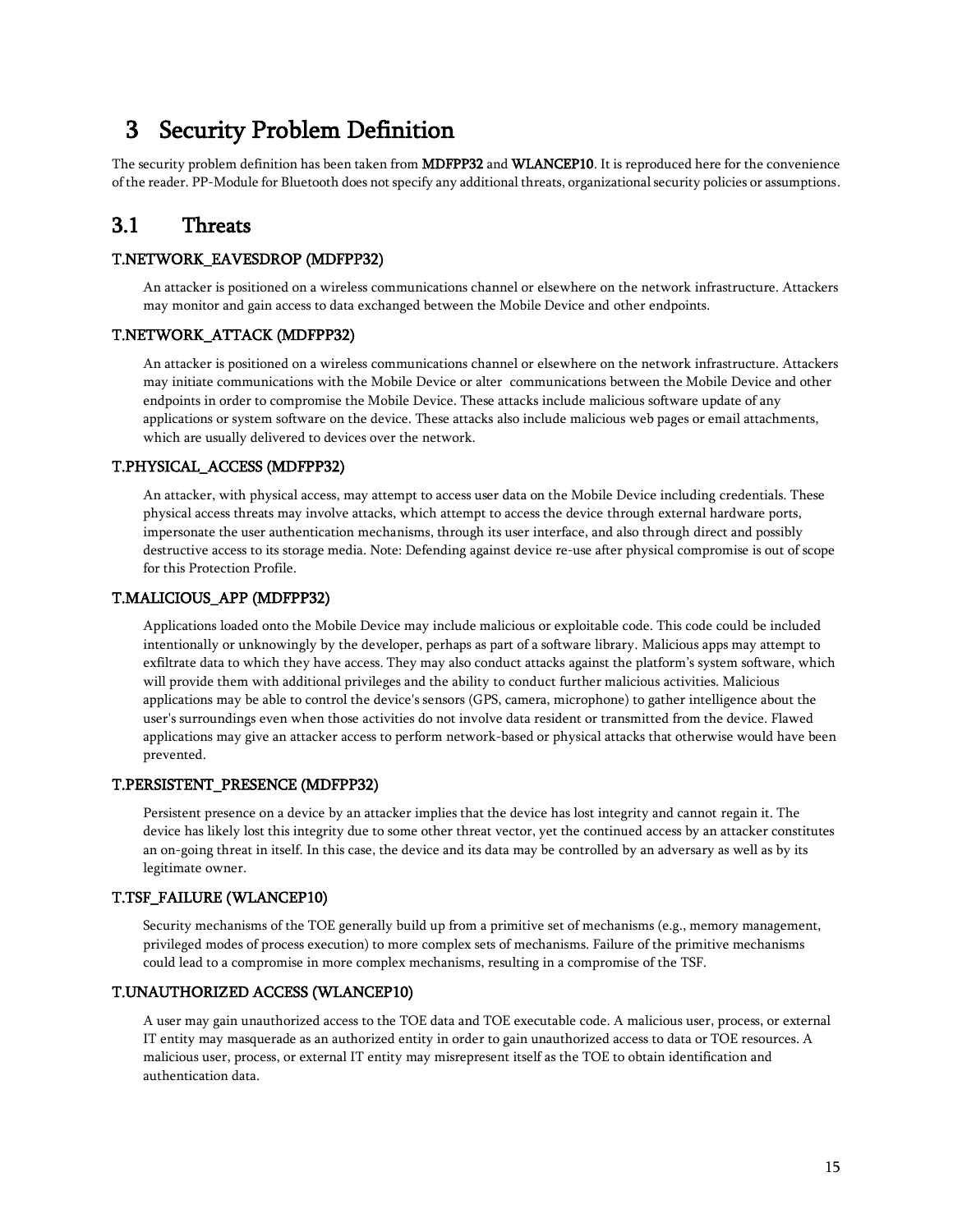# 3 Security Problem Definition

The security problem definition has been taken from **MDFPP32** and **WLANCEP10**. It is reproduced here for the convenience of the reader. PP-Module for Bluetooth does not specify any additional threats, organizational security policies or assumptions.

## 3.1 Threats

### T.NETWORK_EAVESDROP (MDFPP32)

An attacker is positioned on a wireless communications channel or elsewhere on the network infrastructure. Attackers may monitor and gain access to data exchanged between the Mobile Device and other endpoints.

### T.NETWORK_ATTACK (MDFPP32)

An attacker is positioned on a wireless communications channel or elsewhere on the network infrastructure. Attackers may initiate communications with the Mobile Device or alter communications between the Mobile Device and other endpoints in order to compromise the Mobile Device. These attacks include malicious software update of any applications or system software on the device. These attacks also include malicious web pages or email attachments, which are usually delivered to devices over the network.

### T.PHYSICAL_ACCESS (MDFPP32)

An attacker, with physical access, may attempt to access user data on the Mobile Device including credentials. These physical access threats may involve attacks, which attempt to access the device through external hardware ports, impersonate the user authentication mechanisms, through its user interface, and also through direct and possibly destructive access to its storage media. Note: Defending against device re-use after physical compromise is out of scope for this Protection Profile.

### T.MALICIOUS_APP (MDFPP32)

Applications loaded onto the Mobile Device may include malicious or exploitable code. This code could be included intentionally or unknowingly by the developer, perhaps as part of a software library. Malicious apps may attempt to exfiltrate data to which they have access. They may also conduct attacks against the platform's system software, which will provide them with additional privileges and the ability to conduct further malicious activities. Malicious applications may be able to control the device's sensors (GPS, camera, microphone) to gather intelligence about the user's surroundings even when those activities do not involve data resident or transmitted from the device. Flawed applications may give an attacker access to perform network-based or physical attacks that otherwise would have been prevented.

### T.PERSISTENT_PRESENCE (MDFPP32)

Persistent presence on a device by an attacker implies that the device has lost integrity and cannot regain it. The device has likely lost this integrity due to some other threat vector, yet the continued access by an attacker constitutes an on-going threat in itself. In this case, the device and its data may be controlled by an adversary as well as by its legitimate owner.

### T.TSF_FAILURE (WLANCEP10)

Security mechanisms of the TOE generally build up from a primitive set of mechanisms (e.g., memory management, privileged modes of process execution) to more complex sets of mechanisms. Failure of the primitive mechanisms could lead to a compromise in more complex mechanisms, resulting in a compromise of the TSF.

### T.UNAUTHORIZED ACCESS (WLANCEP10)

A user may gain unauthorized access to the TOE data and TOE executable code. A malicious user, process, or external IT entity may masquerade as an authorized entity in order to gain unauthorized access to data or TOE resources. A malicious user, process, or external IT entity may misrepresent itself as the TOE to obtain identification and authentication data.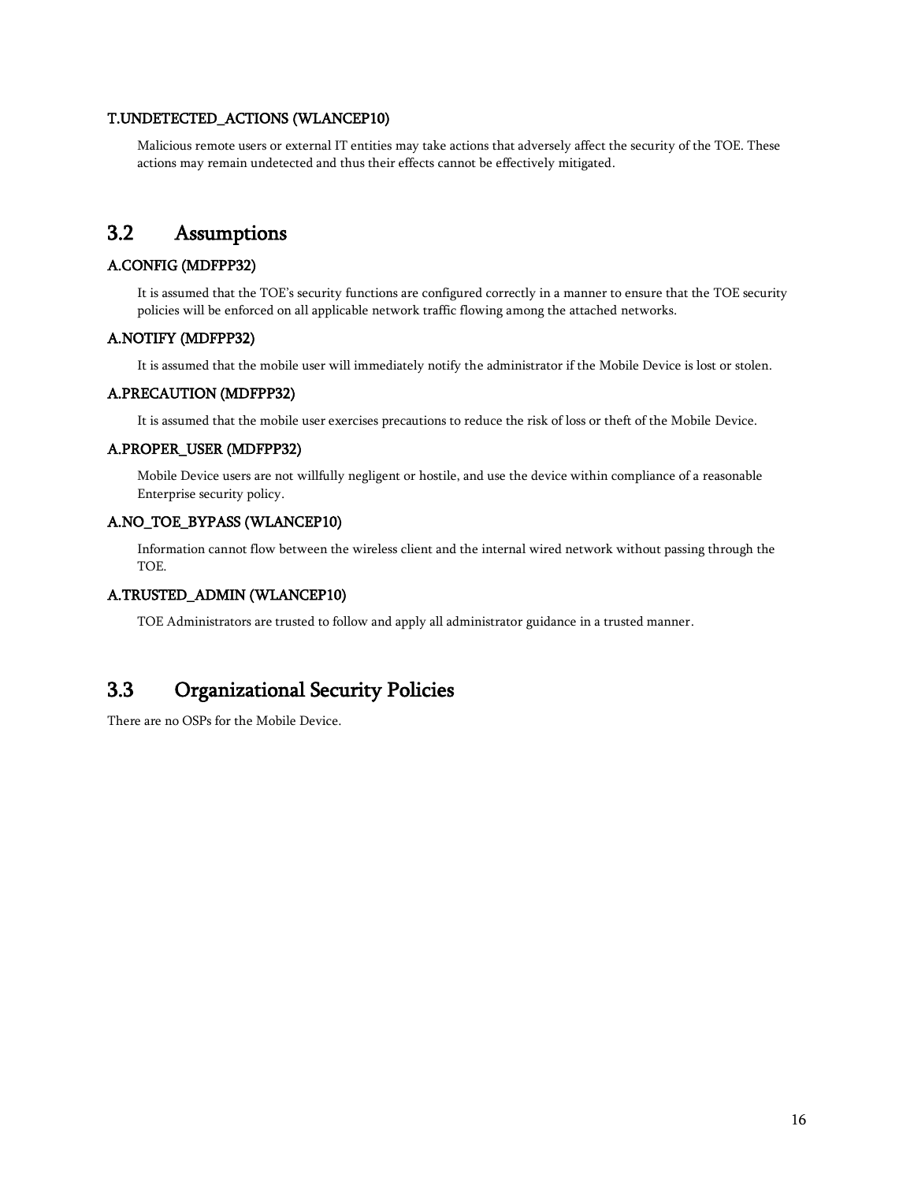#### T.UNDETECTED_ACTIONS (WLANCEP10)

Malicious remote users or external IT entities may take actions that adversely affect the security of the TOE. These actions may remain undetected and thus their effects cannot be effectively mitigated.

## 3.2 Assumptions

#### A.CONFIG (MDFPP32)

It is assumed that the TOE's security functions are configured correctly in a manner to ensure that the TOE security policies will be enforced on all applicable network traffic flowing among the attached networks.

#### A.NOTIFY (MDFPP32)

It is assumed that the mobile user will immediately notify the administrator if the Mobile Device is lost or stolen.

#### A.PRECAUTION (MDFPP32)

It is assumed that the mobile user exercises precautions to reduce the risk of loss or theft of the Mobile Device.

#### A.PROPER_USER (MDFPP32)

Mobile Device users are not willfully negligent or hostile, and use the device within compliance of a reasonable Enterprise security policy.

#### A.NO_TOE_BYPASS (WLANCEP10)

Information cannot flow between the wireless client and the internal wired network without passing through the TOE.

#### A.TRUSTED_ADMIN (WLANCEP10)

TOE Administrators are trusted to follow and apply all administrator guidance in a trusted manner.

## 3.3 Organizational Security Policies

There are no OSPs for the Mobile Device.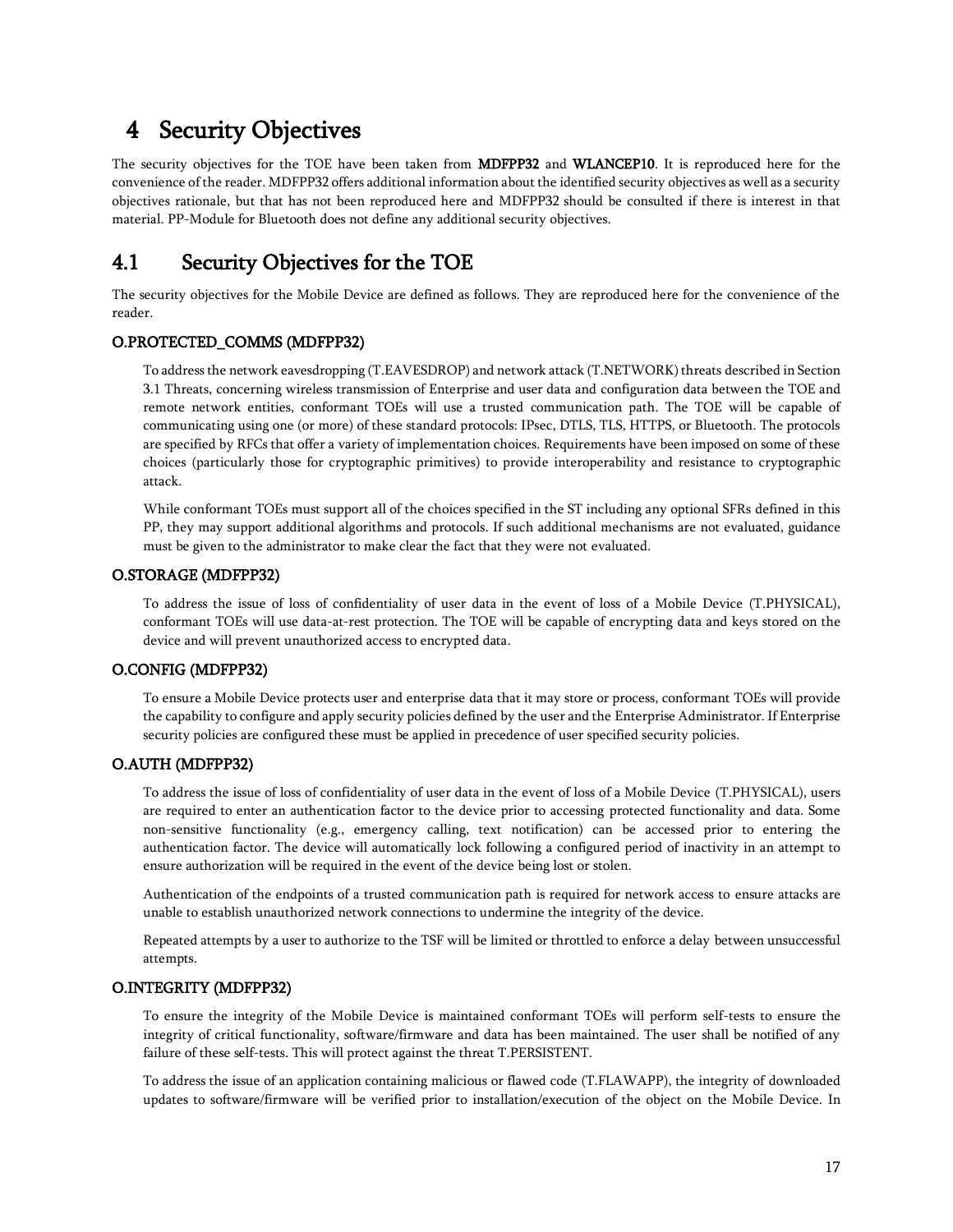# 4 Security Objectives

The security objectives for the TOE have been taken from **MDFPP32** and **WLANCEP10**. It is reproduced here for the convenience of the reader. MDFPP32 offers additional information about the identified security objectives as well as a security objectives rationale, but that has not been reproduced here and MDFPP32 should be consulted if there is interest in that material. PP-Module for Bluetooth does not define any additional security objectives.

## 4.1 Security Objectives for the TOE

The security objectives for the Mobile Device are defined as follows. They are reproduced here for the convenience of the reader.

### O.PROTECTED_COMMS (MDFPP32)

To address the network eavesdropping (T.EAVESDROP) and network attack (T.NETWORK) threats described in Section 3.1 Threats, concerning wireless transmission of Enterprise and user data and configuration data between the TOE and remote network entities, conformant TOEs will use a trusted communication path. The TOE will be capable of communicating using one (or more) of these standard protocols: IPsec, DTLS, TLS, HTTPS, or Bluetooth. The protocols are specified by RFCs that offer a variety of implementation choices. Requirements have been imposed on some of these choices (particularly those for cryptographic primitives) to provide interoperability and resistance to cryptographic attack.

While conformant TOEs must support all of the choices specified in the ST including any optional SFRs defined in this PP, they may support additional algorithms and protocols. If such additional mechanisms are not evaluated, guidance must be given to the administrator to make clear the fact that they were not evaluated.

### O.STORAGE (MDFPP32)

To address the issue of loss of confidentiality of user data in the event of loss of a Mobile Device (T.PHYSICAL), conformant TOEs will use data-at-rest protection. The TOE will be capable of encrypting data and keys stored on the device and will prevent unauthorized access to encrypted data.

### O.CONFIG (MDFPP32)

To ensure a Mobile Device protects user and enterprise data that it may store or process, conformant TOEs will provide the capability to configure and apply security policies defined by the user and the Enterprise Administrator. If Enterprise security policies are configured these must be applied in precedence of user specified security policies.

### O.AUTH (MDFPP32)

To address the issue of loss of confidentiality of user data in the event of loss of a Mobile Device (T.PHYSICAL), users are required to enter an authentication factor to the device prior to accessing protected functionality and data. Some non-sensitive functionality (e.g., emergency calling, text notification) can be accessed prior to entering the authentication factor. The device will automatically lock following a configured period of inactivity in an attempt to ensure authorization will be required in the event of the device being lost or stolen.

Authentication of the endpoints of a trusted communication path is required for network access to ensure attacks are unable to establish unauthorized network connections to undermine the integrity of the device.

Repeated attempts by a user to authorize to the TSF will be limited or throttled to enforce a delay between unsuccessful attempts.

### O.INTEGRITY (MDFPP32)

To ensure the integrity of the Mobile Device is maintained conformant TOEs will perform self-tests to ensure the integrity of critical functionality, software/firmware and data has been maintained. The user shall be notified of any failure of these self-tests. This will protect against the threat T.PERSISTENT.

To address the issue of an application containing malicious or flawed code (T.FLAWAPP), the integrity of downloaded updates to software/firmware will be verified prior to installation/execution of the object on the Mobile Device. In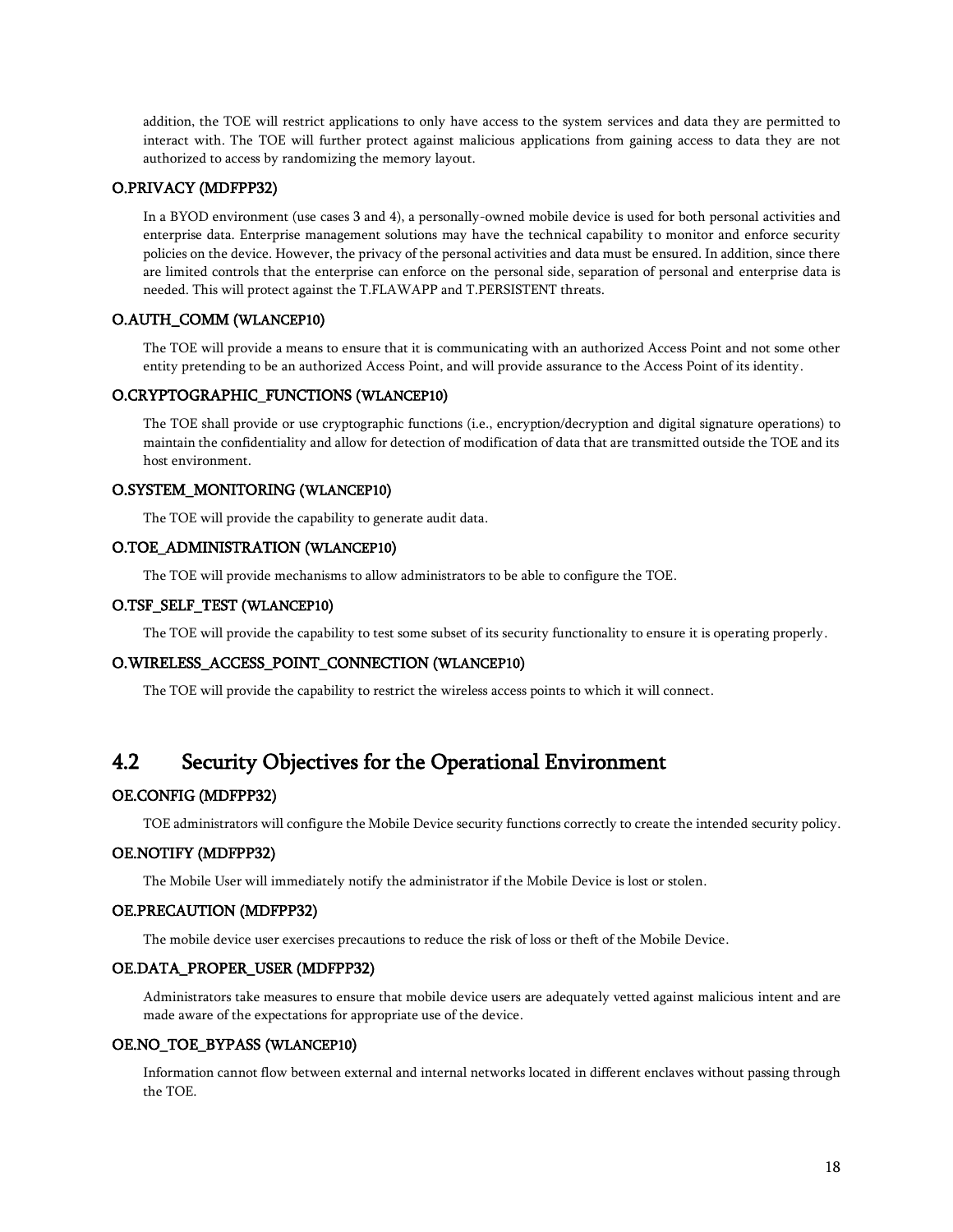addition, the TOE will restrict applications to only have access to the system services and data they are permitted to interact with. The TOE will further protect against malicious applications from gaining access to data they are not authorized to access by randomizing the memory layout.

#### O.PRIVACY (MDFPP32)

In a BYOD environment (use cases 3 and 4), a personally-owned mobile device is used for both personal activities and enterprise data. Enterprise management solutions may have the technical capability to monitor and enforce security policies on the device. However, the privacy of the personal activities and data must be ensured. In addition, since there are limited controls that the enterprise can enforce on the personal side, separation of personal and enterprise data is needed. This will protect against the T.FLAWAPP and T.PERSISTENT threats.

#### O.AUTH_COMM (WLANCEP10)

The TOE will provide a means to ensure that it is communicating with an authorized Access Point and not some other entity pretending to be an authorized Access Point, and will provide assurance to the Access Point of its identity.

#### O.CRYPTOGRAPHIC_FUNCTIONS (WLANCEP10)

The TOE shall provide or use cryptographic functions (i.e., encryption/decryption and digital signature operations) to maintain the confidentiality and allow for detection of modification of data that are transmitted outside the TOE and its host environment.

#### O.SYSTEM_MONITORING (WLANCEP10)

The TOE will provide the capability to generate audit data.

#### O.TOE_ADMINISTRATION (WLANCEP10)

The TOE will provide mechanisms to allow administrators to be able to configure the TOE.

#### O.TSF_SELF_TEST (WLANCEP10)

The TOE will provide the capability to test some subset of its security functionality to ensure it is operating properly.

#### O.WIRELESS_ACCESS_POINT_CONNECTION (WLANCEP10)

The TOE will provide the capability to restrict the wireless access points to which it will connect.

## 4.2 Security Objectives for the Operational Environment

#### OE.CONFIG (MDFPP32)

TOE administrators will configure the Mobile Device security functions correctly to create the intended security policy.

#### OE.NOTIFY (MDFPP32)

The Mobile User will immediately notify the administrator if the Mobile Device is lost or stolen.

#### OE.PRECAUTION (MDFPP32)

The mobile device user exercises precautions to reduce the risk of loss or theft of the Mobile Device.

#### OE.DATA_PROPER_USER (MDFPP32)

Administrators take measures to ensure that mobile device users are adequately vetted against malicious intent and are made aware of the expectations for appropriate use of the device.

#### OE.NO_TOE_BYPASS (WLANCEP10)

Information cannot flow between external and internal networks located in different enclaves without passing through the TOE.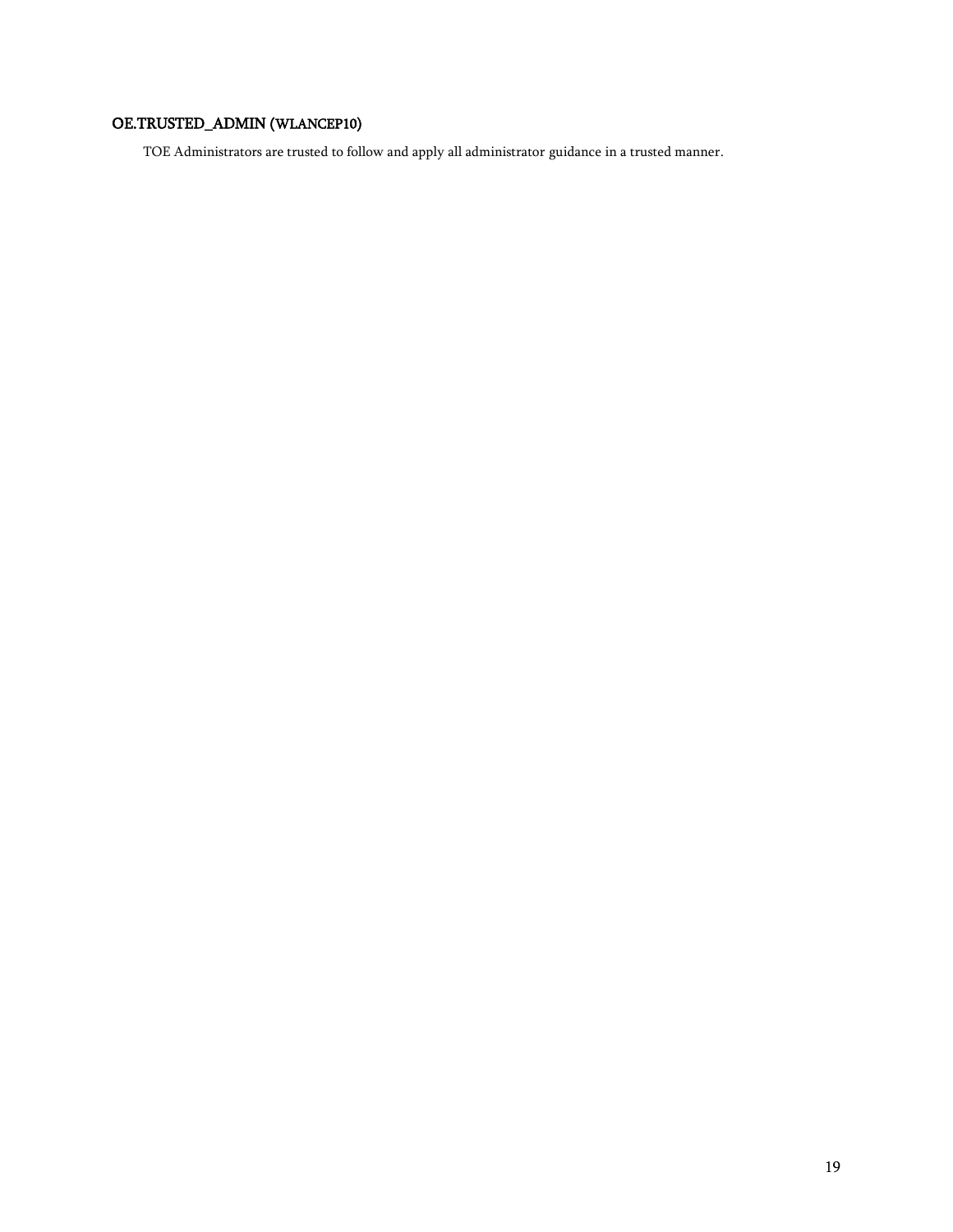#### OE.TRUSTED_ADMIN (WLANCEP10)

TOE Administrators are trusted to follow and apply all administrator guidance in a trusted manner.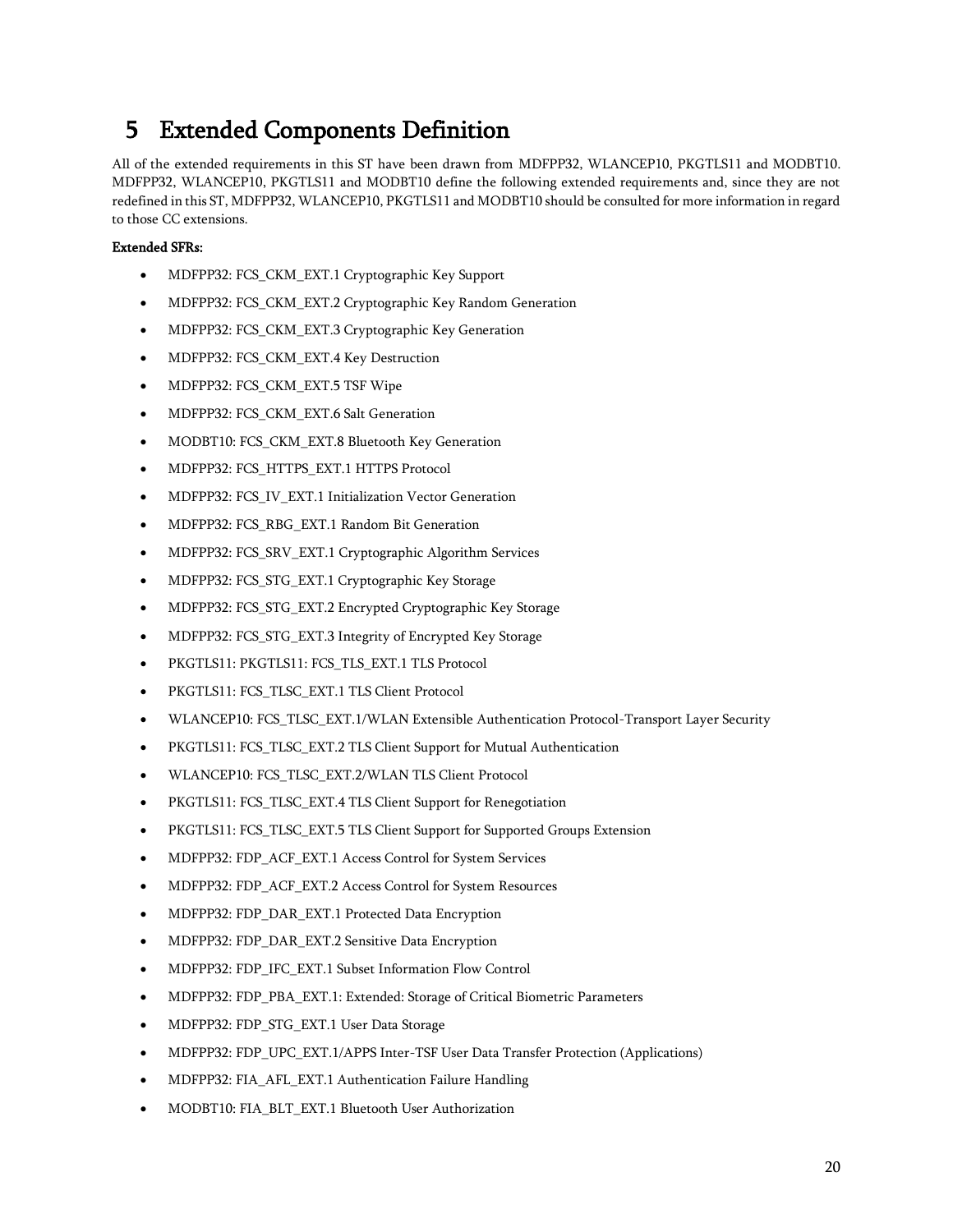# 5 Extended Components Definition

All of the extended requirements in this ST have been drawn from MDFPP32, WLANCEP10, PKGTLS11 and MODBT10. MDFPP32, WLANCEP10, PKGTLS11 and MODBT10 define the following extended requirements and, since they are not redefined in this ST, MDFPP32, WLANCEP10, PKGTLS11 and MODBT10 should be consulted for more information in regard to those CC extensions.

**Extended SFRs:**

- MDFPP32: FCS_CKM_EXT.1 Cryptographic Key Support
- MDFPP32: FCS_CKM_EXT.2 Cryptographic Key Random Generation
- MDFPP32: FCS_CKM_EXT.3 Cryptographic Key Generation
- MDFPP32: FCS_CKM_EXT.4 Key Destruction
- MDFPP32: FCS_CKM_EXT.5 TSF Wipe
- MDFPP32: FCS_CKM_EXT.6 Salt Generation
- MODBT10: FCS_CKM_EXT.8 Bluetooth Key Generation
- MDFPP32: FCS_HTTPS_EXT.1 HTTPS Protocol
- MDFPP32: FCS_IV_EXT.1 Initialization Vector Generation
- MDFPP32: FCS_RBG_EXT.1 Random Bit Generation
- MDFPP32: FCS_SRV_EXT.1 Cryptographic Algorithm Services
- MDFPP32: FCS_STG_EXT.1 Cryptographic Key Storage
- MDFPP32: FCS_STG_EXT.2 Encrypted Cryptographic Key Storage
- MDFPP32: FCS_STG_EXT.3 Integrity of Encrypted Key Storage
- PKGTLS11: PKGTLS11: FCS_TLS_EXT.1 TLS Protocol
- PKGTLS11: FCS_TLSC_EXT.1 TLS Client Protocol
- WLANCEP10: FCS_TLSC_EXT.1/WLAN Extensible Authentication Protocol-Transport Layer Security
- PKGTLS11: FCS_TLSC_EXT.2 TLS Client Support for Mutual Authentication
- WLANCEP10: FCS_TLSC_EXT.2/WLAN TLS Client Protocol
- PKGTLS11: FCS_TLSC_EXT.4 TLS Client Support for Renegotiation
- PKGTLS11: FCS_TLSC_EXT.5 TLS Client Support for Supported Groups Extension
- MDFPP32: FDP_ACF_EXT.1 Access Control for System Services
- MDFPP32: FDP_ACF_EXT.2 Access Control for System Resources
- MDFPP32: FDP_DAR_EXT.1 Protected Data Encryption
- MDFPP32: FDP_DAR_EXT.2 Sensitive Data Encryption
- MDFPP32: FDP_IFC_EXT.1 Subset Information Flow Control
- MDFPP32: FDP_PBA_EXT.1: Extended: Storage of Critical Biometric Parameters
- MDFPP32: FDP_STG_EXT.1 User Data Storage
- MDFPP32: FDP_UPC_EXT.1/APPS Inter-TSF User Data Transfer Protection (Applications)
- MDFPP32: FIA_AFL_EXT.1 Authentication Failure Handling
- MODBT10: FIA_BLT_EXT.1 Bluetooth User Authorization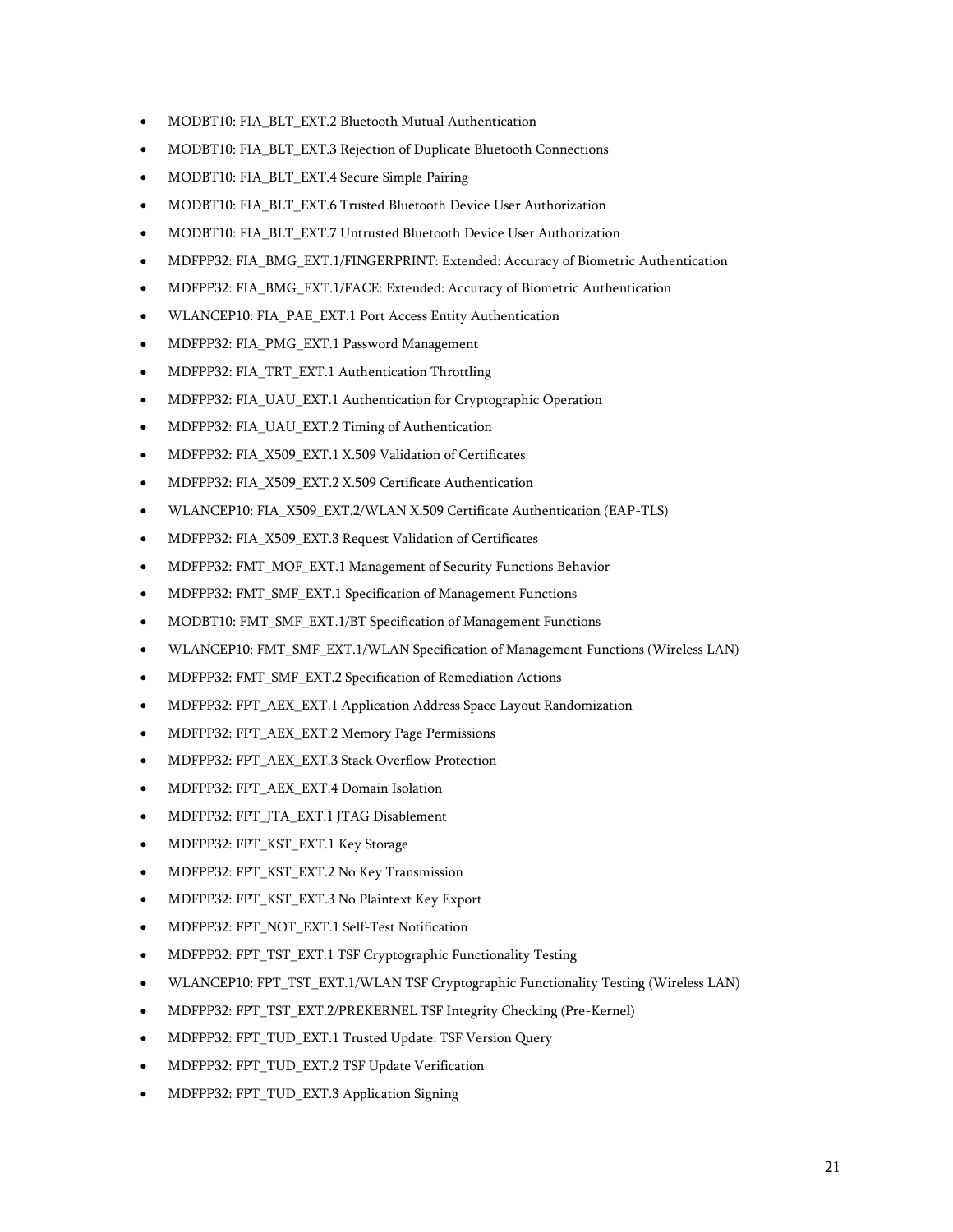- MODBT10: FIA_BLT_EXT.2 Bluetooth Mutual Authentication
- MODBT10: FIA_BLT_EXT.3 Rejection of Duplicate Bluetooth Connections
- MODBT10: FIA_BLT_EXT.4 Secure Simple Pairing
- MODBT10: FIA_BLT_EXT.6 Trusted Bluetooth Device User Authorization
- MODBT10: FIA_BLT_EXT.7 Untrusted Bluetooth Device User Authorization
- MDFPP32: FIA_BMG_EXT.1/FINGERPRINT: Extended: Accuracy of Biometric Authentication
- MDFPP32: FIA_BMG_EXT.1/FACE: Extended: Accuracy of Biometric Authentication
- WLANCEP10: FIA_PAE_EXT.1 Port Access Entity Authentication
- MDFPP32: FIA_PMG_EXT.1 Password Management
- MDFPP32: FIA_TRT_EXT.1 Authentication Throttling
- MDFPP32: FIA_UAU_EXT.1 Authentication for Cryptographic Operation
- MDFPP32: FIA_UAU_EXT.2 Timing of Authentication
- MDFPP32: FIA_X509_EXT.1 X.509 Validation of Certificates
- MDFPP32: FIA_X509_EXT.2 X.509 Certificate Authentication
- WLANCEP10: FIA_X509_EXT.2/WLAN X.509 Certificate Authentication (EAP-TLS)
- MDFPP32: FIA_X509_EXT.3 Request Validation of Certificates
- MDFPP32: FMT_MOF_EXT.1 Management of Security Functions Behavior
- MDFPP32: FMT_SMF_EXT.1 Specification of Management Functions
- MODBT10: FMT_SMF_EXT.1/BT Specification of Management Functions
- WLANCEP10: FMT_SMF_EXT.1/WLAN Specification of Management Functions (Wireless LAN)
- MDFPP32: FMT_SMF_EXT.2 Specification of Remediation Actions
- MDFPP32: FPT_AEX_EXT.1 Application Address Space Layout Randomization
- MDFPP32: FPT_AEX_EXT.2 Memory Page Permissions
- MDFPP32: FPT_AEX_EXT.3 Stack Overflow Protection
- MDFPP32: FPT_AEX_EXT.4 Domain Isolation
- MDFPP32: FPT_JTA_EXT.1 JTAG Disablement
- MDFPP32: FPT_KST_EXT.1 Key Storage
- MDFPP32: FPT_KST_EXT.2 No Key Transmission
- MDFPP32: FPT_KST_EXT.3 No Plaintext Key Export
- MDFPP32: FPT_NOT_EXT.1 Self-Test Notification
- MDFPP32: FPT_TST_EXT.1 TSF Cryptographic Functionality Testing
- WLANCEP10: FPT_TST_EXT.1/WLAN TSF Cryptographic Functionality Testing (Wireless LAN)
- MDFPP32: FPT_TST_EXT.2/PREKERNEL TSF Integrity Checking (Pre-Kernel)
- MDFPP32: FPT_TUD_EXT.1 Trusted Update: TSF Version Query
- MDFPP32: FPT_TUD_EXT.2 TSF Update Verification
- MDFPP32: FPT_TUD_EXT.3 Application Signing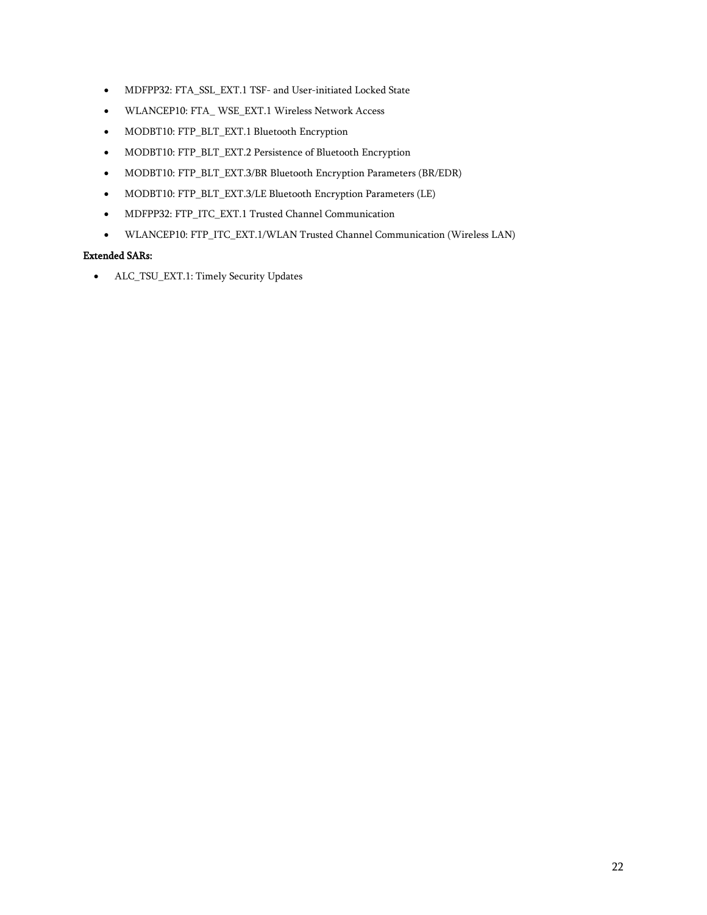- MDFPP32: FTA_SSL_EXT.1 TSF- and User-initiated Locked State
- WLANCEP10: FTA_ WSE_EXT.1 Wireless Network Access
- MODBT10: FTP_BLT_EXT.1 Bluetooth Encryption
- MODBT10: FTP_BLT_EXT.2 Persistence of Bluetooth Encryption
- MODBT10: FTP_BLT_EXT.3/BR Bluetooth Encryption Parameters (BR/EDR)
- MODBT10: FTP_BLT_EXT.3/LE Bluetooth Encryption Parameters (LE)
- MDFPP32: FTP_ITC_EXT.1 Trusted Channel Communication
- WLANCEP10: FTP_ITC_EXT.1/WLAN Trusted Channel Communication (Wireless LAN)

**Extended SARs:**

- ALC_TSU_EXT.1: Timely Security Updates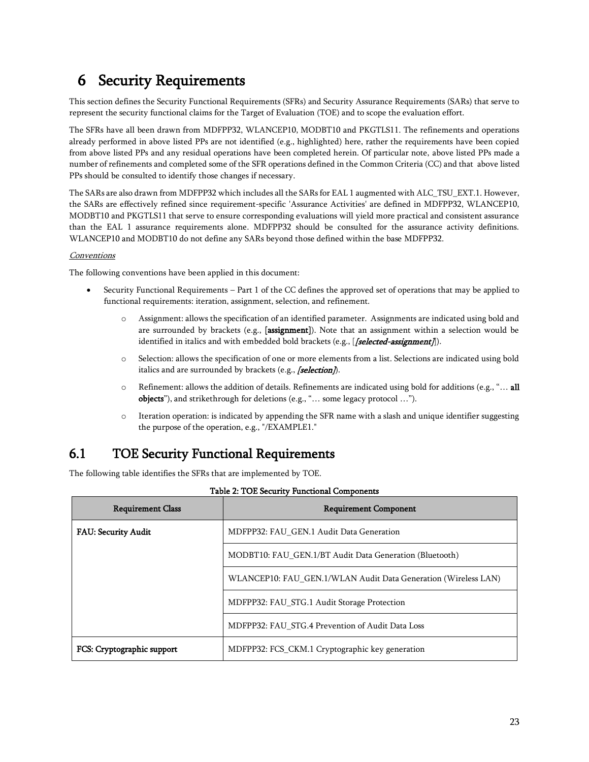# 6 Security Requirements

This section defines the Security Functional Requirements (SFRs) and Security Assurance Requirements (SARs) that serve to represent the security functional claims for the Target of Evaluation (TOE) and to scope the evaluation effort.

The SFRs have all been drawn from MDFPP32, WLANCEP10, MODBT10 and PKGTLS11. The refinements and operations already performed in above listed PPs are not identified (e.g., highlighted) here, rather the requirements have been copied from above listed PPs and any residual operations have been completed herein. Of particular note, above listed PPs made a number of refinements and completed some of the SFR operations defined in the Common Criteria (CC) and that above listed PPs should be consulted to identify those changes if necessary.

The SARs are also drawn from MDFPP32 which includes all the SARs for EAL 1 augmented with ALC_TSU_EXT.1. However, the SARs are effectively refined since requirement-specific 'Assurance Activities' are defined in MDFPP32, WLANCEP10, MODBT10 and PKGTLS11 that serve to ensure corresponding evaluations will yield more practical and consistent assurance than the EAL 1 assurance requirements alone. MDFPP32 should be consulted for the assurance activity definitions. WLANCEP10 and MODBT10 do not define any SARs beyond those defined within the base MDFPP32.

*Conventions*

The following conventions have been applied in this document:

- Security Functional Requirements – Part 1 of the CC defines the approved set of operations that may be applied to functional requirements: iteration, assignment, selection, and refinement.
  - Assignment: allows the specification of an identified parameter. Assignments are indicated using bold and are surrounded by brackets (e.g., [**assignment**]). Note that an assignment within a selection would be identified in italics and with embedded bold brackets (e.g., [***[selected-assignment]***]).
  - Selection: allows the specification of one or more elements from a list. Selections are indicated using bold italics and are surrounded by brackets (e.g., ***[selection]***).
  - Refinement: allows the addition of details. Refinements are indicated using bold for additions (e.g., "… **all objects**"), and strikethrough for deletions (e.g., "… some legacy protocol …").
  - Iteration operation: is indicated by appending the SFR name with a slash and unique identifier suggesting the purpose of the operation, e.g., "/EXAMPLE1."

## 6.1 TOE Security Functional Requirements

The following table identifies the SFRs that are implemented by TOE.

**Table 2: TOE Security Functional Components**

| Requirement Class | Requirement Component |
|---|---|
| **FAU: Security Audit** | MDFPP32: FAU_GEN.1 Audit Data Generation |
| | MODBT10: FAU_GEN.1/BT Audit Data Generation (Bluetooth) |
| | WLANCEP10: FAU_GEN.1/WLAN Audit Data Generation (Wireless LAN) |
| | MDFPP32: FAU_STG.1 Audit Storage Protection |
| | MDFPP32: FAU_STG.4 Prevention of Audit Data Loss |
| **FCS: Cryptographic support** | MDFPP32: FCS_CKM.1 Cryptographic key generation |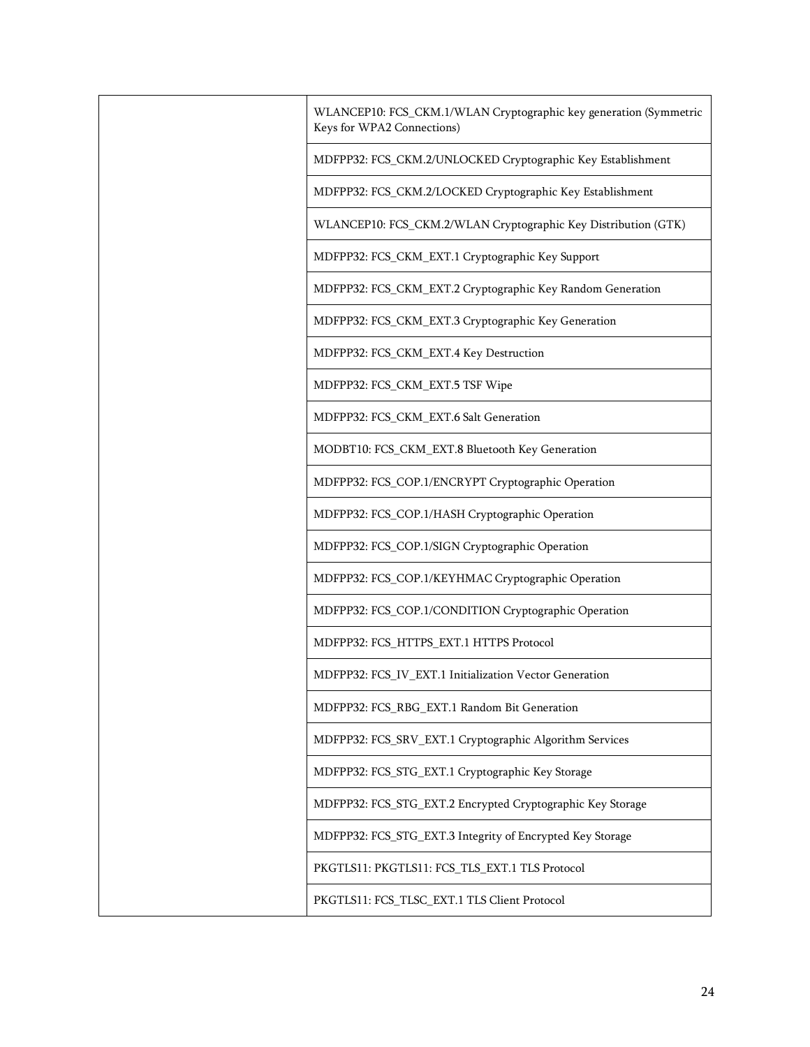| | |
|---|---|
| | WLANCEP10: FCS_CKM.1/WLAN Cryptographic key generation (Symmetric Keys for WPA2 Connections) |
| | MDFPP32: FCS_CKM.2/UNLOCKED Cryptographic Key Establishment |
| | MDFPP32: FCS_CKM.2/LOCKED Cryptographic Key Establishment |
| | WLANCEP10: FCS_CKM.2/WLAN Cryptographic Key Distribution (GTK) |
| | MDFPP32: FCS_CKM_EXT.1 Cryptographic Key Support |
| | MDFPP32: FCS_CKM_EXT.2 Cryptographic Key Random Generation |
| | MDFPP32: FCS_CKM_EXT.3 Cryptographic Key Generation |
| | MDFPP32: FCS_CKM_EXT.4 Key Destruction |
| | MDFPP32: FCS_CKM_EXT.5 TSF Wipe |
| | MDFPP32: FCS_CKM_EXT.6 Salt Generation |
| | MODBT10: FCS_CKM_EXT.8 Bluetooth Key Generation |
| | MDFPP32: FCS_COP.1/ENCRYPT Cryptographic Operation |
| | MDFPP32: FCS_COP.1/HASH Cryptographic Operation |
| | MDFPP32: FCS_COP.1/SIGN Cryptographic Operation |
| | MDFPP32: FCS_COP.1/KEYHMAC Cryptographic Operation |
| | MDFPP32: FCS_COP.1/CONDITION Cryptographic Operation |
| | MDFPP32: FCS_HTTPS_EXT.1 HTTPS Protocol |
| | MDFPP32: FCS_IV_EXT.1 Initialization Vector Generation |
| | MDFPP32: FCS_RBG_EXT.1 Random Bit Generation |
| | MDFPP32: FCS_SRV_EXT.1 Cryptographic Algorithm Services |
| | MDFPP32: FCS_STG_EXT.1 Cryptographic Key Storage |
| | MDFPP32: FCS_STG_EXT.2 Encrypted Cryptographic Key Storage |
| | MDFPP32: FCS_STG_EXT.3 Integrity of Encrypted Key Storage |
| | PKGTLS11: PKGTLS11: FCS_TLS_EXT.1 TLS Protocol |
| | PKGTLS11: FCS_TLSC_EXT.1 TLS Client Protocol |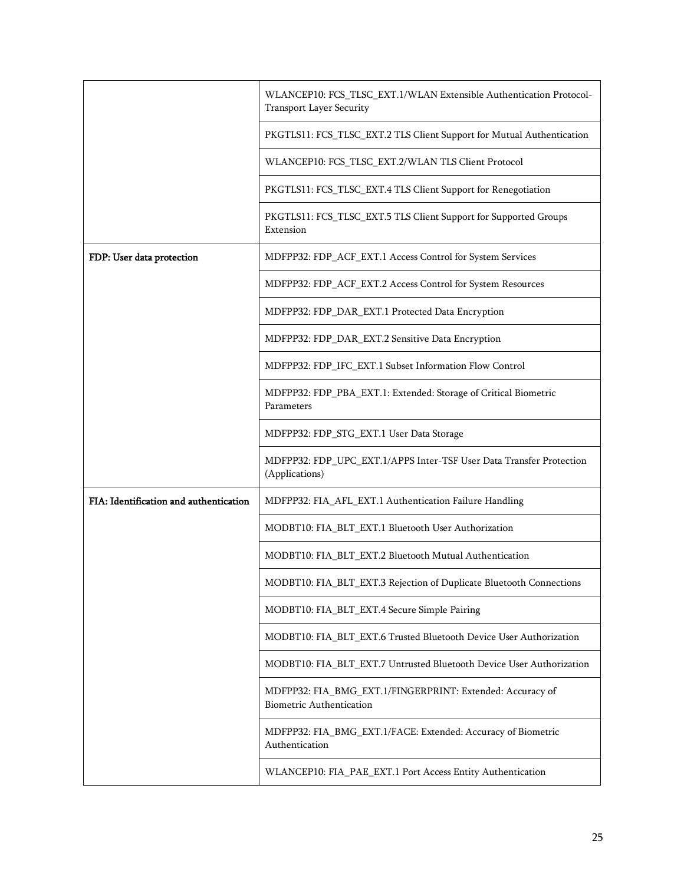| | |
|---|---|
| | WLANCEP10: FCS_TLSC_EXT.1/WLAN Extensible Authentication Protocol-Transport Layer Security |
| | PKGTLS11: FCS_TLSC_EXT.2 TLS Client Support for Mutual Authentication |
| | WLANCEP10: FCS_TLSC_EXT.2/WLAN TLS Client Protocol |
| | PKGTLS11: FCS_TLSC_EXT.4 TLS Client Support for Renegotiation |
| | PKGTLS11: FCS_TLSC_EXT.5 TLS Client Support for Supported Groups Extension |
| **FDP: User data protection** | MDFPP32: FDP_ACF_EXT.1 Access Control for System Services |
| | MDFPP32: FDP_ACF_EXT.2 Access Control for System Resources |
| | MDFPP32: FDP_DAR_EXT.1 Protected Data Encryption |
| | MDFPP32: FDP_DAR_EXT.2 Sensitive Data Encryption |
| | MDFPP32: FDP_IFC_EXT.1 Subset Information Flow Control |
| | MDFPP32: FDP_PBA_EXT.1: Extended: Storage of Critical Biometric Parameters |
| | MDFPP32: FDP_STG_EXT.1 User Data Storage |
| | MDFPP32: FDP_UPC_EXT.1/APPS Inter-TSF User Data Transfer Protection (Applications) |
| **FIA: Identification and authentication** | MDFPP32: FIA_AFL_EXT.1 Authentication Failure Handling |
| | MODBT10: FIA_BLT_EXT.1 Bluetooth User Authorization |
| | MODBT10: FIA_BLT_EXT.2 Bluetooth Mutual Authentication |
| | MODBT10: FIA_BLT_EXT.3 Rejection of Duplicate Bluetooth Connections |
| | MODBT10: FIA_BLT_EXT.4 Secure Simple Pairing |
| | MODBT10: FIA_BLT_EXT.6 Trusted Bluetooth Device User Authorization |
| | MODBT10: FIA_BLT_EXT.7 Untrusted Bluetooth Device User Authorization |
| | MDFPP32: FIA_BMG_EXT.1/FINGERPRINT: Extended: Accuracy of Biometric Authentication |
| | MDFPP32: FIA_BMG_EXT.1/FACE: Extended: Accuracy of Biometric Authentication |
| | WLANCEP10: FIA_PAE_EXT.1 Port Access Entity Authentication |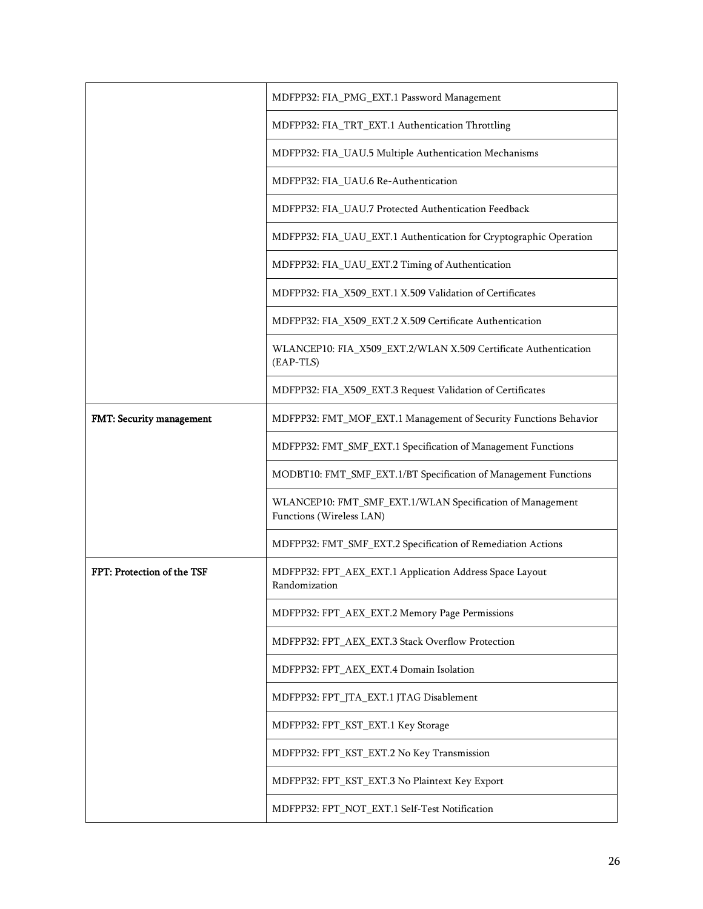| | |
|---|---|
| | MDFPP32: FIA_PMG_EXT.1 Password Management |
| | MDFPP32: FIA_TRT_EXT.1 Authentication Throttling |
| | MDFPP32: FIA_UAU.5 Multiple Authentication Mechanisms |
| | MDFPP32: FIA_UAU.6 Re-Authentication |
| | MDFPP32: FIA_UAU.7 Protected Authentication Feedback |
| | MDFPP32: FIA_UAU_EXT.1 Authentication for Cryptographic Operation |
| | MDFPP32: FIA_UAU_EXT.2 Timing of Authentication |
| | MDFPP32: FIA_X509_EXT.1 X.509 Validation of Certificates |
| | MDFPP32: FIA_X509_EXT.2 X.509 Certificate Authentication |
| | WLANCEP10: FIA_X509_EXT.2/WLAN X.509 Certificate Authentication (EAP-TLS) |
| | MDFPP32: FIA_X509_EXT.3 Request Validation of Certificates |
| **FMT: Security management** | MDFPP32: FMT_MOF_EXT.1 Management of Security Functions Behavior |
| | MDFPP32: FMT_SMF_EXT.1 Specification of Management Functions |
| | MODBT10: FMT_SMF_EXT.1/BT Specification of Management Functions |
| | WLANCEP10: FMT_SMF_EXT.1/WLAN Specification of Management Functions (Wireless LAN) |
| | MDFPP32: FMT_SMF_EXT.2 Specification of Remediation Actions |
| **FPT: Protection of the TSF** | MDFPP32: FPT_AEX_EXT.1 Application Address Space Layout Randomization |
| | MDFPP32: FPT_AEX_EXT.2 Memory Page Permissions |
| | MDFPP32: FPT_AEX_EXT.3 Stack Overflow Protection |
| | MDFPP32: FPT_AEX_EXT.4 Domain Isolation |
| | MDFPP32: FPT_JTA_EXT.1 JTAG Disablement |
| | MDFPP32: FPT_KST_EXT.1 Key Storage |
| | MDFPP32: FPT_KST_EXT.2 No Key Transmission |
| | MDFPP32: FPT_KST_EXT.3 No Plaintext Key Export |
| | MDFPP32: FPT_NOT_EXT.1 Self-Test Notification |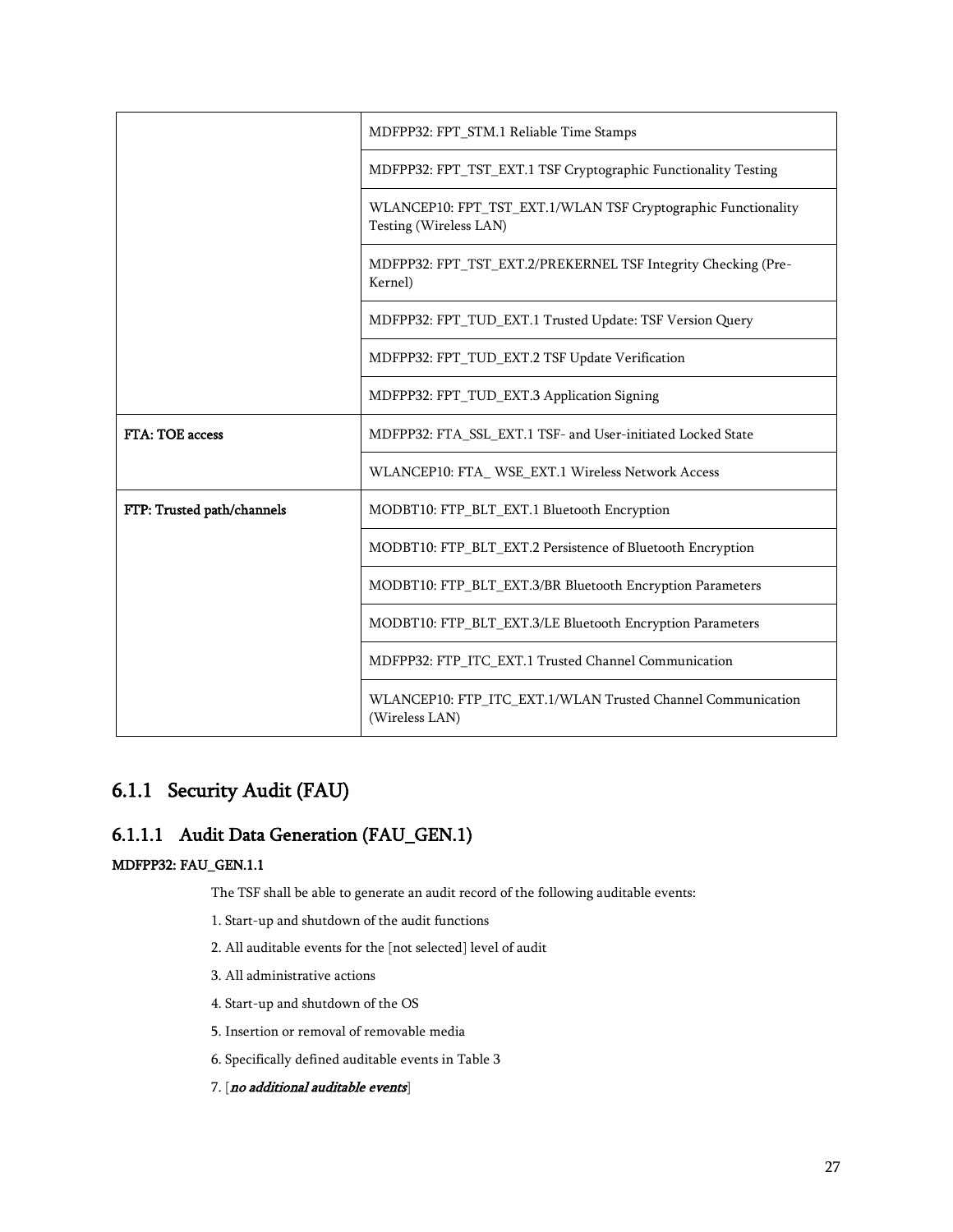| | |
|---|---|
| | MDFPP32: FPT_STM.1 Reliable Time Stamps |
| | MDFPP32: FPT_TST_EXT.1 TSF Cryptographic Functionality Testing |
| | WLANCEP10: FPT_TST_EXT.1/WLAN TSF Cryptographic Functionality Testing (Wireless LAN) |
| | MDFPP32: FPT_TST_EXT.2/PREKERNEL TSF Integrity Checking (Pre-Kernel) |
| | MDFPP32: FPT_TUD_EXT.1 Trusted Update: TSF Version Query |
| | MDFPP32: FPT_TUD_EXT.2 TSF Update Verification |
| | MDFPP32: FPT_TUD_EXT.3 Application Signing |
| **FTA: TOE access** | MDFPP32: FTA_SSL_EXT.1 TSF- and User-initiated Locked State |
| | WLANCEP10: FTA_ WSE_EXT.1 Wireless Network Access |
| **FTP: Trusted path/channels** | MODBT10: FTP_BLT_EXT.1 Bluetooth Encryption |
| | MODBT10: FTP_BLT_EXT.2 Persistence of Bluetooth Encryption |
| | MODBT10: FTP_BLT_EXT.3/BR Bluetooth Encryption Parameters |
| | MODBT10: FTP_BLT_EXT.3/LE Bluetooth Encryption Parameters |
| | MDFPP32: FTP_ITC_EXT.1 Trusted Channel Communication |
| | WLANCEP10: FTP_ITC_EXT.1/WLAN Trusted Channel Communication (Wireless LAN) |

## 6.1.1 Security Audit (FAU)

### 6.1.1.1 Audit Data Generation (FAU_GEN.1)

**MDFPP32: FAU_GEN.1.1**

The TSF shall be able to generate an audit record of the following auditable events:

1. Start-up and shutdown of the audit functions
2. All auditable events for the [not selected] level of audit
3. All administrative actions
4. Start-up and shutdown of the OS
5. Insertion or removal of removable media
6. Specifically defined auditable events in Table 3
7. [*no additional auditable events*]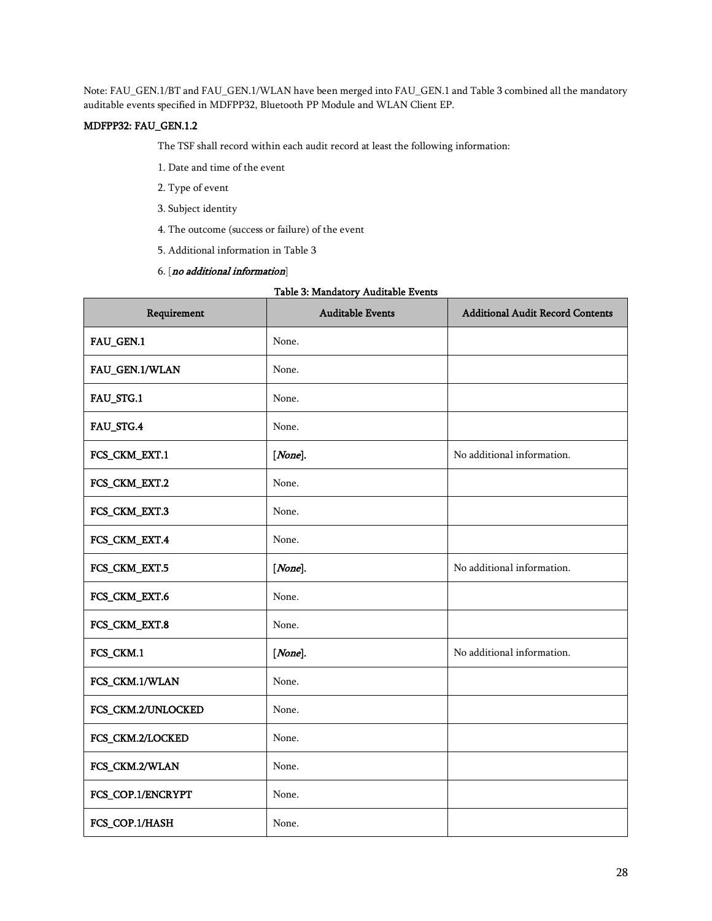Note: FAU_GEN.1/BT and FAU_GEN.1/WLAN have been merged into FAU_GEN.1 and Table 3 combined all the mandatory auditable events specified in MDFPP32, Bluetooth PP Module and WLAN Client EP.

**MDFPP32: FAU_GEN.1.2**

The TSF shall record within each audit record at least the following information:

1. Date and time of the event
2. Type of event
3. Subject identity
4. The outcome (success or failure) of the event
5. Additional information in Table 3
6. [***no additional information***]

**Table 3: Mandatory Auditable Events**

| Requirement | Auditable Events | Additional Audit Record Contents |
|---|---|---|
| **FAU_GEN.1** | None. | |
| **FAU_GEN.1/WLAN** | None. | |
| **FAU_STG.1** | None. | |
| **FAU_STG.4** | None. | |
| **FCS_CKM_EXT.1** | [*None*]. | No additional information. |
| **FCS_CKM_EXT.2** | None. | |
| **FCS_CKM_EXT.3** | None. | |
| **FCS_CKM_EXT.4** | None. | |
| **FCS_CKM_EXT.5** | [*None*]. | No additional information. |
| **FCS_CKM_EXT.6** | None. | |
| **FCS_CKM_EXT.8** | None. | |
| **FCS_CKM.1** | [*None*]. | No additional information. |
| **FCS_CKM.1/WLAN** | None. | |
| **FCS_CKM.2/UNLOCKED** | None. | |
| **FCS_CKM.2/LOCKED** | None. | |
| **FCS_CKM.2/WLAN** | None. | |
| **FCS_COP.1/ENCRYPT** | None. | |
| **FCS_COP.1/HASH** | None. | |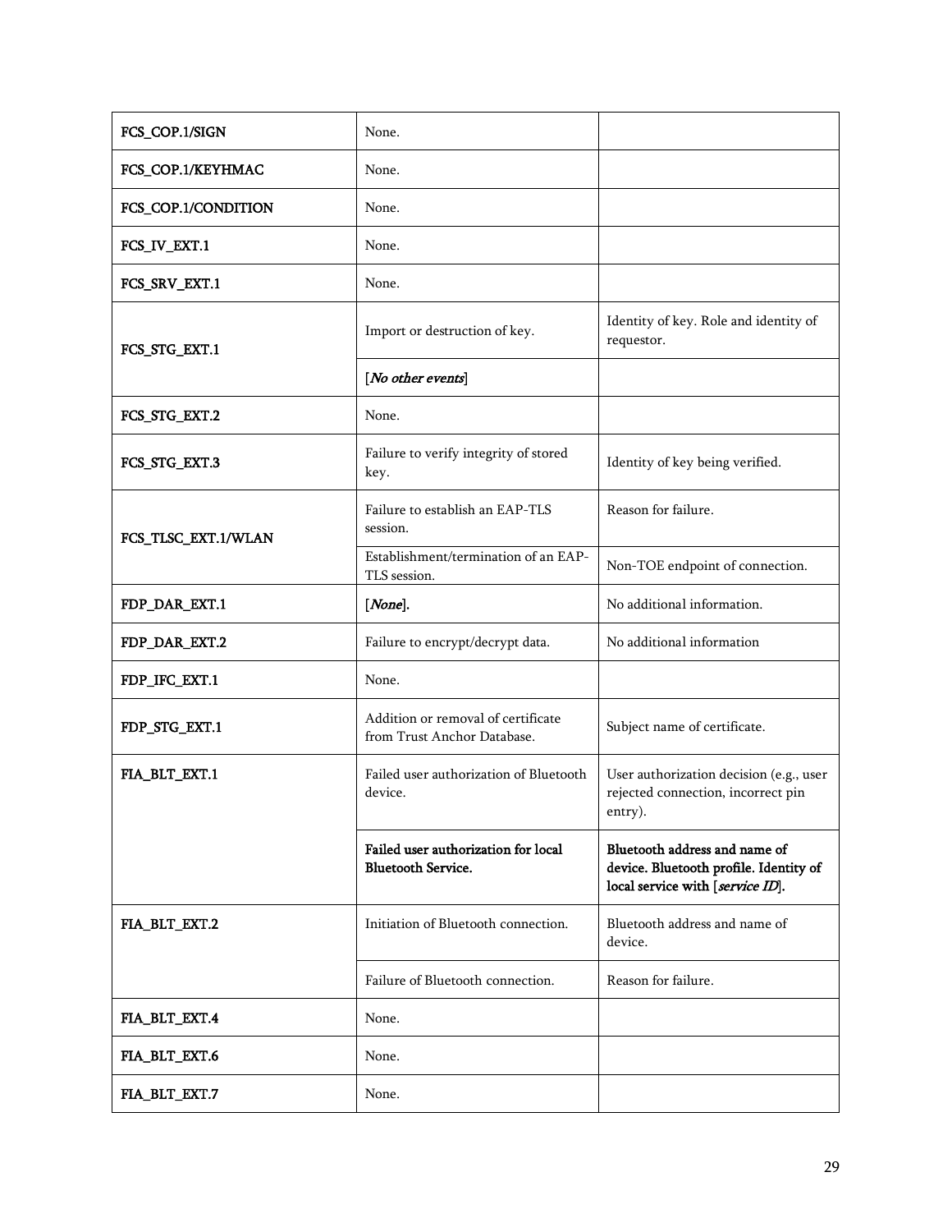| | | |
|---|---|---|
| **FCS_COP.1/SIGN** | None. | |
| **FCS_COP.1/KEYHMAC** | None. | |
| **FCS_COP.1/CONDITION** | None. | |
| **FCS_IV_EXT.1** | None. | |
| **FCS_SRV_EXT.1** | None. | |
| **FCS_STG_EXT.1** | Import or destruction of key. | Identity of key. Role and identity of requestor. |
| | [*No other events*] | |
| **FCS_STG_EXT.2** | None. | |
| **FCS_STG_EXT.3** | Failure to verify integrity of stored key. | Identity of key being verified. |
| **FCS_TLSC_EXT.1/WLAN** | Failure to establish an EAP-TLS session. | Reason for failure. |
| | Establishment/termination of an EAP-TLS session. | Non-TOE endpoint of connection. |
| **FDP_DAR_EXT.1** | [*None*]. | No additional information. |
| **FDP_DAR_EXT.2** | Failure to encrypt/decrypt data. | No additional information |
| **FDP_IFC_EXT.1** | None. | |
| **FDP_STG_EXT.1** | Addition or removal of certificate from Trust Anchor Database. | Subject name of certificate. |
| **FIA_BLT_EXT.1** | Failed user authorization of Bluetooth device. | User authorization decision (e.g., user rejected connection, incorrect pin entry). |
| | **Failed user authorization for local Bluetooth Service.** | **Bluetooth address and name of device. Bluetooth profile. Identity of local service with [*service ID*].** |
| **FIA_BLT_EXT.2** | Initiation of Bluetooth connection. | Bluetooth address and name of device. |
| | Failure of Bluetooth connection. | Reason for failure. |
| **FIA_BLT_EXT.4** | None. | |
| **FIA_BLT_EXT.6** | None. | |
| **FIA_BLT_EXT.7** | None. | |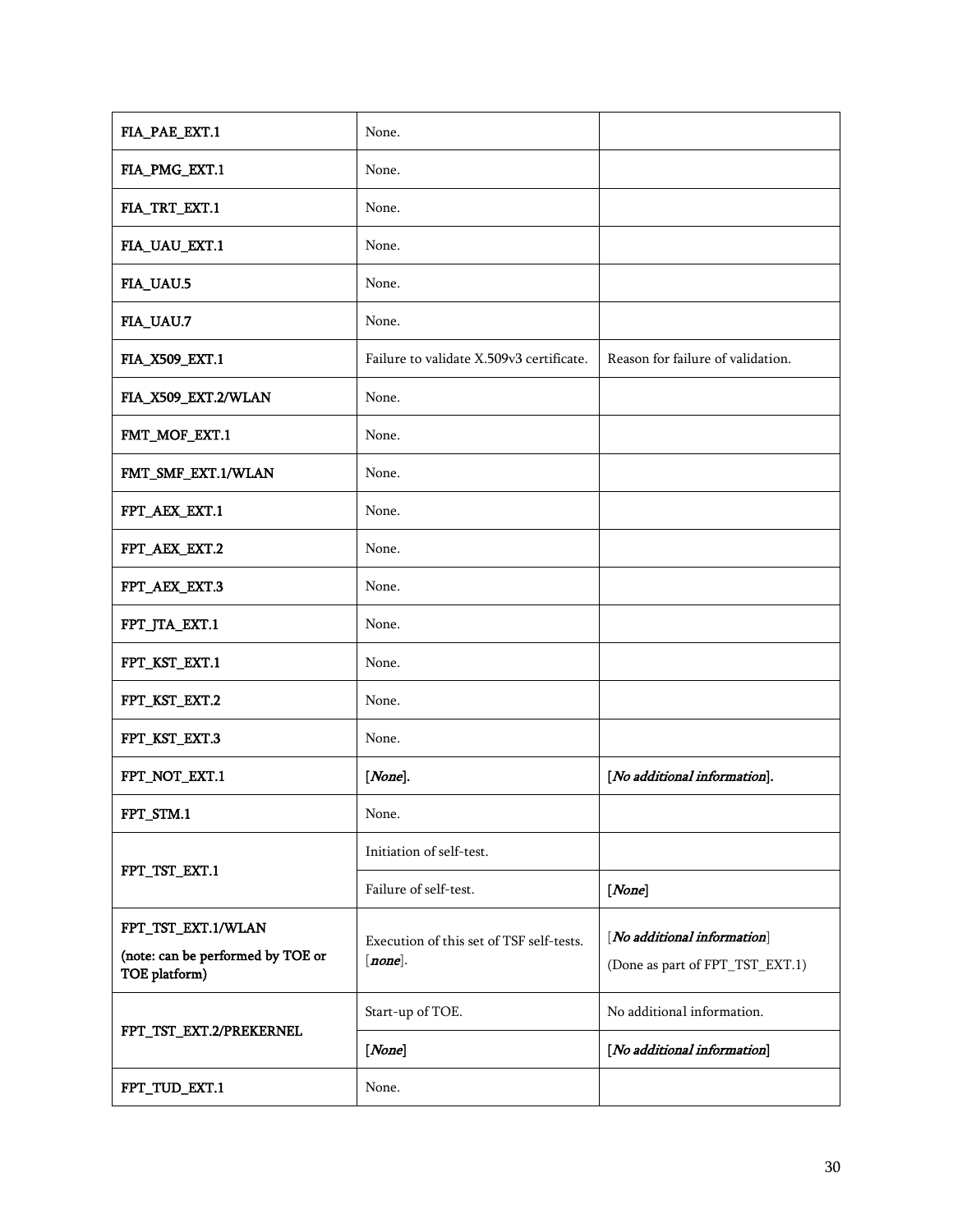| FIA_PAE_EXT.1 | None. | |
|---|---|---|
| FIA_PMG_EXT.1 | None. | |
| FIA_TRT_EXT.1 | None. | |
| FIA_UAU_EXT.1 | None. | |
| FIA_UAU.5 | None. | |
| FIA_UAU.7 | None. | |
| FIA_X509_EXT.1 | Failure to validate X.509v3 certificate. | Reason for failure of validation. |
| FIA_X509_EXT.2/WLAN | None. | |
| FMT_MOF_EXT.1 | None. | |
| FMT_SMF_EXT.1/WLAN | None. | |
| FPT_AEX_EXT.1 | None. | |
| FPT_AEX_EXT.2 | None. | |
| FPT_AEX_EXT.3 | None. | |
| FPT_JTA_EXT.1 | None. | |
| FPT_KST_EXT.1 | None. | |
| FPT_KST_EXT.2 | None. | |
| FPT_KST_EXT.3 | None. | |
| FPT_NOT_EXT.1 | [*None*]. | [*No additional information*]. |
| FPT_STM.1 | None. | |
| FPT_TST_EXT.1 | Initiation of self-test. | |
| | Failure of self-test. | [*None*] |
| FPT_TST_EXT.1/WLAN (note: can be performed by TOE or TOE platform) | Execution of this set of TSF self-tests. [*none*]. | [*No additional information*] (Done as part of FPT_TST_EXT.1) |
| FPT_TST_EXT.2/PREKERNEL | Start-up of TOE. | No additional information. |
| | [*None*] | [*No additional information*] |
| FPT_TUD_EXT.1 | None. | |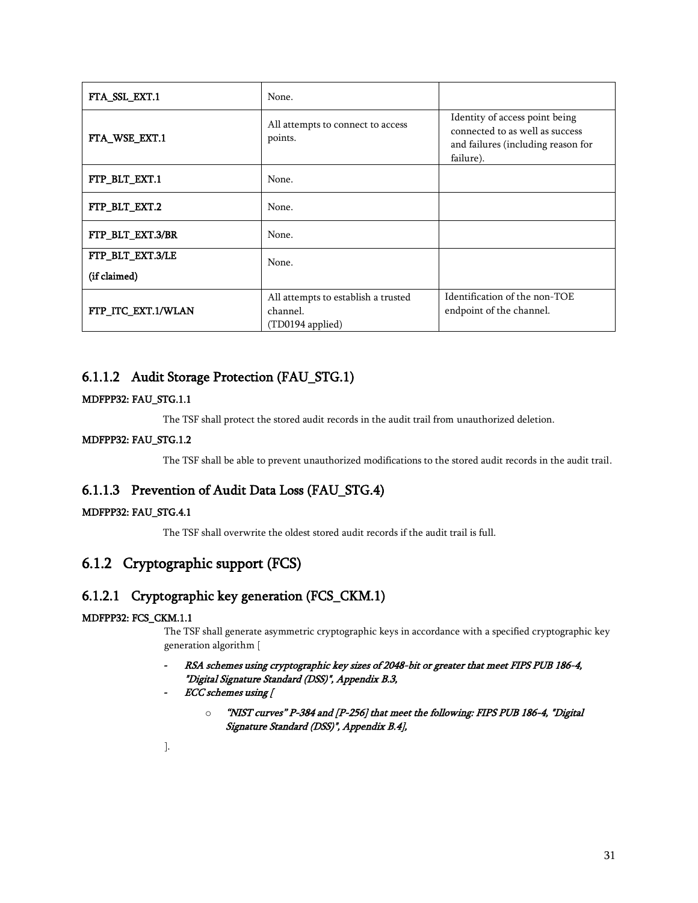| | | |
|---|---|---|
| FTA_SSL_EXT.1 | None. | |
| FTA_WSE_EXT.1 | All attempts to connect to access points. | Identity of access point being connected to as well as success and failures (including reason for failure). |
| FTP_BLT_EXT.1 | None. | |
| FTP_BLT_EXT.2 | None. | |
| FTP_BLT_EXT.3/BR | None. | |
| FTP_BLT_EXT.3/LE (if claimed) | None. | |
| FTP_ITC_EXT.1/WLAN | All attempts to establish a trusted channel. (TD0194 applied) | Identification of the non-TOE endpoint of the channel. |

#### 6.1.1.2 Audit Storage Protection (FAU_STG.1)

**MDFPP32: FAU_STG.1.1**

The TSF shall protect the stored audit records in the audit trail from unauthorized deletion.

**MDFPP32: FAU_STG.1.2**

The TSF shall be able to prevent unauthorized modifications to the stored audit records in the audit trail.

#### 6.1.1.3 Prevention of Audit Data Loss (FAU_STG.4)

**MDFPP32: FAU_STG.4.1**

The TSF shall overwrite the oldest stored audit records if the audit trail is full.

### 6.1.2 Cryptographic support (FCS)

#### 6.1.2.1 Cryptographic key generation (FCS_CKM.1)

**MDFPP32: FCS_CKM.1.1**

The TSF shall generate asymmetric cryptographic keys in accordance with a specified cryptographic key generation algorithm [

- *RSA schemes using cryptographic key sizes of 2048-bit or greater that meet FIPS PUB 186-4, "Digital Signature Standard (DSS)", Appendix B.3,*
- *ECC schemes using [*
  - *"NIST curves" P-384 and [P-256] that meet the following: FIPS PUB 186-4, "Digital Signature Standard (DSS)", Appendix B.4],*

].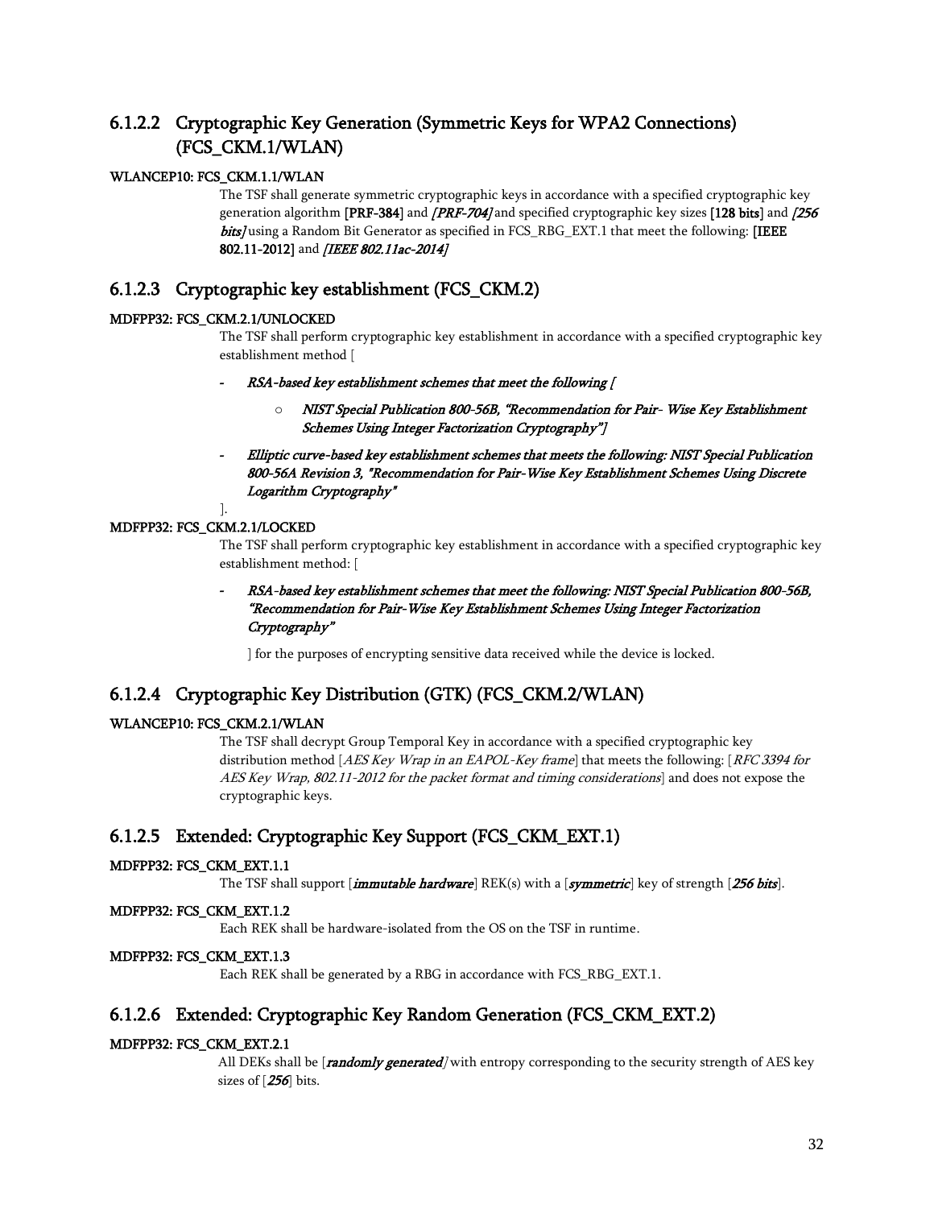### 6.1.2.2 Cryptographic Key Generation (Symmetric Keys for WPA2 Connections) (FCS_CKM.1/WLAN)

**WLANCEP10: FCS_CKM.1.1/WLAN**

The TSF shall generate symmetric cryptographic keys in accordance with a specified cryptographic key generation algorithm [**PRF-384**] and ***[PRF-704]*** and specified cryptographic key sizes [**128 bits**] and ***[256 bits]*** using a Random Bit Generator as specified in FCS_RBG_EXT.1 that meet the following: [**IEEE 802.11-2012**] and ***[IEEE 802.11ac-2014]***

### 6.1.2.3 Cryptographic key establishment (FCS_CKM.2)

**MDFPP32: FCS_CKM.2.1/UNLOCKED**

The TSF shall perform cryptographic key establishment in accordance with a specified cryptographic key establishment method [

- ***RSA-based key establishment schemes that meet the following [***
  - ***NIST Special Publication 800-56B, "Recommendation for Pair- Wise Key Establishment Schemes Using Integer Factorization Cryptography"]***
- ***Elliptic curve-based key establishment schemes that meets the following: NIST Special Publication 800-56A Revision 3, "Recommendation for Pair-Wise Key Establishment Schemes Using Discrete Logarithm Cryptography"***

].

**MDFPP32: FCS_CKM.2.1/LOCKED**

The TSF shall perform cryptographic key establishment in accordance with a specified cryptographic key establishment method: [

- ***RSA-based key establishment schemes that meet the following: NIST Special Publication 800-56B, "Recommendation for Pair-Wise Key Establishment Schemes Using Integer Factorization Cryptography"***

] for the purposes of encrypting sensitive data received while the device is locked.

### 6.1.2.4 Cryptographic Key Distribution (GTK) (FCS_CKM.2/WLAN)

**WLANCEP10: FCS_CKM.2.1/WLAN**

The TSF shall decrypt Group Temporal Key in accordance with a specified cryptographic key distribution method [*AES Key Wrap in an EAPOL-Key frame*] that meets the following: [*RFC 3394 for AES Key Wrap, 802.11-2012 for the packet format and timing considerations*] and does not expose the cryptographic keys.

### 6.1.2.5 Extended: Cryptographic Key Support (FCS_CKM_EXT.1)

**MDFPP32: FCS_CKM_EXT.1.1**

The TSF shall support [***immutable hardware***] REK(s) with a [***symmetric***] key of strength [***256 bits***].

**MDFPP32: FCS_CKM_EXT.1.2**

Each REK shall be hardware-isolated from the OS on the TSF in runtime.

**MDFPP32: FCS_CKM_EXT.1.3**

Each REK shall be generated by a RBG in accordance with FCS_RBG_EXT.1.

### 6.1.2.6 Extended: Cryptographic Key Random Generation (FCS_CKM_EXT.2)

**MDFPP32: FCS_CKM_EXT.2.1**

All DEKs shall be [***randomly generated***] with entropy corresponding to the security strength of AES key sizes of [***256***] bits.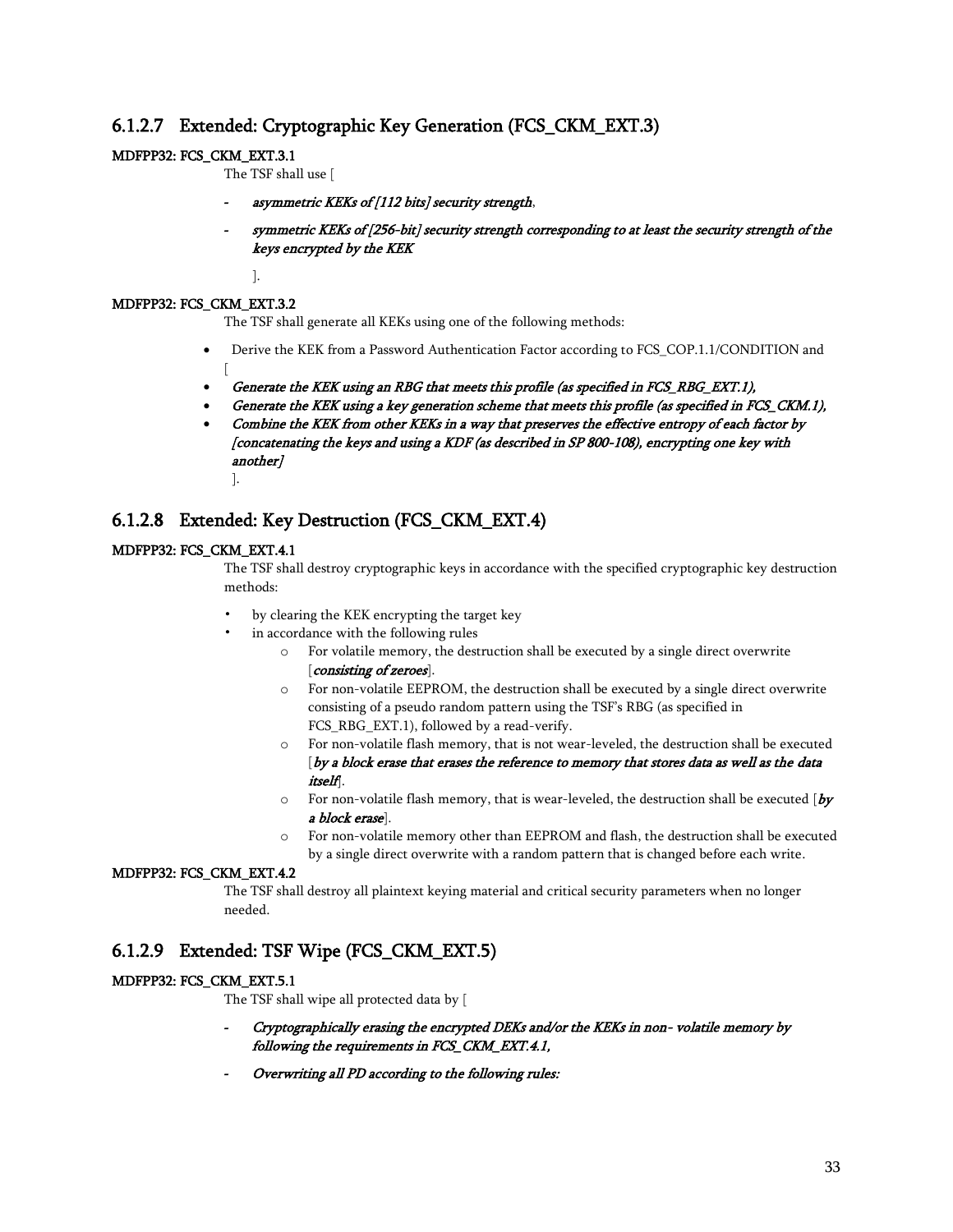### 6.1.2.7 Extended: Cryptographic Key Generation (FCS_CKM_EXT.3)

**MDFPP32: FCS_CKM_EXT.3.1**

The TSF shall use [

- *asymmetric KEKs of [112 bits] security strength*,
- *symmetric KEKs of [256-bit] security strength corresponding to at least the security strength of the keys encrypted by the KEK*

].

**MDFPP32: FCS_CKM_EXT.3.2**

The TSF shall generate all KEKs using one of the following methods:

- Derive the KEK from a Password Authentication Factor according to FCS_COP.1.1/CONDITION and [
- *Generate the KEK using an RBG that meets this profile (as specified in FCS_RBG_EXT.1),*
- *Generate the KEK using a key generation scheme that meets this profile (as specified in FCS_CKM.1),*
- *Combine the KEK from other KEKs in a way that preserves the effective entropy of each factor by [concatenating the keys and using a KDF (as described in SP 800-108), encrypting one key with another]*

].

### 6.1.2.8 Extended: Key Destruction (FCS_CKM_EXT.4)

**MDFPP32: FCS_CKM_EXT.4.1**

The TSF shall destroy cryptographic keys in accordance with the specified cryptographic key destruction methods:

- by clearing the KEK encrypting the target key
- in accordance with the following rules
  - For volatile memory, the destruction shall be executed by a single direct overwrite [*consisting of zeroes*].
  - For non-volatile EEPROM, the destruction shall be executed by a single direct overwrite consisting of a pseudo random pattern using the TSF's RBG (as specified in FCS_RBG_EXT.1), followed by a read-verify.
  - For non-volatile flash memory, that is not wear-leveled, the destruction shall be executed [*by a block erase that erases the reference to memory that stores data as well as the data itself*].
  - For non-volatile flash memory, that is wear-leveled, the destruction shall be executed [*by a block erase*].
  - For non-volatile memory other than EEPROM and flash, the destruction shall be executed by a single direct overwrite with a random pattern that is changed before each write.

**MDFPP32: FCS_CKM_EXT.4.2**

The TSF shall destroy all plaintext keying material and critical security parameters when no longer needed.

### 6.1.2.9 Extended: TSF Wipe (FCS_CKM_EXT.5)

**MDFPP32: FCS_CKM_EXT.5.1**

The TSF shall wipe all protected data by [

- *Cryptographically erasing the encrypted DEKs and/or the KEKs in non- volatile memory by following the requirements in FCS_CKM_EXT.4.1,*
- *Overwriting all PD according to the following rules:*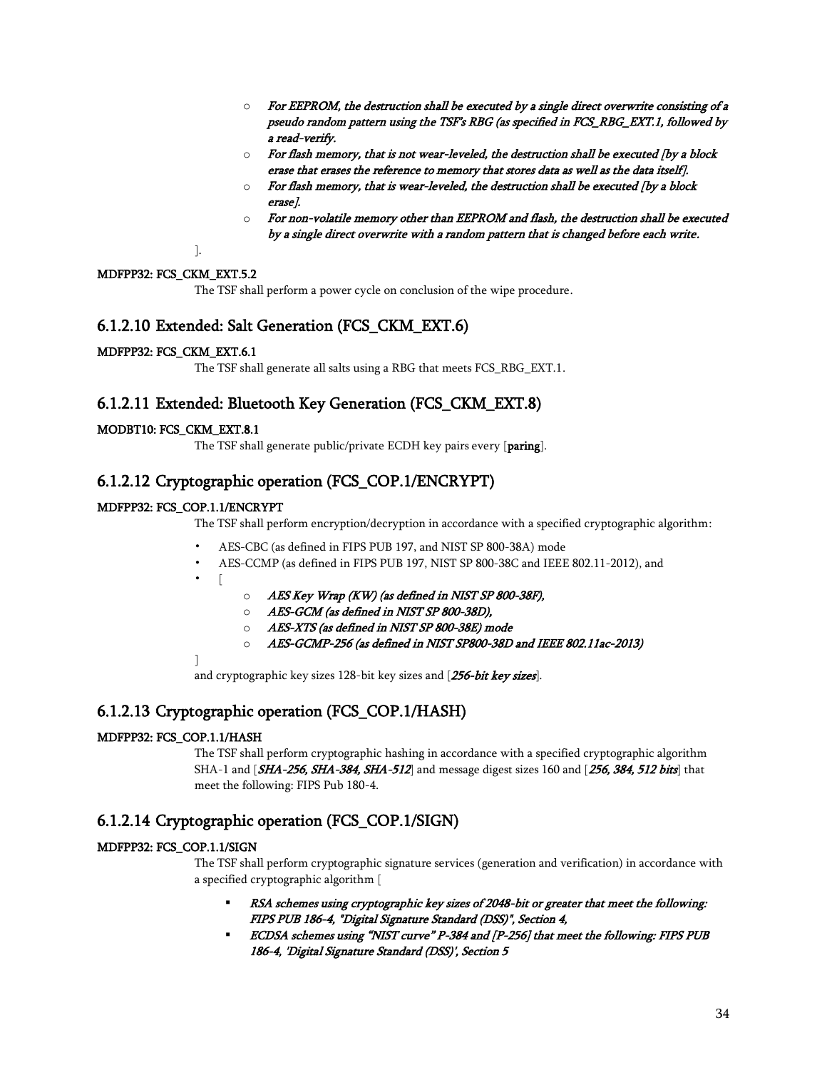- *For EEPROM, the destruction shall be executed by a single direct overwrite consisting of a pseudo random pattern using the TSF's RBG (as specified in FCS_RBG_EXT.1, followed by a read-verify.*
  - *For flash memory, that is not wear-leveled, the destruction shall be executed [by a block erase that erases the reference to memory that stores data as well as the data itself].*
  - *For flash memory, that is wear-leveled, the destruction shall be executed [by a block erase].*
  - *For non-volatile memory other than EEPROM and flash, the destruction shall be executed by a single direct overwrite with a random pattern that is changed before each write.*

].

**MDFPP32: FCS_CKM_EXT.5.2**

The TSF shall perform a power cycle on conclusion of the wipe procedure.

### 6.1.2.10 Extended: Salt Generation (FCS_CKM_EXT.6)

**MDFPP32: FCS_CKM_EXT.6.1**

The TSF shall generate all salts using a RBG that meets FCS_RBG_EXT.1.

### 6.1.2.11 Extended: Bluetooth Key Generation (FCS_CKM_EXT.8)

**MODBT10: FCS_CKM_EXT.8.1**

The TSF shall generate public/private ECDH key pairs every [**paring**].

### 6.1.2.12 Cryptographic operation (FCS_COP.1/ENCRYPT)

**MDFPP32: FCS_COP.1.1/ENCRYPT**

The TSF shall perform encryption/decryption in accordance with a specified cryptographic algorithm:

- AES-CBC (as defined in FIPS PUB 197, and NIST SP 800-38A) mode
- AES-CCMP (as defined in FIPS PUB 197, NIST SP 800-38C and IEEE 802.11-2012), and
- [
  - ***AES Key Wrap (KW) (as defined in NIST SP 800-38F),***
  - ***AES-GCM (as defined in NIST SP 800-38D),***
  - ***AES-XTS (as defined in NIST SP 800-38E) mode***
  - ***AES-GCMP-256 (as defined in NIST SP800-38D and IEEE 802.11ac-2013)***

]

and cryptographic key sizes 128-bit key sizes and [***256-bit key sizes***].

### 6.1.2.13 Cryptographic operation (FCS_COP.1/HASH)

**MDFPP32: FCS_COP.1.1/HASH**

The TSF shall perform cryptographic hashing in accordance with a specified cryptographic algorithm SHA-1 and [***SHA-256, SHA-384, SHA-512***] and message digest sizes 160 and [***256, 384, 512 bits***] that meet the following: FIPS Pub 180-4.

### 6.1.2.14 Cryptographic operation (FCS_COP.1/SIGN)

**MDFPP32: FCS_COP.1.1/SIGN**

The TSF shall perform cryptographic signature services (generation and verification) in accordance with a specified cryptographic algorithm [

- ***RSA schemes using cryptographic key sizes of 2048-bit or greater that meet the following: FIPS PUB 186-4, "Digital Signature Standard (DSS)", Section 4,***
- ***ECDSA schemes using "NIST curve" P-384 and [P-256] that meet the following: FIPS PUB 186-4, 'Digital Signature Standard (DSS)', Section 5***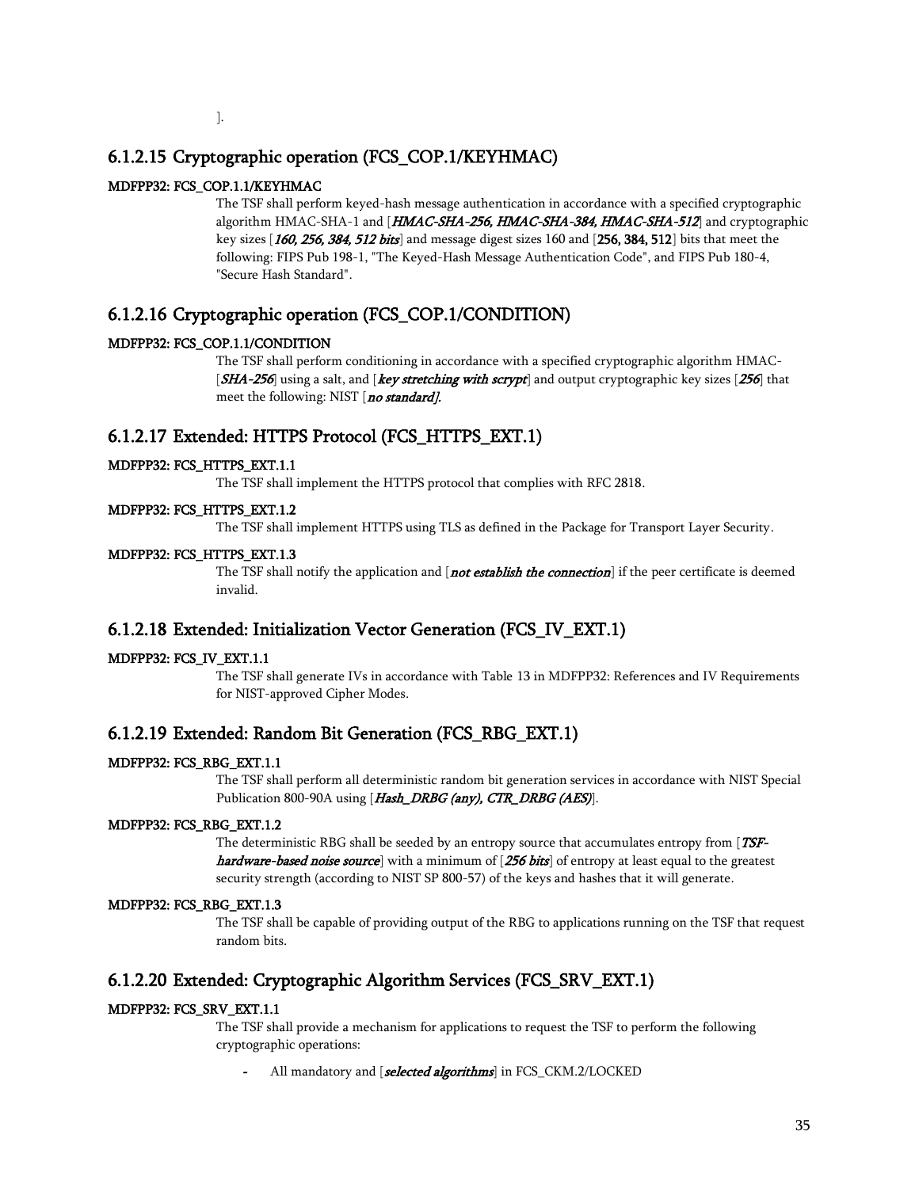].

### 6.1.2.15 Cryptographic operation (FCS_COP.1/KEYHMAC)

**MDFPP32: FCS_COP.1.1/KEYHMAC**

The TSF shall perform keyed-hash message authentication in accordance with a specified cryptographic algorithm HMAC-SHA-1 and [***HMAC-SHA-256, HMAC-SHA-384, HMAC-SHA-512***] and cryptographic key sizes [***160, 256, 384, 512 bits***] and message digest sizes 160 and [**256, 384, 512**] bits that meet the following: FIPS Pub 198-1, "The Keyed-Hash Message Authentication Code", and FIPS Pub 180-4, "Secure Hash Standard".

### 6.1.2.16 Cryptographic operation (FCS_COP.1/CONDITION)

**MDFPP32: FCS_COP.1.1/CONDITION**

The TSF shall perform conditioning in accordance with a specified cryptographic algorithm HMAC-[***SHA-256***] using a salt, and [***key stretching with scrypt***] and output cryptographic key sizes [***256***] that meet the following: NIST [***no standard***].

### 6.1.2.17 Extended: HTTPS Protocol (FCS_HTTPS_EXT.1)

**MDFPP32: FCS_HTTPS_EXT.1.1**

The TSF shall implement the HTTPS protocol that complies with RFC 2818.

**MDFPP32: FCS_HTTPS_EXT.1.2**

The TSF shall implement HTTPS using TLS as defined in the Package for Transport Layer Security.

**MDFPP32: FCS_HTTPS_EXT.1.3**

The TSF shall notify the application and [***not establish the connection***] if the peer certificate is deemed invalid.

### 6.1.2.18 Extended: Initialization Vector Generation (FCS_IV_EXT.1)

**MDFPP32: FCS_IV_EXT.1.1**

The TSF shall generate IVs in accordance with Table 13 in MDFPP32: References and IV Requirements for NIST-approved Cipher Modes.

### 6.1.2.19 Extended: Random Bit Generation (FCS_RBG_EXT.1)

**MDFPP32: FCS_RBG_EXT.1.1**

The TSF shall perform all deterministic random bit generation services in accordance with NIST Special Publication 800-90A using [***Hash_DRBG (any), CTR_DRBG (AES)***].

**MDFPP32: FCS_RBG_EXT.1.2**

The deterministic RBG shall be seeded by an entropy source that accumulates entropy from [***TSF-hardware-based noise source***] with a minimum of [***256 bits***] of entropy at least equal to the greatest security strength (according to NIST SP 800-57) of the keys and hashes that it will generate.

**MDFPP32: FCS_RBG_EXT.1.3**

The TSF shall be capable of providing output of the RBG to applications running on the TSF that request random bits.

### 6.1.2.20 Extended: Cryptographic Algorithm Services (FCS_SRV_EXT.1)

**MDFPP32: FCS_SRV_EXT.1.1**

The TSF shall provide a mechanism for applications to request the TSF to perform the following cryptographic operations:

- All mandatory and [***selected algorithms***] in FCS_CKM.2/LOCKED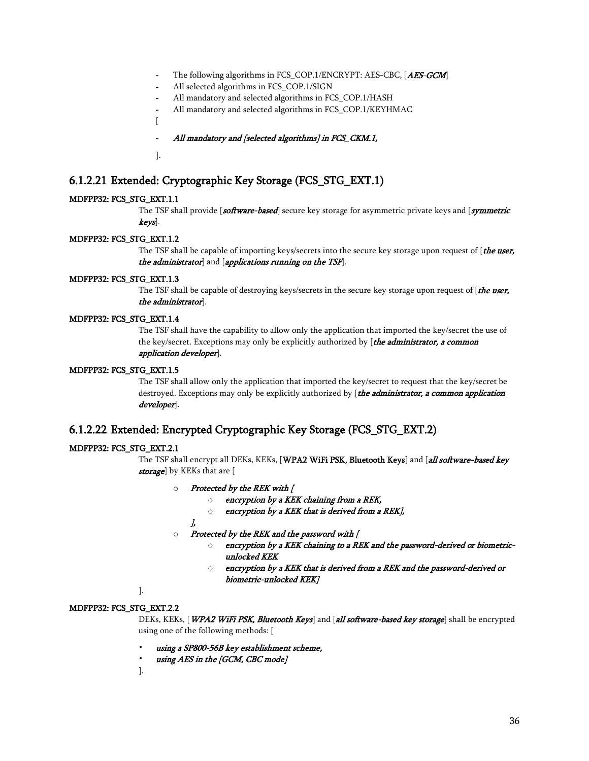- The following algorithms in FCS_COP.1/ENCRYPT: AES-CBC, [***AES-GCM***]
- All selected algorithms in FCS_COP.1/SIGN
- All mandatory and selected algorithms in FCS_COP.1/HASH
- All mandatory and selected algorithms in FCS_COP.1/KEYHMAC

[

- ***All mandatory and [selected algorithms] in FCS_CKM.1,***

].

### 6.1.2.21 Extended: Cryptographic Key Storage (FCS_STG_EXT.1)

**MDFPP32: FCS_STG_EXT.1.1**

The TSF shall provide [***software-based***] secure key storage for asymmetric private keys and [***symmetric keys***].

**MDFPP32: FCS_STG_EXT.1.2**

The TSF shall be capable of importing keys/secrets into the secure key storage upon request of [***the user, the administrator***] and [***applications running on the TSF***].

**MDFPP32: FCS_STG_EXT.1.3**

The TSF shall be capable of destroying keys/secrets in the secure key storage upon request of [***the user, the administrator***].

**MDFPP32: FCS_STG_EXT.1.4**

The TSF shall have the capability to allow only the application that imported the key/secret the use of the key/secret. Exceptions may only be explicitly authorized by [***the administrator, a common application developer***].

**MDFPP32: FCS_STG_EXT.1.5**

The TSF shall allow only the application that imported the key/secret to request that the key/secret be destroyed. Exceptions may only be explicitly authorized by [***the administrator, a common application developer***].

### 6.1.2.22 Extended: Encrypted Cryptographic Key Storage (FCS_STG_EXT.2)

**MDFPP32: FCS_STG_EXT.2.1**

The TSF shall encrypt all DEKs, KEKs, [**WPA2 WiFi PSK, Bluetooth Keys**] and [***all software-based key storage***] by KEKs that are [

- ***Protected by the REK with [***
  - ***encryption by a KEK chaining from a REK,***
  - ***encryption by a KEK that is derived from a REK],***

  ***],***
- ***Protected by the REK and the password with [***
  - ***encryption by a KEK chaining to a REK and the password-derived or biometric-unlocked KEK***
  - ***encryption by a KEK that is derived from a REK and the password-derived or biometric-unlocked KEK]***

].

**MDFPP32: FCS_STG_EXT.2.2**

DEKs, KEKs, [***WPA2 WiFi PSK, Bluetooth Keys***] and [***all software-based key storage***] shall be encrypted using one of the following methods: [

- ***using a SP800-56B key establishment scheme,***
- ***using AES in the [GCM, CBC mode]***

].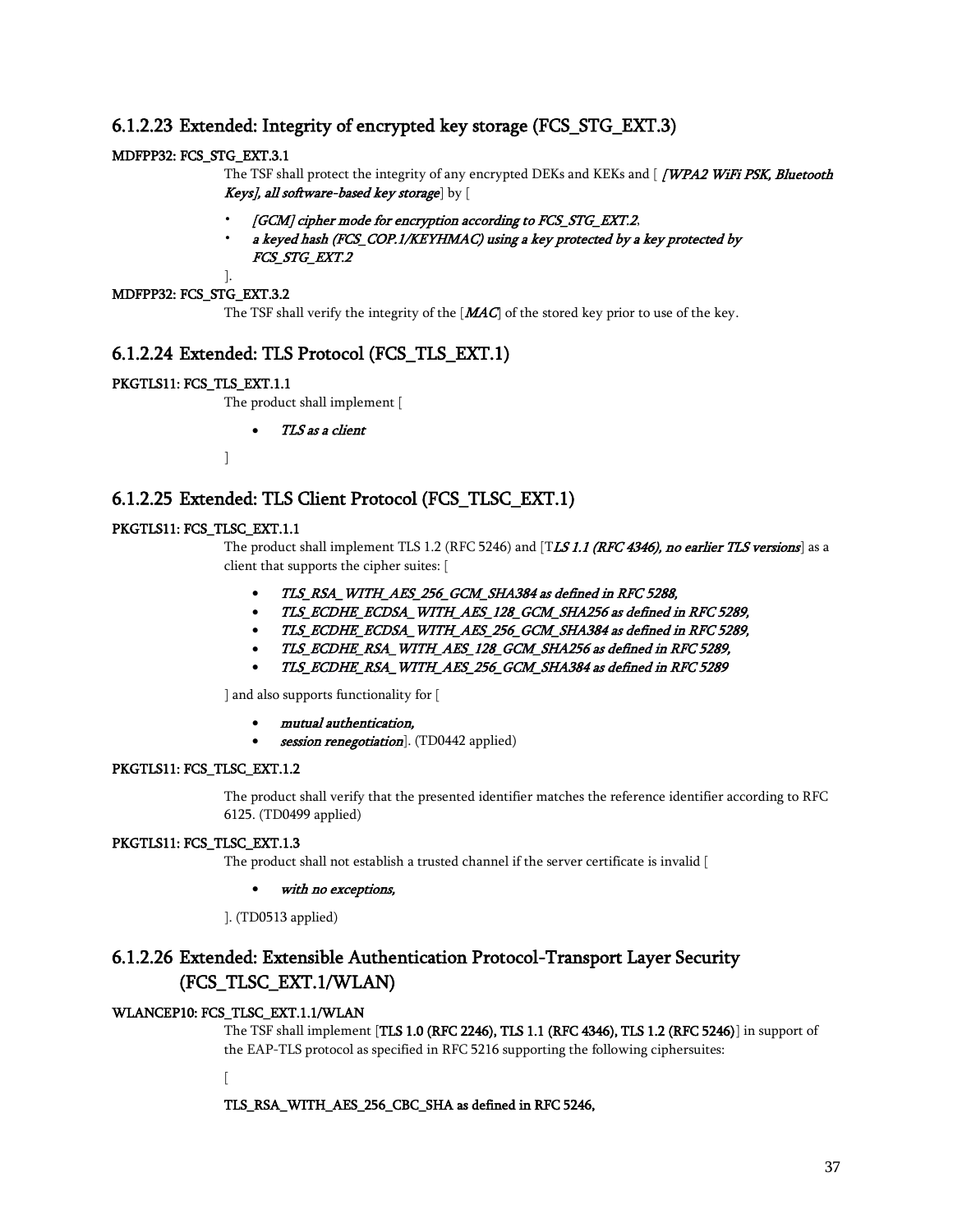### 6.1.2.23 Extended: Integrity of encrypted key storage (FCS_STG_EXT.3)

**MDFPP32: FCS_STG_EXT.3.1**

The TSF shall protect the integrity of any encrypted DEKs and KEKs and [ *[WPA2 WiFi PSK, Bluetooth Keys], all software-based key storage*] by [

- *[GCM] cipher mode for encryption according to FCS_STG_EXT.2*,
- *a keyed hash (FCS_COP.1/KEYHMAC) using a key protected by a key protected by FCS_STG_EXT.2*

].

**MDFPP32: FCS_STG_EXT.3.2**

The TSF shall verify the integrity of the [*MAC*] of the stored key prior to use of the key.

### 6.1.2.24 Extended: TLS Protocol (FCS_TLS_EXT.1)

**PKGTLS11: FCS_TLS_EXT.1.1**

The product shall implement [

- *TLS as a client*

]

### 6.1.2.25 Extended: TLS Client Protocol (FCS_TLSC_EXT.1)

**PKGTLS11: FCS_TLSC_EXT.1.1**

The product shall implement TLS 1.2 (RFC 5246) and [T*LS 1.1 (RFC 4346), no earlier TLS versions*] as a client that supports the cipher suites: [

- *TLS_RSA_ WITH_AES_256_GCM_SHA384 as defined in RFC 5288,*
- *TLS_ECDHE_ECDSA_ WITH_AES_128_GCM_SHA256 as defined in RFC 5289,*
- *TLS_ECDHE_ECDSA_ WITH_AES_256_GCM_SHA384 as defined in RFC 5289,*
- *TLS_ECDHE_RSA_ WITH_AES_128_GCM_SHA256 as defined in RFC 5289,*
- *TLS_ECDHE_RSA_ WITH_AES_256_GCM_SHA384 as defined in RFC 5289*

] and also supports functionality for [

- *mutual authentication,*
- *session renegotiation*]. (TD0442 applied)

**PKGTLS11: FCS_TLSC_EXT.1.2**

The product shall verify that the presented identifier matches the reference identifier according to RFC 6125. (TD0499 applied)

**PKGTLS11: FCS_TLSC_EXT.1.3**

The product shall not establish a trusted channel if the server certificate is invalid [

- *with no exceptions,*

]. (TD0513 applied)

### 6.1.2.26 Extended: Extensible Authentication Protocol-Transport Layer Security (FCS_TLSC_EXT.1/WLAN)

**WLANCEP10: FCS_TLSC_EXT.1.1/WLAN**

The TSF shall implement [**TLS 1.0 (RFC 2246), TLS 1.1 (RFC 4346), TLS 1.2 (RFC 5246)**] in support of the EAP-TLS protocol as specified in RFC 5216 supporting the following ciphersuites:

[

**TLS_RSA_WITH_AES_256_CBC_SHA as defined in RFC 5246,**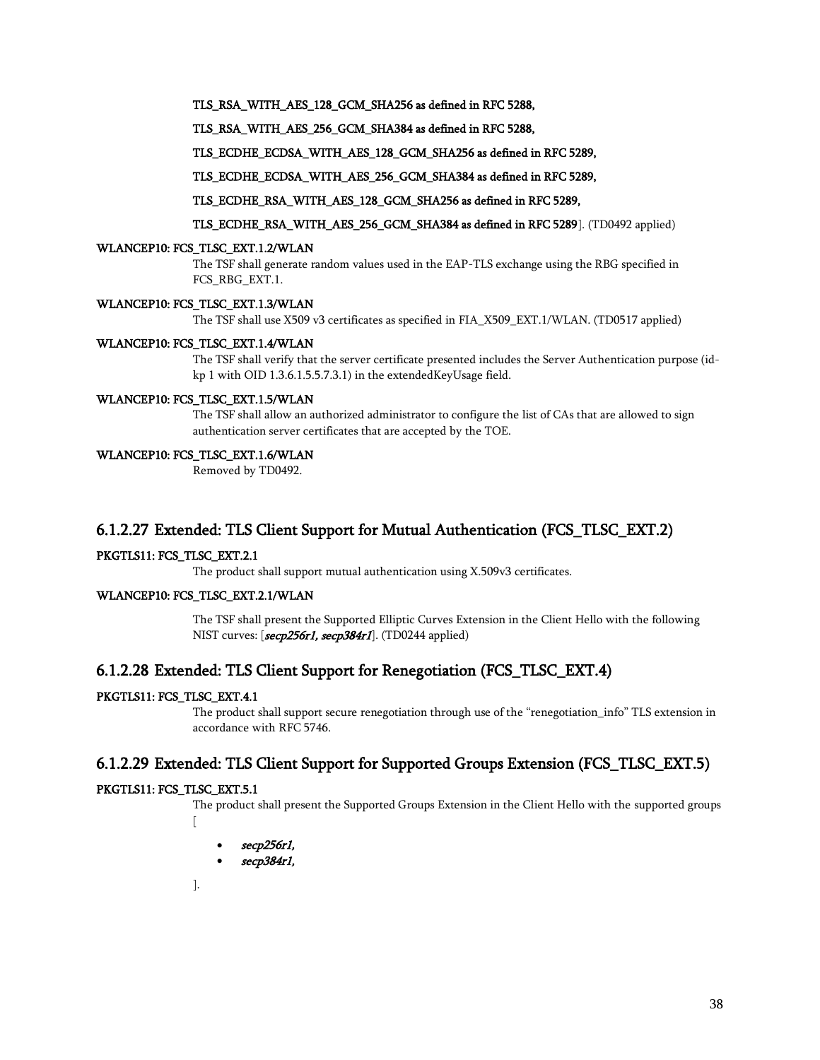**TLS_RSA_WITH_AES_128_GCM_SHA256 as defined in RFC 5288,**

**TLS_RSA_WITH_AES_256_GCM_SHA384 as defined in RFC 5288,**

**TLS_ECDHE_ECDSA_WITH_AES_128_GCM_SHA256 as defined in RFC 5289,**

**TLS_ECDHE_ECDSA_WITH_AES_256_GCM_SHA384 as defined in RFC 5289,**

**TLS_ECDHE_RSA_WITH_AES_128_GCM_SHA256 as defined in RFC 5289,**

**TLS_ECDHE_RSA_WITH_AES_256_GCM_SHA384 as defined in RFC 5289**]. (TD0492 applied)

**WLANCEP10: FCS_TLSC_EXT.1.2/WLAN**

The TSF shall generate random values used in the EAP-TLS exchange using the RBG specified in FCS_RBG_EXT.1.

**WLANCEP10: FCS_TLSC_EXT.1.3/WLAN**

The TSF shall use X509 v3 certificates as specified in FIA_X509_EXT.1/WLAN. (TD0517 applied)

**WLANCEP10: FCS_TLSC_EXT.1.4/WLAN**

The TSF shall verify that the server certificate presented includes the Server Authentication purpose (id-kp 1 with OID 1.3.6.1.5.5.7.3.1) in the extendedKeyUsage field.

**WLANCEP10: FCS_TLSC_EXT.1.5/WLAN**

The TSF shall allow an authorized administrator to configure the list of CAs that are allowed to sign authentication server certificates that are accepted by the TOE.

**WLANCEP10: FCS_TLSC_EXT.1.6/WLAN**

Removed by TD0492.

### 6.1.2.27 Extended: TLS Client Support for Mutual Authentication (FCS_TLSC_EXT.2)

**PKGTLS11: FCS_TLSC_EXT.2.1**

The product shall support mutual authentication using X.509v3 certificates.

**WLANCEP10: FCS_TLSC_EXT.2.1/WLAN**

The TSF shall present the Supported Elliptic Curves Extension in the Client Hello with the following NIST curves: [***secp256r1, secp384r1***]. (TD0244 applied)

### 6.1.2.28 Extended: TLS Client Support for Renegotiation (FCS_TLSC_EXT.4)

**PKGTLS11: FCS_TLSC_EXT.4.1**

The product shall support secure renegotiation through use of the "renegotiation_info" TLS extension in accordance with RFC 5746.

### 6.1.2.29 Extended: TLS Client Support for Supported Groups Extension (FCS_TLSC_EXT.5)

**PKGTLS11: FCS_TLSC_EXT.5.1**

The product shall present the Supported Groups Extension in the Client Hello with the supported groups [

- ***secp256r1,***
- ***secp384r1,***

].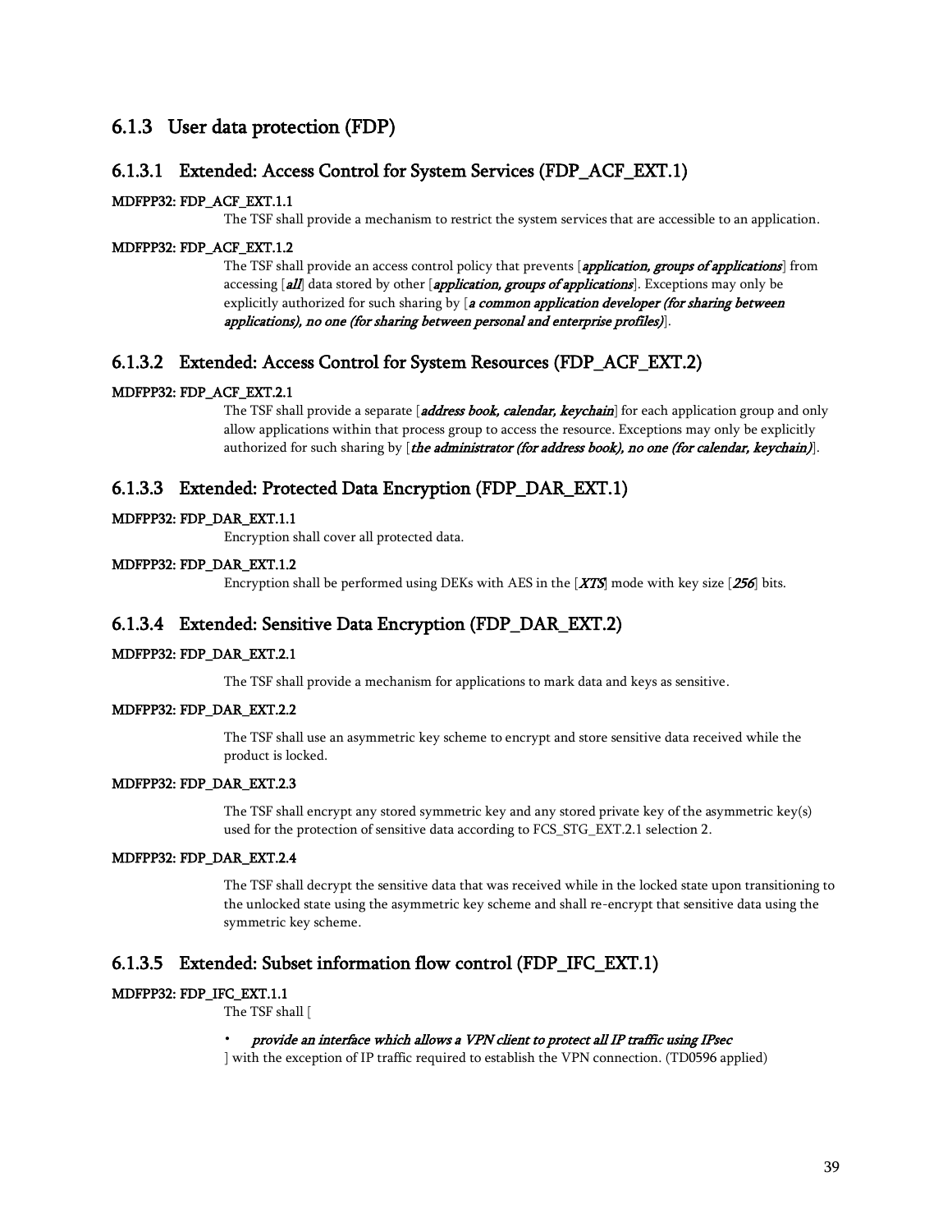## 6.1.3 User data protection (FDP)

### 6.1.3.1 Extended: Access Control for System Services (FDP_ACF_EXT.1)

**MDFPP32: FDP_ACF_EXT.1.1**

The TSF shall provide a mechanism to restrict the system services that are accessible to an application.

**MDFPP32: FDP_ACF_EXT.1.2**

The TSF shall provide an access control policy that prevents [*application, groups of applications*] from accessing [*all*] data stored by other [*application, groups of applications*]. Exceptions may only be explicitly authorized for such sharing by [*a common application developer (for sharing between applications), no one (for sharing between personal and enterprise profiles)*].

### 6.1.3.2 Extended: Access Control for System Resources (FDP_ACF_EXT.2)

**MDFPP32: FDP_ACF_EXT.2.1**

The TSF shall provide a separate [*address book, calendar, keychain*] for each application group and only allow applications within that process group to access the resource. Exceptions may only be explicitly authorized for such sharing by [*the administrator (for address book), no one (for calendar, keychain)*].

### 6.1.3.3 Extended: Protected Data Encryption (FDP_DAR_EXT.1)

**MDFPP32: FDP_DAR_EXT.1.1**

Encryption shall cover all protected data.

**MDFPP32: FDP_DAR_EXT.1.2**

Encryption shall be performed using DEKs with AES in the [*XTS*] mode with key size [*256*] bits.

### 6.1.3.4 Extended: Sensitive Data Encryption (FDP_DAR_EXT.2)

**MDFPP32: FDP_DAR_EXT.2.1**

The TSF shall provide a mechanism for applications to mark data and keys as sensitive.

**MDFPP32: FDP_DAR_EXT.2.2**

The TSF shall use an asymmetric key scheme to encrypt and store sensitive data received while the product is locked.

**MDFPP32: FDP_DAR_EXT.2.3**

The TSF shall encrypt any stored symmetric key and any stored private key of the asymmetric key(s) used for the protection of sensitive data according to FCS_STG_EXT.2.1 selection 2.

**MDFPP32: FDP_DAR_EXT.2.4**

The TSF shall decrypt the sensitive data that was received while in the locked state upon transitioning to the unlocked state using the asymmetric key scheme and shall re-encrypt that sensitive data using the symmetric key scheme.

### 6.1.3.5 Extended: Subset information flow control (FDP_IFC_EXT.1)

**MDFPP32: FDP_IFC_EXT.1.1**

The TSF shall [

- *provide an interface which allows a VPN client to protect all IP traffic using IPsec*

] with the exception of IP traffic required to establish the VPN connection. (TD0596 applied)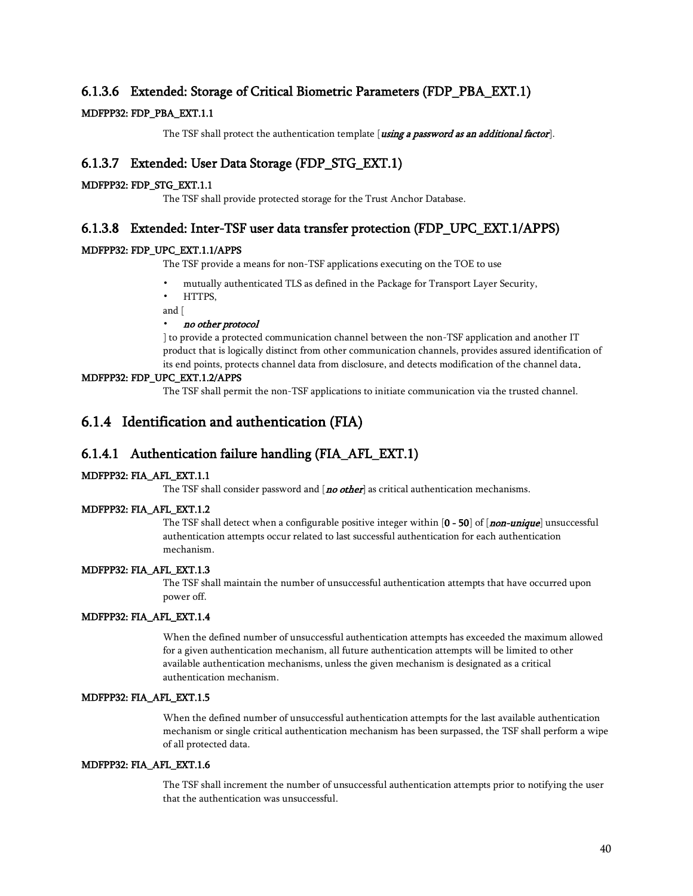### 6.1.3.6 Extended: Storage of Critical Biometric Parameters (FDP_PBA_EXT.1)

**MDFPP32: FDP_PBA_EXT.1.1**

The TSF shall protect the authentication template [*using a password as an additional factor*].

### 6.1.3.7 Extended: User Data Storage (FDP_STG_EXT.1)

**MDFPP32: FDP_STG_EXT.1.1**

The TSF shall provide protected storage for the Trust Anchor Database.

### 6.1.3.8 Extended: Inter-TSF user data transfer protection (FDP_UPC_EXT.1/APPS)

**MDFPP32: FDP_UPC_EXT.1.1/APPS**

The TSF provide a means for non-TSF applications executing on the TOE to use

- mutually authenticated TLS as defined in the Package for Transport Layer Security,
- HTTPS,

and [

- *no other protocol*

] to provide a protected communication channel between the non-TSF application and another IT product that is logically distinct from other communication channels, provides assured identification of its end points, protects channel data from disclosure, and detects modification of the channel data.

**MDFPP32: FDP_UPC_EXT.1.2/APPS**

The TSF shall permit the non-TSF applications to initiate communication via the trusted channel.

## 6.1.4 Identification and authentication (FIA)

### 6.1.4.1 Authentication failure handling (FIA_AFL_EXT.1)

**MDFPP32: FIA_AFL_EXT.1.1**

The TSF shall consider password and [*no other*] as critical authentication mechanisms.

**MDFPP32: FIA_AFL_EXT.1.2**

The TSF shall detect when a configurable positive integer within [**0 - 50**] of [*non-unique*] unsuccessful authentication attempts occur related to last successful authentication for each authentication mechanism.

**MDFPP32: FIA_AFL_EXT.1.3**

The TSF shall maintain the number of unsuccessful authentication attempts that have occurred upon power off.

**MDFPP32: FIA_AFL_EXT.1.4**

When the defined number of unsuccessful authentication attempts has exceeded the maximum allowed for a given authentication mechanism, all future authentication attempts will be limited to other available authentication mechanisms, unless the given mechanism is designated as a critical authentication mechanism.

**MDFPP32: FIA_AFL_EXT.1.5**

When the defined number of unsuccessful authentication attempts for the last available authentication mechanism or single critical authentication mechanism has been surpassed, the TSF shall perform a wipe of all protected data.

**MDFPP32: FIA_AFL_EXT.1.6**

The TSF shall increment the number of unsuccessful authentication attempts prior to notifying the user that the authentication was unsuccessful.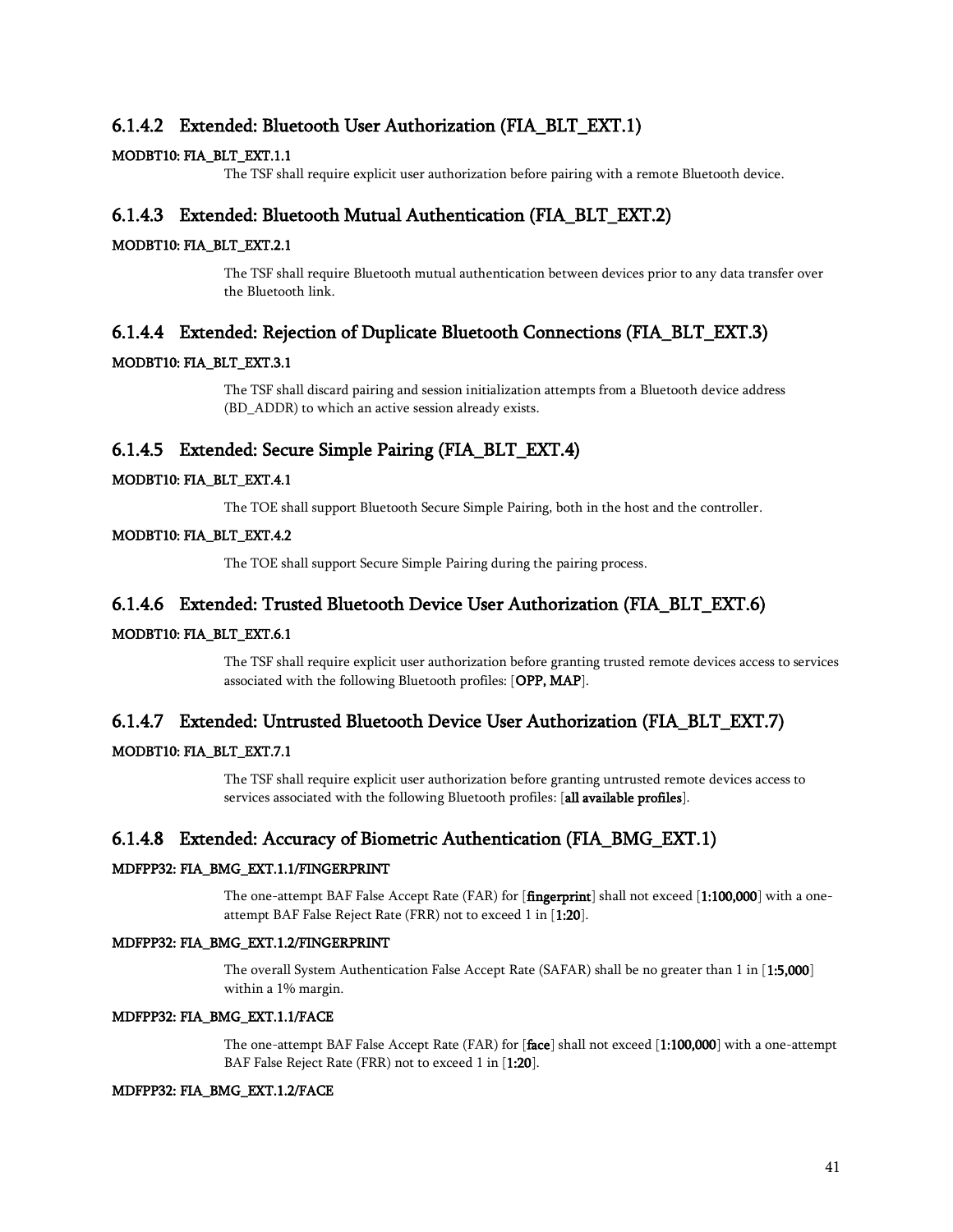### 6.1.4.2 Extended: Bluetooth User Authorization (FIA_BLT_EXT.1)

**MODBT10: FIA_BLT_EXT.1.1**

The TSF shall require explicit user authorization before pairing with a remote Bluetooth device.

### 6.1.4.3 Extended: Bluetooth Mutual Authentication (FIA_BLT_EXT.2)

**MODBT10: FIA_BLT_EXT.2.1**

The TSF shall require Bluetooth mutual authentication between devices prior to any data transfer over the Bluetooth link.

### 6.1.4.4 Extended: Rejection of Duplicate Bluetooth Connections (FIA_BLT_EXT.3)

**MODBT10: FIA_BLT_EXT.3.1**

The TSF shall discard pairing and session initialization attempts from a Bluetooth device address (BD_ADDR) to which an active session already exists.

### 6.1.4.5 Extended: Secure Simple Pairing (FIA_BLT_EXT.4)

**MODBT10: FIA_BLT_EXT.4.1**

The TOE shall support Bluetooth Secure Simple Pairing, both in the host and the controller.

**MODBT10: FIA_BLT_EXT.4.2**

The TOE shall support Secure Simple Pairing during the pairing process.

### 6.1.4.6 Extended: Trusted Bluetooth Device User Authorization (FIA_BLT_EXT.6)

**MODBT10: FIA_BLT_EXT.6.1**

The TSF shall require explicit user authorization before granting trusted remote devices access to services associated with the following Bluetooth profiles: [**OPP, MAP**].

### 6.1.4.7 Extended: Untrusted Bluetooth Device User Authorization (FIA_BLT_EXT.7)

**MODBT10: FIA_BLT_EXT.7.1**

The TSF shall require explicit user authorization before granting untrusted remote devices access to services associated with the following Bluetooth profiles: [**all available profiles**].

### 6.1.4.8 Extended: Accuracy of Biometric Authentication (FIA_BMG_EXT.1)

**MDFPP32: FIA_BMG_EXT.1.1/FINGERPRINT**

The one-attempt BAF False Accept Rate (FAR) for [**fingerprint**] shall not exceed [**1:100,000**] with a one-attempt BAF False Reject Rate (FRR) not to exceed 1 in [**1:20**].

**MDFPP32: FIA_BMG_EXT.1.2/FINGERPRINT**

The overall System Authentication False Accept Rate (SAFAR) shall be no greater than 1 in [**1:5,000**] within a 1% margin.

**MDFPP32: FIA_BMG_EXT.1.1/FACE**

The one-attempt BAF False Accept Rate (FAR) for [**face**] shall not exceed [**1:100,000**] with a one-attempt BAF False Reject Rate (FRR) not to exceed 1 in [**1:20**].

**MDFPP32: FIA_BMG_EXT.1.2/FACE**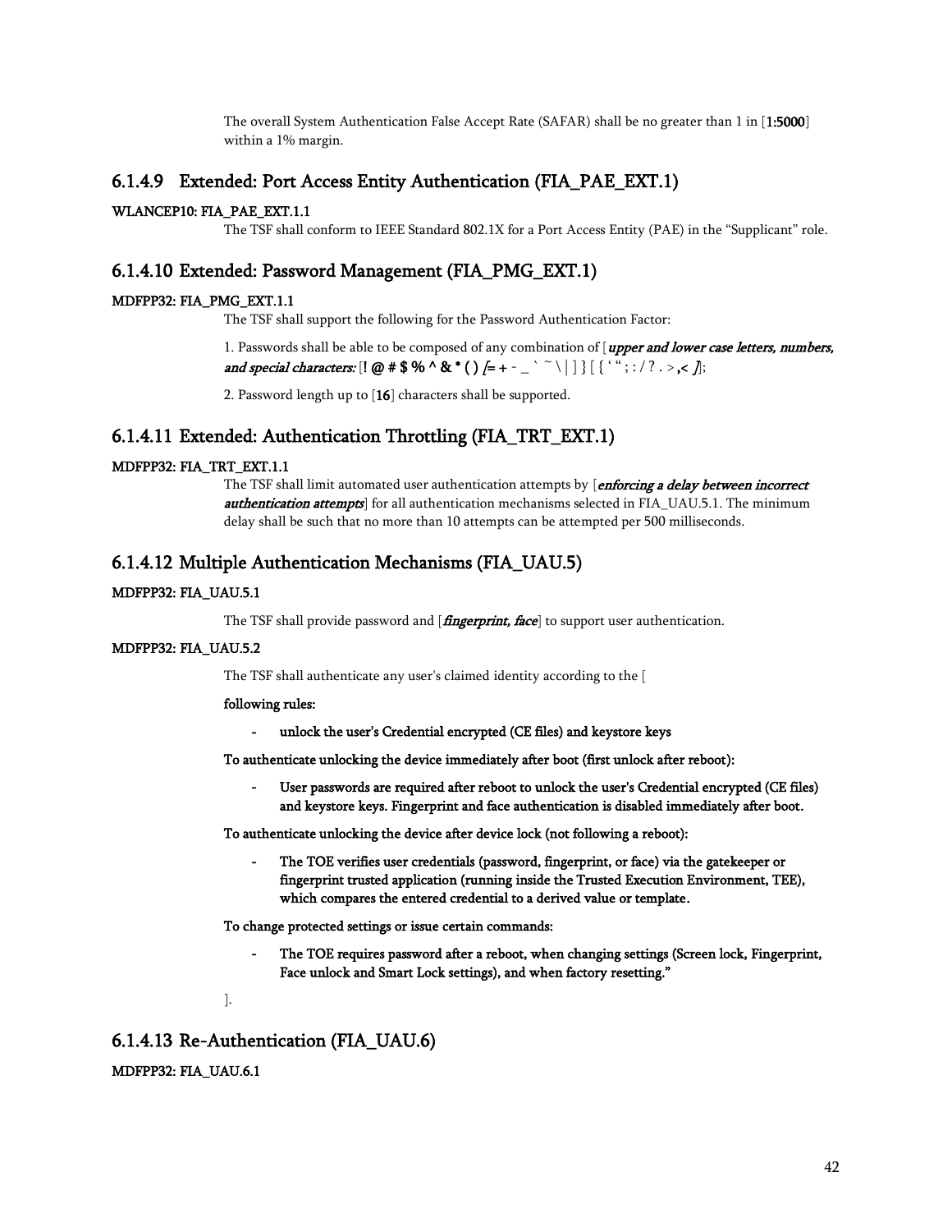The overall System Authentication False Accept Rate (SAFAR) shall be no greater than 1 in [**1:5000**] within a 1% margin.

### 6.1.4.9 Extended: Port Access Entity Authentication (FIA_PAE_EXT.1)

**WLANCEP10: FIA_PAE_EXT.1.1**

The TSF shall conform to IEEE Standard 802.1X for a Port Access Entity (PAE) in the "Supplicant" role.

### 6.1.4.10 Extended: Password Management (FIA_PMG_EXT.1)

**MDFPP32: FIA_PMG_EXT.1.1**

The TSF shall support the following for the Password Authentication Factor:

1. Passwords shall be able to be composed of any combination of [***upper and lower case letters, numbers, and special characters:*** [**! @ # $ % ^ & * ( )** ***[***= + - _ ` ~ \ | ] } [ { ' " ; : / ? . > **,<** ***]***];

2. Password length up to [**16**] characters shall be supported.

### 6.1.4.11 Extended: Authentication Throttling (FIA_TRT_EXT.1)

**MDFPP32: FIA_TRT_EXT.1.1**

The TSF shall limit automated user authentication attempts by [***enforcing a delay between incorrect authentication attempts***] for all authentication mechanisms selected in FIA_UAU.5.1. The minimum delay shall be such that no more than 10 attempts can be attempted per 500 milliseconds.

### 6.1.4.12 Multiple Authentication Mechanisms (FIA_UAU.5)

**MDFPP32: FIA_UAU.5.1**

The TSF shall provide password and [***fingerprint, face***] to support user authentication.

**MDFPP32: FIA_UAU.5.2**

The TSF shall authenticate any user's claimed identity according to the [

**following rules:**

- **unlock the user's Credential encrypted (CE files) and keystore keys**

**To authenticate unlocking the device immediately after boot (first unlock after reboot):**

- **User passwords are required after reboot to unlock the user's Credential encrypted (CE files) and keystore keys. Fingerprint and face authentication is disabled immediately after boot.**

**To authenticate unlocking the device after device lock (not following a reboot):**

- **The TOE verifies user credentials (password, fingerprint, or face) via the gatekeeper or fingerprint trusted application (running inside the Trusted Execution Environment, TEE), which compares the entered credential to a derived value or template.**

**To change protected settings or issue certain commands:**

- **The TOE requires password after a reboot, when changing settings (Screen lock, Fingerprint, Face unlock and Smart Lock settings), and when factory resetting."**

].

### 6.1.4.13 Re-Authentication (FIA_UAU.6)

**MDFPP32: FIA_UAU.6.1**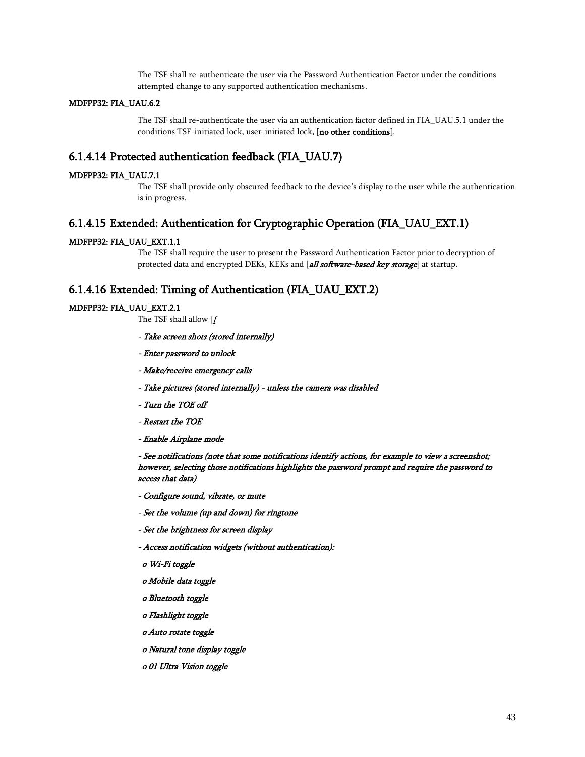The TSF shall re-authenticate the user via the Password Authentication Factor under the conditions attempted change to any supported authentication mechanisms.

**MDFPP32: FIA_UAU.6.2**

The TSF shall re-authenticate the user via an authentication factor defined in FIA_UAU.5.1 under the conditions TSF-initiated lock, user-initiated lock, [**no other conditions**].

### 6.1.4.14 Protected authentication feedback (FIA_UAU.7)

**MDFPP32: FIA_UAU.7.1**

The TSF shall provide only obscured feedback to the device's display to the user while the authentication is in progress.

### 6.1.4.15 Extended: Authentication for Cryptographic Operation (FIA_UAU_EXT.1)

**MDFPP32: FIA_UAU_EXT.1.1**

The TSF shall require the user to present the Password Authentication Factor prior to decryption of protected data and encrypted DEKs, KEKs and [***all software-based key storage***] at startup.

### 6.1.4.16 Extended: Timing of Authentication (FIA_UAU_EXT.2)

**MDFPP32: FIA_UAU_EXT.2.1**

The TSF shall allow [*[*

*- Take screen shots (stored internally)*

*- Enter password to unlock*

*- Make/receive emergency calls*

*- Take pictures (stored internally) - unless the camera was disabled*

*- Turn the TOE off*

*- Restart the TOE*

*- Enable Airplane mode*

*- See notifications (note that some notifications identify actions, for example to view a screenshot; however, selecting those notifications highlights the password prompt and require the password to access that data)*

*- Configure sound, vibrate, or mute*

*- Set the volume (up and down) for ringtone*

*- Set the brightness for screen display*

*- Access notification widgets (without authentication):*

*o Wi-Fi toggle*

*o Mobile data toggle*

*o Bluetooth toggle*

*o Flashlight toggle*

*o Auto rotate toggle*

*o Natural tone display toggle*

*o 01 Ultra Vision toggle*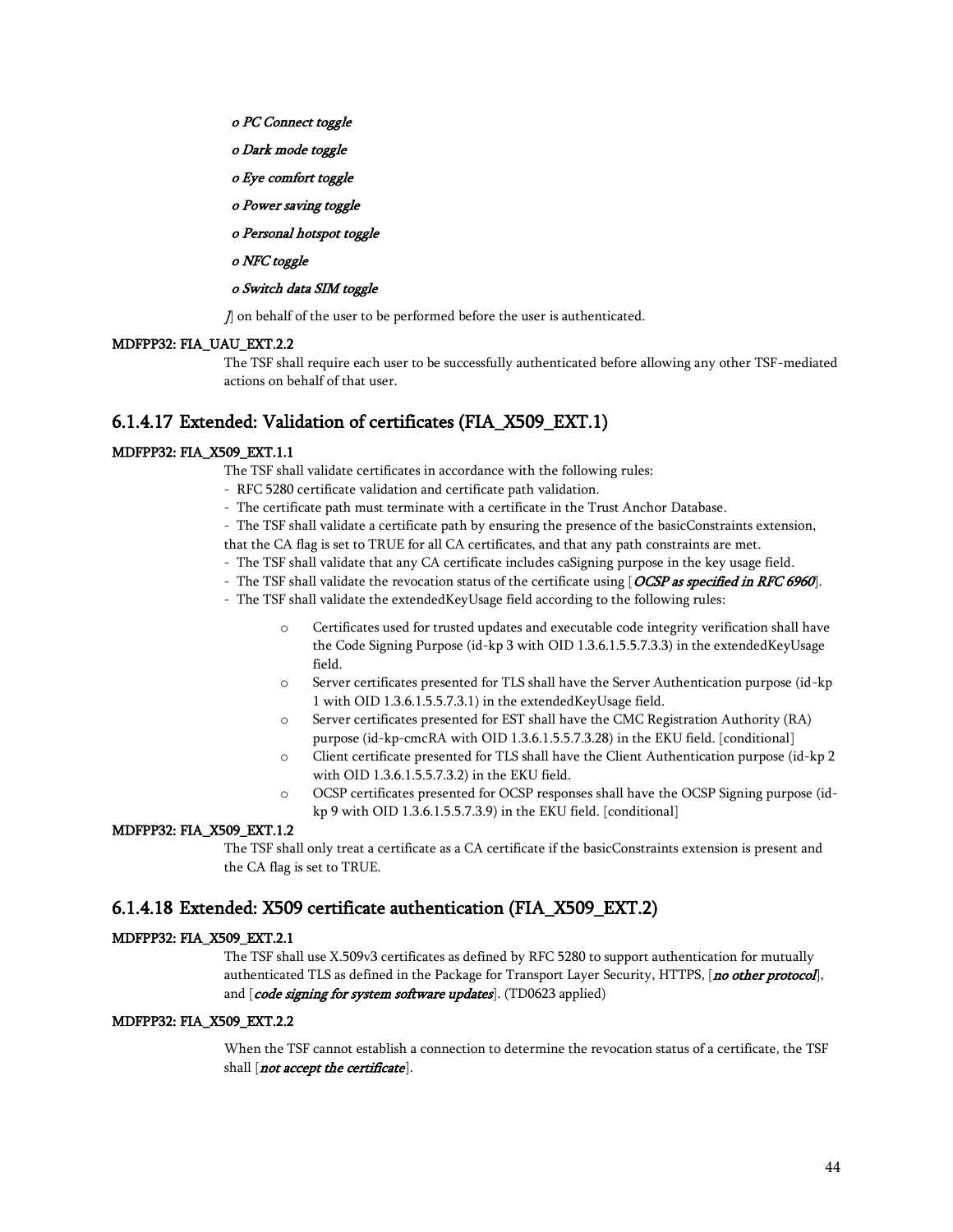*o PC Connect toggle*

*o Dark mode toggle*

*o Eye comfort toggle*

*o Power saving toggle*

*o Personal hotspot toggle*

*o NFC toggle*

*o Switch data SIM toggle*

*]*] on behalf of the user to be performed before the user is authenticated.

**MDFPP32: FIA_UAU_EXT.2.2**

The TSF shall require each user to be successfully authenticated before allowing any other TSF-mediated actions on behalf of that user.

### 6.1.4.17 Extended: Validation of certificates (FIA_X509_EXT.1)

**MDFPP32: FIA_X509_EXT.1.1**

The TSF shall validate certificates in accordance with the following rules:
- RFC 5280 certificate validation and certificate path validation.
- The certificate path must terminate with a certificate in the Trust Anchor Database.
- The TSF shall validate a certificate path by ensuring the presence of the basicConstraints extension, that the CA flag is set to TRUE for all CA certificates, and that any path constraints are met.
- The TSF shall validate that any CA certificate includes caSigning purpose in the key usage field.
- The TSF shall validate the revocation status of the certificate using [*OCSP as specified in RFC 6960*].
- The TSF shall validate the extendedKeyUsage field according to the following rules:

  - o Certificates used for trusted updates and executable code integrity verification shall have the Code Signing Purpose (id-kp 3 with OID 1.3.6.1.5.5.7.3.3) in the extendedKeyUsage field.
  - o Server certificates presented for TLS shall have the Server Authentication purpose (id-kp 1 with OID 1.3.6.1.5.5.7.3.1) in the extendedKeyUsage field.
  - o Server certificates presented for EST shall have the CMC Registration Authority (RA) purpose (id-kp-cmcRA with OID 1.3.6.1.5.5.7.3.28) in the EKU field. [conditional]
  - o Client certificate presented for TLS shall have the Client Authentication purpose (id-kp 2 with OID 1.3.6.1.5.5.7.3.2) in the EKU field.
  - o OCSP certificates presented for OCSP responses shall have the OCSP Signing purpose (id-kp 9 with OID 1.3.6.1.5.5.7.3.9) in the EKU field. [conditional]

**MDFPP32: FIA_X509_EXT.1.2**

The TSF shall only treat a certificate as a CA certificate if the basicConstraints extension is present and the CA flag is set to TRUE.

### 6.1.4.18 Extended: X509 certificate authentication (FIA_X509_EXT.2)

**MDFPP32: FIA_X509_EXT.2.1**

The TSF shall use X.509v3 certificates as defined by RFC 5280 to support authentication for mutually authenticated TLS as defined in the Package for Transport Layer Security, HTTPS, [***no other protocol***], and [***code signing for system software updates***]. (TD0623 applied)

**MDFPP32: FIA_X509_EXT.2.2**

When the TSF cannot establish a connection to determine the revocation status of a certificate, the TSF shall [***not accept the certificate***].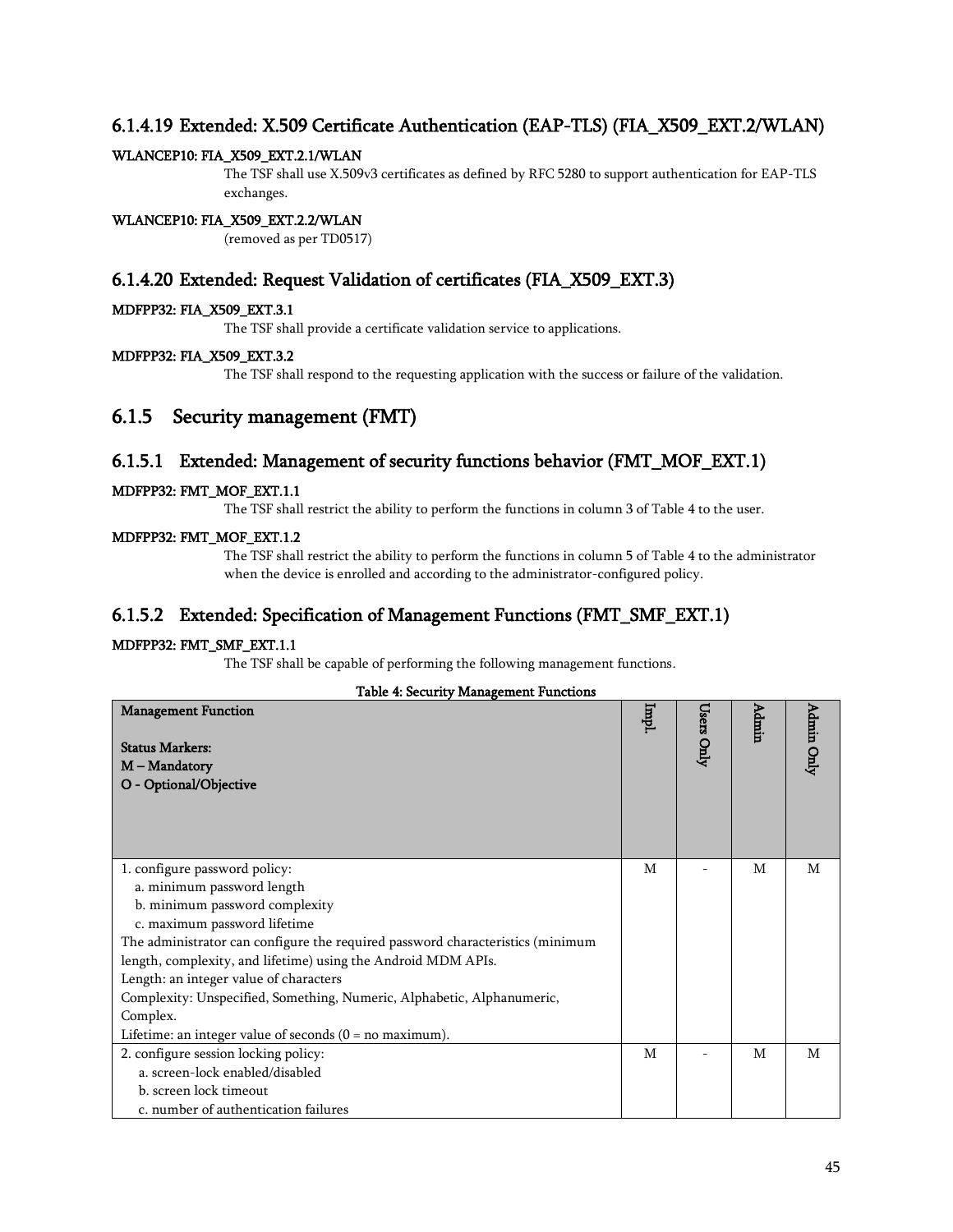### 6.1.4.19 Extended: X.509 Certificate Authentication (EAP-TLS) (FIA_X509_EXT.2/WLAN)

**WLANCEP10: FIA_X509_EXT.2.1/WLAN**

The TSF shall use X.509v3 certificates as defined by RFC 5280 to support authentication for EAP-TLS exchanges.

**WLANCEP10: FIA_X509_EXT.2.2/WLAN**

(removed as per TD0517)

### 6.1.4.20 Extended: Request Validation of certificates (FIA_X509_EXT.3)

**MDFPP32: FIA_X509_EXT.3.1**

The TSF shall provide a certificate validation service to applications.

**MDFPP32: FIA_X509_EXT.3.2**

The TSF shall respond to the requesting application with the success or failure of the validation.

## 6.1.5 Security management (FMT)

### 6.1.5.1 Extended: Management of security functions behavior (FMT_MOF_EXT.1)

**MDFPP32: FMT_MOF_EXT.1.1**

The TSF shall restrict the ability to perform the functions in column 3 of Table 4 to the user.

**MDFPP32: FMT_MOF_EXT.1.2**

The TSF shall restrict the ability to perform the functions in column 5 of Table 4 to the administrator when the device is enrolled and according to the administrator-configured policy.

### 6.1.5.2 Extended: Specification of Management Functions (FMT_SMF_EXT.1)

**MDFPP32: FMT_SMF_EXT.1.1**

The TSF shall be capable of performing the following management functions.

**Table 4: Security Management Functions**

| Management Function<br><br>Status Markers:<br>M – Mandatory<br>O - Optional/Objective | Impl. | Users Only | Admin | Admin Only |
|---|---|---|---|---|
| 1. configure password policy:<br>a. minimum password length<br>b. minimum password complexity<br>c. maximum password lifetime<br>The administrator can configure the required password characteristics (minimum length, complexity, and lifetime) using the Android MDM APIs.<br>Length: an integer value of characters<br>Complexity: Unspecified, Something, Numeric, Alphabetic, Alphanumeric, Complex.<br>Lifetime: an integer value of seconds (0 = no maximum). | M | - | M | M |
| 2. configure session locking policy:<br>a. screen-lock enabled/disabled<br>b. screen lock timeout<br>c. number of authentication failures | M | - | M | M |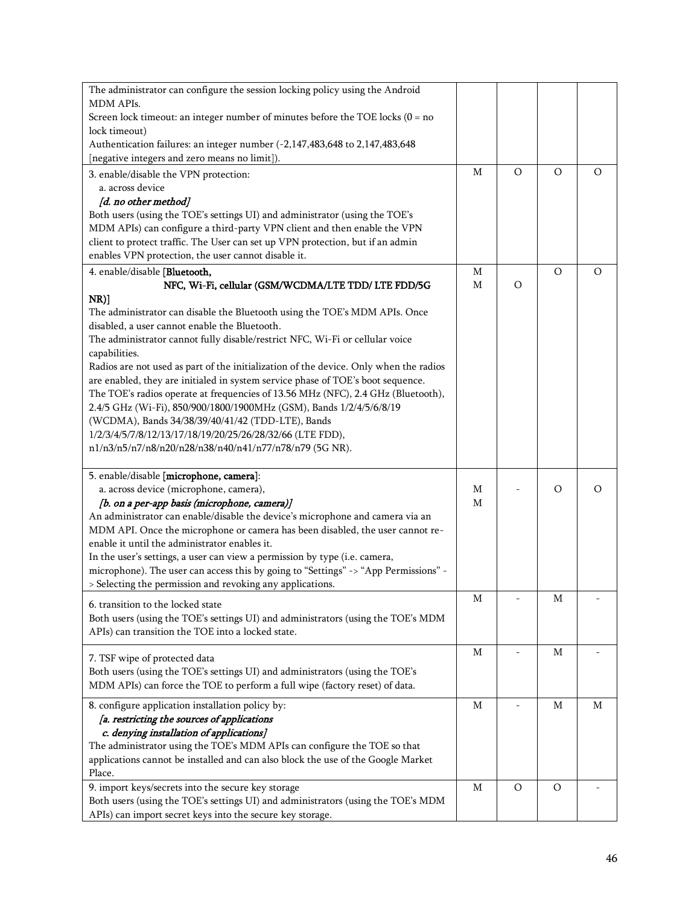| | | | | |
|---|---|---|---|---|
| The administrator can configure the session locking policy using the Android MDM APIs.<br>Screen lock timeout: an integer number of minutes before the TOE locks (0 = no lock timeout)<br>Authentication failures: an integer number (-2,147,483,648 to 2,147,483,648 [negative integers and zero means no limit]). | | | | |
| 3. enable/disable the VPN protection:<br>a. across device<br>*[d. no other method]*<br>Both users (using the TOE's settings UI) and administrator (using the TOE's MDM APIs) can configure a third-party VPN client and then enable the VPN client to protect traffic. The User can set up VPN protection, but if an admin enables VPN protection, the user cannot disable it. | M | O | O | O |
| 4. enable/disable [Bluetooth,<br>NFC, Wi-Fi, cellular (GSM/WCDMA/LTE TDD/ LTE FDD/5G NR)]<br>The administrator can disable the Bluetooth using the TOE's MDM APIs. Once disabled, a user cannot enable the Bluetooth.<br>The administrator cannot fully disable/restrict NFC, Wi-Fi or cellular voice capabilities.<br>Radios are not used as part of the initialization of the device. Only when the radios are enabled, they are initialed in system service phase of TOE's boot sequence.<br>The TOE's radios operate at frequencies of 13.56 MHz (NFC), 2.4 GHz (Bluetooth), 2.4/5 GHz (Wi-Fi), 850/900/1800/1900MHz (GSM), Bands 1/2/4/5/6/8/19 (WCDMA), Bands 34/38/39/40/41/42 (TDD-LTE), Bands 1/2/3/4/5/7/8/12/13/17/18/19/20/25/26/28/32/66 (LTE FDD), n1/n3/n5/n7/n8/n20/n28/n38/n40/n41/n77/n78/n79 (5G NR). | M<br>M | <br>O | O | O |
| 5. enable/disable [microphone, camera]:<br>a. across device (microphone, camera),<br>*[b. on a per-app basis (microphone, camera)]*<br>An administrator can enable/disable the device's microphone and camera via an MDM API. Once the microphone or camera has been disabled, the user cannot re-enable it until the administrator enables it.<br>In the user's settings, a user can view a permission by type (i.e. camera, microphone). The user can access this by going to "Settings" -> "App Permissions" -> Selecting the permission and revoking any applications. | M<br>M | - | O | O |
| 6. transition to the locked state<br>Both users (using the TOE's settings UI) and administrators (using the TOE's MDM APIs) can transition the TOE into a locked state. | M | - | M | - |
| 7. TSF wipe of protected data<br>Both users (using the TOE's settings UI) and administrators (using the TOE's MDM APIs) can force the TOE to perform a full wipe (factory reset) of data. | M | - | M | - |
| 8. configure application installation policy by:<br>*[a. restricting the sources of applications*<br>*c. denying installation of applications]*<br>The administrator using the TOE's MDM APIs can configure the TOE so that applications cannot be installed and can also block the use of the Google Market Place. | M | - | M | M |
| 9. import keys/secrets into the secure key storage<br>Both users (using the TOE's settings UI) and administrators (using the TOE's MDM APIs) can import secret keys into the secure key storage. | M | O | O | - |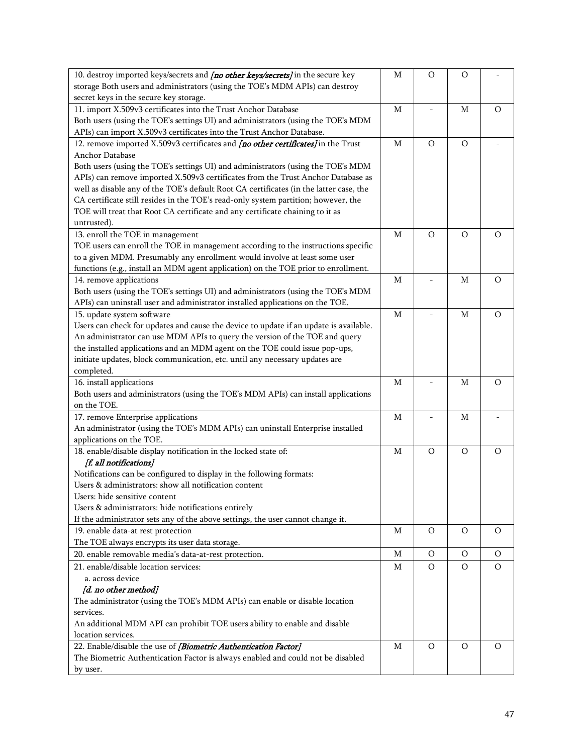| | | | | |
|---|---|---|---|---|
| 10. destroy imported keys/secrets and *[no other keys/secrets]* in the secure key storage Both users and administrators (using the TOE's MDM APIs) can destroy secret keys in the secure key storage. | M | O | O | - |
| 11. import X.509v3 certificates into the Trust Anchor Database<br>Both users (using the TOE's settings UI) and administrators (using the TOE's MDM APIs) can import X.509v3 certificates into the Trust Anchor Database. | M | - | M | O |
| 12. remove imported X.509v3 certificates and *[no other certificates]* in the Trust Anchor Database<br>Both users (using the TOE's settings UI) and administrators (using the TOE's MDM APIs) can remove imported X.509v3 certificates from the Trust Anchor Database as well as disable any of the TOE's default Root CA certificates (in the latter case, the CA certificate still resides in the TOE's read-only system partition; however, the TOE will treat that Root CA certificate and any certificate chaining to it as untrusted). | M | O | O | - |
| 13. enroll the TOE in management<br>TOE users can enroll the TOE in management according to the instructions specific to a given MDM. Presumably any enrollment would involve at least some user functions (e.g., install an MDM agent application) on the TOE prior to enrollment. | M | O | O | O |
| 14. remove applications<br>Both users (using the TOE's settings UI) and administrators (using the TOE's MDM APIs) can uninstall user and administrator installed applications on the TOE. | M | - | M | O |
| 15. update system software<br>Users can check for updates and cause the device to update if an update is available. An administrator can use MDM APIs to query the version of the TOE and query the installed applications and an MDM agent on the TOE could issue pop-ups, initiate updates, block communication, etc. until any necessary updates are completed. | M | - | M | O |
| 16. install applications<br>Both users and administrators (using the TOE's MDM APIs) can install applications on the TOE. | M | - | M | O |
| 17. remove Enterprise applications<br>An administrator (using the TOE's MDM APIs) can uninstall Enterprise installed applications on the TOE. | M | - | M | - |
| 18. enable/disable display notification in the locked state of:<br>*[f. all notifications]*<br>Notifications can be configured to display in the following formats:<br>Users & administrators: show all notification content<br>Users: hide sensitive content<br>Users & administrators: hide notifications entirely<br>If the administrator sets any of the above settings, the user cannot change it. | M | O | O | O |
| 19. enable data-at rest protection<br>The TOE always encrypts its user data storage. | M | O | O | O |
| 20. enable removable media's data-at-rest protection. | M | O | O | O |
| 21. enable/disable location services:<br>a. across device<br>*[d. no other method]*<br>The administrator (using the TOE's MDM APIs) can enable or disable location services.<br>An additional MDM API can prohibit TOE users ability to enable and disable location services. | M | O | O | O |
| 22. Enable/disable the use of *[Biometric Authentication Factor]*<br>The Biometric Authentication Factor is always enabled and could not be disabled by user. | M | O | O | O |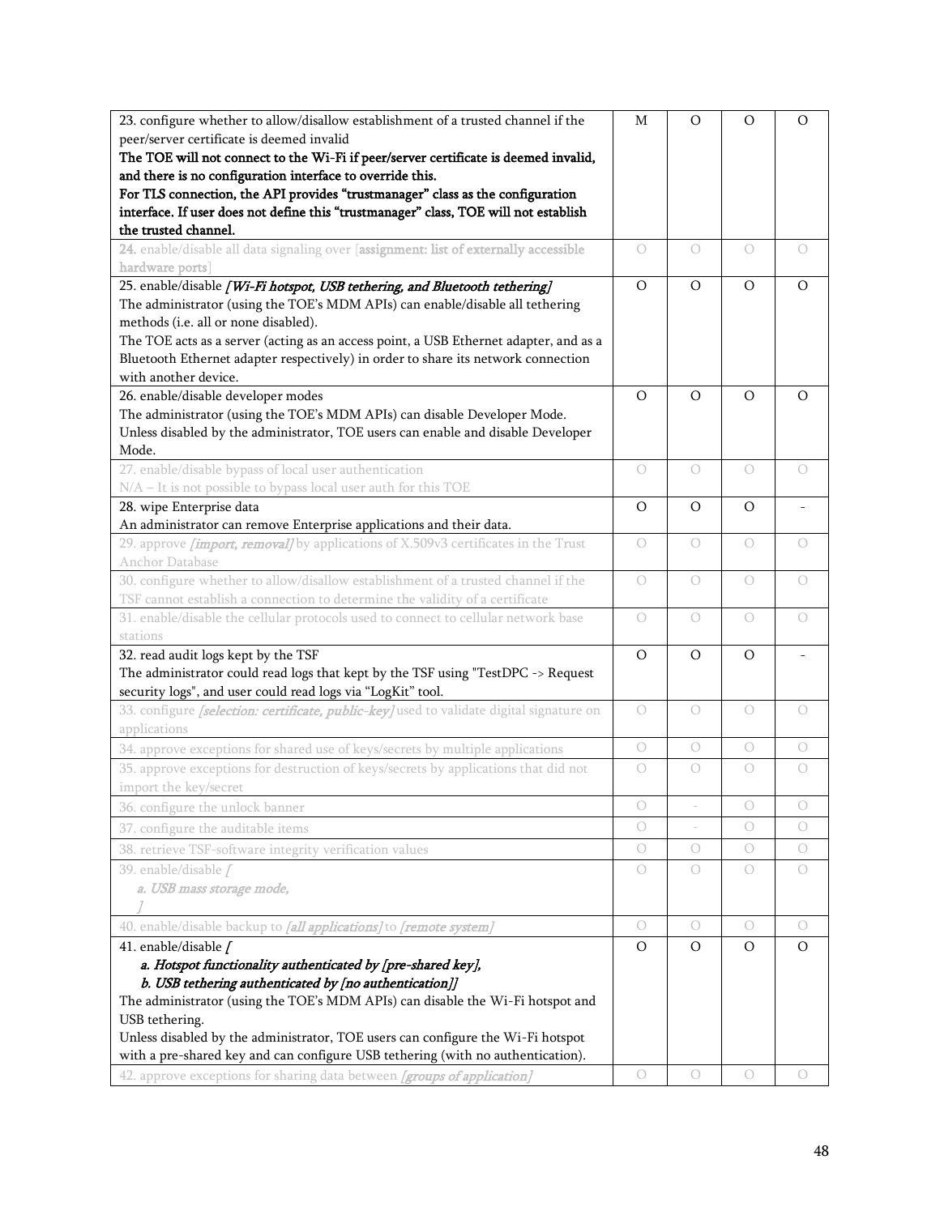| | | | | |
|---|---|---|---|---|
| 23. configure whether to allow/disallow establishment of a trusted channel if the peer/server certificate is deemed invalid<br>**The TOE will not connect to the Wi-Fi if peer/server certificate is deemed invalid, and there is no configuration interface to override this.**<br>**For TLS connection, the API provides "trustmanager" class as the configuration interface. If user does not define this "trustmanager" class, TOE will not establish the trusted channel.** | M | O | O | O |
| 24. enable/disable all data signaling over [**assignment: list of externally accessible hardware ports**] | O | O | O | O |
| 25. enable/disable *[Wi-Fi hotspot, USB tethering, and Bluetooth tethering]*<br>The administrator (using the TOE's MDM APIs) can enable/disable all tethering methods (i.e. all or none disabled).<br>The TOE acts as a server (acting as an access point, a USB Ethernet adapter, and as a Bluetooth Ethernet adapter respectively) in order to share its network connection with another device. | O | O | O | O |
| 26. enable/disable developer modes<br>The administrator (using the TOE's MDM APIs) can disable Developer Mode. Unless disabled by the administrator, TOE users can enable and disable Developer Mode. | O | O | O | O |
| 27. enable/disable bypass of local user authentication<br>N/A – It is not possible to bypass local user auth for this TOE | O | O | O | O |
| 28. wipe Enterprise data<br>An administrator can remove Enterprise applications and their data. | O | O | O | - |
| 29. approve *[import, removal]* by applications of X.509v3 certificates in the Trust Anchor Database | O | O | O | O |
| 30. configure whether to allow/disallow establishment of a trusted channel if the TSF cannot establish a connection to determine the validity of a certificate | O | O | O | O |
| 31. enable/disable the cellular protocols used to connect to cellular network base stations | O | O | O | O |
| 32. read audit logs kept by the TSF<br>The administrator could read logs that kept by the TSF using "TestDPC -> Request security logs", and user could read logs via "LogKit" tool. | O | O | O | - |
| 33. configure *[selection: certificate, public-key]* used to validate digital signature on applications | O | O | O | O |
| 34. approve exceptions for shared use of keys/secrets by multiple applications | O | O | O | O |
| 35. approve exceptions for destruction of keys/secrets by applications that did not import the key/secret | O | O | O | O |
| 36. configure the unlock banner | O | - | O | O |
| 37. configure the auditable items | O | - | O | O |
| 38. retrieve TSF-software integrity verification values | O | O | O | O |
| 39. enable/disable *[*<br>*a. USB mass storage mode,*<br>*]* | O | O | O | O |
| 40. enable/disable backup to *[all applications]* to *[remote system]* | O | O | O | O |
| 41. enable/disable *[*<br>*a. Hotspot functionality authenticated by [pre-shared key],*<br>*b. USB tethering authenticated by [no authentication]]*<br>The administrator (using the TOE's MDM APIs) can disable the Wi-Fi hotspot and USB tethering.<br>Unless disabled by the administrator, TOE users can configure the Wi-Fi hotspot with a pre-shared key and can configure USB tethering (with no authentication). | O | O | O | O |
| 42. approve exceptions for sharing data between *[groups of application]* | O | O | O | O |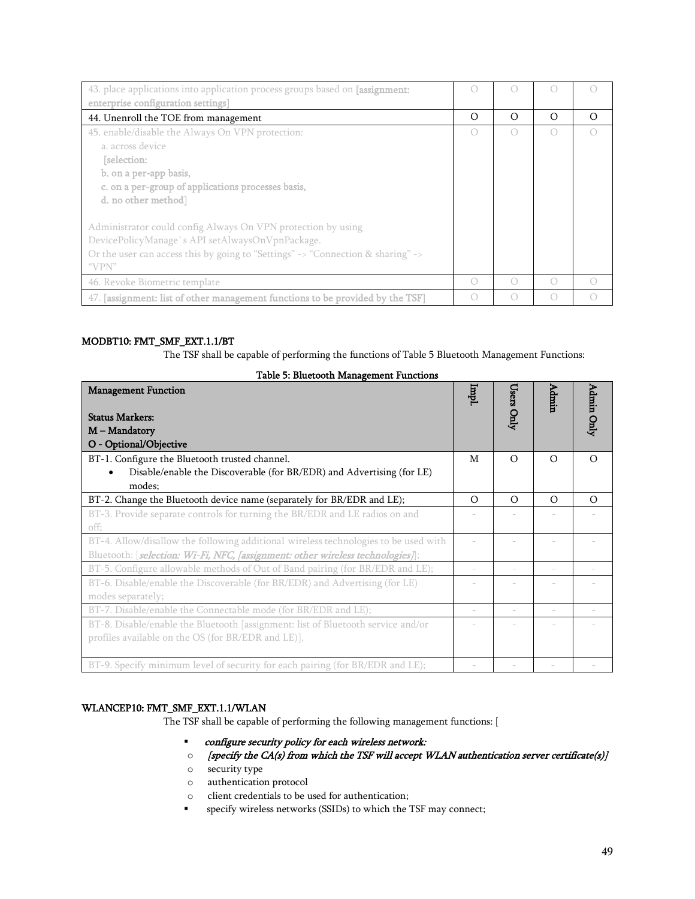| | | | | |
|---|---|---|---|---|
| 43. place applications into application process groups based on [**assignment: enterprise configuration settings**] | O | O | O | O |
| 44. Unenroll the TOE from management | O | O | O | O |
| 45. enable/disable the Always On VPN protection:<br>a. across device<br>[**selection:**<br>**b. on a per-app basis,**<br>**c. on a per-group of applications processes basis,**<br>**d. no other method**]<br><br>Administrator could config Always On VPN protection by using DevicePolicyManage`s API setAlwaysOnVpnPackage.<br>Or the user can access this by going to "Settings" -> "Connection & sharing" -> "VPN" | O | O | O | O |
| 46. Revoke Biometric template | O | O | O | O |
| 47. [**assignment: list of other management functions to be provided by the TSF**] | O | O | O | O |

**MODBT10: FMT_SMF_EXT.1.1/BT**

The TSF shall be capable of performing the functions of Table 5 Bluetooth Management Functions:

**Table 5: Bluetooth Management Functions**

| **Management Function**<br><br>**Status Markers:**<br>**M – Mandatory**<br>**O - Optional/Objective** | **Impl.** | **Users Only** | **Admin** | **Admin Only** |
|---|---|---|---|---|
| BT-1. Configure the Bluetooth trusted channel.<br>• Disable/enable the Discoverable (for BR/EDR) and Advertising (for LE) modes; | M | O | O | O |
| BT-2. Change the Bluetooth device name (separately for BR/EDR and LE); | O | O | O | O |
| BT-3. Provide separate controls for turning the BR/EDR and LE radios on and off; | - | - | - | - |
| BT-4. Allow/disallow the following additional wireless technologies to be used with Bluetooth: [*selection: Wi-Fi, NFC, [assignment: other wireless technologies]*]; | - | - | - | - |
| BT-5. Configure allowable methods of Out of Band pairing (for BR/EDR and LE); | - | - | - | - |
| BT-6. Disable/enable the Discoverable (for BR/EDR) and Advertising (for LE) modes separately; | - | - | - | - |
| BT-7. Disable/enable the Connectable mode (for BR/EDR and LE); | - | - | - | - |
| BT-8. Disable/enable the Bluetooth [assignment: list of Bluetooth service and/or profiles available on the OS (for BR/EDR and LE)]. | - | - | - | - |
| BT-9. Specify minimum level of security for each pairing (for BR/EDR and LE); | - | - | - | - |

**WLANCEP10: FMT_SMF_EXT.1.1/WLAN**

The TSF shall be capable of performing the following management functions: [

- *configure security policy for each wireless network:*
  - *[specify the CA(s) from which the TSF will accept WLAN authentication server certificate(s)]*
  - security type
  - authentication protocol
  - client credentials to be used for authentication;
- specify wireless networks (SSIDs) to which the TSF may connect;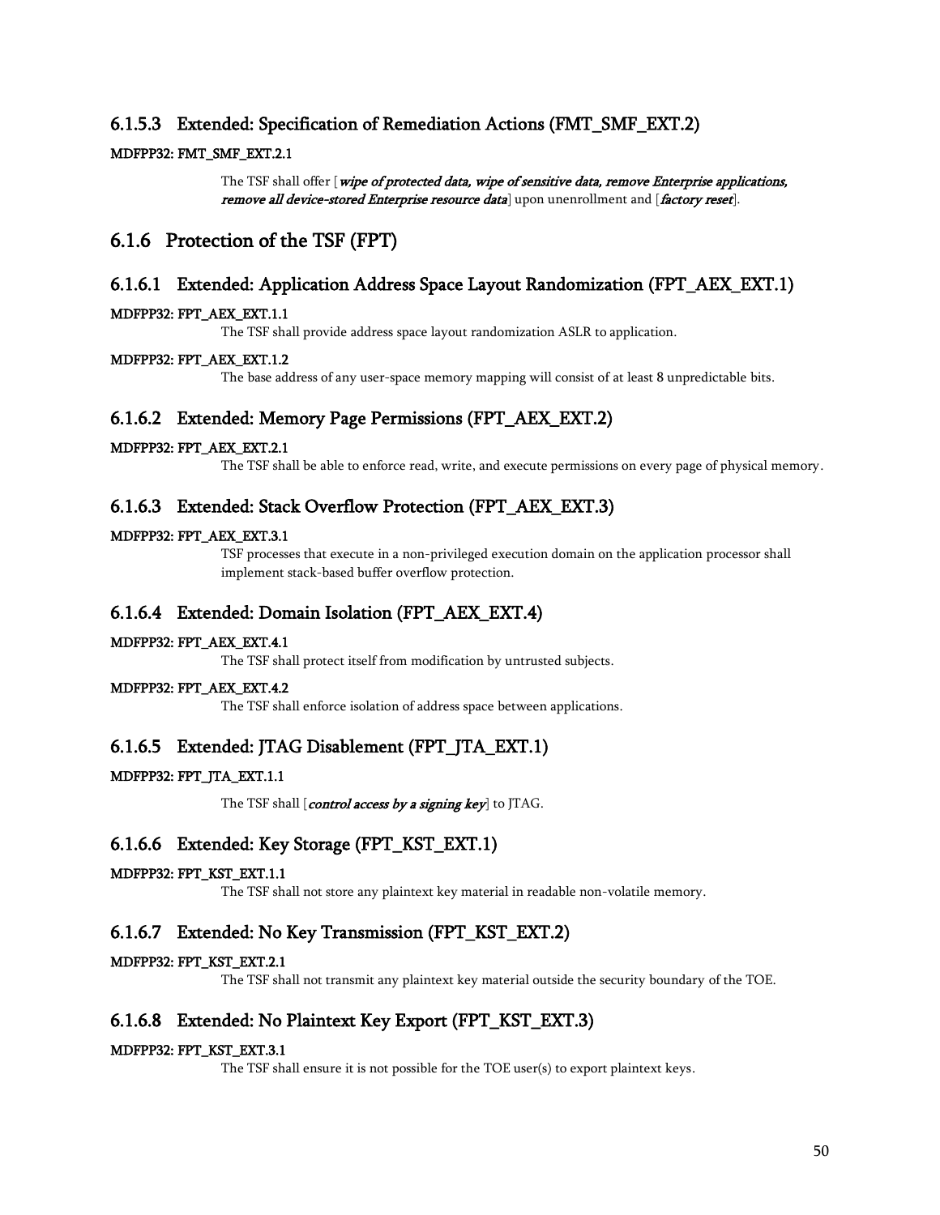### 6.1.5.3 Extended: Specification of Remediation Actions (FMT_SMF_EXT.2)

**MDFPP32: FMT_SMF_EXT.2.1**

The TSF shall offer [*wipe of protected data, wipe of sensitive data, remove Enterprise applications, remove all device-stored Enterprise resource data*] upon unenrollment and [*factory reset*].

## 6.1.6 Protection of the TSF (FPT)

### 6.1.6.1 Extended: Application Address Space Layout Randomization (FPT_AEX_EXT.1)

**MDFPP32: FPT_AEX_EXT.1.1**

The TSF shall provide address space layout randomization ASLR to application.

**MDFPP32: FPT_AEX_EXT.1.2**

The base address of any user-space memory mapping will consist of at least 8 unpredictable bits.

### 6.1.6.2 Extended: Memory Page Permissions (FPT_AEX_EXT.2)

**MDFPP32: FPT_AEX_EXT.2.1**

The TSF shall be able to enforce read, write, and execute permissions on every page of physical memory.

### 6.1.6.3 Extended: Stack Overflow Protection (FPT_AEX_EXT.3)

**MDFPP32: FPT_AEX_EXT.3.1**

TSF processes that execute in a non-privileged execution domain on the application processor shall implement stack-based buffer overflow protection.

### 6.1.6.4 Extended: Domain Isolation (FPT_AEX_EXT.4)

**MDFPP32: FPT_AEX_EXT.4.1**

The TSF shall protect itself from modification by untrusted subjects.

**MDFPP32: FPT_AEX_EXT.4.2**

The TSF shall enforce isolation of address space between applications.

### 6.1.6.5 Extended: JTAG Disablement (FPT_JTA_EXT.1)

**MDFPP32: FPT_JTA_EXT.1.1**

The TSF shall [*control access by a signing key*] to JTAG.

### 6.1.6.6 Extended: Key Storage (FPT_KST_EXT.1)

**MDFPP32: FPT_KST_EXT.1.1**

The TSF shall not store any plaintext key material in readable non-volatile memory.

### 6.1.6.7 Extended: No Key Transmission (FPT_KST_EXT.2)

**MDFPP32: FPT_KST_EXT.2.1**

The TSF shall not transmit any plaintext key material outside the security boundary of the TOE.

### 6.1.6.8 Extended: No Plaintext Key Export (FPT_KST_EXT.3)

**MDFPP32: FPT_KST_EXT.3.1**

The TSF shall ensure it is not possible for the TOE user(s) to export plaintext keys.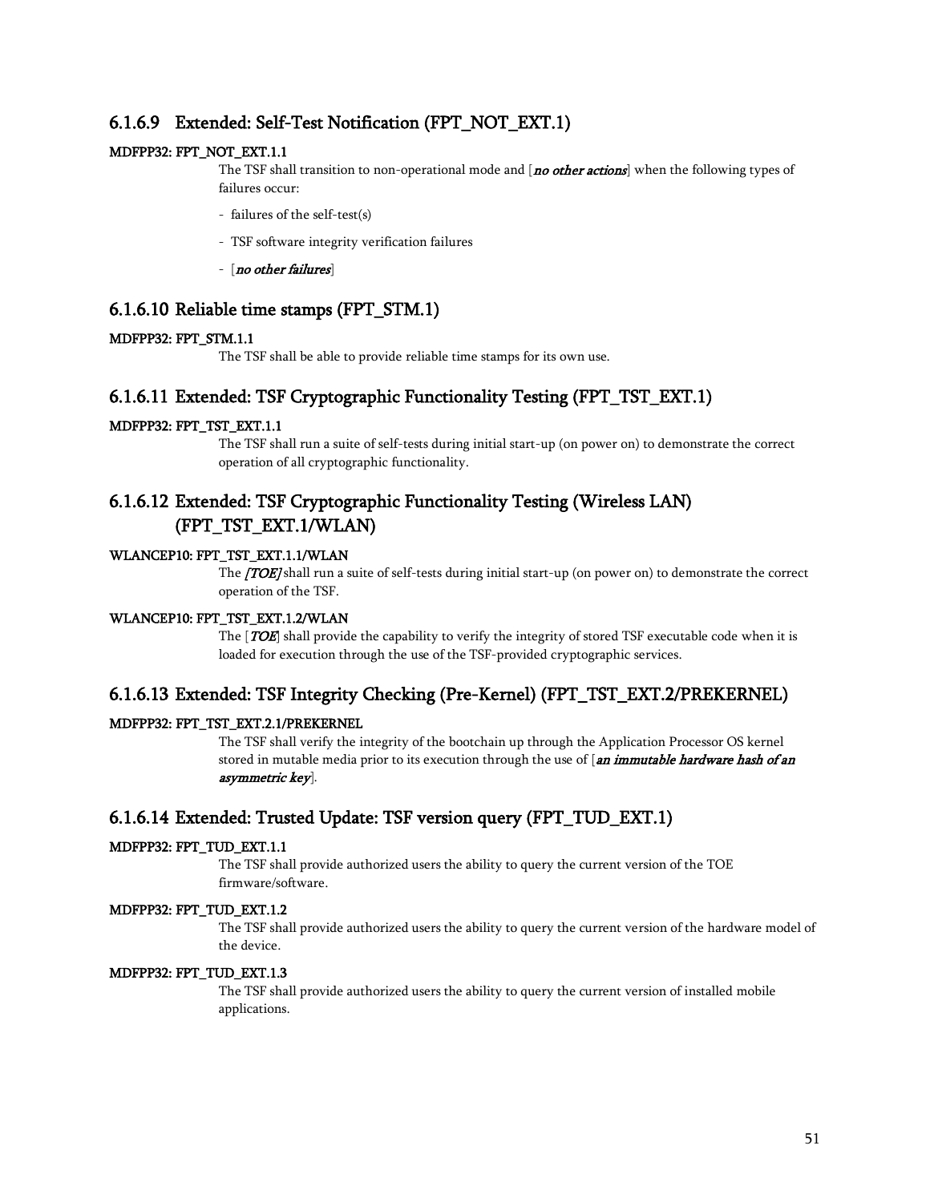#### 6.1.6.9 Extended: Self-Test Notification (FPT_NOT_EXT.1)

**MDFPP32: FPT_NOT_EXT.1.1**

The TSF shall transition to non-operational mode and [*no other actions*] when the following types of failures occur:

- failures of the self-test(s)
- TSF software integrity verification failures
- [*no other failures*]

#### 6.1.6.10 Reliable time stamps (FPT_STM.1)

**MDFPP32: FPT_STM.1.1**

The TSF shall be able to provide reliable time stamps for its own use.

#### 6.1.6.11 Extended: TSF Cryptographic Functionality Testing (FPT_TST_EXT.1)

**MDFPP32: FPT_TST_EXT.1.1**

The TSF shall run a suite of self-tests during initial start-up (on power on) to demonstrate the correct operation of all cryptographic functionality.

#### 6.1.6.12 Extended: TSF Cryptographic Functionality Testing (Wireless LAN) (FPT_TST_EXT.1/WLAN)

**WLANCEP10: FPT_TST_EXT.1.1/WLAN**

The *[TOE]* shall run a suite of self-tests during initial start-up (on power on) to demonstrate the correct operation of the TSF.

**WLANCEP10: FPT_TST_EXT.1.2/WLAN**

The [*TOE*] shall provide the capability to verify the integrity of stored TSF executable code when it is loaded for execution through the use of the TSF-provided cryptographic services.

#### 6.1.6.13 Extended: TSF Integrity Checking (Pre-Kernel) (FPT_TST_EXT.2/PREKERNEL)

**MDFPP32: FPT_TST_EXT.2.1/PREKERNEL**

The TSF shall verify the integrity of the bootchain up through the Application Processor OS kernel stored in mutable media prior to its execution through the use of [*an immutable hardware hash of an asymmetric key*].

#### 6.1.6.14 Extended: Trusted Update: TSF version query (FPT_TUD_EXT.1)

**MDFPP32: FPT_TUD_EXT.1.1**

The TSF shall provide authorized users the ability to query the current version of the TOE firmware/software.

**MDFPP32: FPT_TUD_EXT.1.2**

The TSF shall provide authorized users the ability to query the current version of the hardware model of the device.

**MDFPP32: FPT_TUD_EXT.1.3**

The TSF shall provide authorized users the ability to query the current version of installed mobile applications.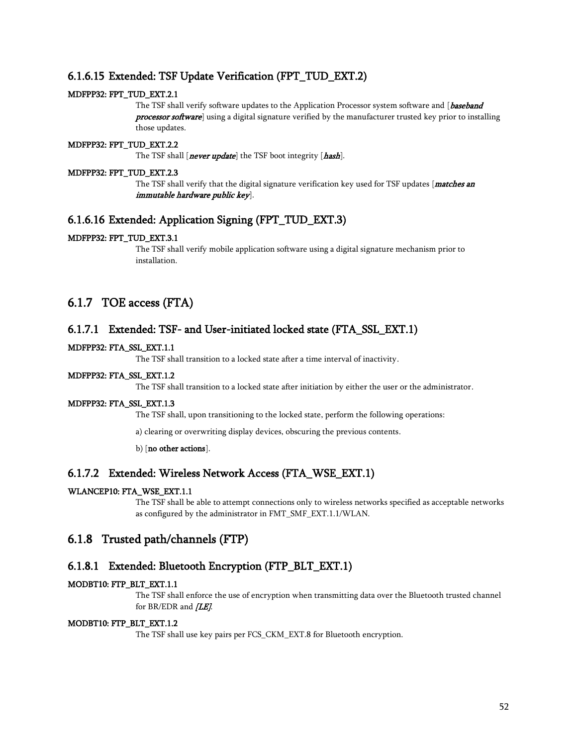### 6.1.6.15 Extended: TSF Update Verification (FPT_TUD_EXT.2)

**MDFPP32: FPT_TUD_EXT.2.1**

The TSF shall verify software updates to the Application Processor system software and [***baseband processor software***] using a digital signature verified by the manufacturer trusted key prior to installing those updates.

**MDFPP32: FPT_TUD_EXT.2.2**

The TSF shall [***never update***] the TSF boot integrity [***hash***].

**MDFPP32: FPT_TUD_EXT.2.3**

The TSF shall verify that the digital signature verification key used for TSF updates [***matches an immutable hardware public key***].

### 6.1.6.16 Extended: Application Signing (FPT_TUD_EXT.3)

**MDFPP32: FPT_TUD_EXT.3.1**

The TSF shall verify mobile application software using a digital signature mechanism prior to installation.

## 6.1.7 TOE access (FTA)

### 6.1.7.1 Extended: TSF- and User-initiated locked state (FTA_SSL_EXT.1)

**MDFPP32: FTA_SSL_EXT.1.1**

The TSF shall transition to a locked state after a time interval of inactivity.

**MDFPP32: FTA_SSL_EXT.1.2**

The TSF shall transition to a locked state after initiation by either the user or the administrator.

**MDFPP32: FTA_SSL_EXT.1.3**

The TSF shall, upon transitioning to the locked state, perform the following operations:

a) clearing or overwriting display devices, obscuring the previous contents.

b) [**no other actions**].

### 6.1.7.2 Extended: Wireless Network Access (FTA_WSE_EXT.1)

**WLANCEP10: FTA_WSE_EXT.1.1**

The TSF shall be able to attempt connections only to wireless networks specified as acceptable networks as configured by the administrator in FMT_SMF_EXT.1.1/WLAN.

## 6.1.8 Trusted path/channels (FTP)

### 6.1.8.1 Extended: Bluetooth Encryption (FTP_BLT_EXT.1)

**MODBT10: FTP_BLT_EXT.1.1**

The TSF shall enforce the use of encryption when transmitting data over the Bluetooth trusted channel for BR/EDR and *[LE]*.

**MODBT10: FTP_BLT_EXT.1.2**

The TSF shall use key pairs per FCS_CKM_EXT.8 for Bluetooth encryption.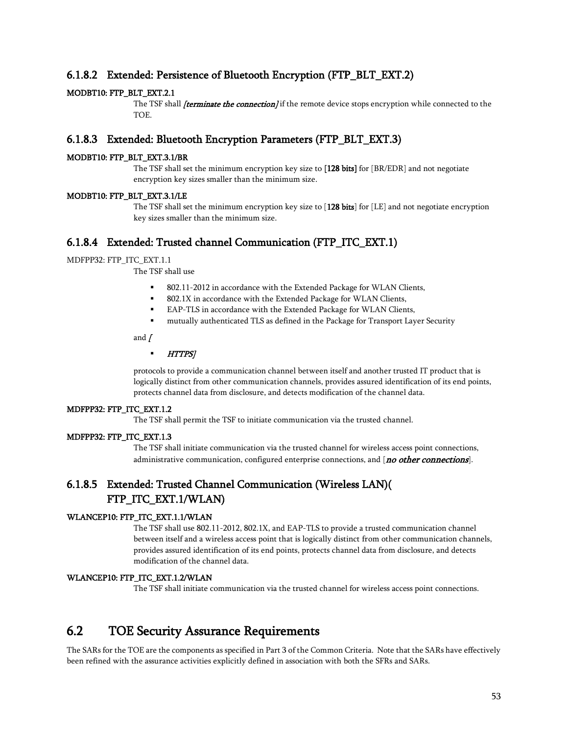### 6.1.8.2 Extended: Persistence of Bluetooth Encryption (FTP_BLT_EXT.2)

**MODBT10: FTP_BLT_EXT.2.1**

The TSF shall *[terminate the connection]* if the remote device stops encryption while connected to the TOE.

### 6.1.8.3 Extended: Bluetooth Encryption Parameters (FTP_BLT_EXT.3)

**MODBT10: FTP_BLT_EXT.3.1/BR**

The TSF shall set the minimum encryption key size to **[128 bits]** for [BR/EDR] and not negotiate encryption key sizes smaller than the minimum size.

**MODBT10: FTP_BLT_EXT.3.1/LE**

The TSF shall set the minimum encryption key size to [**128 bits**] for [LE] and not negotiate encryption key sizes smaller than the minimum size.

### 6.1.8.4 Extended: Trusted channel Communication (FTP_ITC_EXT.1)

MDFPP32: FTP_ITC_EXT.1.1

The TSF shall use

- 802.11-2012 in accordance with the Extended Package for WLAN Clients,
- 802.1X in accordance with the Extended Package for WLAN Clients,
- EAP-TLS in accordance with the Extended Package for WLAN Clients,
- mutually authenticated TLS as defined in the Package for Transport Layer Security

and *[*

- *HTTPS]*

protocols to provide a communication channel between itself and another trusted IT product that is logically distinct from other communication channels, provides assured identification of its end points, protects channel data from disclosure, and detects modification of the channel data.

**MDFPP32: FTP_ITC_EXT.1.2**

The TSF shall permit the TSF to initiate communication via the trusted channel.

**MDFPP32: FTP_ITC_EXT.1.3**

The TSF shall initiate communication via the trusted channel for wireless access point connections, administrative communication, configured enterprise connections, and [*no other connections*].

### 6.1.8.5 Extended: Trusted Channel Communication (Wireless LAN)( FTP_ITC_EXT.1/WLAN)

**WLANCEP10: FTP_ITC_EXT.1.1/WLAN**

The TSF shall use 802.11-2012, 802.1X, and EAP-TLS to provide a trusted communication channel between itself and a wireless access point that is logically distinct from other communication channels, provides assured identification of its end points, protects channel data from disclosure, and detects modification of the channel data.

**WLANCEP10: FTP_ITC_EXT.1.2/WLAN**

The TSF shall initiate communication via the trusted channel for wireless access point connections.

## 6.2 TOE Security Assurance Requirements

The SARs for the TOE are the components as specified in Part 3 of the Common Criteria. Note that the SARs have effectively been refined with the assurance activities explicitly defined in association with both the SFRs and SARs.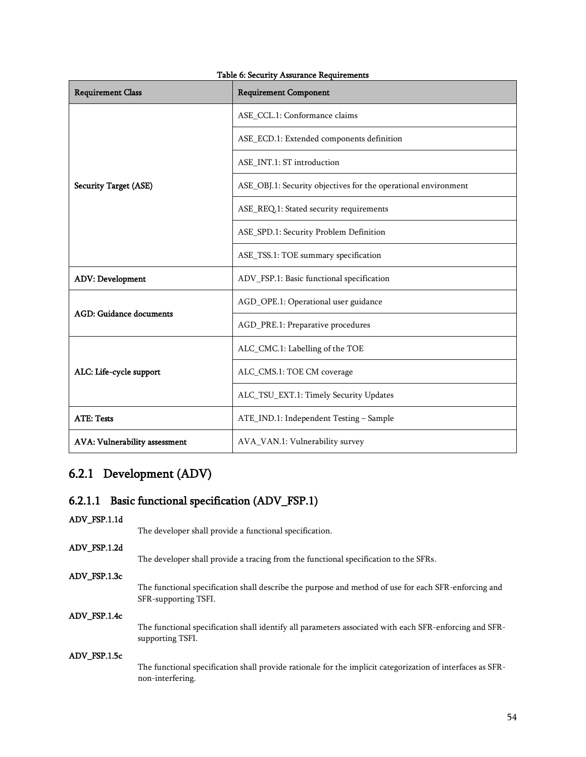Table 6: Security Assurance Requirements

| Requirement Class | Requirement Component |
| --- | --- |
| Security Target (ASE) | ASE_CCL.1: Conformance claims |
| | ASE_ECD.1: Extended components definition |
| | ASE_INT.1: ST introduction |
| | ASE_OBJ.1: Security objectives for the operational environment |
| | ASE_REQ.1: Stated security requirements |
| | ASE_SPD.1: Security Problem Definition |
| | ASE_TSS.1: TOE summary specification |
| ADV: Development | ADV_FSP.1: Basic functional specification |
| AGD: Guidance documents | AGD_OPE.1: Operational user guidance |
| | AGD_PRE.1: Preparative procedures |
| ALC: Life-cycle support | ALC_CMC.1: Labelling of the TOE |
| | ALC_CMS.1: TOE CM coverage |
| | ALC_TSU_EXT.1: Timely Security Updates |
| ATE: Tests | ATE_IND.1: Independent Testing – Sample |
| AVA: Vulnerability assessment | AVA_VAN.1: Vulnerability survey |

## 6.2.1 Development (ADV)

### 6.2.1.1 Basic functional specification (ADV_FSP.1)

**ADV_FSP.1.1d**

The developer shall provide a functional specification.

**ADV_FSP.1.2d**

The developer shall provide a tracing from the functional specification to the SFRs.

**ADV_FSP.1.3c**

The functional specification shall describe the purpose and method of use for each SFR-enforcing and SFR-supporting TSFI.

**ADV_FSP.1.4c**

The functional specification shall identify all parameters associated with each SFR-enforcing and SFR-supporting TSFI.

**ADV_FSP.1.5c**

The functional specification shall provide rationale for the implicit categorization of interfaces as SFR-non-interfering.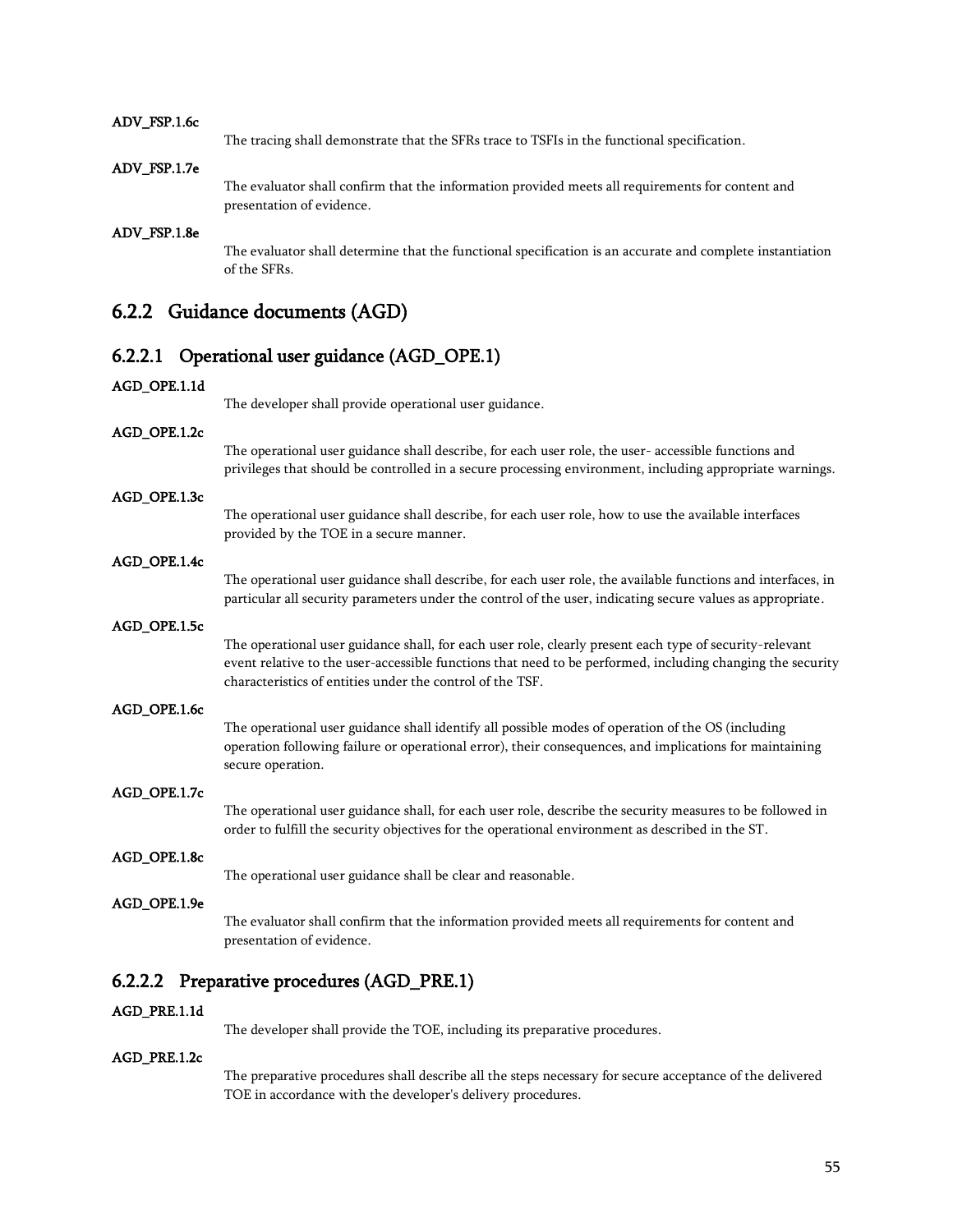**ADV_FSP.1.6c**

The tracing shall demonstrate that the SFRs trace to TSFIs in the functional specification.

**ADV_FSP.1.7e**

The evaluator shall confirm that the information provided meets all requirements for content and presentation of evidence.

**ADV_FSP.1.8e**

The evaluator shall determine that the functional specification is an accurate and complete instantiation of the SFRs.

## 6.2.2 Guidance documents (AGD)

### 6.2.2.1 Operational user guidance (AGD_OPE.1)

**AGD_OPE.1.1d**

The developer shall provide operational user guidance.

**AGD_OPE.1.2c**

The operational user guidance shall describe, for each user role, the user- accessible functions and privileges that should be controlled in a secure processing environment, including appropriate warnings.

**AGD_OPE.1.3c**

The operational user guidance shall describe, for each user role, how to use the available interfaces provided by the TOE in a secure manner.

**AGD_OPE.1.4c**

The operational user guidance shall describe, for each user role, the available functions and interfaces, in particular all security parameters under the control of the user, indicating secure values as appropriate.

**AGD_OPE.1.5c**

The operational user guidance shall, for each user role, clearly present each type of security-relevant event relative to the user-accessible functions that need to be performed, including changing the security characteristics of entities under the control of the TSF.

**AGD_OPE.1.6c**

The operational user guidance shall identify all possible modes of operation of the OS (including operation following failure or operational error), their consequences, and implications for maintaining secure operation.

**AGD_OPE.1.7c**

The operational user guidance shall, for each user role, describe the security measures to be followed in order to fulfill the security objectives for the operational environment as described in the ST.

**AGD_OPE.1.8c**

The operational user guidance shall be clear and reasonable.

**AGD_OPE.1.9e**

The evaluator shall confirm that the information provided meets all requirements for content and presentation of evidence.

### 6.2.2.2 Preparative procedures (AGD_PRE.1)

**AGD_PRE.1.1d**

The developer shall provide the TOE, including its preparative procedures.

**AGD_PRE.1.2c**

The preparative procedures shall describe all the steps necessary for secure acceptance of the delivered TOE in accordance with the developer's delivery procedures.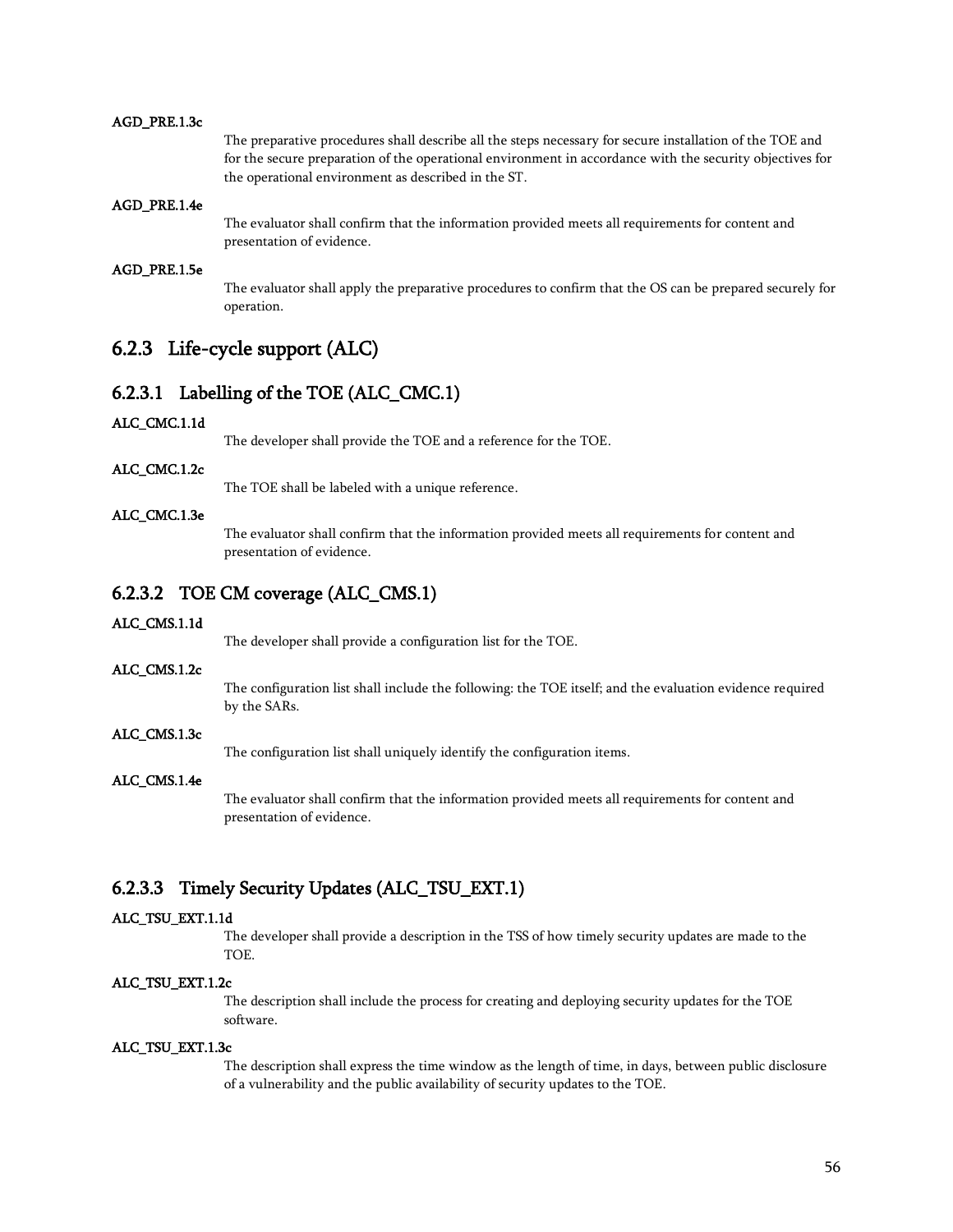**AGD_PRE.1.3c**

The preparative procedures shall describe all the steps necessary for secure installation of the TOE and for the secure preparation of the operational environment in accordance with the security objectives for the operational environment as described in the ST.

**AGD_PRE.1.4e**

The evaluator shall confirm that the information provided meets all requirements for content and presentation of evidence.

**AGD_PRE.1.5e**

The evaluator shall apply the preparative procedures to confirm that the OS can be prepared securely for operation.

### 6.2.3 Life-cycle support (ALC)

#### 6.2.3.1 Labelling of the TOE (ALC_CMC.1)

**ALC_CMC.1.1d**

The developer shall provide the TOE and a reference for the TOE.

**ALC_CMC.1.2c**

The TOE shall be labeled with a unique reference.

**ALC_CMC.1.3e**

The evaluator shall confirm that the information provided meets all requirements for content and presentation of evidence.

#### 6.2.3.2 TOE CM coverage (ALC_CMS.1)

**ALC_CMS.1.1d**

The developer shall provide a configuration list for the TOE.

**ALC_CMS.1.2c**

The configuration list shall include the following: the TOE itself; and the evaluation evidence required by the SARs.

**ALC_CMS.1.3c**

The configuration list shall uniquely identify the configuration items.

**ALC_CMS.1.4e**

The evaluator shall confirm that the information provided meets all requirements for content and presentation of evidence.

#### 6.2.3.3 Timely Security Updates (ALC_TSU_EXT.1)

**ALC_TSU_EXT.1.1d**

The developer shall provide a description in the TSS of how timely security updates are made to the TOE.

**ALC_TSU_EXT.1.2c**

The description shall include the process for creating and deploying security updates for the TOE software.

**ALC_TSU_EXT.1.3c**

The description shall express the time window as the length of time, in days, between public disclosure of a vulnerability and the public availability of security updates to the TOE.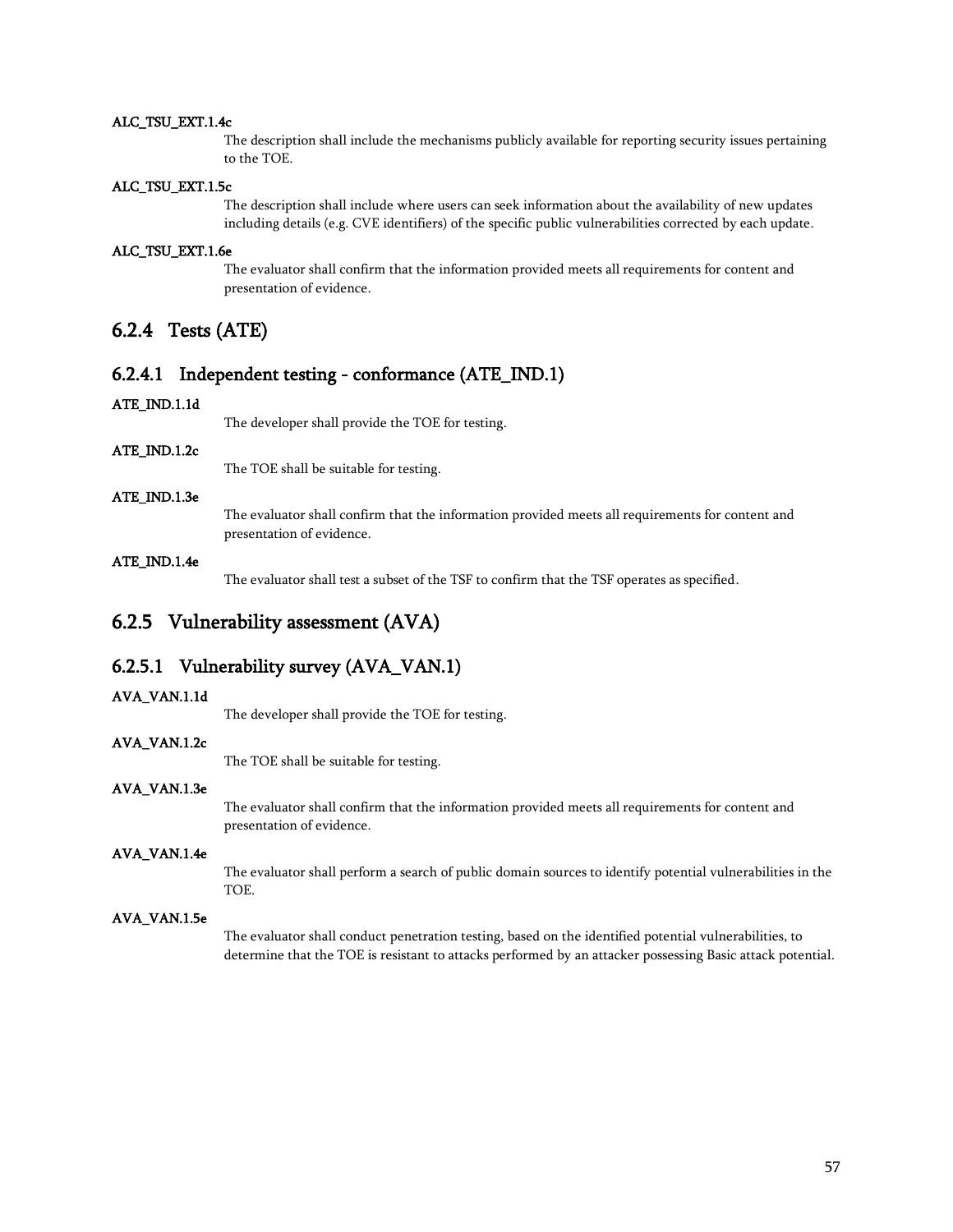**ALC_TSU_EXT.1.4c**

The description shall include the mechanisms publicly available for reporting security issues pertaining to the TOE.

**ALC_TSU_EXT.1.5c**

The description shall include where users can seek information about the availability of new updates including details (e.g. CVE identifiers) of the specific public vulnerabilities corrected by each update.

**ALC_TSU_EXT.1.6e**

The evaluator shall confirm that the information provided meets all requirements for content and presentation of evidence.

### 6.2.4 Tests (ATE)

#### 6.2.4.1 Independent testing - conformance (ATE_IND.1)

**ATE_IND.1.1d**

The developer shall provide the TOE for testing.

**ATE_IND.1.2c**

The TOE shall be suitable for testing.

**ATE_IND.1.3e**

The evaluator shall confirm that the information provided meets all requirements for content and presentation of evidence.

**ATE_IND.1.4e**

The evaluator shall test a subset of the TSF to confirm that the TSF operates as specified.

### 6.2.5 Vulnerability assessment (AVA)

#### 6.2.5.1 Vulnerability survey (AVA_VAN.1)

**AVA_VAN.1.1d**

The developer shall provide the TOE for testing.

**AVA_VAN.1.2c**

The TOE shall be suitable for testing.

**AVA_VAN.1.3e**

The evaluator shall confirm that the information provided meets all requirements for content and presentation of evidence.

**AVA_VAN.1.4e**

The evaluator shall perform a search of public domain sources to identify potential vulnerabilities in the TOE.

**AVA_VAN.1.5e**

The evaluator shall conduct penetration testing, based on the identified potential vulnerabilities, to determine that the TOE is resistant to attacks performed by an attacker possessing Basic attack potential.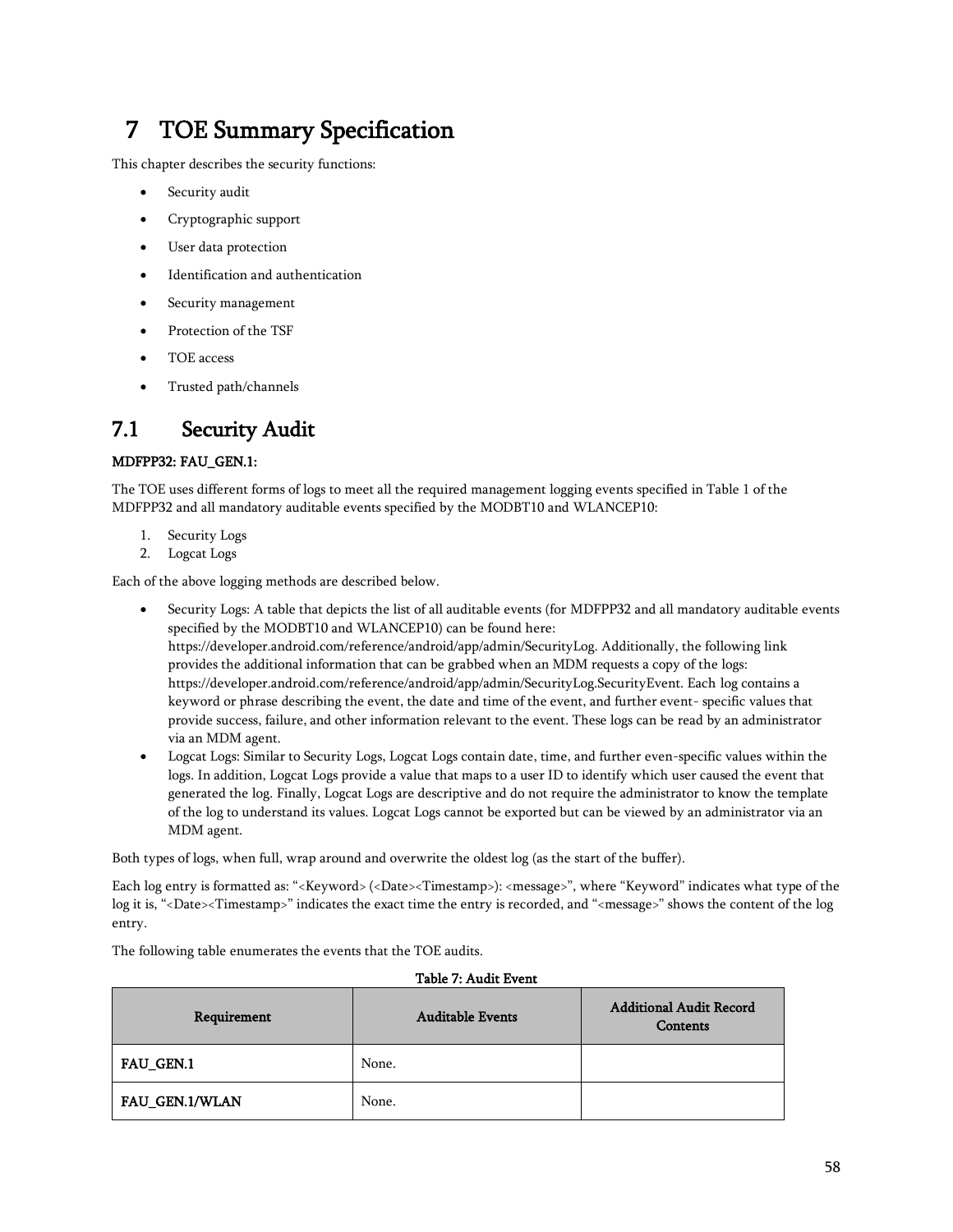# 7 TOE Summary Specification

This chapter describes the security functions:

- Security audit
- Cryptographic support
- User data protection
- Identification and authentication
- Security management
- Protection of the TSF
- TOE access
- Trusted path/channels

## 7.1 Security Audit

**MDFPP32: FAU_GEN.1:**

The TOE uses different forms of logs to meet all the required management logging events specified in Table 1 of the MDFPP32 and all mandatory auditable events specified by the MODBT10 and WLANCEP10:

1. Security Logs
2. Logcat Logs

Each of the above logging methods are described below.

- Security Logs: A table that depicts the list of all auditable events (for MDFPP32 and all mandatory auditable events specified by the MODBT10 and WLANCEP10) can be found here: https://developer.android.com/reference/android/app/admin/SecurityLog. Additionally, the following link provides the additional information that can be grabbed when an MDM requests a copy of the logs: https://developer.android.com/reference/android/app/admin/SecurityLog.SecurityEvent. Each log contains a keyword or phrase describing the event, the date and time of the event, and further event- specific values that provide success, failure, and other information relevant to the event. These logs can be read by an administrator via an MDM agent.
- Logcat Logs: Similar to Security Logs, Logcat Logs contain date, time, and further even-specific values within the logs. In addition, Logcat Logs provide a value that maps to a user ID to identify which user caused the event that generated the log. Finally, Logcat Logs are descriptive and do not require the administrator to know the template of the log to understand its values. Logcat Logs cannot be exported but can be viewed by an administrator via an MDM agent.

Both types of logs, when full, wrap around and overwrite the oldest log (as the start of the buffer).

Each log entry is formatted as: "<Keyword> (<Date><Timestamp>): <message>", where "Keyword" indicates what type of the log it is, "<Date><Timestamp>" indicates the exact time the entry is recorded, and "<message>" shows the content of the log entry.

The following table enumerates the events that the TOE audits.

**Table 7: Audit Event**

| Requirement | Auditable Events | Additional Audit Record Contents |
|---|---|---|
| **FAU_GEN.1** | None. | |
| **FAU_GEN.1/WLAN** | None. | |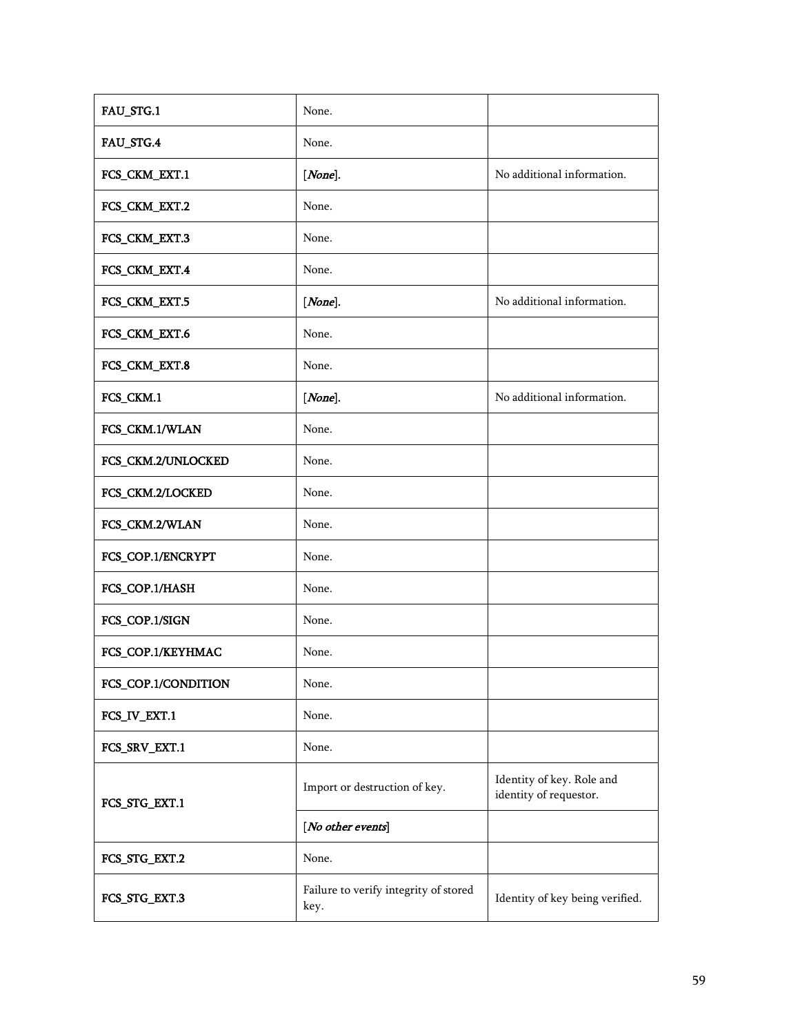| | | |
|---|---|---|
| **FAU_STG.1** | None. | |
| **FAU_STG.4** | None. | |
| **FCS_CKM_EXT.1** | [*None*]. | No additional information. |
| **FCS_CKM_EXT.2** | None. | |
| **FCS_CKM_EXT.3** | None. | |
| **FCS_CKM_EXT.4** | None. | |
| **FCS_CKM_EXT.5** | [*None*]. | No additional information. |
| **FCS_CKM_EXT.6** | None. | |
| **FCS_CKM_EXT.8** | None. | |
| **FCS_CKM.1** | [*None*]. | No additional information. |
| **FCS_CKM.1/WLAN** | None. | |
| **FCS_CKM.2/UNLOCKED** | None. | |
| **FCS_CKM.2/LOCKED** | None. | |
| **FCS_CKM.2/WLAN** | None. | |
| **FCS_COP.1/ENCRYPT** | None. | |
| **FCS_COP.1/HASH** | None. | |
| **FCS_COP.1/SIGN** | None. | |
| **FCS_COP.1/KEYHMAC** | None. | |
| **FCS_COP.1/CONDITION** | None. | |
| **FCS_IV_EXT.1** | None. | |
| **FCS_SRV_EXT.1** | None. | |
| **FCS_STG_EXT.1** | Import or destruction of key. | Identity of key. Role and identity of requestor. |
| | [*No other events*] | |
| **FCS_STG_EXT.2** | None. | |
| **FCS_STG_EXT.3** | Failure to verify integrity of stored key. | Identity of key being verified. |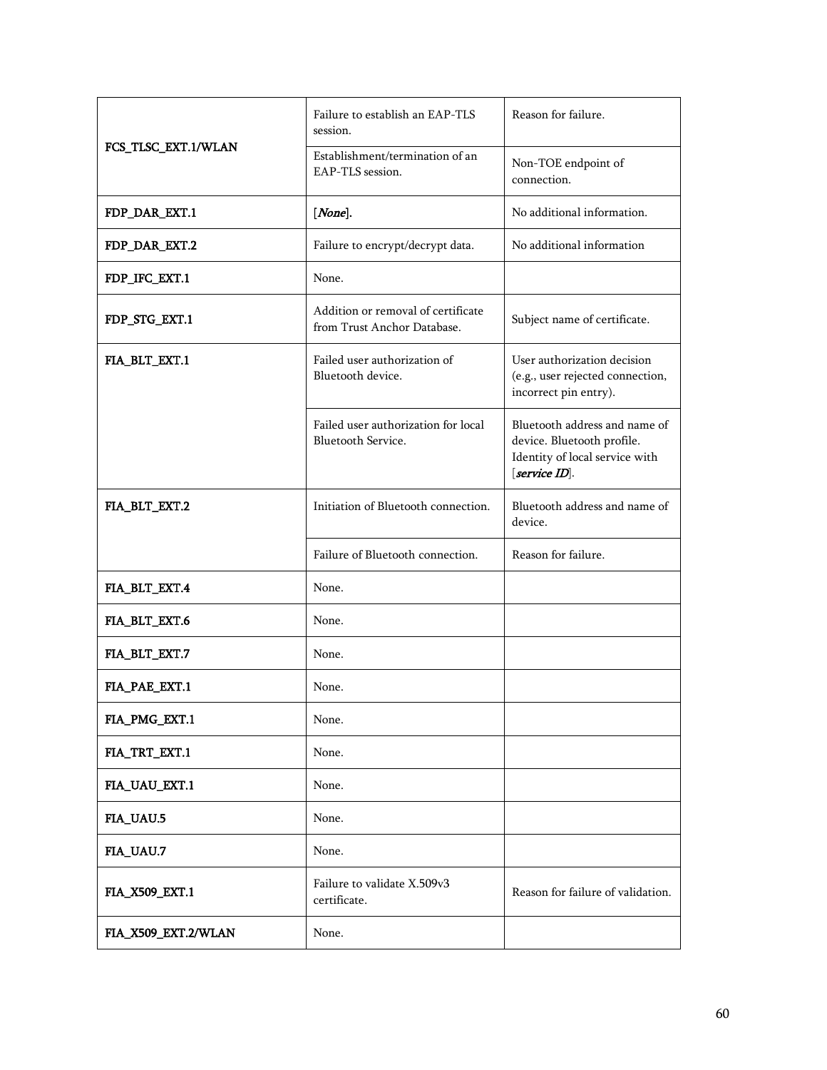| | | |
|---|---|---|
| **FCS_TLSC_EXT.1/WLAN** | Failure to establish an EAP-TLS session. | Reason for failure. |
| | Establishment/termination of an EAP-TLS session. | Non-TOE endpoint of connection. |
| **FDP_DAR_EXT.1** | [*None*]. | No additional information. |
| **FDP_DAR_EXT.2** | Failure to encrypt/decrypt data. | No additional information |
| **FDP_IFC_EXT.1** | None. | |
| **FDP_STG_EXT.1** | Addition or removal of certificate from Trust Anchor Database. | Subject name of certificate. |
| **FIA_BLT_EXT.1** | Failed user authorization of Bluetooth device. | User authorization decision (e.g., user rejected connection, incorrect pin entry). |
| | Failed user authorization for local Bluetooth Service. | Bluetooth address and name of device. Bluetooth profile. Identity of local service with [*service ID*]. |
| **FIA_BLT_EXT.2** | Initiation of Bluetooth connection. | Bluetooth address and name of device. |
| | Failure of Bluetooth connection. | Reason for failure. |
| **FIA_BLT_EXT.4** | None. | |
| **FIA_BLT_EXT.6** | None. | |
| **FIA_BLT_EXT.7** | None. | |
| **FIA_PAE_EXT.1** | None. | |
| **FIA_PMG_EXT.1** | None. | |
| **FIA_TRT_EXT.1** | None. | |
| **FIA_UAU_EXT.1** | None. | |
| **FIA_UAU.5** | None. | |
| **FIA_UAU.7** | None. | |
| **FIA_X509_EXT.1** | Failure to validate X.509v3 certificate. | Reason for failure of validation. |
| **FIA_X509_EXT.2/WLAN** | None. | |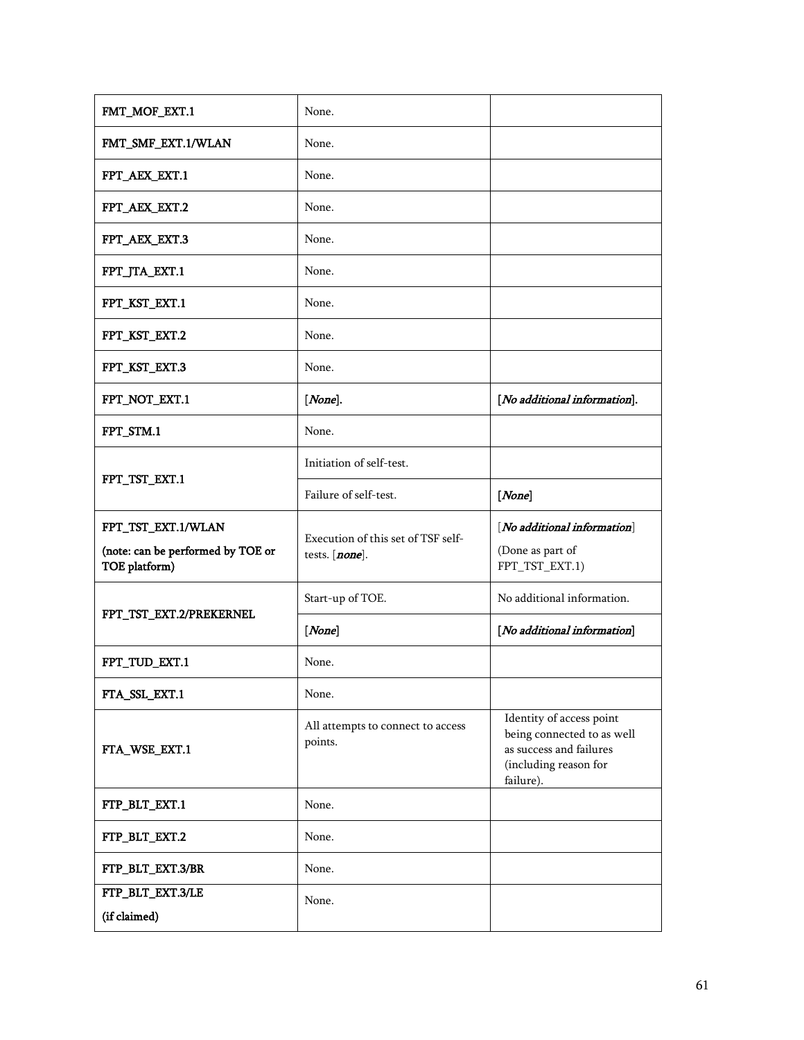| | | |
|---|---|---|
| **FMT_MOF_EXT.1** | None. | |
| **FMT_SMF_EXT.1/WLAN** | None. | |
| **FPT_AEX_EXT.1** | None. | |
| **FPT_AEX_EXT.2** | None. | |
| **FPT_AEX_EXT.3** | None. | |
| **FPT_JTA_EXT.1** | None. | |
| **FPT_KST_EXT.1** | None. | |
| **FPT_KST_EXT.2** | None. | |
| **FPT_KST_EXT.3** | None. | |
| **FPT_NOT_EXT.1** | [*None*]. | [*No additional information*]. |
| **FPT_STM.1** | None. | |
| **FPT_TST_EXT.1** | Initiation of self-test. | |
| | Failure of self-test. | [*None*] |
| **FPT_TST_EXT.1/WLAN** (note: can be performed by TOE or TOE platform) | Execution of this set of TSF self-tests. [*none*]. | [*No additional information*] (Done as part of FPT_TST_EXT.1) |
| **FPT_TST_EXT.2/PREKERNEL** | Start-up of TOE. | No additional information. |
| | [*None*] | [*No additional information*] |
| **FPT_TUD_EXT.1** | None. | |
| **FTA_SSL_EXT.1** | None. | |
| **FTA_WSE_EXT.1** | All attempts to connect to access points. | Identity of access point being connected to as well as success and failures (including reason for failure). |
| **FTP_BLT_EXT.1** | None. | |
| **FTP_BLT_EXT.2** | None. | |
| **FTP_BLT_EXT.3/BR** | None. | |
| **FTP_BLT_EXT.3/LE** (if claimed) | None. | |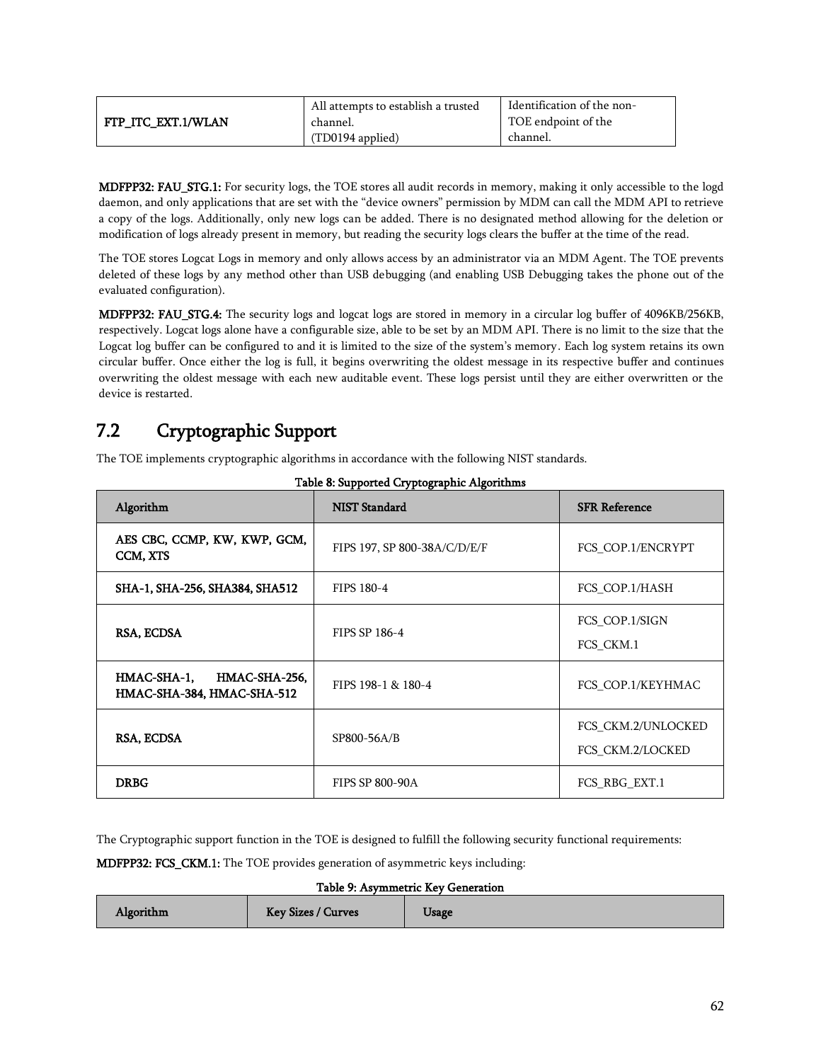| FTP_ITC_EXT.1/WLAN | All attempts to establish a trusted channel. (TD0194 applied) | Identification of the non-TOE endpoint of the channel. |
|---|---|---|

**MDFPP32: FAU_STG.1:** For security logs, the TOE stores all audit records in memory, making it only accessible to the logd daemon, and only applications that are set with the "device owners" permission by MDM can call the MDM API to retrieve a copy of the logs. Additionally, only new logs can be added. There is no designated method allowing for the deletion or modification of logs already present in memory, but reading the security logs clears the buffer at the time of the read.

The TOE stores Logcat Logs in memory and only allows access by an administrator via an MDM Agent. The TOE prevents deleted of these logs by any method other than USB debugging (and enabling USB Debugging takes the phone out of the evaluated configuration).

**MDFPP32: FAU_STG.4:** The security logs and logcat logs are stored in memory in a circular log buffer of 4096KB/256KB, respectively. Logcat logs alone have a configurable size, able to be set by an MDM API. There is no limit to the size that the Logcat log buffer can be configured to and it is limited to the size of the system's memory. Each log system retains its own circular buffer. Once either the log is full, it begins overwriting the oldest message in its respective buffer and continues overwriting the oldest message with each new auditable event. These logs persist until they are either overwritten or the device is restarted.

## 7.2 Cryptographic Support

The TOE implements cryptographic algorithms in accordance with the following NIST standards.

**Table 8: Supported Cryptographic Algorithms**

| Algorithm | NIST Standard | SFR Reference |
|---|---|---|
| **AES CBC, CCMP, KW, KWP, GCM, CCM, XTS** | FIPS 197, SP 800-38A/C/D/E/F | FCS_COP.1/ENCRYPT |
| **SHA-1, SHA-256, SHA384, SHA512** | FIPS 180-4 | FCS_COP.1/HASH |
| **RSA, ECDSA** | FIPS SP 186-4 | FCS_COP.1/SIGN<br>FCS_CKM.1 |
| **HMAC-SHA-1, HMAC-SHA-256, HMAC-SHA-384, HMAC-SHA-512** | FIPS 198-1 & 180-4 | FCS_COP.1/KEYHMAC |
| **RSA, ECDSA** | SP800-56A/B | FCS_CKM.2/UNLOCKED<br>FCS_CKM.2/LOCKED |
| **DRBG** | FIPS SP 800-90A | FCS_RBG_EXT.1 |

The Cryptographic support function in the TOE is designed to fulfill the following security functional requirements:

**MDFPP32: FCS_CKM.1:** The TOE provides generation of asymmetric keys including:

**Table 9: Asymmetric Key Generation**

| Algorithm | Key Sizes / Curves | Usage |
|---|---|---|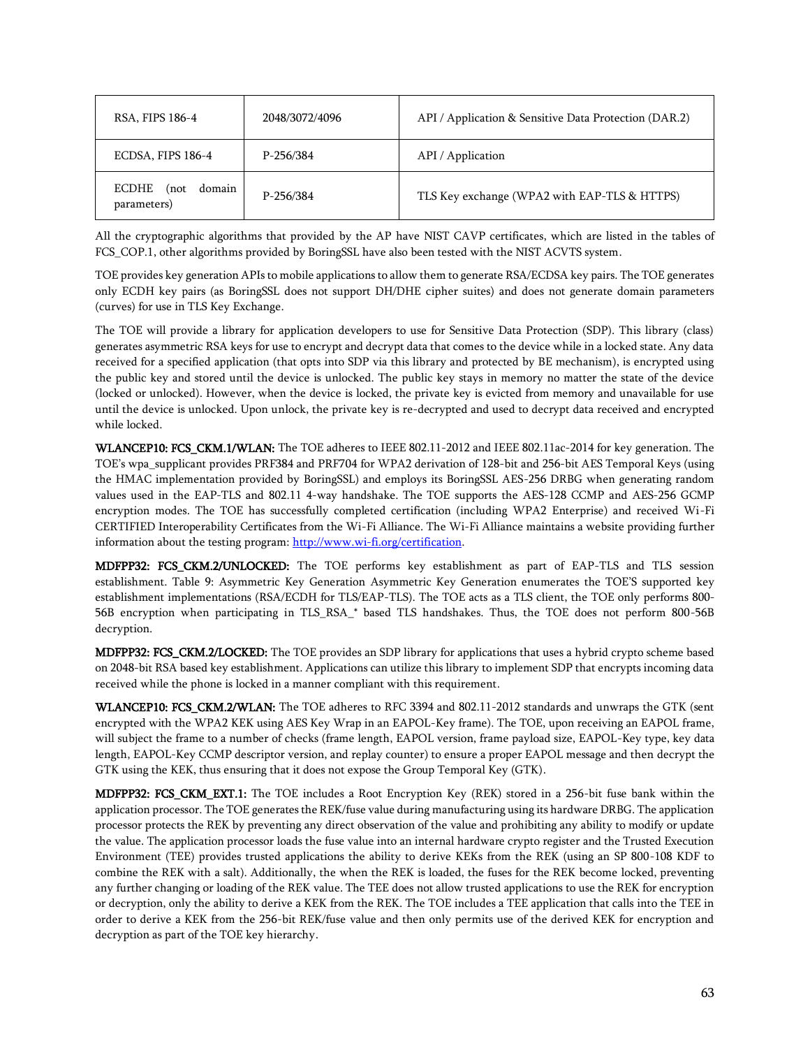| RSA, FIPS 186-4 | 2048/3072/4096 | API / Application & Sensitive Data Protection (DAR.2) |
|---|---|---|
| ECDSA, FIPS 186-4 | P-256/384 | API / Application |
| ECDHE (not domain parameters) | P-256/384 | TLS Key exchange (WPA2 with EAP-TLS & HTTPS) |

All the cryptographic algorithms that provided by the AP have NIST CAVP certificates, which are listed in the tables of FCS_COP.1, other algorithms provided by BoringSSL have also been tested with the NIST ACVTS system.

TOE provides key generation APIs to mobile applications to allow them to generate RSA/ECDSA key pairs. The TOE generates only ECDH key pairs (as BoringSSL does not support DH/DHE cipher suites) and does not generate domain parameters (curves) for use in TLS Key Exchange.

The TOE will provide a library for application developers to use for Sensitive Data Protection (SDP). This library (class) generates asymmetric RSA keys for use to encrypt and decrypt data that comes to the device while in a locked state. Any data received for a specified application (that opts into SDP via this library and protected by BE mechanism), is encrypted using the public key and stored until the device is unlocked. The public key stays in memory no matter the state of the device (locked or unlocked). However, when the device is locked, the private key is evicted from memory and unavailable for use until the device is unlocked. Upon unlock, the private key is re-decrypted and used to decrypt data received and encrypted while locked.

**WLANCEP10: FCS_CKM.1/WLAN:** The TOE adheres to IEEE 802.11-2012 and IEEE 802.11ac-2014 for key generation. The TOE's wpa_supplicant provides PRF384 and PRF704 for WPA2 derivation of 128-bit and 256-bit AES Temporal Keys (using the HMAC implementation provided by BoringSSL) and employs its BoringSSL AES-256 DRBG when generating random values used in the EAP-TLS and 802.11 4-way handshake. The TOE supports the AES-128 CCMP and AES-256 GCMP encryption modes. The TOE has successfully completed certification (including WPA2 Enterprise) and received Wi-Fi CERTIFIED Interoperability Certificates from the Wi-Fi Alliance. The Wi-Fi Alliance maintains a website providing further information about the testing program: [http://www.wi-fi.org/certification](http://www.wi-fi.org/certification).

**MDFPP32: FCS_CKM.2/UNLOCKED:** The TOE performs key establishment as part of EAP-TLS and TLS session establishment. Table 9: Asymmetric Key Generation Asymmetric Key Generation enumerates the TOE'S supported key establishment implementations (RSA/ECDH for TLS/EAP-TLS). The TOE acts as a TLS client, the TOE only performs 800-56B encryption when participating in TLS_RSA_* based TLS handshakes. Thus, the TOE does not perform 800-56B decryption.

**MDFPP32: FCS_CKM.2/LOCKED:** The TOE provides an SDP library for applications that uses a hybrid crypto scheme based on 2048-bit RSA based key establishment. Applications can utilize this library to implement SDP that encrypts incoming data received while the phone is locked in a manner compliant with this requirement.

**WLANCEP10: FCS_CKM.2/WLAN:** The TOE adheres to RFC 3394 and 802.11-2012 standards and unwraps the GTK (sent encrypted with the WPA2 KEK using AES Key Wrap in an EAPOL-Key frame). The TOE, upon receiving an EAPOL frame, will subject the frame to a number of checks (frame length, EAPOL version, frame payload size, EAPOL-Key type, key data length, EAPOL-Key CCMP descriptor version, and replay counter) to ensure a proper EAPOL message and then decrypt the GTK using the KEK, thus ensuring that it does not expose the Group Temporal Key (GTK).

**MDFPP32: FCS_CKM_EXT.1:** The TOE includes a Root Encryption Key (REK) stored in a 256-bit fuse bank within the application processor. The TOE generates the REK/fuse value during manufacturing using its hardware DRBG. The application processor protects the REK by preventing any direct observation of the value and prohibiting any ability to modify or update the value. The application processor loads the fuse value into an internal hardware crypto register and the Trusted Execution Environment (TEE) provides trusted applications the ability to derive KEKs from the REK (using an SP 800-108 KDF to combine the REK with a salt). Additionally, the when the REK is loaded, the fuses for the REK become locked, preventing any further changing or loading of the REK value. The TEE does not allow trusted applications to use the REK for encryption or decryption, only the ability to derive a KEK from the REK. The TOE includes a TEE application that calls into the TEE in order to derive a KEK from the 256-bit REK/fuse value and then only permits use of the derived KEK for encryption and decryption as part of the TOE key hierarchy.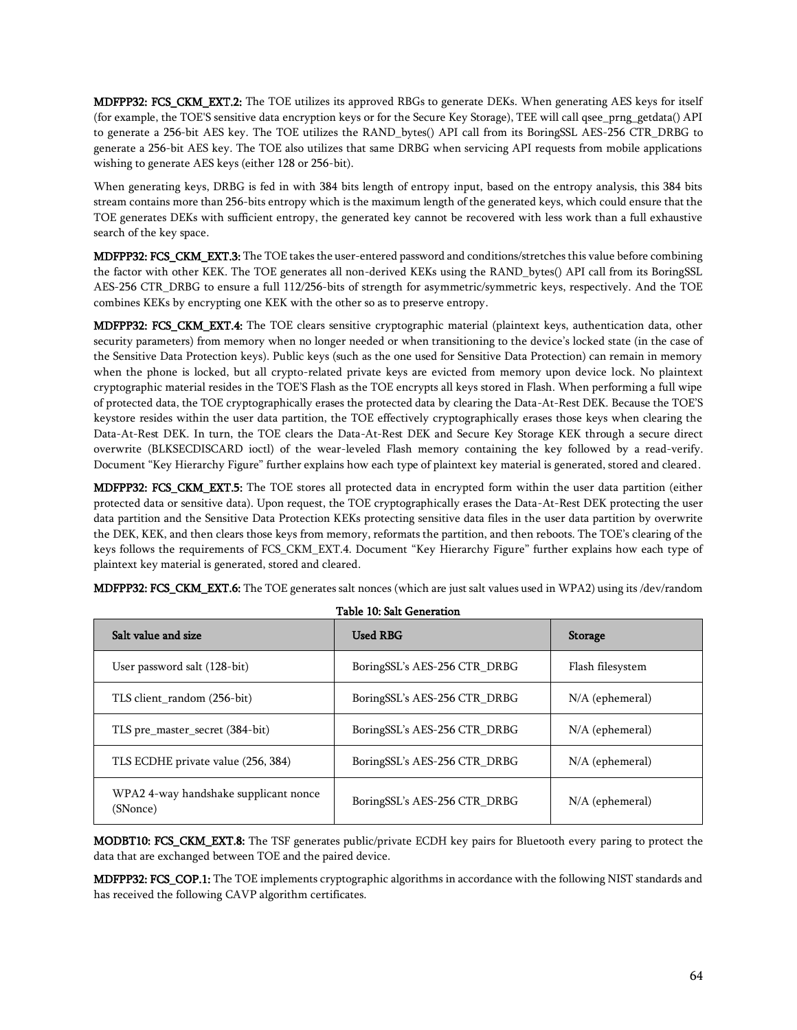**MDFPP32: FCS_CKM_EXT.2:** The TOE utilizes its approved RBGs to generate DEKs. When generating AES keys for itself (for example, the TOE'S sensitive data encryption keys or for the Secure Key Storage), TEE will call qsee_prng_getdata() API to generate a 256-bit AES key. The TOE utilizes the RAND_bytes() API call from its BoringSSL AES-256 CTR_DRBG to generate a 256-bit AES key. The TOE also utilizes that same DRBG when servicing API requests from mobile applications wishing to generate AES keys (either 128 or 256-bit).

When generating keys, DRBG is fed in with 384 bits length of entropy input, based on the entropy analysis, this 384 bits stream contains more than 256-bits entropy which is the maximum length of the generated keys, which could ensure that the TOE generates DEKs with sufficient entropy, the generated key cannot be recovered with less work than a full exhaustive search of the key space.

**MDFPP32: FCS_CKM_EXT.3:** The TOE takes the user-entered password and conditions/stretches this value before combining the factor with other KEK. The TOE generates all non-derived KEKs using the RAND_bytes() API call from its BoringSSL AES-256 CTR_DRBG to ensure a full 112/256-bits of strength for asymmetric/symmetric keys, respectively. And the TOE combines KEKs by encrypting one KEK with the other so as to preserve entropy.

**MDFPP32: FCS_CKM_EXT.4:** The TOE clears sensitive cryptographic material (plaintext keys, authentication data, other security parameters) from memory when no longer needed or when transitioning to the device's locked state (in the case of the Sensitive Data Protection keys). Public keys (such as the one used for Sensitive Data Protection) can remain in memory when the phone is locked, but all crypto-related private keys are evicted from memory upon device lock. No plaintext cryptographic material resides in the TOE'S Flash as the TOE encrypts all keys stored in Flash. When performing a full wipe of protected data, the TOE cryptographically erases the protected data by clearing the Data-At-Rest DEK. Because the TOE'S keystore resides within the user data partition, the TOE effectively cryptographically erases those keys when clearing the Data-At-Rest DEK. In turn, the TOE clears the Data-At-Rest DEK and Secure Key Storage KEK through a secure direct overwrite (BLKSECDISCARD ioctl) of the wear-leveled Flash memory containing the key followed by a read-verify. Document "Key Hierarchy Figure" further explains how each type of plaintext key material is generated, stored and cleared.

**MDFPP32: FCS_CKM_EXT.5:** The TOE stores all protected data in encrypted form within the user data partition (either protected data or sensitive data). Upon request, the TOE cryptographically erases the Data-At-Rest DEK protecting the user data partition and the Sensitive Data Protection KEKs protecting sensitive data files in the user data partition by overwrite the DEK, KEK, and then clears those keys from memory, reformats the partition, and then reboots. The TOE's clearing of the keys follows the requirements of FCS_CKM_EXT.4. Document "Key Hierarchy Figure" further explains how each type of plaintext key material is generated, stored and cleared.

**MDFPP32: FCS_CKM_EXT.6:** The TOE generates salt nonces (which are just salt values used in WPA2) using its /dev/random

**Table 10: Salt Generation**

| Salt value and size | Used RBG | Storage |
|---|---|---|
| User password salt (128-bit) | BoringSSL's AES-256 CTR_DRBG | Flash filesystem |
| TLS client_random (256-bit) | BoringSSL's AES-256 CTR_DRBG | N/A (ephemeral) |
| TLS pre_master_secret (384-bit) | BoringSSL's AES-256 CTR_DRBG | N/A (ephemeral) |
| TLS ECDHE private value (256, 384) | BoringSSL's AES-256 CTR_DRBG | N/A (ephemeral) |
| WPA2 4-way handshake supplicant nonce (SNonce) | BoringSSL's AES-256 CTR_DRBG | N/A (ephemeral) |

**MODBT10: FCS_CKM_EXT.8:** The TSF generates public/private ECDH key pairs for Bluetooth every paring to protect the data that are exchanged between TOE and the paired device.

**MDFPP32: FCS_COP.1:** The TOE implements cryptographic algorithms in accordance with the following NIST standards and has received the following CAVP algorithm certificates.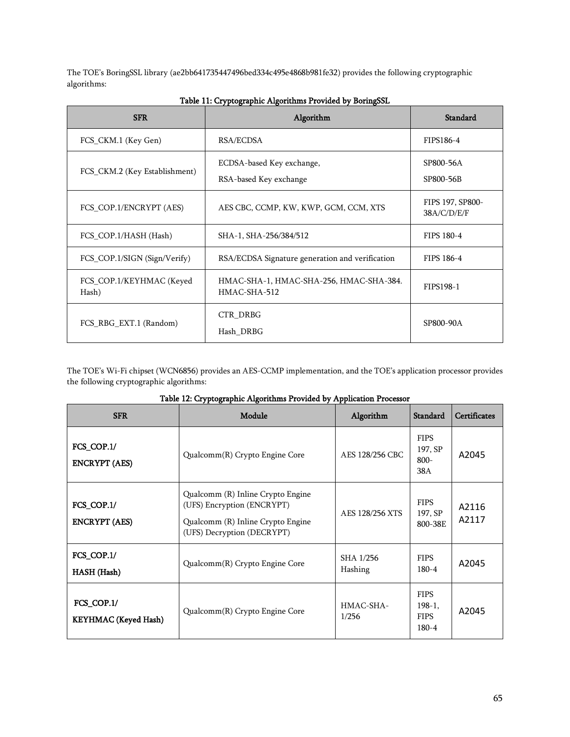The TOE's BoringSSL library (ae2bb641735447496bed334c495e4868b981fe32) provides the following cryptographic algorithms:

**Table 11: Cryptographic Algorithms Provided by BoringSSL**

| SFR | Algorithm | Standard |
|---|---|---|
| FCS_CKM.1 (Key Gen) | RSA/ECDSA | FIPS186-4 |
| FCS_CKM.2 (Key Establishment) | ECDSA-based Key exchange,<br>RSA-based Key exchange | SP800-56A<br>SP800-56B |
| FCS_COP.1/ENCRYPT (AES) | AES CBC, CCMP, KW, KWP, GCM, CCM, XTS | FIPS 197, SP800-38A/C/D/E/F |
| FCS_COP.1/HASH (Hash) | SHA-1, SHA-256/384/512 | FIPS 180-4 |
| FCS_COP.1/SIGN (Sign/Verify) | RSA/ECDSA Signature generation and verification | FIPS 186-4 |
| FCS_COP.1/KEYHMAC (Keyed Hash) | HMAC-SHA-1, HMAC-SHA-256, HMAC-SHA-384. HMAC-SHA-512 | FIPS198-1 |
| FCS_RBG_EXT.1 (Random) | CTR_DRBG<br>Hash_DRBG | SP800-90A |

The TOE's Wi-Fi chipset (WCN6856) provides an AES-CCMP implementation, and the TOE's application processor provides the following cryptographic algorithms:

**Table 12: Cryptographic Algorithms Provided by Application Processor**

| SFR | Module | Algorithm | Standard | Certificates |
|---|---|---|---|---|
| **FCS_COP.1/ ENCRYPT (AES)** | Qualcomm(R) Crypto Engine Core | AES 128/256 CBC | FIPS 197, SP 800-38A | A2045 |
| **FCS_COP.1/ ENCRYPT (AES)** | Qualcomm (R) Inline Crypto Engine (UFS) Encryption (ENCRYPT)<br>Qualcomm (R) Inline Crypto Engine (UFS) Decryption (DECRYPT) | AES 128/256 XTS | FIPS 197, SP 800-38E | A2116<br>A2117 |
| **FCS_COP.1/ HASH (Hash)** | Qualcomm(R) Crypto Engine Core | SHA 1/256 Hashing | FIPS 180-4 | A2045 |
| **FCS_COP.1/ KEYHMAC (Keyed Hash)** | Qualcomm(R) Crypto Engine Core | HMAC-SHA-1/256 | FIPS 198-1, FIPS 180-4 | A2045 |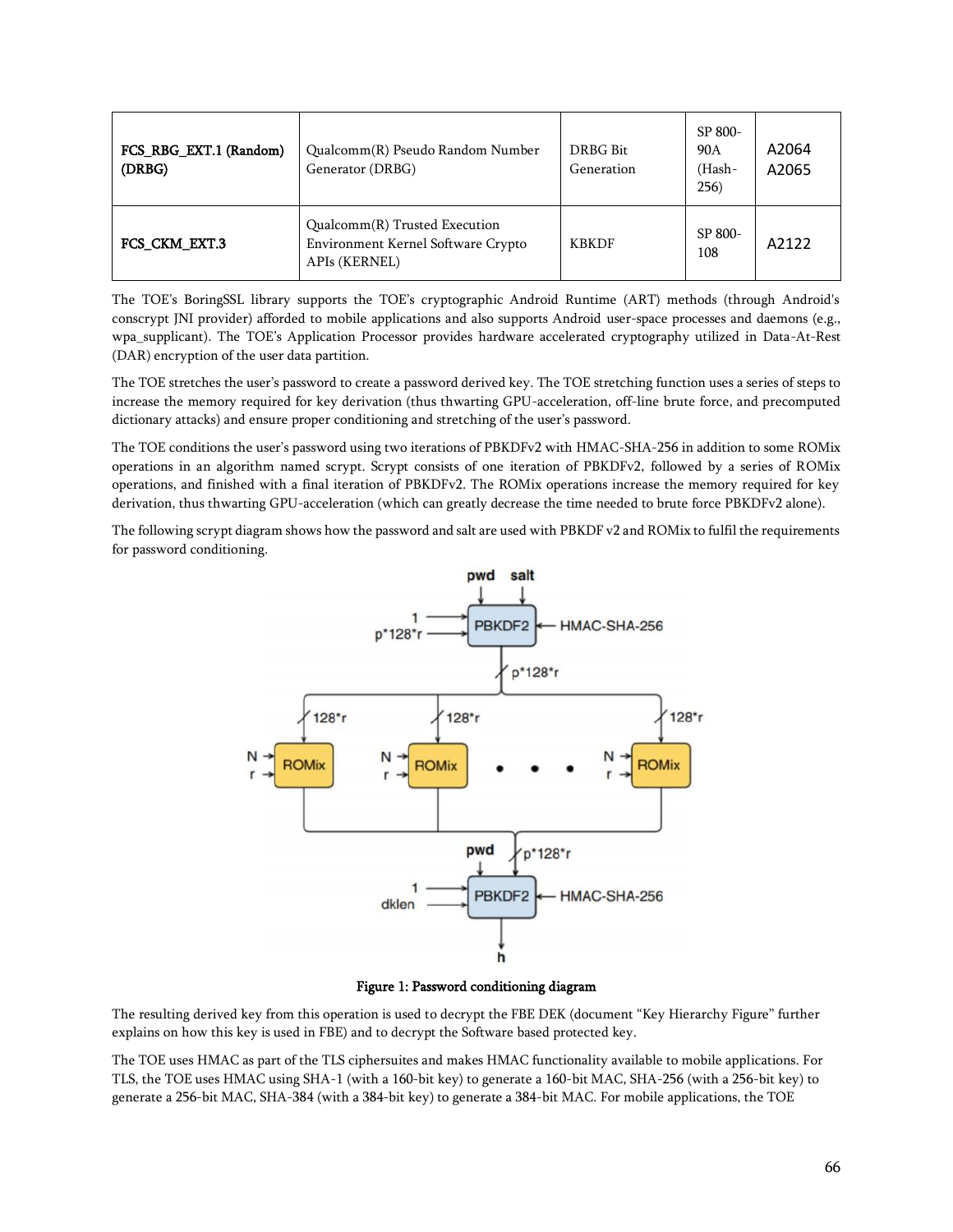| FCS_RBG_EXT.1 (Random) (DRBG) | Qualcomm(R) Pseudo Random Number Generator (DRBG) | DRBG Bit Generation | SP 800-90A (Hash-256) | A2064 A2065 |
|---|---|---|---|---|
| FCS_CKM_EXT.3 | Qualcomm(R) Trusted Execution Environment Kernel Software Crypto APIs (KERNEL) | KBKDF | SP 800-108 | A2122 |

The TOE's BoringSSL library supports the TOE's cryptographic Android Runtime (ART) methods (through Android's conscrypt JNI provider) afforded to mobile applications and also supports Android user-space processes and daemons (e.g., wpa_supplicant). The TOE's Application Processor provides hardware accelerated cryptography utilized in Data-At-Rest (DAR) encryption of the user data partition.

The TOE stretches the user's password to create a password derived key. The TOE stretching function uses a series of steps to increase the memory required for key derivation (thus thwarting GPU-acceleration, off-line brute force, and precomputed dictionary attacks) and ensure proper conditioning and stretching of the user's password.

The TOE conditions the user's password using two iterations of PBKDFv2 with HMAC-SHA-256 in addition to some ROMix operations in an algorithm named scrypt. Scrypt consists of one iteration of PBKDFv2, followed by a series of ROMix operations, and finished with a final iteration of PBKDFv2. The ROMix operations increase the memory required for key derivation, thus thwarting GPU-acceleration (which can greatly decrease the time needed to brute force PBKDFv2 alone).

The following scrypt diagram shows how the password and salt are used with PBKDF v2 and ROMix to fulfil the requirements for password conditioning.

**Figure 1: Password conditioning diagram**

The resulting derived key from this operation is used to decrypt the FBE DEK (document "Key Hierarchy Figure" further explains on how this key is used in FBE) and to decrypt the Software based protected key.

The TOE uses HMAC as part of the TLS ciphersuites and makes HMAC functionality available to mobile applications. For TLS, the TOE uses HMAC using SHA-1 (with a 160-bit key) to generate a 160-bit MAC, SHA-256 (with a 256-bit key) to generate a 256-bit MAC, SHA-384 (with a 384-bit key) to generate a 384-bit MAC. For mobile applications, the TOE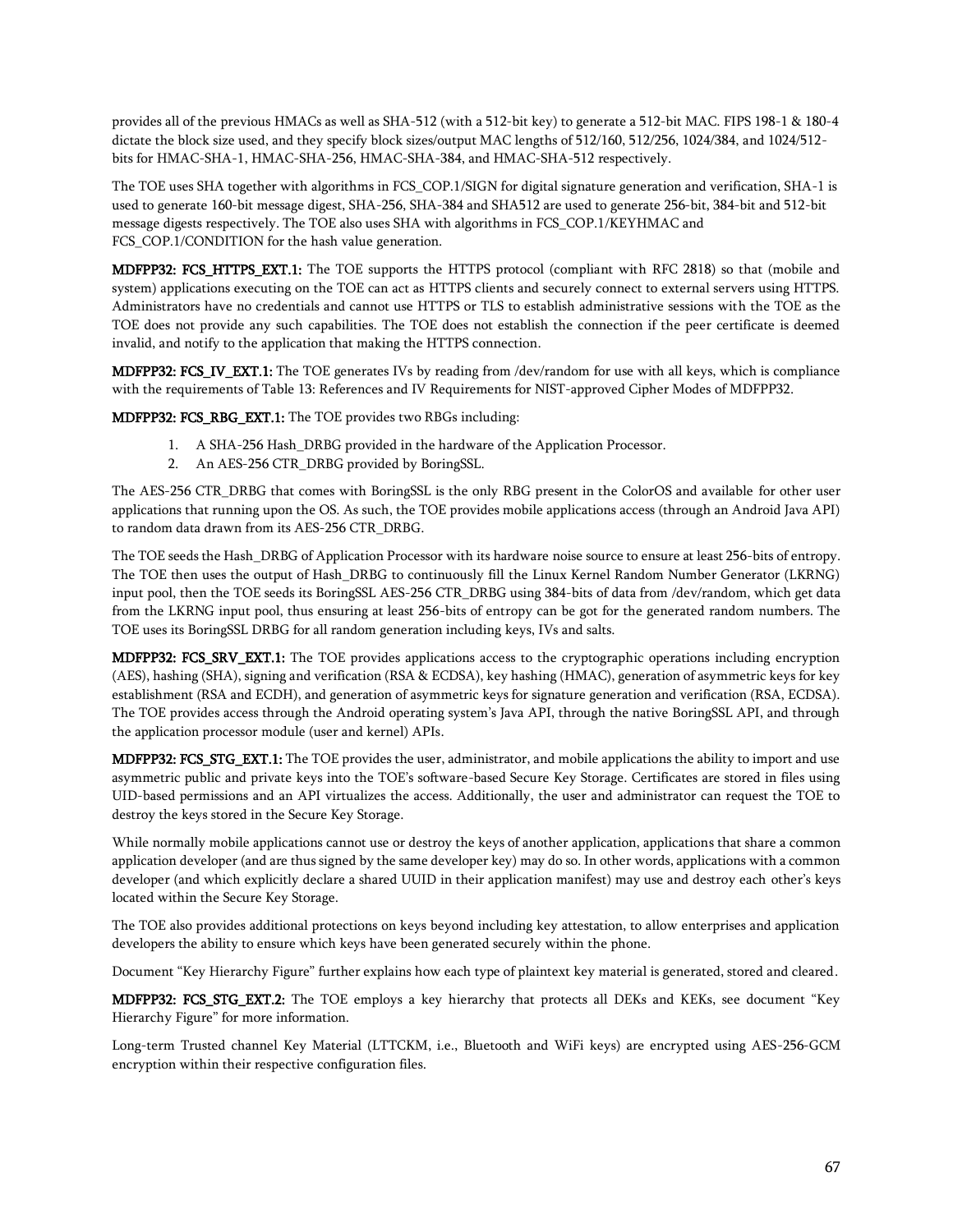provides all of the previous HMACs as well as SHA-512 (with a 512-bit key) to generate a 512-bit MAC. FIPS 198-1 & 180-4 dictate the block size used, and they specify block sizes/output MAC lengths of 512/160, 512/256, 1024/384, and 1024/512-bits for HMAC-SHA-1, HMAC-SHA-256, HMAC-SHA-384, and HMAC-SHA-512 respectively.

The TOE uses SHA together with algorithms in FCS_COP.1/SIGN for digital signature generation and verification, SHA-1 is used to generate 160-bit message digest, SHA-256, SHA-384 and SHA512 are used to generate 256-bit, 384-bit and 512-bit message digests respectively. The TOE also uses SHA with algorithms in FCS_COP.1/KEYHMAC and FCS_COP.1/CONDITION for the hash value generation.

**MDFPP32: FCS_HTTPS_EXT.1:** The TOE supports the HTTPS protocol (compliant with RFC 2818) so that (mobile and system) applications executing on the TOE can act as HTTPS clients and securely connect to external servers using HTTPS. Administrators have no credentials and cannot use HTTPS or TLS to establish administrative sessions with the TOE as the TOE does not provide any such capabilities. The TOE does not establish the connection if the peer certificate is deemed invalid, and notify to the application that making the HTTPS connection.

**MDFPP32: FCS_IV_EXT.1:** The TOE generates IVs by reading from /dev/random for use with all keys, which is compliance with the requirements of Table 13: References and IV Requirements for NIST-approved Cipher Modes of MDFPP32.

**MDFPP32: FCS_RBG_EXT.1:** The TOE provides two RBGs including:

1. A SHA-256 Hash_DRBG provided in the hardware of the Application Processor.
2. An AES-256 CTR_DRBG provided by BoringSSL.

The AES-256 CTR_DRBG that comes with BoringSSL is the only RBG present in the ColorOS and available for other user applications that running upon the OS. As such, the TOE provides mobile applications access (through an Android Java API) to random data drawn from its AES-256 CTR_DRBG.

The TOE seeds the Hash_DRBG of Application Processor with its hardware noise source to ensure at least 256-bits of entropy. The TOE then uses the output of Hash_DRBG to continuously fill the Linux Kernel Random Number Generator (LKRNG) input pool, then the TOE seeds its BoringSSL AES-256 CTR_DRBG using 384-bits of data from /dev/random, which get data from the LKRNG input pool, thus ensuring at least 256-bits of entropy can be got for the generated random numbers. The TOE uses its BoringSSL DRBG for all random generation including keys, IVs and salts.

**MDFPP32: FCS_SRV_EXT.1:** The TOE provides applications access to the cryptographic operations including encryption (AES), hashing (SHA), signing and verification (RSA & ECDSA), key hashing (HMAC), generation of asymmetric keys for key establishment (RSA and ECDH), and generation of asymmetric keys for signature generation and verification (RSA, ECDSA). The TOE provides access through the Android operating system's Java API, through the native BoringSSL API, and through the application processor module (user and kernel) APIs.

**MDFPP32: FCS_STG_EXT.1:** The TOE provides the user, administrator, and mobile applications the ability to import and use asymmetric public and private keys into the TOE's software-based Secure Key Storage. Certificates are stored in files using UID-based permissions and an API virtualizes the access. Additionally, the user and administrator can request the TOE to destroy the keys stored in the Secure Key Storage.

While normally mobile applications cannot use or destroy the keys of another application, applications that share a common application developer (and are thus signed by the same developer key) may do so. In other words, applications with a common developer (and which explicitly declare a shared UUID in their application manifest) may use and destroy each other's keys located within the Secure Key Storage.

The TOE also provides additional protections on keys beyond including key attestation, to allow enterprises and application developers the ability to ensure which keys have been generated securely within the phone.

Document "Key Hierarchy Figure" further explains how each type of plaintext key material is generated, stored and cleared.

**MDFPP32: FCS_STG_EXT.2:** The TOE employs a key hierarchy that protects all DEKs and KEKs, see document "Key Hierarchy Figure" for more information.

Long-term Trusted channel Key Material (LTTCKM, i.e., Bluetooth and WiFi keys) are encrypted using AES-256-GCM encryption within their respective configuration files.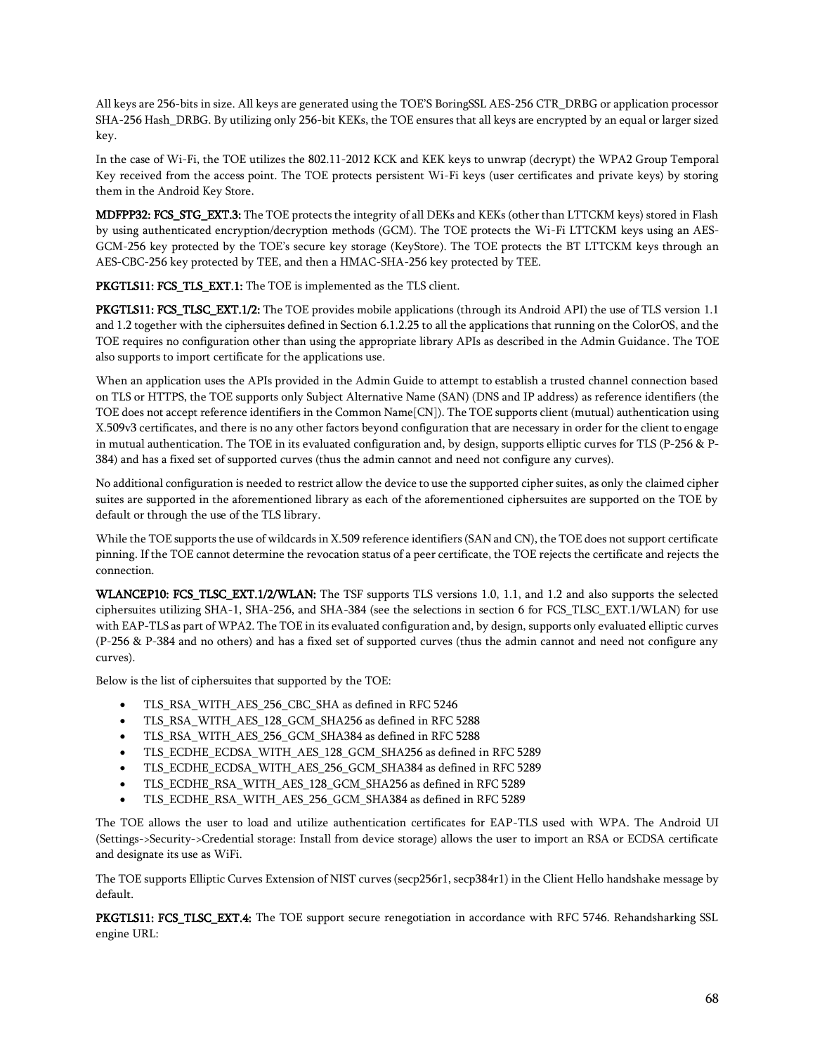All keys are 256-bits in size. All keys are generated using the TOE'S BoringSSL AES-256 CTR_DRBG or application processor SHA-256 Hash_DRBG. By utilizing only 256-bit KEKs, the TOE ensures that all keys are encrypted by an equal or larger sized key.

In the case of Wi-Fi, the TOE utilizes the 802.11-2012 KCK and KEK keys to unwrap (decrypt) the WPA2 Group Temporal Key received from the access point. The TOE protects persistent Wi-Fi keys (user certificates and private keys) by storing them in the Android Key Store.

**MDFPP32: FCS_STG_EXT.3:** The TOE protects the integrity of all DEKs and KEKs (other than LTTCKM keys) stored in Flash by using authenticated encryption/decryption methods (GCM). The TOE protects the Wi-Fi LTTCKM keys using an AES-GCM-256 key protected by the TOE's secure key storage (KeyStore). The TOE protects the BT LTTCKM keys through an AES-CBC-256 key protected by TEE, and then a HMAC-SHA-256 key protected by TEE.

**PKGTLS11: FCS_TLS_EXT.1:** The TOE is implemented as the TLS client.

**PKGTLS11: FCS_TLSC_EXT.1/2:** The TOE provides mobile applications (through its Android API) the use of TLS version 1.1 and 1.2 together with the ciphersuites defined in Section 6.1.2.25 to all the applications that running on the ColorOS, and the TOE requires no configuration other than using the appropriate library APIs as described in the Admin Guidance. The TOE also supports to import certificate for the applications use.

When an application uses the APIs provided in the Admin Guide to attempt to establish a trusted channel connection based on TLS or HTTPS, the TOE supports only Subject Alternative Name (SAN) (DNS and IP address) as reference identifiers (the TOE does not accept reference identifiers in the Common Name[CN]). The TOE supports client (mutual) authentication using X.509v3 certificates, and there is no any other factors beyond configuration that are necessary in order for the client to engage in mutual authentication. The TOE in its evaluated configuration and, by design, supports elliptic curves for TLS (P-256 & P-384) and has a fixed set of supported curves (thus the admin cannot and need not configure any curves).

No additional configuration is needed to restrict allow the device to use the supported cipher suites, as only the claimed cipher suites are supported in the aforementioned library as each of the aforementioned ciphersuites are supported on the TOE by default or through the use of the TLS library.

While the TOE supports the use of wildcards in X.509 reference identifiers (SAN and CN), the TOE does not support certificate pinning. If the TOE cannot determine the revocation status of a peer certificate, the TOE rejects the certificate and rejects the connection.

**WLANCEP10: FCS_TLSC_EXT.1/2/WLAN:** The TSF supports TLS versions 1.0, 1.1, and 1.2 and also supports the selected ciphersuites utilizing SHA-1, SHA-256, and SHA-384 (see the selections in section 6 for FCS_TLSC_EXT.1/WLAN) for use with EAP-TLS as part of WPA2. The TOE in its evaluated configuration and, by design, supports only evaluated elliptic curves (P-256 & P-384 and no others) and has a fixed set of supported curves (thus the admin cannot and need not configure any curves).

Below is the list of ciphersuites that supported by the TOE:

- TLS_RSA_WITH_AES_256_CBC_SHA as defined in RFC 5246
- TLS_RSA_WITH_AES_128_GCM_SHA256 as defined in RFC 5288
- TLS_RSA_WITH_AES_256_GCM_SHA384 as defined in RFC 5288
- TLS_ECDHE_ECDSA_WITH_AES_128_GCM_SHA256 as defined in RFC 5289
- TLS_ECDHE_ECDSA_WITH_AES_256_GCM_SHA384 as defined in RFC 5289
- TLS_ECDHE_RSA_WITH_AES_128_GCM_SHA256 as defined in RFC 5289
- TLS_ECDHE_RSA_WITH_AES_256_GCM_SHA384 as defined in RFC 5289

The TOE allows the user to load and utilize authentication certificates for EAP-TLS used with WPA. The Android UI (Settings->Security->Credential storage: Install from device storage) allows the user to import an RSA or ECDSA certificate and designate its use as WiFi.

The TOE supports Elliptic Curves Extension of NIST curves (secp256r1, secp384r1) in the Client Hello handshake message by default.

**PKGTLS11: FCS_TLSC_EXT.4:** The TOE support secure renegotiation in accordance with RFC 5746. Rehandsharking SSL engine URL: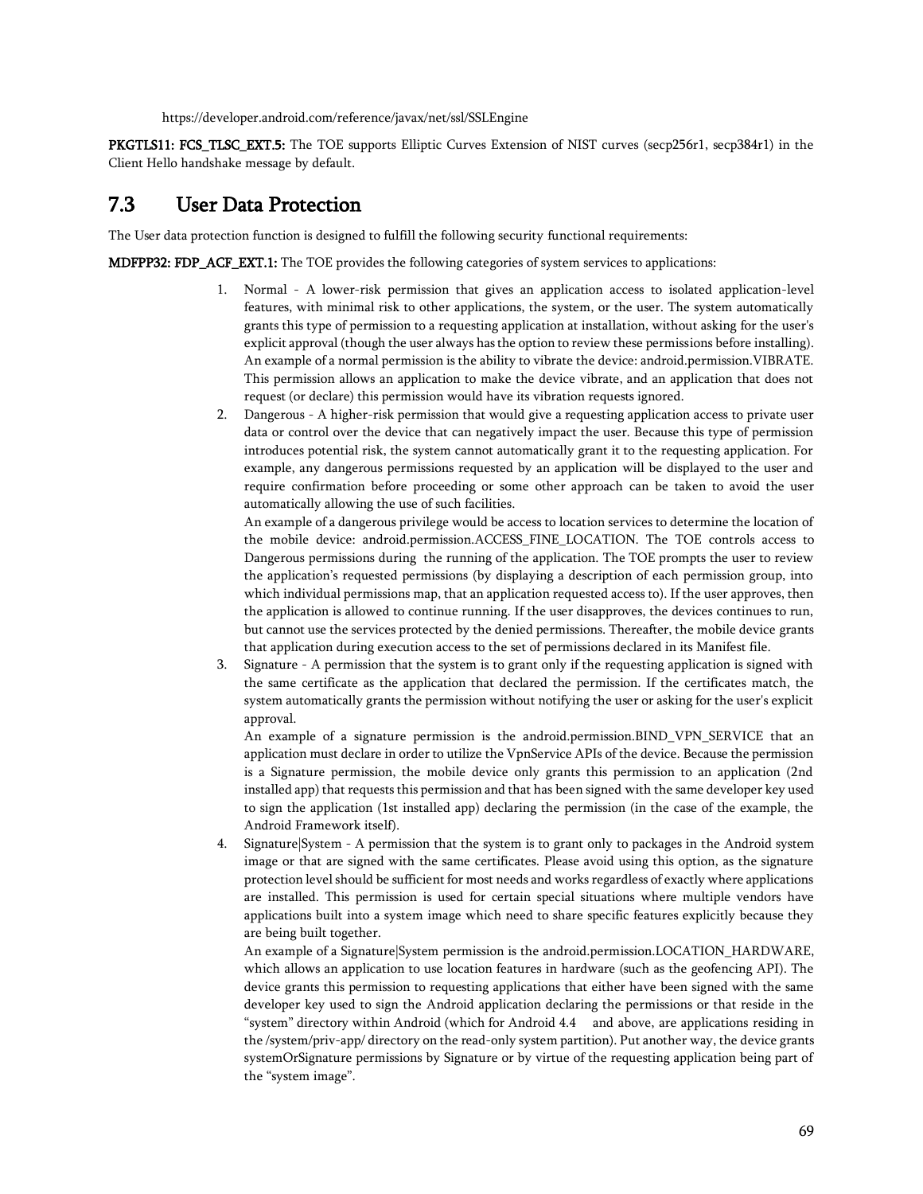https://developer.android.com/reference/javax/net/ssl/SSLEngine

**PKGTLS11: FCS_TLSC_EXT.5:** The TOE supports Elliptic Curves Extension of NIST curves (secp256r1, secp384r1) in the Client Hello handshake message by default.

## 7.3 User Data Protection

The User data protection function is designed to fulfill the following security functional requirements:

**MDFPP32: FDP_ACF_EXT.1:** The TOE provides the following categories of system services to applications:

1. Normal - A lower-risk permission that gives an application access to isolated application-level features, with minimal risk to other applications, the system, or the user. The system automatically grants this type of permission to a requesting application at installation, without asking for the user's explicit approval (though the user always has the option to review these permissions before installing). An example of a normal permission is the ability to vibrate the device: android.permission.VIBRATE. This permission allows an application to make the device vibrate, and an application that does not request (or declare) this permission would have its vibration requests ignored.
2. Dangerous - A higher-risk permission that would give a requesting application access to private user data or control over the device that can negatively impact the user. Because this type of permission introduces potential risk, the system cannot automatically grant it to the requesting application. For example, any dangerous permissions requested by an application will be displayed to the user and require confirmation before proceeding or some other approach can be taken to avoid the user automatically allowing the use of such facilities.
   
   An example of a dangerous privilege would be access to location services to determine the location of the mobile device: android.permission.ACCESS_FINE_LOCATION. The TOE controls access to Dangerous permissions during the running of the application. The TOE prompts the user to review the application's requested permissions (by displaying a description of each permission group, into which individual permissions map, that an application requested access to). If the user approves, then the application is allowed to continue running. If the user disapproves, the devices continues to run, but cannot use the services protected by the denied permissions. Thereafter, the mobile device grants that application during execution access to the set of permissions declared in its Manifest file.
3. Signature - A permission that the system is to grant only if the requesting application is signed with the same certificate as the application that declared the permission. If the certificates match, the system automatically grants the permission without notifying the user or asking for the user's explicit approval.
   
   An example of a signature permission is the android.permission.BIND_VPN_SERVICE that an application must declare in order to utilize the VpnService APIs of the device. Because the permission is a Signature permission, the mobile device only grants this permission to an application (2nd installed app) that requests this permission and that has been signed with the same developer key used to sign the application (1st installed app) declaring the permission (in the case of the example, the Android Framework itself).
4. Signature|System - A permission that the system is to grant only to packages in the Android system image or that are signed with the same certificates. Please avoid using this option, as the signature protection level should be sufficient for most needs and works regardless of exactly where applications are installed. This permission is used for certain special situations where multiple vendors have applications built into a system image which need to share specific features explicitly because they are being built together.
   
   An example of a Signature|System permission is the android.permission.LOCATION_HARDWARE, which allows an application to use location features in hardware (such as the geofencing API). The device grants this permission to requesting applications that either have been signed with the same developer key used to sign the Android application declaring the permissions or that reside in the "system" directory within Android (which for Android 4.4 and above, are applications residing in the /system/priv-app/ directory on the read-only system partition). Put another way, the device grants systemOrSignature permissions by Signature or by virtue of the requesting application being part of the "system image".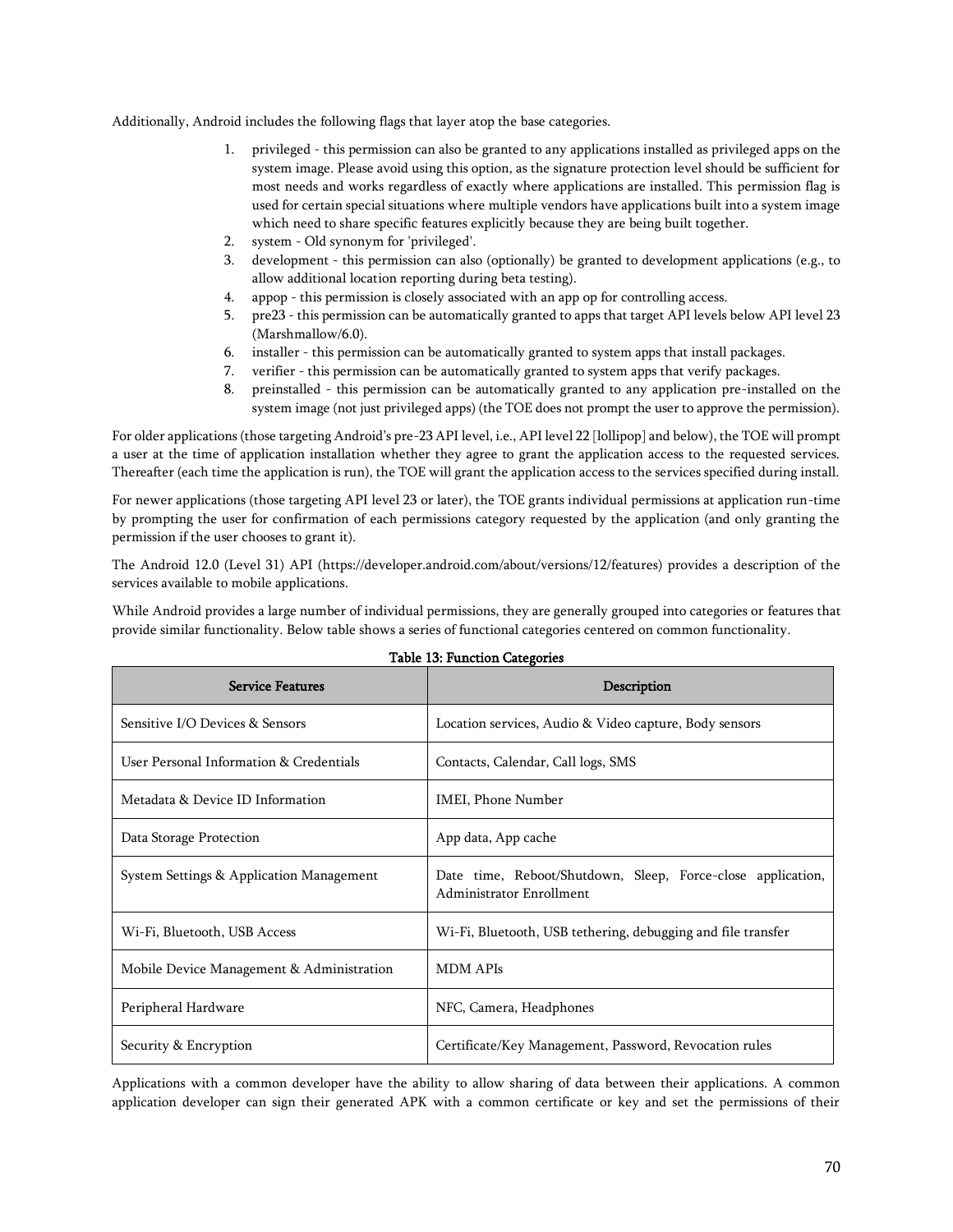Additionally, Android includes the following flags that layer atop the base categories.

1. privileged - this permission can also be granted to any applications installed as privileged apps on the system image. Please avoid using this option, as the signature protection level should be sufficient for most needs and works regardless of exactly where applications are installed. This permission flag is used for certain special situations where multiple vendors have applications built into a system image which need to share specific features explicitly because they are being built together.
2. system - Old synonym for 'privileged'.
3. development - this permission can also (optionally) be granted to development applications (e.g., to allow additional location reporting during beta testing).
4. appop - this permission is closely associated with an app op for controlling access.
5. pre23 - this permission can be automatically granted to apps that target API levels below API level 23 (Marshmallow/6.0).
6. installer - this permission can be automatically granted to system apps that install packages.
7. verifier - this permission can be automatically granted to system apps that verify packages.
8. preinstalled - this permission can be automatically granted to any application pre-installed on the system image (not just privileged apps) (the TOE does not prompt the user to approve the permission).

For older applications (those targeting Android's pre-23 API level, i.e., API level 22 [lollipop] and below), the TOE will prompt a user at the time of application installation whether they agree to grant the application access to the requested services. Thereafter (each time the application is run), the TOE will grant the application access to the services specified during install.

For newer applications (those targeting API level 23 or later), the TOE grants individual permissions at application run-time by prompting the user for confirmation of each permissions category requested by the application (and only granting the permission if the user chooses to grant it).

The Android 12.0 (Level 31) API (https://developer.android.com/about/versions/12/features) provides a description of the services available to mobile applications.

While Android provides a large number of individual permissions, they are generally grouped into categories or features that provide similar functionality. Below table shows a series of functional categories centered on common functionality.

**Table 13: Function Categories**

| Service Features | Description |
|---|---|
| Sensitive I/O Devices & Sensors | Location services, Audio & Video capture, Body sensors |
| User Personal Information & Credentials | Contacts, Calendar, Call logs, SMS |
| Metadata & Device ID Information | IMEI, Phone Number |
| Data Storage Protection | App data, App cache |
| System Settings & Application Management | Date time, Reboot/Shutdown, Sleep, Force-close application, Administrator Enrollment |
| Wi-Fi, Bluetooth, USB Access | Wi-Fi, Bluetooth, USB tethering, debugging and file transfer |
| Mobile Device Management & Administration | MDM APIs |
| Peripheral Hardware | NFC, Camera, Headphones |
| Security & Encryption | Certificate/Key Management, Password, Revocation rules |

Applications with a common developer have the ability to allow sharing of data between their applications. A common application developer can sign their generated APK with a common certificate or key and set the permissions of their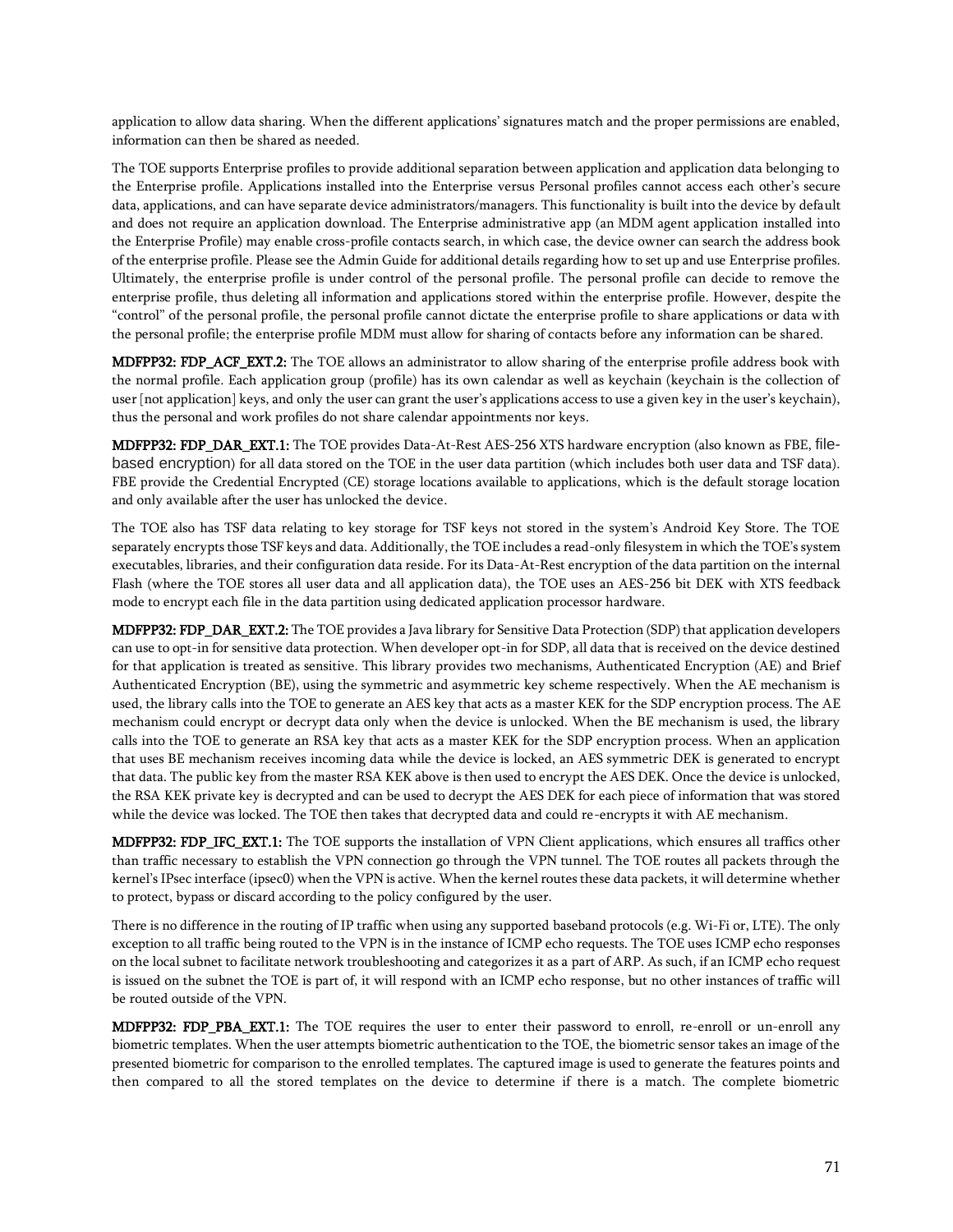application to allow data sharing. When the different applications' signatures match and the proper permissions are enabled, information can then be shared as needed.

The TOE supports Enterprise profiles to provide additional separation between application and application data belonging to the Enterprise profile. Applications installed into the Enterprise versus Personal profiles cannot access each other's secure data, applications, and can have separate device administrators/managers. This functionality is built into the device by default and does not require an application download. The Enterprise administrative app (an MDM agent application installed into the Enterprise Profile) may enable cross-profile contacts search, in which case, the device owner can search the address book of the enterprise profile. Please see the Admin Guide for additional details regarding how to set up and use Enterprise profiles. Ultimately, the enterprise profile is under control of the personal profile. The personal profile can decide to remove the enterprise profile, thus deleting all information and applications stored within the enterprise profile. However, despite the "control" of the personal profile, the personal profile cannot dictate the enterprise profile to share applications or data with the personal profile; the enterprise profile MDM must allow for sharing of contacts before any information can be shared.

**MDFPP32: FDP_ACF_EXT.2:** The TOE allows an administrator to allow sharing of the enterprise profile address book with the normal profile. Each application group (profile) has its own calendar as well as keychain (keychain is the collection of user [not application] keys, and only the user can grant the user's applications access to use a given key in the user's keychain), thus the personal and work profiles do not share calendar appointments nor keys.

**MDFPP32: FDP_DAR_EXT.1:** The TOE provides Data-At-Rest AES-256 XTS hardware encryption (also known as FBE, file-based encryption) for all data stored on the TOE in the user data partition (which includes both user data and TSF data). FBE provide the Credential Encrypted (CE) storage locations available to applications, which is the default storage location and only available after the user has unlocked the device.

The TOE also has TSF data relating to key storage for TSF keys not stored in the system's Android Key Store. The TOE separately encrypts those TSF keys and data. Additionally, the TOE includes a read-only filesystem in which the TOE's system executables, libraries, and their configuration data reside. For its Data-At-Rest encryption of the data partition on the internal Flash (where the TOE stores all user data and all application data), the TOE uses an AES-256 bit DEK with XTS feedback mode to encrypt each file in the data partition using dedicated application processor hardware.

**MDFPP32: FDP_DAR_EXT.2:** The TOE provides a Java library for Sensitive Data Protection (SDP) that application developers can use to opt-in for sensitive data protection. When developer opt-in for SDP, all data that is received on the device destined for that application is treated as sensitive. This library provides two mechanisms, Authenticated Encryption (AE) and Brief Authenticated Encryption (BE), using the symmetric and asymmetric key scheme respectively. When the AE mechanism is used, the library calls into the TOE to generate an AES key that acts as a master KEK for the SDP encryption process. The AE mechanism could encrypt or decrypt data only when the device is unlocked. When the BE mechanism is used, the library calls into the TOE to generate an RSA key that acts as a master KEK for the SDP encryption process. When an application that uses BE mechanism receives incoming data while the device is locked, an AES symmetric DEK is generated to encrypt that data. The public key from the master RSA KEK above is then used to encrypt the AES DEK. Once the device is unlocked, the RSA KEK private key is decrypted and can be used to decrypt the AES DEK for each piece of information that was stored while the device was locked. The TOE then takes that decrypted data and could re-encrypts it with AE mechanism.

**MDFPP32: FDP_IFC_EXT.1:** The TOE supports the installation of VPN Client applications, which ensures all traffics other than traffic necessary to establish the VPN connection go through the VPN tunnel. The TOE routes all packets through the kernel's IPsec interface (ipsec0) when the VPN is active. When the kernel routes these data packets, it will determine whether to protect, bypass or discard according to the policy configured by the user.

There is no difference in the routing of IP traffic when using any supported baseband protocols (e.g. Wi-Fi or, LTE). The only exception to all traffic being routed to the VPN is in the instance of ICMP echo requests. The TOE uses ICMP echo responses on the local subnet to facilitate network troubleshooting and categorizes it as a part of ARP. As such, if an ICMP echo request is issued on the subnet the TOE is part of, it will respond with an ICMP echo response, but no other instances of traffic will be routed outside of the VPN.

**MDFPP32: FDP_PBA_EXT.1:** The TOE requires the user to enter their password to enroll, re-enroll or un-enroll any biometric templates. When the user attempts biometric authentication to the TOE, the biometric sensor takes an image of the presented biometric for comparison to the enrolled templates. The captured image is used to generate the features points and then compared to all the stored templates on the device to determine if there is a match. The complete biometric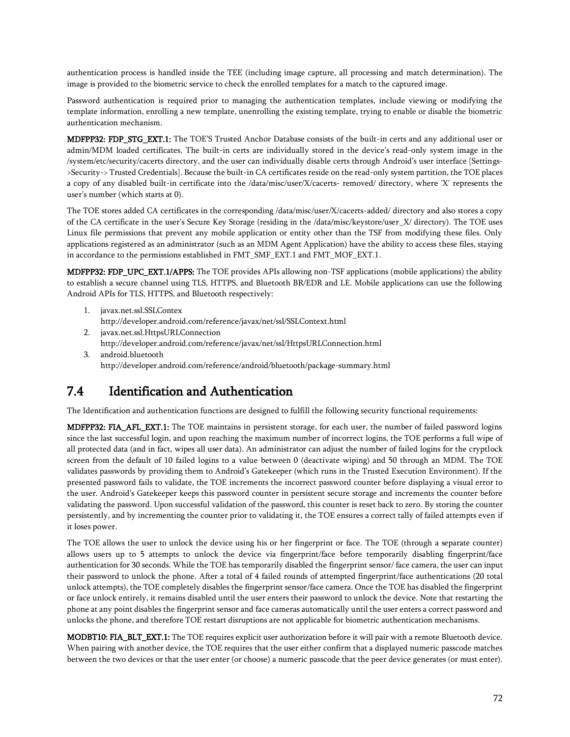authentication process is handled inside the TEE (including image capture, all processing and match determination). The image is provided to the biometric service to check the enrolled templates for a match to the captured image.

Password authentication is required prior to managing the authentication templates, include viewing or modifying the template information, enrolling a new template, unenrolling the existing template, trying to enable or disable the biometric authentication mechanism.

**MDFPP32: FDP_STG_EXT.1:** The TOE'S Trusted Anchor Database consists of the built-in certs and any additional user or admin/MDM loaded certificates. The built-in certs are individually stored in the device's read-only system image in the /system/etc/security/cacerts directory, and the user can individually disable certs through Android's user interface [Settings->Security-> Trusted Credentials]. Because the built-in CA certificates reside on the read-only system partition, the TOE places a copy of any disabled built-in certificate into the /data/misc/user/X/cacerts- removed/ directory, where 'X' represents the user's number (which starts at 0).

The TOE stores added CA certificates in the corresponding /data/misc/user/X/cacerts-added/ directory and also stores a copy of the CA certificate in the user's Secure Key Storage (residing in the /data/misc/keystore/user_X/ directory). The TOE uses Linux file permissions that prevent any mobile application or entity other than the TSF from modifying these files. Only applications registered as an administrator (such as an MDM Agent Application) have the ability to access these files, staying in accordance to the permissions established in FMT_SMF_EXT.1 and FMT_MOF_EXT.1.

**MDFPP32: FDP_UPC_EXT.1/APPS:** The TOE provides APIs allowing non-TSF applications (mobile applications) the ability to establish a secure channel using TLS, HTTPS, and Bluetooth BR/EDR and LE. Mobile applications can use the following Android APIs for TLS, HTTPS, and Bluetooth respectively:

1. javax.net.ssl.SSLContex
   http://developer.android.com/reference/javax/net/ssl/SSLContext.html
2. javax.net.ssl.HttpsURLConnection
   http://developer.android.com/reference/javax/net/ssl/HttpsURLConnection.html
3. android.bluetooth
   http://developer.android.com/reference/android/bluetooth/package-summary.html

## 7.4 Identification and Authentication

The Identification and authentication functions are designed to fulfill the following security functional requirements:

**MDFPP32: FIA_AFL_EXT.1:** The TOE maintains in persistent storage, for each user, the number of failed password logins since the last successful login, and upon reaching the maximum number of incorrect logins, the TOE performs a full wipe of all protected data (and in fact, wipes all user data). An administrator can adjust the number of failed logins for the cryptlock screen from the default of 10 failed logins to a value between 0 (deactivate wiping) and 50 through an MDM. The TOE validates passwords by providing them to Android's Gatekeeper (which runs in the Trusted Execution Environment). If the presented password fails to validate, the TOE increments the incorrect password counter before displaying a visual error to the user. Android's Gatekeeper keeps this password counter in persistent secure storage and increments the counter before validating the password. Upon successful validation of the password, this counter is reset back to zero. By storing the counter persistently, and by incrementing the counter prior to validating it, the TOE ensures a correct tally of failed attempts even if it loses power.

The TOE allows the user to unlock the device using his or her fingerprint or face. The TOE (through a separate counter) allows users up to 5 attempts to unlock the device via fingerprint/face before temporarily disabling fingerprint/face authentication for 30 seconds. While the TOE has temporarily disabled the fingerprint sensor/ face camera, the user can input their password to unlock the phone. After a total of 4 failed rounds of attempted fingerprint/face authentications (20 total unlock attempts), the TOE completely disables the fingerprint sensor/face camera. Once the TOE has disabled the fingerprint or face unlock entirely, it remains disabled until the user enters their password to unlock the device. Note that restarting the phone at any point disables the fingerprint sensor and face cameras automatically until the user enters a correct password and unlocks the phone, and therefore TOE restart disruptions are not applicable for biometric authentication mechanisms.

**MODBT10: FIA_BLT_EXT.1:** The TOE requires explicit user authorization before it will pair with a remote Bluetooth device. When pairing with another device, the TOE requires that the user either confirm that a displayed numeric passcode matches between the two devices or that the user enter (or choose) a numeric passcode that the peer device generates (or must enter).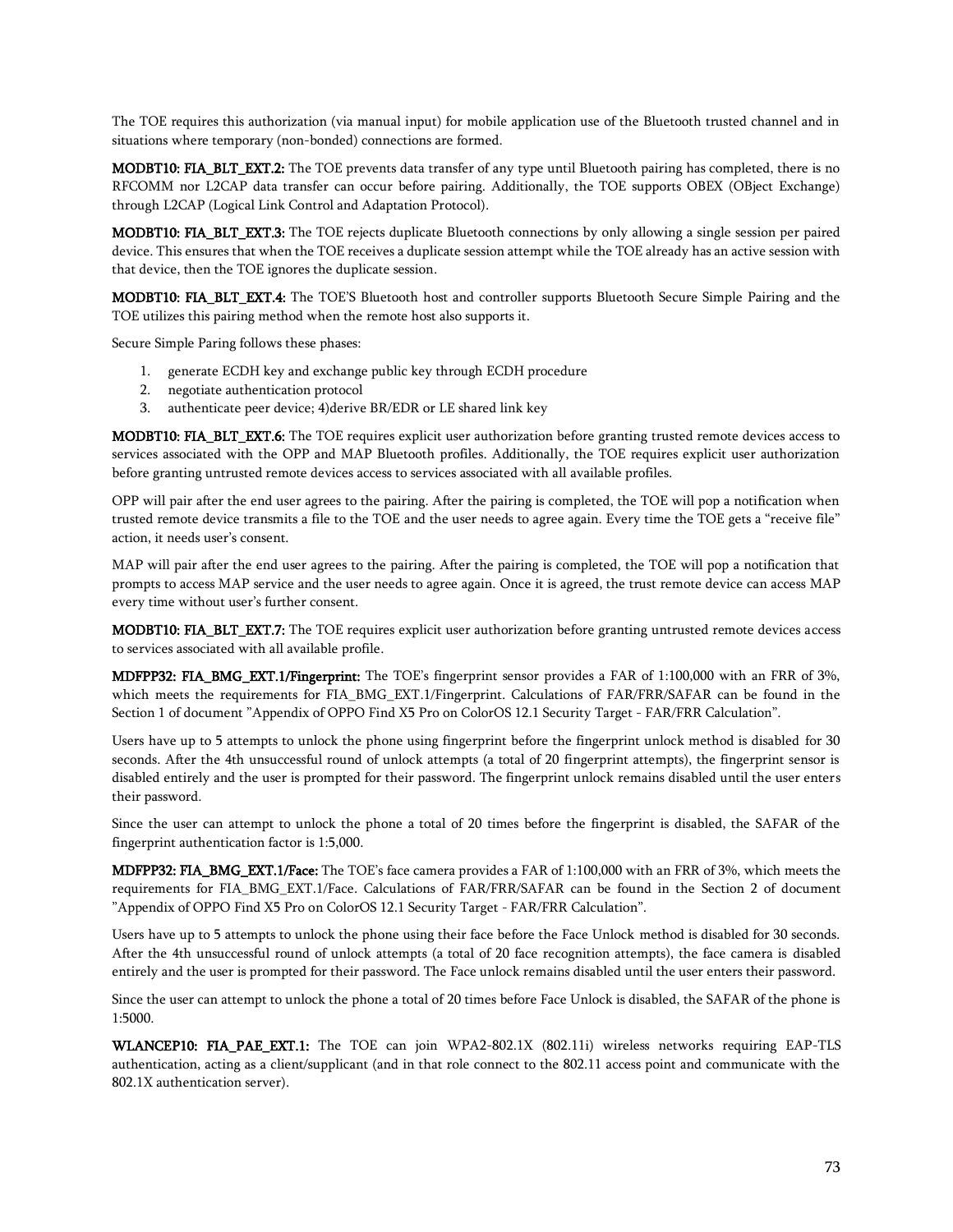The TOE requires this authorization (via manual input) for mobile application use of the Bluetooth trusted channel and in situations where temporary (non-bonded) connections are formed.

**MODBT10: FIA_BLT_EXT.2:** The TOE prevents data transfer of any type until Bluetooth pairing has completed, there is no RFCOMM nor L2CAP data transfer can occur before pairing. Additionally, the TOE supports OBEX (OBject Exchange) through L2CAP (Logical Link Control and Adaptation Protocol).

**MODBT10: FIA_BLT_EXT.3:** The TOE rejects duplicate Bluetooth connections by only allowing a single session per paired device. This ensures that when the TOE receives a duplicate session attempt while the TOE already has an active session with that device, then the TOE ignores the duplicate session.

**MODBT10: FIA_BLT_EXT.4:** The TOE'S Bluetooth host and controller supports Bluetooth Secure Simple Pairing and the TOE utilizes this pairing method when the remote host also supports it.

Secure Simple Paring follows these phases:

1. generate ECDH key and exchange public key through ECDH procedure
2. negotiate authentication protocol
3. authenticate peer device; 4)derive BR/EDR or LE shared link key

**MODBT10: FIA_BLT_EXT.6:** The TOE requires explicit user authorization before granting trusted remote devices access to services associated with the OPP and MAP Bluetooth profiles. Additionally, the TOE requires explicit user authorization before granting untrusted remote devices access to services associated with all available profiles.

OPP will pair after the end user agrees to the pairing. After the pairing is completed, the TOE will pop a notification when trusted remote device transmits a file to the TOE and the user needs to agree again. Every time the TOE gets a "receive file" action, it needs user's consent.

MAP will pair after the end user agrees to the pairing. After the pairing is completed, the TOE will pop a notification that prompts to access MAP service and the user needs to agree again. Once it is agreed, the trust remote device can access MAP every time without user's further consent.

**MODBT10: FIA_BLT_EXT.7:** The TOE requires explicit user authorization before granting untrusted remote devices access to services associated with all available profile.

**MDFPP32: FIA_BMG_EXT.1/Fingerprint:** The TOE's fingerprint sensor provides a FAR of 1:100,000 with an FRR of 3%, which meets the requirements for FIA_BMG_EXT.1/Fingerprint. Calculations of FAR/FRR/SAFAR can be found in the Section 1 of document "Appendix of OPPO Find X5 Pro on ColorOS 12.1 Security Target - FAR/FRR Calculation".

Users have up to 5 attempts to unlock the phone using fingerprint before the fingerprint unlock method is disabled for 30 seconds. After the 4th unsuccessful round of unlock attempts (a total of 20 fingerprint attempts), the fingerprint sensor is disabled entirely and the user is prompted for their password. The fingerprint unlock remains disabled until the user enters their password.

Since the user can attempt to unlock the phone a total of 20 times before the fingerprint is disabled, the SAFAR of the fingerprint authentication factor is 1:5,000.

**MDFPP32: FIA_BMG_EXT.1/Face:** The TOE's face camera provides a FAR of 1:100,000 with an FRR of 3%, which meets the requirements for FIA_BMG_EXT.1/Face. Calculations of FAR/FRR/SAFAR can be found in the Section 2 of document "Appendix of OPPO Find X5 Pro on ColorOS 12.1 Security Target - FAR/FRR Calculation".

Users have up to 5 attempts to unlock the phone using their face before the Face Unlock method is disabled for 30 seconds. After the 4th unsuccessful round of unlock attempts (a total of 20 face recognition attempts), the face camera is disabled entirely and the user is prompted for their password. The Face unlock remains disabled until the user enters their password.

Since the user can attempt to unlock the phone a total of 20 times before Face Unlock is disabled, the SAFAR of the phone is 1:5000.

**WLANCEP10: FIA_PAE_EXT.1:** The TOE can join WPA2-802.1X (802.11i) wireless networks requiring EAP-TLS authentication, acting as a client/supplicant (and in that role connect to the 802.11 access point and communicate with the 802.1X authentication server).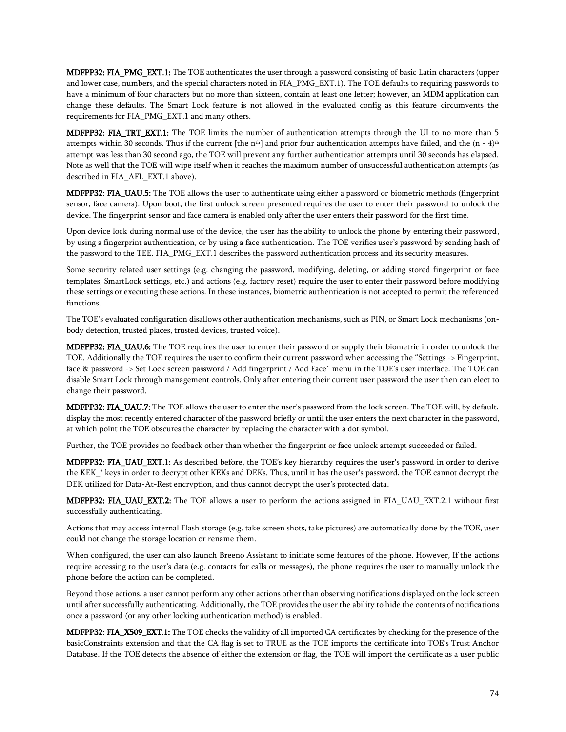**MDFPP32: FIA_PMG_EXT.1:** The TOE authenticates the user through a password consisting of basic Latin characters (upper and lower case, numbers, and the special characters noted in FIA_PMG_EXT.1). The TOE defaults to requiring passwords to have a minimum of four characters but no more than sixteen, contain at least one letter; however, an MDM application can change these defaults. The Smart Lock feature is not allowed in the evaluated config as this feature circumvents the requirements for FIA_PMG_EXT.1 and many others.

**MDFPP32: FIA_TRT_EXT.1:** The TOE limits the number of authentication attempts through the UI to no more than 5 attempts within 30 seconds. Thus if the current [the $n^{th}$] and prior four authentication attempts have failed, and the $(n - 4)^{th}$ attempt was less than 30 second ago, the TOE will prevent any further authentication attempts until 30 seconds has elapsed. Note as well that the TOE will wipe itself when it reaches the maximum number of unsuccessful authentication attempts (as described in FIA_AFL_EXT.1 above).

**MDFPP32: FIA_UAU.5:** The TOE allows the user to authenticate using either a password or biometric methods (fingerprint sensor, face camera). Upon boot, the first unlock screen presented requires the user to enter their password to unlock the device. The fingerprint sensor and face camera is enabled only after the user enters their password for the first time.

Upon device lock during normal use of the device, the user has the ability to unlock the phone by entering their password, by using a fingerprint authentication, or by using a face authentication. The TOE verifies user's password by sending hash of the password to the TEE. FIA_PMG_EXT.1 describes the password authentication process and its security measures.

Some security related user settings (e.g. changing the password, modifying, deleting, or adding stored fingerprint or face templates, SmartLock settings, etc.) and actions (e.g. factory reset) require the user to enter their password before modifying these settings or executing these actions. In these instances, biometric authentication is not accepted to permit the referenced functions.

The TOE's evaluated configuration disallows other authentication mechanisms, such as PIN, or Smart Lock mechanisms (on-body detection, trusted places, trusted devices, trusted voice).

**MDFPP32: FIA_UAU.6:** The TOE requires the user to enter their password or supply their biometric in order to unlock the TOE. Additionally the TOE requires the user to confirm their current password when accessing the "Settings -> Fingerprint, face & password -> Set Lock screen password / Add fingerprint / Add Face" menu in the TOE's user interface. The TOE can disable Smart Lock through management controls. Only after entering their current user password the user then can elect to change their password.

**MDFPP32: FIA_UAU.7:** The TOE allows the user to enter the user's password from the lock screen. The TOE will, by default, display the most recently entered character of the password briefly or until the user enters the next character in the password, at which point the TOE obscures the character by replacing the character with a dot symbol.

Further, the TOE provides no feedback other than whether the fingerprint or face unlock attempt succeeded or failed.

**MDFPP32: FIA_UAU_EXT.1:** As described before, the TOE's key hierarchy requires the user's password in order to derive the KEK_* keys in order to decrypt other KEKs and DEKs. Thus, until it has the user's password, the TOE cannot decrypt the DEK utilized for Data-At-Rest encryption, and thus cannot decrypt the user's protected data.

**MDFPP32: FIA_UAU_EXT.2:** The TOE allows a user to perform the actions assigned in FIA_UAU_EXT.2.1 without first successfully authenticating.

Actions that may access internal Flash storage (e.g. take screen shots, take pictures) are automatically done by the TOE, user could not change the storage location or rename them.

When configured, the user can also launch Breeno Assistant to initiate some features of the phone. However, If the actions require accessing to the user's data (e.g. contacts for calls or messages), the phone requires the user to manually unlock the phone before the action can be completed.

Beyond those actions, a user cannot perform any other actions other than observing notifications displayed on the lock screen until after successfully authenticating. Additionally, the TOE provides the user the ability to hide the contents of notifications once a password (or any other locking authentication method) is enabled.

**MDFPP32: FIA_X509_EXT.1:** The TOE checks the validity of all imported CA certificates by checking for the presence of the basicConstraints extension and that the CA flag is set to TRUE as the TOE imports the certificate into TOE's Trust Anchor Database. If the TOE detects the absence of either the extension or flag, the TOE will import the certificate as a user public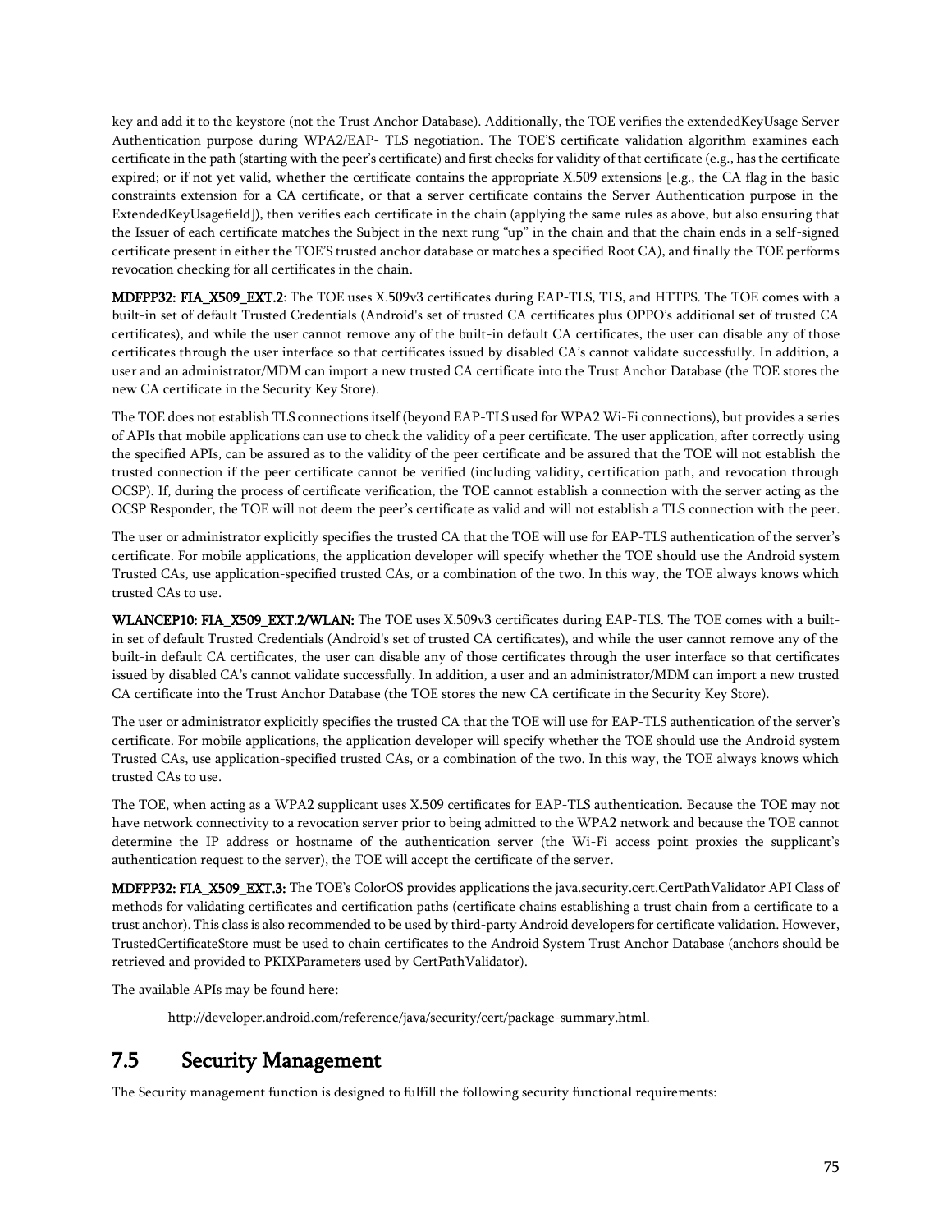key and add it to the keystore (not the Trust Anchor Database). Additionally, the TOE verifies the extendedKeyUsage Server Authentication purpose during WPA2/EAP- TLS negotiation. The TOE'S certificate validation algorithm examines each certificate in the path (starting with the peer's certificate) and first checks for validity of that certificate (e.g., has the certificate expired; or if not yet valid, whether the certificate contains the appropriate X.509 extensions [e.g., the CA flag in the basic constraints extension for a CA certificate, or that a server certificate contains the Server Authentication purpose in the ExtendedKeyUsagefield]), then verifies each certificate in the chain (applying the same rules as above, but also ensuring that the Issuer of each certificate matches the Subject in the next rung "up" in the chain and that the chain ends in a self-signed certificate present in either the TOE'S trusted anchor database or matches a specified Root CA), and finally the TOE performs revocation checking for all certificates in the chain.

**MDFPP32: FIA_X509_EXT.2**: The TOE uses X.509v3 certificates during EAP-TLS, TLS, and HTTPS. The TOE comes with a built-in set of default Trusted Credentials (Android's set of trusted CA certificates plus OPPO's additional set of trusted CA certificates), and while the user cannot remove any of the built-in default CA certificates, the user can disable any of those certificates through the user interface so that certificates issued by disabled CA's cannot validate successfully. In addition, a user and an administrator/MDM can import a new trusted CA certificate into the Trust Anchor Database (the TOE stores the new CA certificate in the Security Key Store).

The TOE does not establish TLS connections itself (beyond EAP-TLS used for WPA2 Wi-Fi connections), but provides a series of APIs that mobile applications can use to check the validity of a peer certificate. The user application, after correctly using the specified APIs, can be assured as to the validity of the peer certificate and be assured that the TOE will not establish the trusted connection if the peer certificate cannot be verified (including validity, certification path, and revocation through OCSP). If, during the process of certificate verification, the TOE cannot establish a connection with the server acting as the OCSP Responder, the TOE will not deem the peer's certificate as valid and will not establish a TLS connection with the peer.

The user or administrator explicitly specifies the trusted CA that the TOE will use for EAP-TLS authentication of the server's certificate. For mobile applications, the application developer will specify whether the TOE should use the Android system Trusted CAs, use application-specified trusted CAs, or a combination of the two. In this way, the TOE always knows which trusted CAs to use.

**WLANCEP10: FIA_X509_EXT.2/WLAN:** The TOE uses X.509v3 certificates during EAP-TLS. The TOE comes with a built-in set of default Trusted Credentials (Android's set of trusted CA certificates), and while the user cannot remove any of the built-in default CA certificates, the user can disable any of those certificates through the user interface so that certificates issued by disabled CA's cannot validate successfully. In addition, a user and an administrator/MDM can import a new trusted CA certificate into the Trust Anchor Database (the TOE stores the new CA certificate in the Security Key Store).

The user or administrator explicitly specifies the trusted CA that the TOE will use for EAP-TLS authentication of the server's certificate. For mobile applications, the application developer will specify whether the TOE should use the Android system Trusted CAs, use application-specified trusted CAs, or a combination of the two. In this way, the TOE always knows which trusted CAs to use.

The TOE, when acting as a WPA2 supplicant uses X.509 certificates for EAP-TLS authentication. Because the TOE may not have network connectivity to a revocation server prior to being admitted to the WPA2 network and because the TOE cannot determine the IP address or hostname of the authentication server (the Wi-Fi access point proxies the supplicant's authentication request to the server), the TOE will accept the certificate of the server.

**MDFPP32: FIA_X509_EXT.3:** The TOE's ColorOS provides applications the java.security.cert.CertPathValidator API Class of methods for validating certificates and certification paths (certificate chains establishing a trust chain from a certificate to a trust anchor). This class is also recommended to be used by third-party Android developers for certificate validation. However, TrustedCertificateStore must be used to chain certificates to the Android System Trust Anchor Database (anchors should be retrieved and provided to PKIXParameters used by CertPathValidator).

The available APIs may be found here:

http://developer.android.com/reference/java/security/cert/package-summary.html.

## 7.5 Security Management

The Security management function is designed to fulfill the following security functional requirements: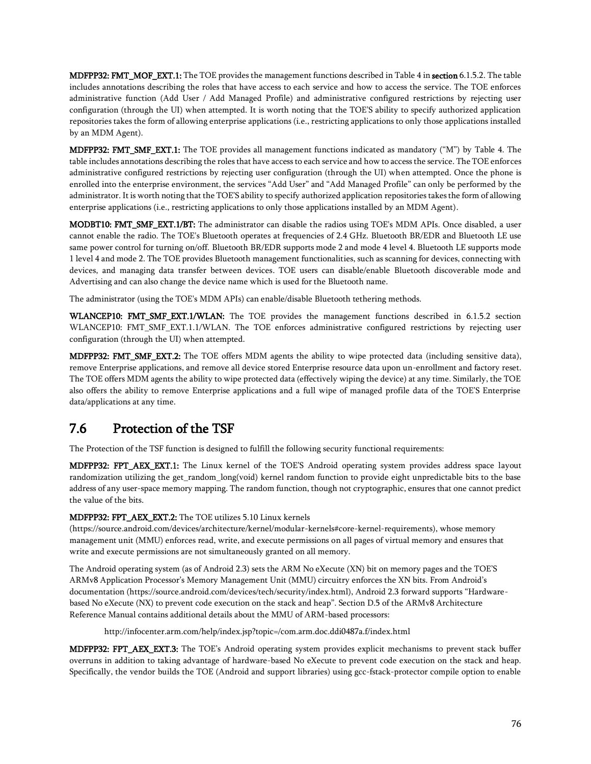**MDFPP32: FMT_MOF_EXT.1:** The TOE provides the management functions described in Table 4 in section 6.1.5.2. The table includes annotations describing the roles that have access to each service and how to access the service. The TOE enforces administrative function (Add User / Add Managed Profile) and administrative configured restrictions by rejecting user configuration (through the UI) when attempted. It is worth noting that the TOE'S ability to specify authorized application repositories takes the form of allowing enterprise applications (i.e., restricting applications to only those applications installed by an MDM Agent).

**MDFPP32: FMT_SMF_EXT.1:** The TOE provides all management functions indicated as mandatory ("M") by Table 4. The table includes annotations describing the roles that have access to each service and how to access the service. The TOE enforces administrative configured restrictions by rejecting user configuration (through the UI) when attempted. Once the phone is enrolled into the enterprise environment, the services "Add User" and "Add Managed Profile" can only be performed by the administrator. It is worth noting that the TOE'S ability to specify authorized application repositories takes the form of allowing enterprise applications (i.e., restricting applications to only those applications installed by an MDM Agent).

**MODBT10: FMT_SMF_EXT.1/BT:** The administrator can disable the radios using TOE's MDM APIs. Once disabled, a user cannot enable the radio. The TOE's Bluetooth operates at frequencies of 2.4 GHz. Bluetooth BR/EDR and Bluetooth LE use same power control for turning on/off. Bluetooth BR/EDR supports mode 2 and mode 4 level 4. Bluetooth LE supports mode 1 level 4 and mode 2. The TOE provides Bluetooth management functionalities, such as scanning for devices, connecting with devices, and managing data transfer between devices. TOE users can disable/enable Bluetooth discoverable mode and Advertising and can also change the device name which is used for the Bluetooth name.

The administrator (using the TOE's MDM APIs) can enable/disable Bluetooth tethering methods.

**WLANCEP10: FMT_SMF_EXT.1/WLAN:** The TOE provides the management functions described in 6.1.5.2 section WLANCEP10: FMT_SMF_EXT.1.1/WLAN. The TOE enforces administrative configured restrictions by rejecting user configuration (through the UI) when attempted.

**MDFPP32: FMT_SMF_EXT.2:** The TOE offers MDM agents the ability to wipe protected data (including sensitive data), remove Enterprise applications, and remove all device stored Enterprise resource data upon un-enrollment and factory reset. The TOE offers MDM agents the ability to wipe protected data (effectively wiping the device) at any time. Similarly, the TOE also offers the ability to remove Enterprise applications and a full wipe of managed profile data of the TOE'S Enterprise data/applications at any time.

## 7.6 Protection of the TSF

The Protection of the TSF function is designed to fulfill the following security functional requirements:

**MDFPP32: FPT_AEX_EXT.1:** The Linux kernel of the TOE'S Android operating system provides address space layout randomization utilizing the get_random_long(void) kernel random function to provide eight unpredictable bits to the base address of any user-space memory mapping. The random function, though not cryptographic, ensures that one cannot predict the value of the bits.

**MDFPP32: FPT_AEX_EXT.2:** The TOE utilizes 5.10 Linux kernels (https://source.android.com/devices/architecture/kernel/modular-kernels#core-kernel-requirements), whose memory management unit (MMU) enforces read, write, and execute permissions on all pages of virtual memory and ensures that write and execute permissions are not simultaneously granted on all memory.

The Android operating system (as of Android 2.3) sets the ARM No eXecute (XN) bit on memory pages and the TOE'S ARMv8 Application Processor's Memory Management Unit (MMU) circuitry enforces the XN bits. From Android's documentation (https://source.android.com/devices/tech/security/index.html), Android 2.3 forward supports "Hardware-based No eXecute (NX) to prevent code execution on the stack and heap". Section D.5 of the ARMv8 Architecture Reference Manual contains additional details about the MMU of ARM-based processors:

http://infocenter.arm.com/help/index.jsp?topic=/com.arm.doc.ddi0487a.f/index.html

**MDFPP32: FPT_AEX_EXT.3:** The TOE's Android operating system provides explicit mechanisms to prevent stack buffer overruns in addition to taking advantage of hardware-based No eXecute to prevent code execution on the stack and heap. Specifically, the vendor builds the TOE (Android and support libraries) using gcc-fstack-protector compile option to enable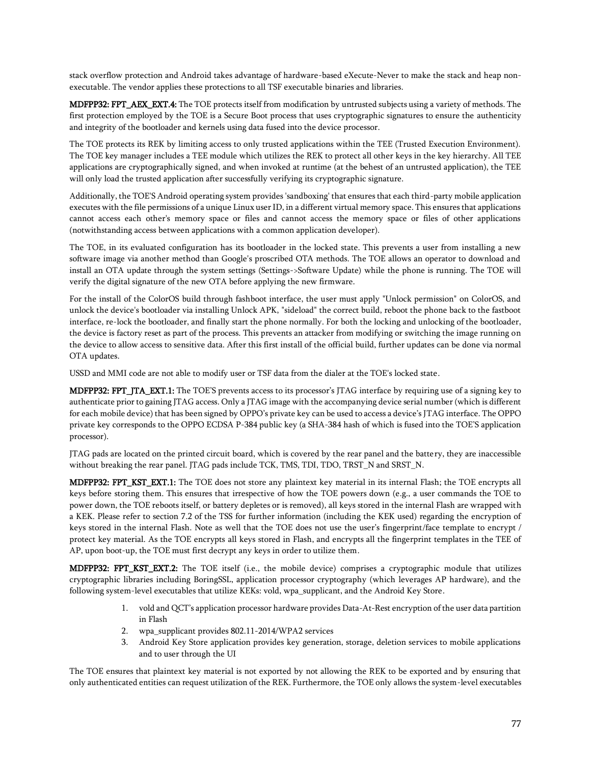stack overflow protection and Android takes advantage of hardware-based eXecute-Never to make the stack and heap non-executable. The vendor applies these protections to all TSF executable binaries and libraries.

**MDFPP32: FPT_AEX_EXT.4:** The TOE protects itself from modification by untrusted subjects using a variety of methods. The first protection employed by the TOE is a Secure Boot process that uses cryptographic signatures to ensure the authenticity and integrity of the bootloader and kernels using data fused into the device processor.

The TOE protects its REK by limiting access to only trusted applications within the TEE (Trusted Execution Environment). The TOE key manager includes a TEE module which utilizes the REK to protect all other keys in the key hierarchy. All TEE applications are cryptographically signed, and when invoked at runtime (at the behest of an untrusted application), the TEE will only load the trusted application after successfully verifying its cryptographic signature.

Additionally, the TOE'S Android operating system provides 'sandboxing' that ensures that each third-party mobile application executes with the file permissions of a unique Linux user ID, in a different virtual memory space. This ensures that applications cannot access each other's memory space or files and cannot access the memory space or files of other applications (notwithstanding access between applications with a common application developer).

The TOE, in its evaluated configuration has its bootloader in the locked state. This prevents a user from installing a new software image via another method than Google's proscribed OTA methods. The TOE allows an operator to download and install an OTA update through the system settings (Settings->Software Update) while the phone is running. The TOE will verify the digital signature of the new OTA before applying the new firmware.

For the install of the ColorOS build through fashboot interface, the user must apply "Unlock permission" on ColorOS, and unlock the device's bootloader via installing Unlock APK, "sideload" the correct build, reboot the phone back to the fastboot interface, re-lock the bootloader, and finally start the phone normally. For both the locking and unlocking of the bootloader, the device is factory reset as part of the process. This prevents an attacker from modifying or switching the image running on the device to allow access to sensitive data. After this first install of the official build, further updates can be done via normal OTA updates.

USSD and MMI code are not able to modify user or TSF data from the dialer at the TOE's locked state.

**MDFPP32: FPT_JTA_EXT.1:** The TOE'S prevents access to its processor's JTAG interface by requiring use of a signing key to authenticate prior to gaining JTAG access. Only a JTAG image with the accompanying device serial number (which is different for each mobile device) that has been signed by OPPO's private key can be used to access a device's JTAG interface. The OPPO private key corresponds to the OPPO ECDSA P-384 public key (a SHA-384 hash of which is fused into the TOE'S application processor).

JTAG pads are located on the printed circuit board, which is covered by the rear panel and the battery, they are inaccessible without breaking the rear panel. JTAG pads include TCK, TMS, TDI, TDO, TRST_N and SRST_N.

**MDFPP32: FPT_KST_EXT.1:** The TOE does not store any plaintext key material in its internal Flash; the TOE encrypts all keys before storing them. This ensures that irrespective of how the TOE powers down (e.g., a user commands the TOE to power down, the TOE reboots itself, or battery depletes or is removed), all keys stored in the internal Flash are wrapped with a KEK. Please refer to section 7.2 of the TSS for further information (including the KEK used) regarding the encryption of keys stored in the internal Flash. Note as well that the TOE does not use the user's fingerprint/face template to encrypt / protect key material. As the TOE encrypts all keys stored in Flash, and encrypts all the fingerprint templates in the TEE of AP, upon boot-up, the TOE must first decrypt any keys in order to utilize them.

**MDFPP32: FPT_KST_EXT.2:** The TOE itself (i.e., the mobile device) comprises a cryptographic module that utilizes cryptographic libraries including BoringSSL, application processor cryptography (which leverages AP hardware), and the following system-level executables that utilize KEKs: vold, wpa_supplicant, and the Android Key Store.

1. vold and QCT's application processor hardware provides Data-At-Rest encryption of the user data partition in Flash
2. wpa_supplicant provides 802.11-2014/WPA2 services
3. Android Key Store application provides key generation, storage, deletion services to mobile applications and to user through the UI

The TOE ensures that plaintext key material is not exported by not allowing the REK to be exported and by ensuring that only authenticated entities can request utilization of the REK. Furthermore, the TOE only allows the system-level executables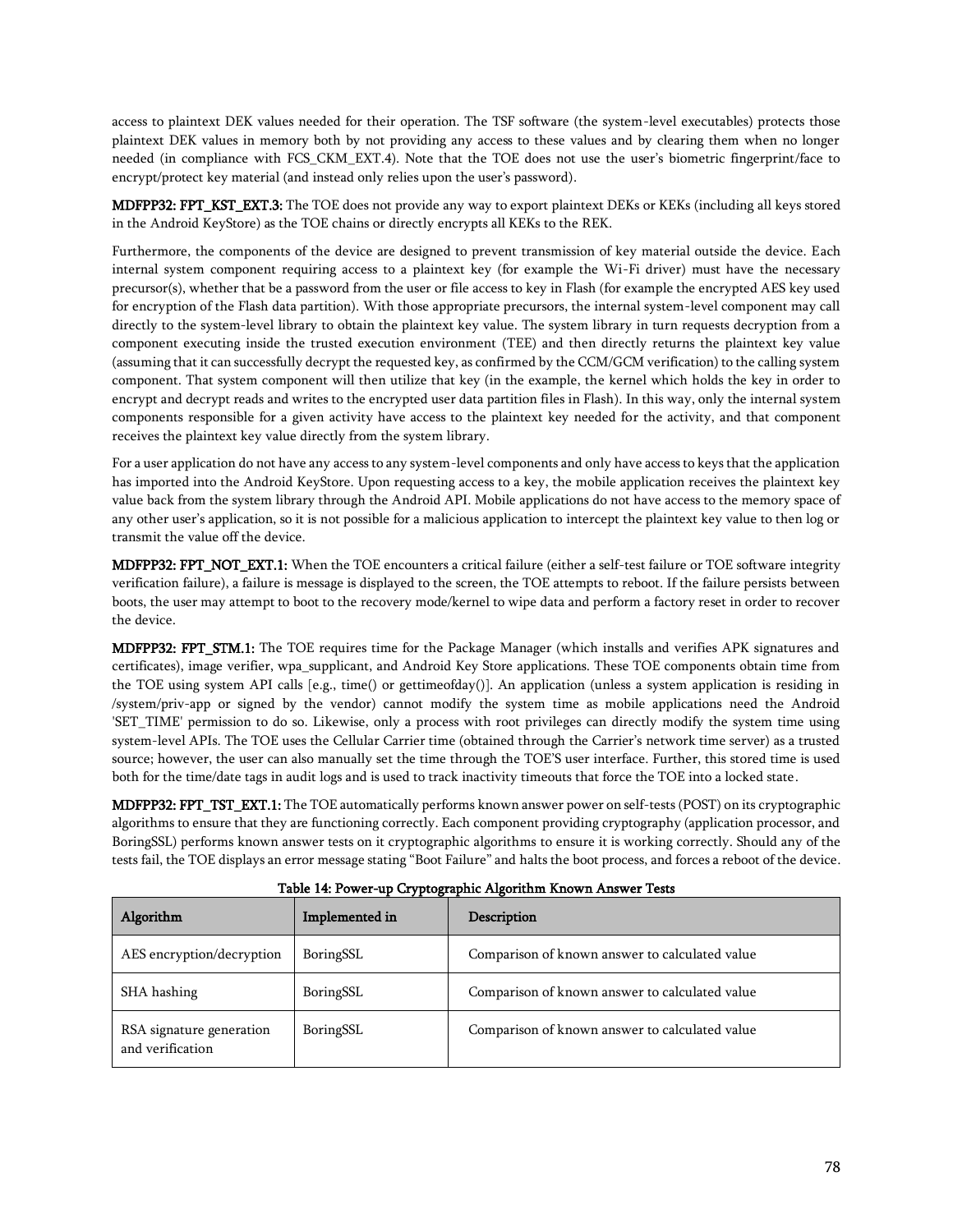access to plaintext DEK values needed for their operation. The TSF software (the system-level executables) protects those plaintext DEK values in memory both by not providing any access to these values and by clearing them when no longer needed (in compliance with FCS_CKM_EXT.4). Note that the TOE does not use the user's biometric fingerprint/face to encrypt/protect key material (and instead only relies upon the user's password).

**MDFPP32: FPT_KST_EXT.3:** The TOE does not provide any way to export plaintext DEKs or KEKs (including all keys stored in the Android KeyStore) as the TOE chains or directly encrypts all KEKs to the REK.

Furthermore, the components of the device are designed to prevent transmission of key material outside the device. Each internal system component requiring access to a plaintext key (for example the Wi-Fi driver) must have the necessary precursor(s), whether that be a password from the user or file access to key in Flash (for example the encrypted AES key used for encryption of the Flash data partition). With those appropriate precursors, the internal system-level component may call directly to the system-level library to obtain the plaintext key value. The system library in turn requests decryption from a component executing inside the trusted execution environment (TEE) and then directly returns the plaintext key value (assuming that it can successfully decrypt the requested key, as confirmed by the CCM/GCM verification) to the calling system component. That system component will then utilize that key (in the example, the kernel which holds the key in order to encrypt and decrypt reads and writes to the encrypted user data partition files in Flash). In this way, only the internal system components responsible for a given activity have access to the plaintext key needed for the activity, and that component receives the plaintext key value directly from the system library.

For a user application do not have any access to any system-level components and only have access to keys that the application has imported into the Android KeyStore. Upon requesting access to a key, the mobile application receives the plaintext key value back from the system library through the Android API. Mobile applications do not have access to the memory space of any other user's application, so it is not possible for a malicious application to intercept the plaintext key value to then log or transmit the value off the device.

**MDFPP32: FPT_NOT_EXT.1:** When the TOE encounters a critical failure (either a self-test failure or TOE software integrity verification failure), a failure is message is displayed to the screen, the TOE attempts to reboot. If the failure persists between boots, the user may attempt to boot to the recovery mode/kernel to wipe data and perform a factory reset in order to recover the device.

**MDFPP32: FPT_STM.1:** The TOE requires time for the Package Manager (which installs and verifies APK signatures and certificates), image verifier, wpa_supplicant, and Android Key Store applications. These TOE components obtain time from the TOE using system API calls [e.g., time() or gettimeofday()]. An application (unless a system application is residing in /system/priv-app or signed by the vendor) cannot modify the system time as mobile applications need the Android 'SET_TIME' permission to do so. Likewise, only a process with root privileges can directly modify the system time using system-level APIs. The TOE uses the Cellular Carrier time (obtained through the Carrier's network time server) as a trusted source; however, the user can also manually set the time through the TOE'S user interface. Further, this stored time is used both for the time/date tags in audit logs and is used to track inactivity timeouts that force the TOE into a locked state.

**MDFPP32: FPT_TST_EXT.1:** The TOE automatically performs known answer power on self-tests (POST) on its cryptographic algorithms to ensure that they are functioning correctly. Each component providing cryptography (application processor, and BoringSSL) performs known answer tests on it cryptographic algorithms to ensure it is working correctly. Should any of the tests fail, the TOE displays an error message stating "Boot Failure" and halts the boot process, and forces a reboot of the device.

**Table 14: Power-up Cryptographic Algorithm Known Answer Tests**

| Algorithm | Implemented in | Description |
|---|---|---|
| AES encryption/decryption | BoringSSL | Comparison of known answer to calculated value |
| SHA hashing | BoringSSL | Comparison of known answer to calculated value |
| RSA signature generation and verification | BoringSSL | Comparison of known answer to calculated value |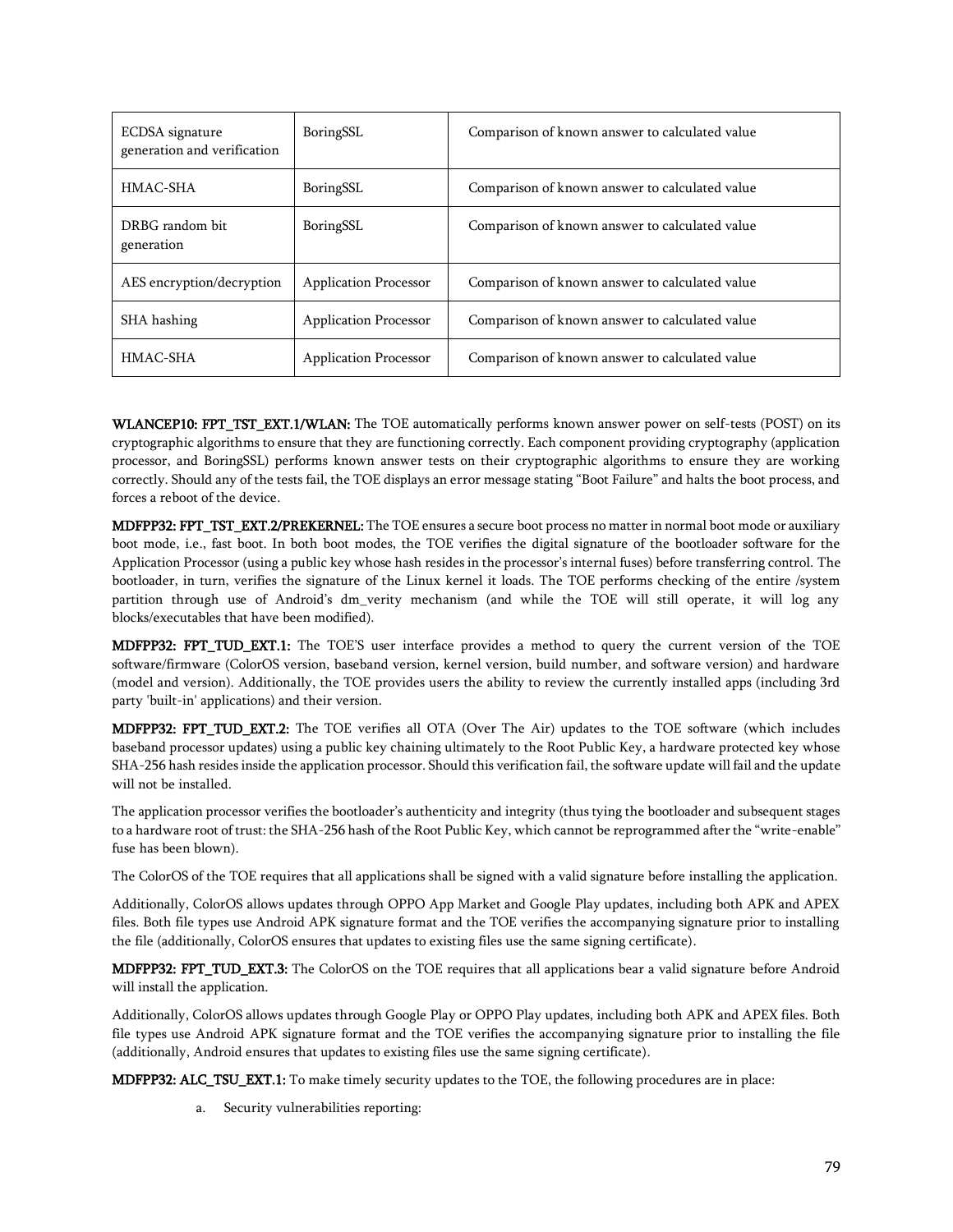| ECDSA signature generation and verification | BoringSSL | Comparison of known answer to calculated value |
|---|---|---|
| HMAC-SHA | BoringSSL | Comparison of known answer to calculated value |
| DRBG random bit generation | BoringSSL | Comparison of known answer to calculated value |
| AES encryption/decryption | Application Processor | Comparison of known answer to calculated value |
| SHA hashing | Application Processor | Comparison of known answer to calculated value |
| HMAC-SHA | Application Processor | Comparison of known answer to calculated value |

**WLANCEP10: FPT_TST_EXT.1/WLAN:** The TOE automatically performs known answer power on self-tests (POST) on its cryptographic algorithms to ensure that they are functioning correctly. Each component providing cryptography (application processor, and BoringSSL) performs known answer tests on their cryptographic algorithms to ensure they are working correctly. Should any of the tests fail, the TOE displays an error message stating "Boot Failure" and halts the boot process, and forces a reboot of the device.

**MDFPP32: FPT_TST_EXT.2/PREKERNEL:** The TOE ensures a secure boot process no matter in normal boot mode or auxiliary boot mode, i.e., fast boot. In both boot modes, the TOE verifies the digital signature of the bootloader software for the Application Processor (using a public key whose hash resides in the processor's internal fuses) before transferring control. The bootloader, in turn, verifies the signature of the Linux kernel it loads. The TOE performs checking of the entire /system partition through use of Android's dm_verity mechanism (and while the TOE will still operate, it will log any blocks/executables that have been modified).

**MDFPP32: FPT_TUD_EXT.1:** The TOE'S user interface provides a method to query the current version of the TOE software/firmware (ColorOS version, baseband version, kernel version, build number, and software version) and hardware (model and version). Additionally, the TOE provides users the ability to review the currently installed apps (including 3rd party 'built-in' applications) and their version.

**MDFPP32: FPT_TUD_EXT.2:** The TOE verifies all OTA (Over The Air) updates to the TOE software (which includes baseband processor updates) using a public key chaining ultimately to the Root Public Key, a hardware protected key whose SHA-256 hash resides inside the application processor. Should this verification fail, the software update will fail and the update will not be installed.

The application processor verifies the bootloader's authenticity and integrity (thus tying the bootloader and subsequent stages to a hardware root of trust: the SHA-256 hash of the Root Public Key, which cannot be reprogrammed after the "write-enable" fuse has been blown).

The ColorOS of the TOE requires that all applications shall be signed with a valid signature before installing the application.

Additionally, ColorOS allows updates through OPPO App Market and Google Play updates, including both APK and APEX files. Both file types use Android APK signature format and the TOE verifies the accompanying signature prior to installing the file (additionally, ColorOS ensures that updates to existing files use the same signing certificate).

**MDFPP32: FPT_TUD_EXT.3:** The ColorOS on the TOE requires that all applications bear a valid signature before Android will install the application.

Additionally, ColorOS allows updates through Google Play or OPPO Play updates, including both APK and APEX files. Both file types use Android APK signature format and the TOE verifies the accompanying signature prior to installing the file (additionally, Android ensures that updates to existing files use the same signing certificate).

**MDFPP32: ALC_TSU_EXT.1:** To make timely security updates to the TOE, the following procedures are in place:

a. Security vulnerabilities reporting: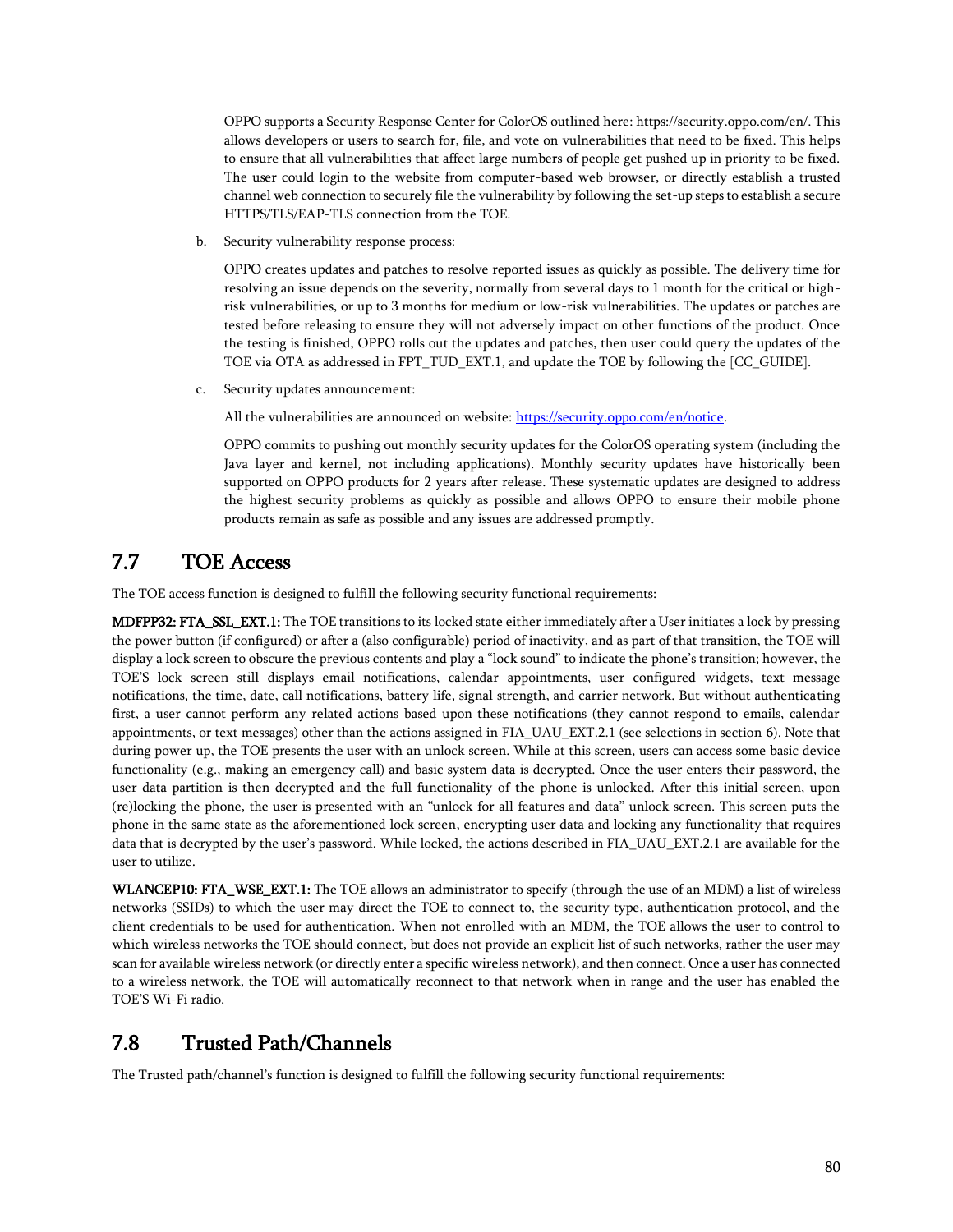OPPO supports a Security Response Center for ColorOS outlined here: https://security.oppo.com/en/. This allows developers or users to search for, file, and vote on vulnerabilities that need to be fixed. This helps to ensure that all vulnerabilities that affect large numbers of people get pushed up in priority to be fixed. The user could login to the website from computer-based web browser, or directly establish a trusted channel web connection to securely file the vulnerability by following the set-up steps to establish a secure HTTPS/TLS/EAP-TLS connection from the TOE.

b. Security vulnerability response process:

   OPPO creates updates and patches to resolve reported issues as quickly as possible. The delivery time for resolving an issue depends on the severity, normally from several days to 1 month for the critical or high-risk vulnerabilities, or up to 3 months for medium or low-risk vulnerabilities. The updates or patches are tested before releasing to ensure they will not adversely impact on other functions of the product. Once the testing is finished, OPPO rolls out the updates and patches, then user could query the updates of the TOE via OTA as addressed in FPT_TUD_EXT.1, and update the TOE by following the [CC_GUIDE].

c. Security updates announcement:

   All the vulnerabilities are announced on website: [https://security.oppo.com/en/notice](https://security.oppo.com/en/notice).

   OPPO commits to pushing out monthly security updates for the ColorOS operating system (including the Java layer and kernel, not including applications). Monthly security updates have historically been supported on OPPO products for 2 years after release. These systematic updates are designed to address the highest security problems as quickly as possible and allows OPPO to ensure their mobile phone products remain as safe as possible and any issues are addressed promptly.

## 7.7 TOE Access

The TOE access function is designed to fulfill the following security functional requirements:

**MDFPP32: FTA_SSL_EXT.1:** The TOE transitions to its locked state either immediately after a User initiates a lock by pressing the power button (if configured) or after a (also configurable) period of inactivity, and as part of that transition, the TOE will display a lock screen to obscure the previous contents and play a "lock sound" to indicate the phone's transition; however, the TOE'S lock screen still displays email notifications, calendar appointments, user configured widgets, text message notifications, the time, date, call notifications, battery life, signal strength, and carrier network. But without authenticating first, a user cannot perform any related actions based upon these notifications (they cannot respond to emails, calendar appointments, or text messages) other than the actions assigned in FIA_UAU_EXT.2.1 (see selections in section 6). Note that during power up, the TOE presents the user with an unlock screen. While at this screen, users can access some basic device functionality (e.g., making an emergency call) and basic system data is decrypted. Once the user enters their password, the user data partition is then decrypted and the full functionality of the phone is unlocked. After this initial screen, upon (re)locking the phone, the user is presented with an "unlock for all features and data" unlock screen. This screen puts the phone in the same state as the aforementioned lock screen, encrypting user data and locking any functionality that requires data that is decrypted by the user's password. While locked, the actions described in FIA_UAU_EXT.2.1 are available for the user to utilize.

**WLANCEP10: FTA_WSE_EXT.1:** The TOE allows an administrator to specify (through the use of an MDM) a list of wireless networks (SSIDs) to which the user may direct the TOE to connect to, the security type, authentication protocol, and the client credentials to be used for authentication. When not enrolled with an MDM, the TOE allows the user to control to which wireless networks the TOE should connect, but does not provide an explicit list of such networks, rather the user may scan for available wireless network (or directly enter a specific wireless network), and then connect. Once a user has connected to a wireless network, the TOE will automatically reconnect to that network when in range and the user has enabled the TOE'S Wi-Fi radio.

## 7.8 Trusted Path/Channels

The Trusted path/channel's function is designed to fulfill the following security functional requirements: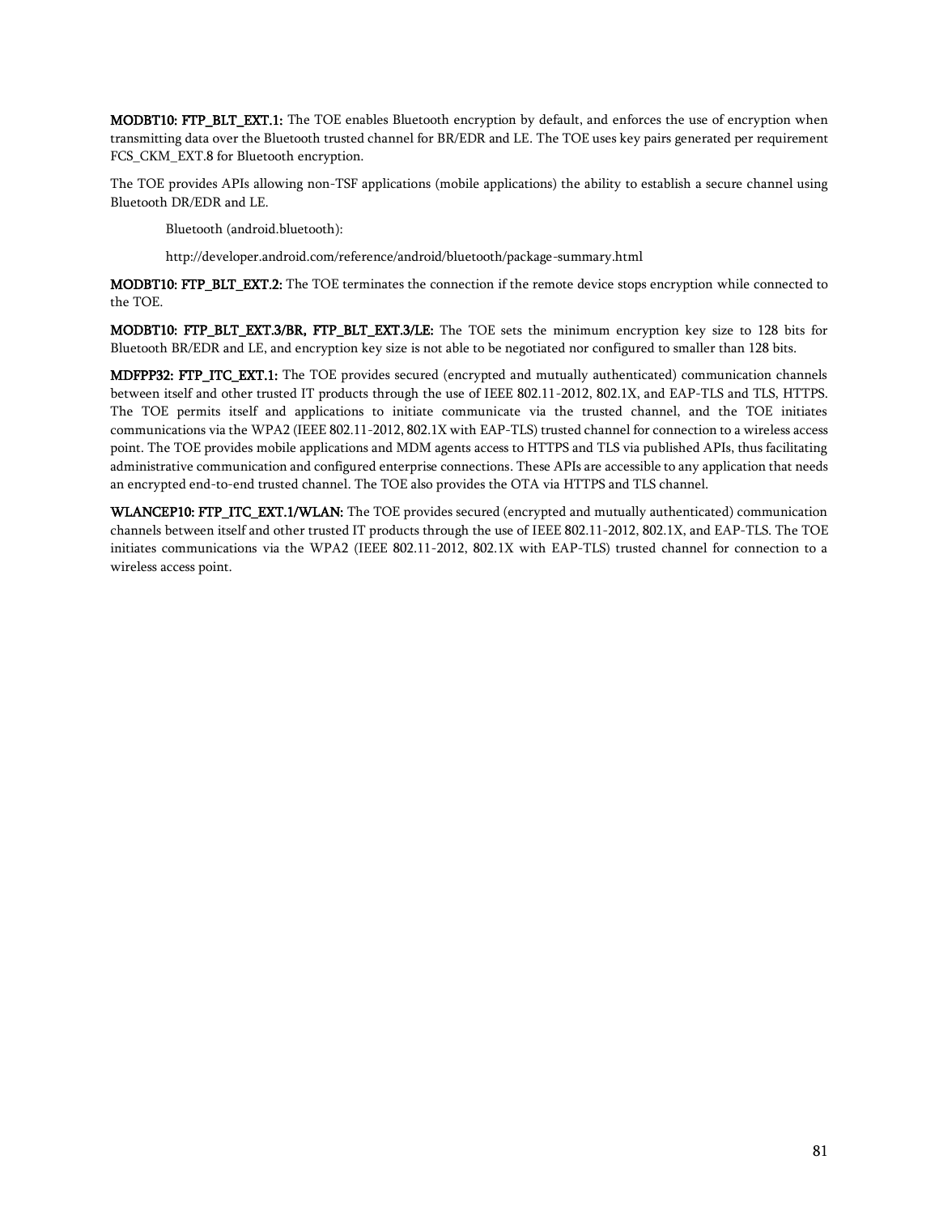**MODBT10: FTP_BLT_EXT.1:** The TOE enables Bluetooth encryption by default, and enforces the use of encryption when transmitting data over the Bluetooth trusted channel for BR/EDR and LE. The TOE uses key pairs generated per requirement FCS_CKM_EXT.8 for Bluetooth encryption.

The TOE provides APIs allowing non-TSF applications (mobile applications) the ability to establish a secure channel using Bluetooth DR/EDR and LE.

> Bluetooth (android.bluetooth):
>
> http://developer.android.com/reference/android/bluetooth/package-summary.html

**MODBT10: FTP_BLT_EXT.2:** The TOE terminates the connection if the remote device stops encryption while connected to the TOE.

**MODBT10: FTP_BLT_EXT.3/BR, FTP_BLT_EXT.3/LE:** The TOE sets the minimum encryption key size to 128 bits for Bluetooth BR/EDR and LE, and encryption key size is not able to be negotiated nor configured to smaller than 128 bits.

**MDFPP32: FTP_ITC_EXT.1:** The TOE provides secured (encrypted and mutually authenticated) communication channels between itself and other trusted IT products through the use of IEEE 802.11-2012, 802.1X, and EAP-TLS and TLS, HTTPS. The TOE permits itself and applications to initiate communicate via the trusted channel, and the TOE initiates communications via the WPA2 (IEEE 802.11-2012, 802.1X with EAP-TLS) trusted channel for connection to a wireless access point. The TOE provides mobile applications and MDM agents access to HTTPS and TLS via published APIs, thus facilitating administrative communication and configured enterprise connections. These APIs are accessible to any application that needs an encrypted end-to-end trusted channel. The TOE also provides the OTA via HTTPS and TLS channel.

**WLANCEP10: FTP_ITC_EXT.1/WLAN:** The TOE provides secured (encrypted and mutually authenticated) communication channels between itself and other trusted IT products through the use of IEEE 802.11-2012, 802.1X, and EAP-TLS. The TOE initiates communications via the WPA2 (IEEE 802.11-2012, 802.1X with EAP-TLS) trusted channel for connection to a wireless access point.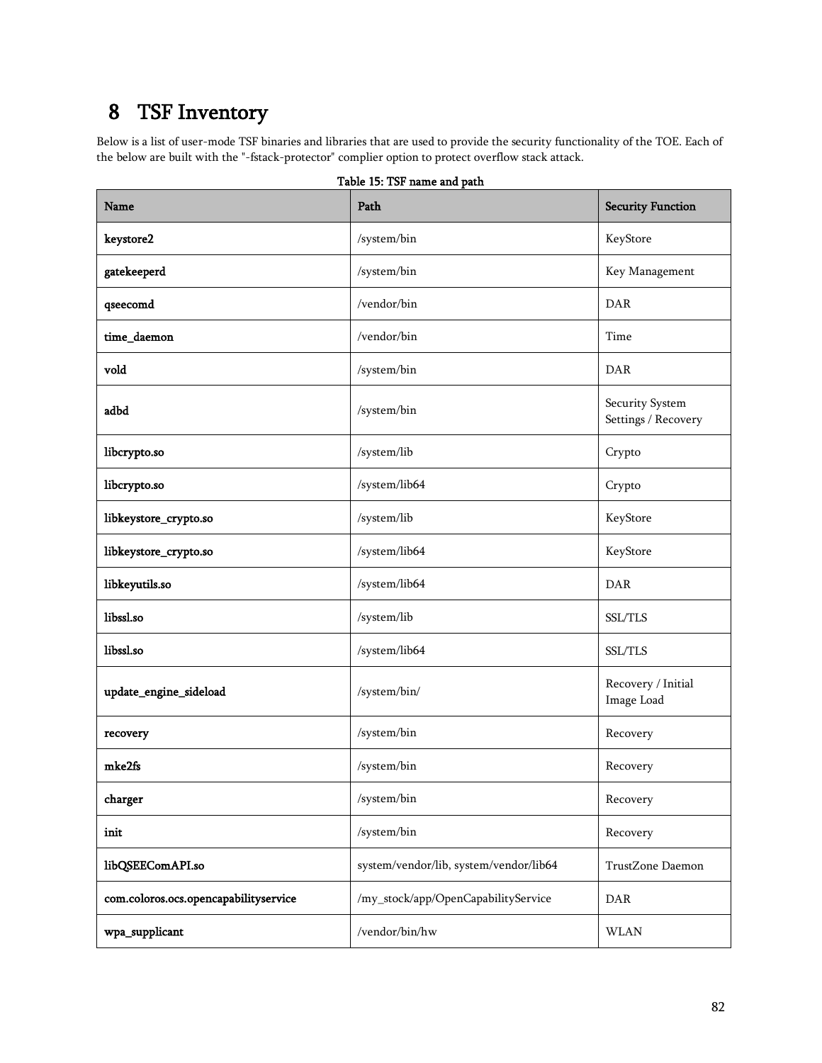# 8 TSF Inventory

Below is a list of user-mode TSF binaries and libraries that are used to provide the security functionality of the TOE. Each of the below are built with the "-fstack-protector" complier option to protect overflow stack attack.

Table 15: TSF name and path

| Name | Path | Security Function |
|---|---|---|
| **keystore2** | /system/bin | KeyStore |
| **gatekeeperd** | /system/bin | Key Management |
| **qseecomd** | /vendor/bin | DAR |
| **time_daemon** | /vendor/bin | Time |
| **vold** | /system/bin | DAR |
| **adbd** | /system/bin | Security System Settings / Recovery |
| **libcrypto.so** | /system/lib | Crypto |
| **libcrypto.so** | /system/lib64 | Crypto |
| **libkeystore_crypto.so** | /system/lib | KeyStore |
| **libkeystore_crypto.so** | /system/lib64 | KeyStore |
| **libkeyutils.so** | /system/lib64 | DAR |
| **libssl.so** | /system/lib | SSL/TLS |
| **libssl.so** | /system/lib64 | SSL/TLS |
| **update_engine_sideload** | /system/bin/ | Recovery / Initial Image Load |
| **recovery** | /system/bin | Recovery |
| **mke2fs** | /system/bin | Recovery |
| **charger** | /system/bin | Recovery |
| **init** | /system/bin | Recovery |
| **libQSEEComAPI.so** | system/vendor/lib, system/vendor/lib64 | TrustZone Daemon |
| **com.coloros.ocs.opencapabilityservice** | /my_stock/app/OpenCapabilityService | DAR |
| **wpa_supplicant** | /vendor/bin/hw | WLAN |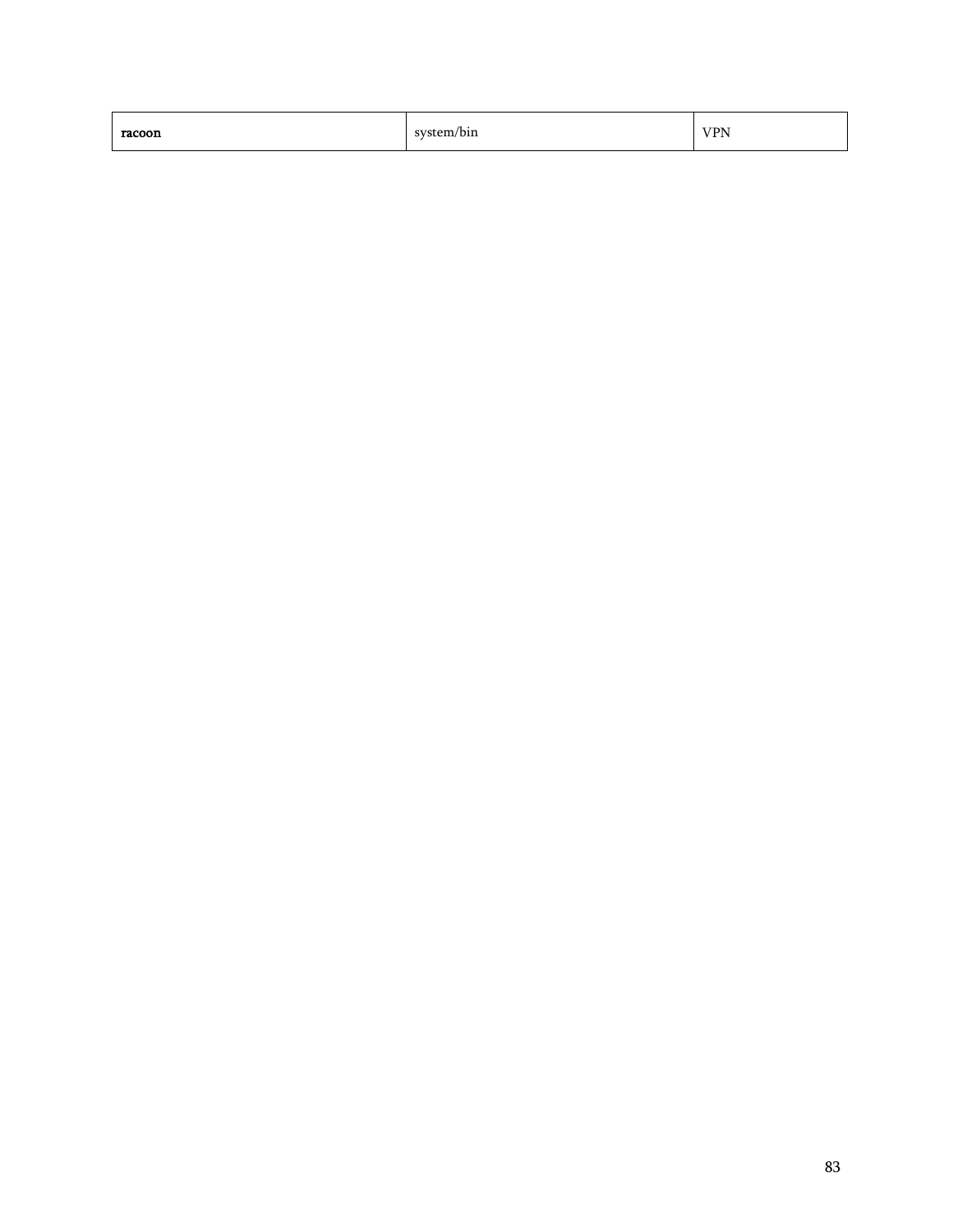| | | |
|---|---|---|
| **racoon** | system/bin | VPN |